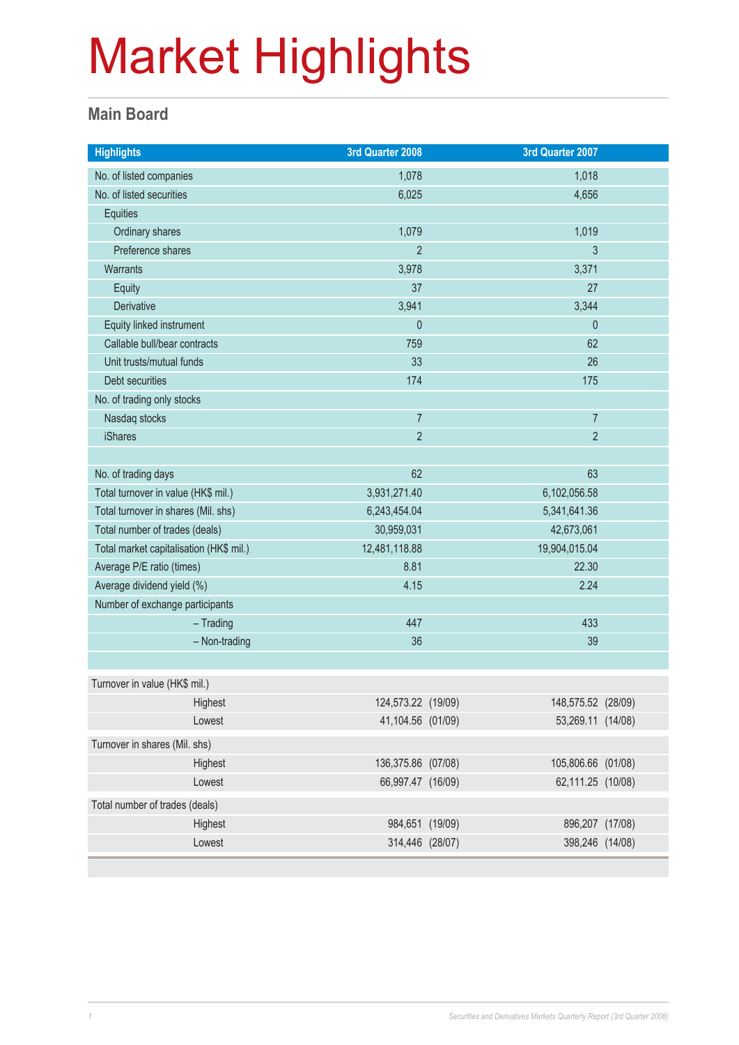# Market Highlights

## Main Board

| Highlights | 3rd Quarter 2008 | 3rd Quarter 2007 |
|---|---|---|
| No. of listed companies | 1,078 | 1,018 |
| No. of listed securities | 6,025 | 4,656 |
| Equities | | |
| Ordinary shares | 1,079 | 1,019 |
| Preference shares | 2 | 3 |
| Warrants | 3,978 | 3,371 |
| Equity | 37 | 27 |
| Derivative | 3,941 | 3,344 |
| Equity linked instrument | 0 | 0 |
| Callable bull/bear contracts | 759 | 62 |
| Unit trusts/mutual funds | 33 | 26 |
| Debt securities | 174 | 175 |
| No. of trading only stocks | | |
| Nasdaq stocks | 7 | 7 |
| iShares | 2 | 2 |
| | | |
| No. of trading days | 62 | 63 |
| Total turnover in value (HK$ mil.) | 3,931,271.40 | 6,102,056.58 |
| Total turnover in shares (Mil. shs) | 6,243,454.04 | 5,341,641.36 |
| Total number of trades (deals) | 30,959,031 | 42,673,061 |
| Total market capitalisation (HK$ mil.) | 12,481,118.88 | 19,904,015.04 |
| Average P/E ratio (times) | 8.81 | 22.30 |
| Average dividend yield (%) | 4.15 | 2.24 |
| Number of exchange participants | | |
| – Trading | 447 | 433 |
| – Non-trading | 36 | 39 |

| | 3rd Quarter 2008 | 3rd Quarter 2007 |
|---|---|---|
| Turnover in value (HK$ mil.) | | |
| Highest | 124,573.22 (19/09) | 148,575.52 (28/09) |
| Lowest | 41,104.56 (01/09) | 53,269.11 (14/08) |
| Turnover in shares (Mil. shs) | | |
| Highest | 136,375.86 (07/08) | 105,806.66 (01/08) |
| Lowest | 66,997.47 (16/09) | 62,111.25 (10/08) |
| Total number of trades (deals) | | |
| Highest | 984,651 (19/09) | 896,207 (17/08) |
| Lowest | 314,446 (28/07) | 398,246 (14/08) |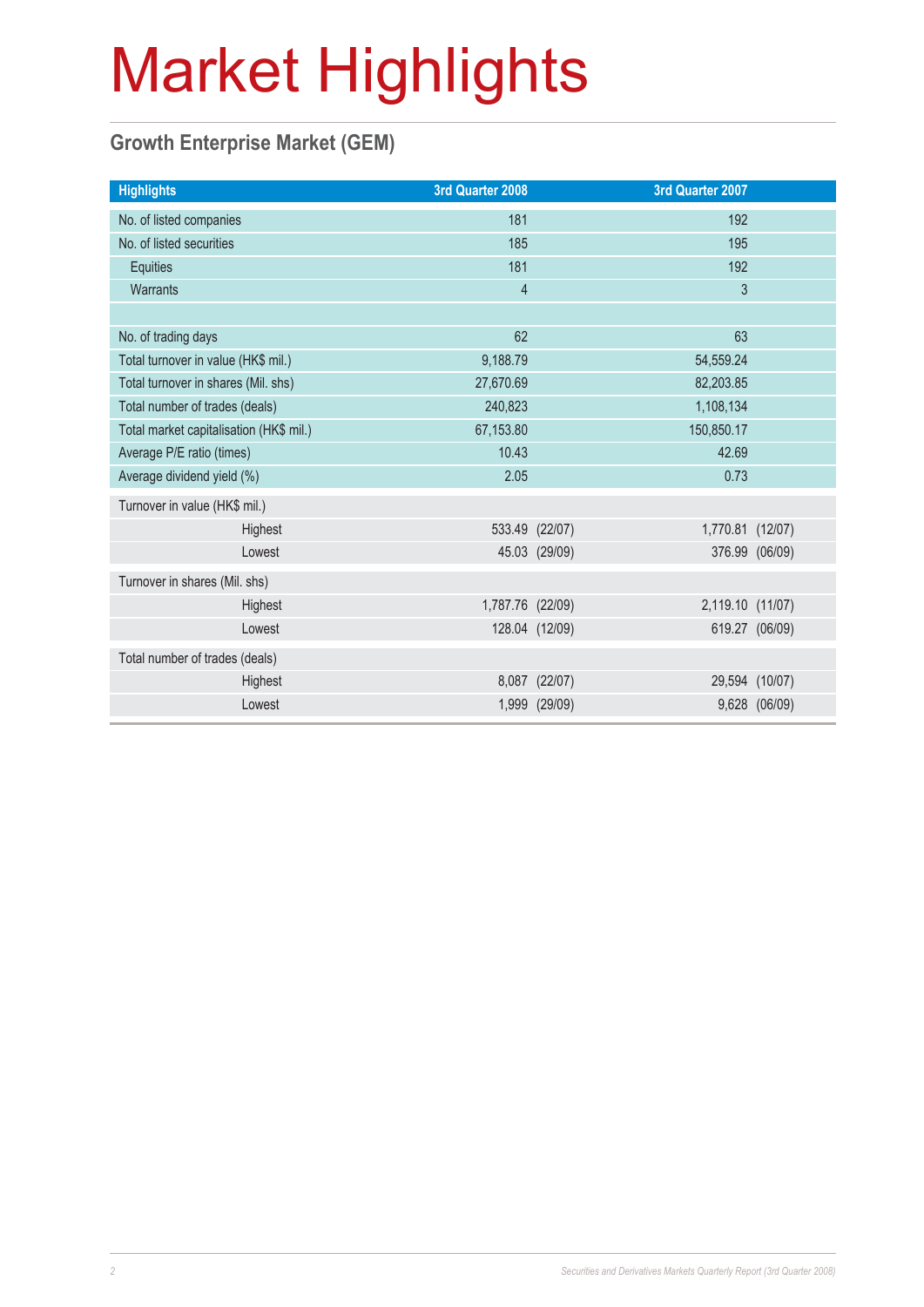# Market Highlights

## Growth Enterprise Market (GEM)

| Highlights | 3rd Quarter 2008 | 3rd Quarter 2007 |
|---|---|---|
| No. of listed companies | 181 | 192 |
| No. of listed securities | 185 | 195 |
| Equities | 181 | 192 |
| Warrants | 4 | 3 |
| | | |
| No. of trading days | 62 | 63 |
| Total turnover in value (HK$ mil.) | 9,188.79 | 54,559.24 |
| Total turnover in shares (Mil. shs) | 27,670.69 | 82,203.85 |
| Total number of trades (deals) | 240,823 | 1,108,134 |
| Total market capitalisation (HK$ mil.) | 67,153.80 | 150,850.17 |
| Average P/E ratio (times) | 10.43 | 42.69 |
| Average dividend yield (%) | 2.05 | 0.73 |
| Turnover in value (HK$ mil.) | | |
| Highest | 533.49 (22/07) | 1,770.81 (12/07) |
| Lowest | 45.03 (29/09) | 376.99 (06/09) |
| Turnover in shares (Mil. shs) | | |
| Highest | 1,787.76 (22/09) | 2,119.10 (11/07) |
| Lowest | 128.04 (12/09) | 619.27 (06/09) |
| Total number of trades (deals) | | |
| Highest | 8,087 (22/07) | 29,594 (10/07) |
| Lowest | 1,999 (29/09) | 9,628 (06/09) |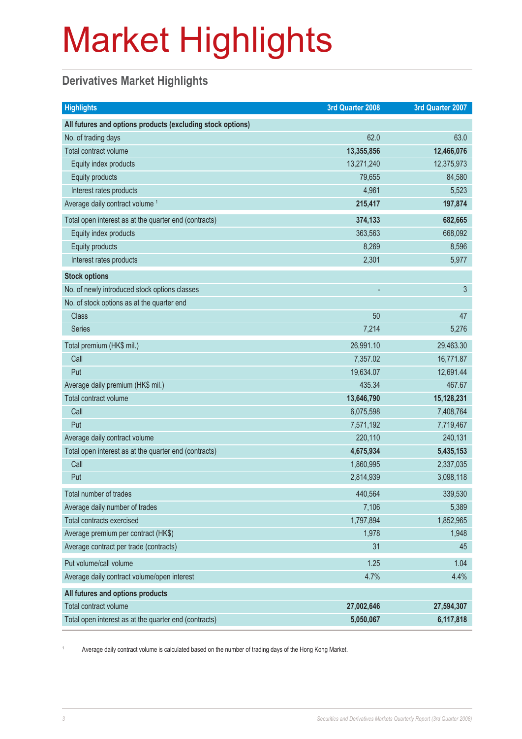# Market Highlights

## Derivatives Market Highlights

| Highlights | 3rd Quarter 2008 | 3rd Quarter 2007 |
|---|---|---|
| **All futures and options products (excluding stock options)** | | |
| No. of trading days | 62.0 | 63.0 |
| Total contract volume | **13,355,856** | **12,466,076** |
| Equity index products | 13,271,240 | 12,375,973 |
| Equity products | 79,655 | 84,580 |
| Interest rates products | 4,961 | 5,523 |
| Average daily contract volume [1] | **215,417** | **197,874** |
| Total open interest as at the quarter end (contracts) | **374,133** | **682,665** |
| Equity index products | 363,563 | 668,092 |
| Equity products | 8,269 | 8,596 |
| Interest rates products | 2,301 | 5,977 |
| **Stock options** | | |
| No. of newly introduced stock options classes | - | 3 |
| No. of stock options as at the quarter end | | |
| Class | 50 | 47 |
| Series | 7,214 | 5,276 |
| Total premium (HK$ mil.) | 26,991.10 | 29,463.30 |
| Call | 7,357.02 | 16,771.87 |
| Put | 19,634.07 | 12,691.44 |
| Average daily premium (HK$ mil.) | 435.34 | 467.67 |
| Total contract volume | **13,646,790** | **15,128,231** |
| Call | 6,075,598 | 7,408,764 |
| Put | 7,571,192 | 7,719,467 |
| Average daily contract volume | 220,110 | 240,131 |
| Total open interest as at the quarter end (contracts) | **4,675,934** | **5,435,153** |
| Call | 1,860,995 | 2,337,035 |
| Put | 2,814,939 | 3,098,118 |
| Total number of trades | 440,564 | 339,530 |
| Average daily number of trades | 7,106 | 5,389 |
| Total contracts exercised | 1,797,894 | 1,852,965 |
| Average premium per contract (HK$) | 1,978 | 1,948 |
| Average contract per trade (contracts) | 31 | 45 |
| Put volume/call volume | 1.25 | 1.04 |
| Average daily contract volume/open interest | 4.7% | 4.4% |
| **All futures and options products** | | |
| Total contract volume | **27,002,646** | **27,594,307** |
| Total open interest as at the quarter end (contracts) | **5,050,067** | **6,117,818** |

[1] Average daily contract volume is calculated based on the number of trading days of the Hong Kong Market.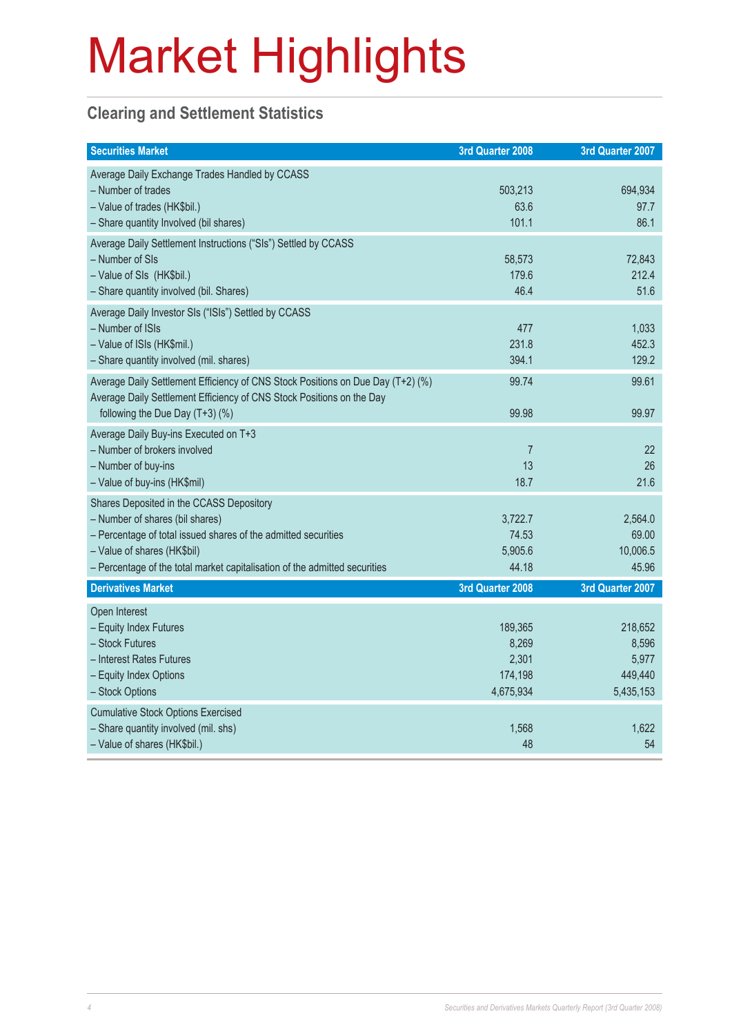# Market Highlights

## Clearing and Settlement Statistics

| Securities Market | 3rd Quarter 2008 | 3rd Quarter 2007 |
|---|---|---|
| Average Daily Exchange Trades Handled by CCASS | | |
| – Number of trades | 503,213 | 694,934 |
| – Value of trades (HK$bil.) | 63.6 | 97.7 |
| – Share quantity Involved (bil shares) | 101.1 | 86.1 |
| Average Daily Settlement Instructions ("SIs") Settled by CCASS | | |
| – Number of SIs | 58,573 | 72,843 |
| – Value of SIs (HK$bil.) | 179.6 | 212.4 |
| – Share quantity involved (bil. Shares) | 46.4 | 51.6 |
| Average Daily Investor SIs ("ISIs") Settled by CCASS | | |
| – Number of ISIs | 477 | 1,033 |
| – Value of ISIs (HK$mil.) | 231.8 | 452.3 |
| – Share quantity involved (mil. shares) | 394.1 | 129.2 |
| Average Daily Settlement Efficiency of CNS Stock Positions on Due Day (T+2) (%) | 99.74 | 99.61 |
| Average Daily Settlement Efficiency of CNS Stock Positions on the Day following the Due Day (T+3) (%) | 99.98 | 99.97 |
| Average Daily Buy-ins Executed on T+3 | | |
| – Number of brokers involved | 7 | 22 |
| – Number of buy-ins | 13 | 26 |
| – Value of buy-ins (HK$mil) | 18.7 | 21.6 |
| Shares Deposited in the CCASS Depository | | |
| – Number of shares (bil shares) | 3,722.7 | 2,564.0 |
| – Percentage of total issued shares of the admitted securities | 74.53 | 69.00 |
| – Value of shares (HK$bil) | 5,905.6 | 10,006.5 |
| – Percentage of the total market capitalisation of the admitted securities | 44.18 | 45.96 |

| Derivatives Market | 3rd Quarter 2008 | 3rd Quarter 2007 |
|---|---|---|
| Open Interest | | |
| – Equity Index Futures | 189,365 | 218,652 |
| – Stock Futures | 8,269 | 8,596 |
| – Interest Rates Futures | 2,301 | 5,977 |
| – Equity Index Options | 174,198 | 449,440 |
| – Stock Options | 4,675,934 | 5,435,153 |
| Cumulative Stock Options Exercised | | |
| – Share quantity involved (mil. shs) | 1,568 | 1,622 |
| – Value of shares (HK$bil.) | 48 | 54 |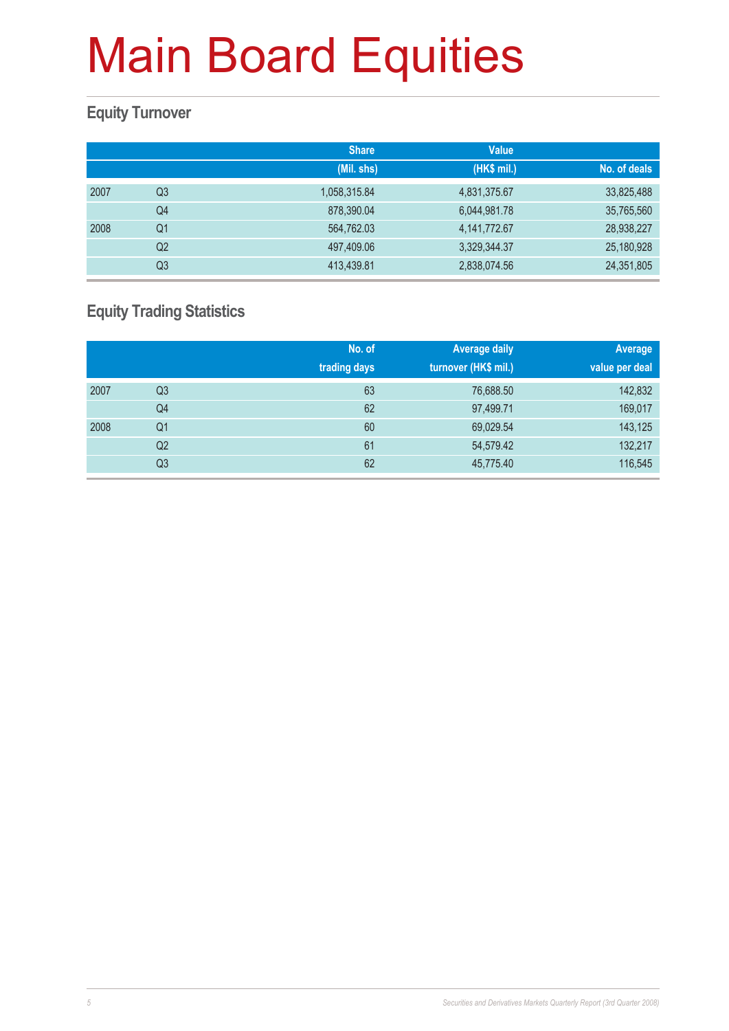# Main Board Equities

## Equity Turnover

| | | Share (Mil. shs) | Value (HK$ mil.) | No. of deals |
|---|---|---|---|---|
| 2007 | Q3 | 1,058,315.84 | 4,831,375.67 | 33,825,488 |
| | Q4 | 878,390.04 | 6,044,981.78 | 35,765,560 |
| 2008 | Q1 | 564,762.03 | 4,141,772.67 | 28,938,227 |
| | Q2 | 497,409.06 | 3,329,344.37 | 25,180,928 |
| | Q3 | 413,439.81 | 2,838,074.56 | 24,351,805 |

## Equity Trading Statistics

| | | No. of trading days | Average daily turnover (HK$ mil.) | Average value per deal |
|---|---|---|---|---|
| 2007 | Q3 | 63 | 76,688.50 | 142,832 |
| | Q4 | 62 | 97,499.71 | 169,017 |
| 2008 | Q1 | 60 | 69,029.54 | 143,125 |
| | Q2 | 61 | 54,579.42 | 132,217 |
| | Q3 | 62 | 45,775.40 | 116,545 |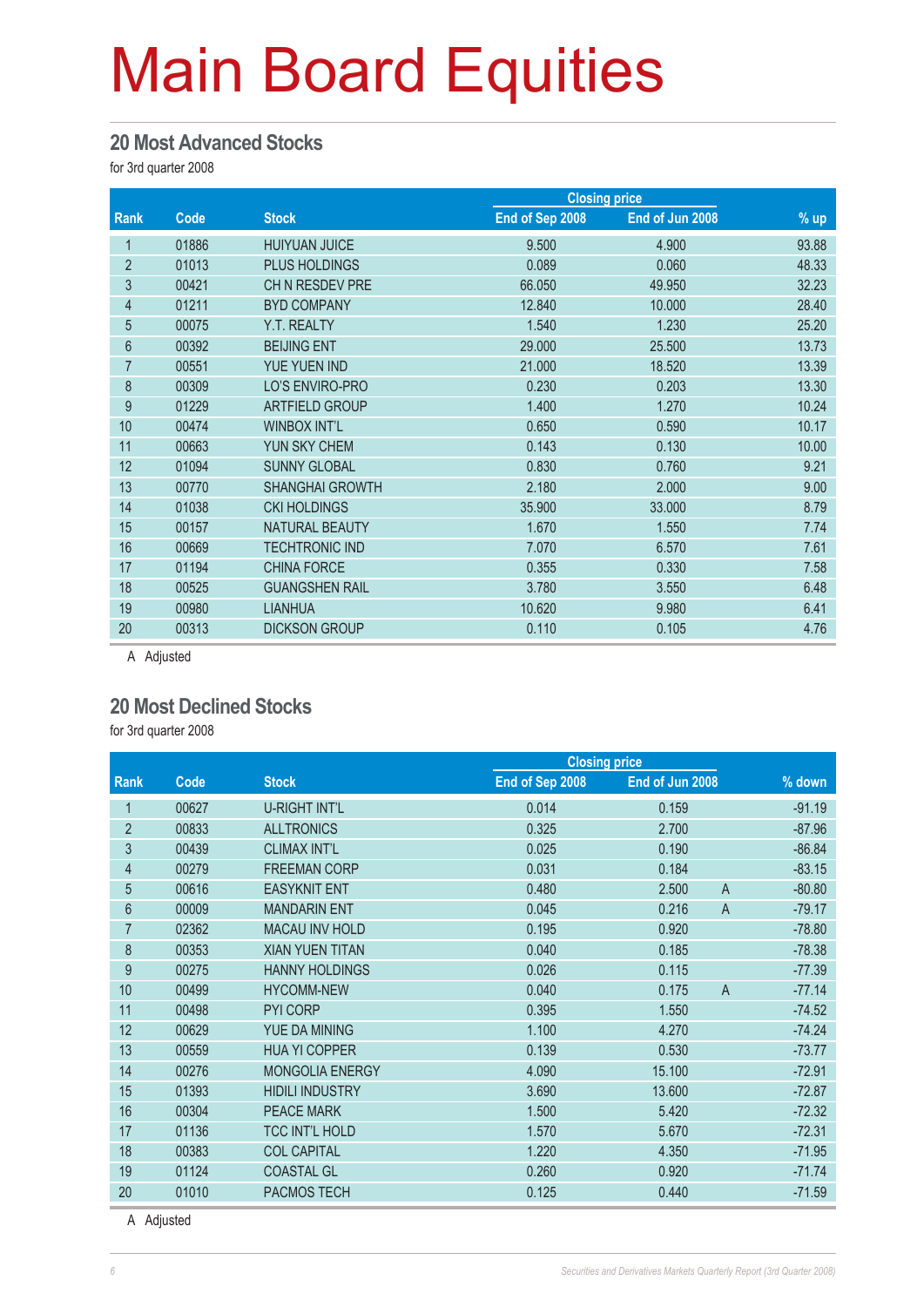# Main Board Equities

## 20 Most Advanced Stocks

for 3rd quarter 2008

| Rank | Code | Stock | Closing price | | % up |
|---|---|---|---|---|---|
| | | | End of Sep 2008 | End of Jun 2008 | |
| 1 | 01886 | HUIYUAN JUICE | 9.500 | 4.900 | 93.88 |
| 2 | 01013 | PLUS HOLDINGS | 0.089 | 0.060 | 48.33 |
| 3 | 00421 | CH N RESDEV PRE | 66.050 | 49.950 | 32.23 |
| 4 | 01211 | BYD COMPANY | 12.840 | 10.000 | 28.40 |
| 5 | 00075 | Y.T. REALTY | 1.540 | 1.230 | 25.20 |
| 6 | 00392 | BEIJING ENT | 29.000 | 25.500 | 13.73 |
| 7 | 00551 | YUE YUEN IND | 21.000 | 18.520 | 13.39 |
| 8 | 00309 | LO'S ENVIRO-PRO | 0.230 | 0.203 | 13.30 |
| 9 | 01229 | ARTFIELD GROUP | 1.400 | 1.270 | 10.24 |
| 10 | 00474 | WINBOX INT'L | 0.650 | 0.590 | 10.17 |
| 11 | 00663 | YUN SKY CHEM | 0.143 | 0.130 | 10.00 |
| 12 | 01094 | SUNNY GLOBAL | 0.830 | 0.760 | 9.21 |
| 13 | 00770 | SHANGHAI GROWTH | 2.180 | 2.000 | 9.00 |
| 14 | 01038 | CKI HOLDINGS | 35.900 | 33.000 | 8.79 |
| 15 | 00157 | NATURAL BEAUTY | 1.670 | 1.550 | 7.74 |
| 16 | 00669 | TECHTRONIC IND | 7.070 | 6.570 | 7.61 |
| 17 | 01194 | CHINA FORCE | 0.355 | 0.330 | 7.58 |
| 18 | 00525 | GUANGSHEN RAIL | 3.780 | 3.550 | 6.48 |
| 19 | 00980 | LIANHUA | 10.620 | 9.980 | 6.41 |
| 20 | 00313 | DICKSON GROUP | 0.110 | 0.105 | 4.76 |

A Adjusted

## 20 Most Declined Stocks

for 3rd quarter 2008

| Rank | Code | Stock | Closing price | | | % down |
|---|---|---|---|---|---|---|
| | | | End of Sep 2008 | End of Jun 2008 | | |
| 1 | 00627 | U-RIGHT INT'L | 0.014 | 0.159 | | -91.19 |
| 2 | 00833 | ALLTRONICS | 0.325 | 2.700 | | -87.96 |
| 3 | 00439 | CLIMAX INT'L | 0.025 | 0.190 | | -86.84 |
| 4 | 00279 | FREEMAN CORP | 0.031 | 0.184 | | -83.15 |
| 5 | 00616 | EASYKNIT ENT | 0.480 | 2.500 | A | -80.80 |
| 6 | 00009 | MANDARIN ENT | 0.045 | 0.216 | A | -79.17 |
| 7 | 02362 | MACAU INV HOLD | 0.195 | 0.920 | | -78.80 |
| 8 | 00353 | XIAN YUEN TITAN | 0.040 | 0.185 | | -78.38 |
| 9 | 00275 | HANNY HOLDINGS | 0.026 | 0.115 | | -77.39 |
| 10 | 00499 | HYCOMM-NEW | 0.040 | 0.175 | A | -77.14 |
| 11 | 00498 | PYI CORP | 0.395 | 1.550 | | -74.52 |
| 12 | 00629 | YUE DA MINING | 1.100 | 4.270 | | -74.24 |
| 13 | 00559 | HUA YI COPPER | 0.139 | 0.530 | | -73.77 |
| 14 | 00276 | MONGOLIA ENERGY | 4.090 | 15.100 | | -72.91 |
| 15 | 01393 | HIDILI INDUSTRY | 3.690 | 13.600 | | -72.87 |
| 16 | 00304 | PEACE MARK | 1.500 | 5.420 | | -72.32 |
| 17 | 01136 | TCC INT'L HOLD | 1.570 | 5.670 | | -72.31 |
| 18 | 00383 | COL CAPITAL | 1.220 | 4.350 | | -71.95 |
| 19 | 01124 | COASTAL GL | 0.260 | 0.920 | | -71.74 |
| 20 | 01010 | PACMOS TECH | 0.125 | 0.440 | | -71.59 |

A Adjusted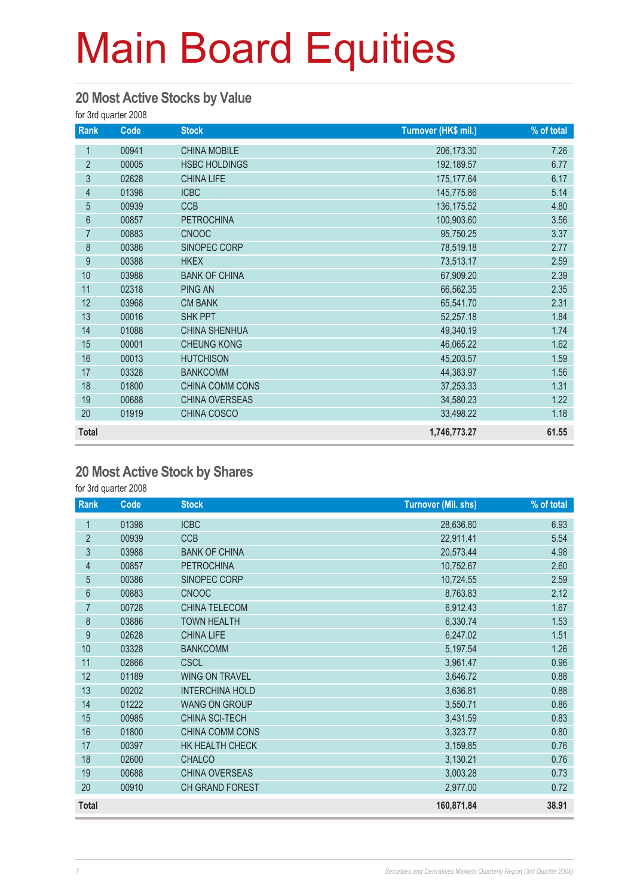# Main Board Equities

## 20 Most Active Stocks by Value

for 3rd quarter 2008

| Rank | Code | Stock | Turnover (HK$ mil.) | % of total |
|---|---|---|---|---|
| 1 | 00941 | CHINA MOBILE | 206,173.30 | 7.26 |
| 2 | 00005 | HSBC HOLDINGS | 192,189.57 | 6.77 |
| 3 | 02628 | CHINA LIFE | 175,177.64 | 6.17 |
| 4 | 01398 | ICBC | 145,775.86 | 5.14 |
| 5 | 00939 | CCB | 136,175.52 | 4.80 |
| 6 | 00857 | PETROCHINA | 100,903.60 | 3.56 |
| 7 | 00883 | CNOOC | 95,750.25 | 3.37 |
| 8 | 00386 | SINOPEC CORP | 78,519.18 | 2.77 |
| 9 | 00388 | HKEX | 73,513.17 | 2.59 |
| 10 | 03988 | BANK OF CHINA | 67,909.20 | 2.39 |
| 11 | 02318 | PING AN | 66,562.35 | 2.35 |
| 12 | 03968 | CM BANK | 65,541.70 | 2.31 |
| 13 | 00016 | SHK PPT | 52,257.18 | 1.84 |
| 14 | 01088 | CHINA SHENHUA | 49,340.19 | 1.74 |
| 15 | 00001 | CHEUNG KONG | 46,065.22 | 1.62 |
| 16 | 00013 | HUTCHISON | 45,203.57 | 1.59 |
| 17 | 03328 | BANKCOMM | 44,383.97 | 1.56 |
| 18 | 01800 | CHINA COMM CONS | 37,253.33 | 1.31 |
| 19 | 00688 | CHINA OVERSEAS | 34,580.23 | 1.22 |
| 20 | 01919 | CHINA COSCO | 33,498.22 | 1.18 |
| **Total** | | | **1,746,773.27** | **61.55** |

## 20 Most Active Stock by Shares

for 3rd quarter 2008

| Rank | Code | Stock | Turnover (Mil. shs) | % of total |
|---|---|---|---|---|
| 1 | 01398 | ICBC | 28,636.80 | 6.93 |
| 2 | 00939 | CCB | 22,911.41 | 5.54 |
| 3 | 03988 | BANK OF CHINA | 20,573.44 | 4.98 |
| 4 | 00857 | PETROCHINA | 10,752.67 | 2.60 |
| 5 | 00386 | SINOPEC CORP | 10,724.55 | 2.59 |
| 6 | 00883 | CNOOC | 8,763.83 | 2.12 |
| 7 | 00728 | CHINA TELECOM | 6,912.43 | 1.67 |
| 8 | 03886 | TOWN HEALTH | 6,330.74 | 1.53 |
| 9 | 02628 | CHINA LIFE | 6,247.02 | 1.51 |
| 10 | 03328 | BANKCOMM | 5,197.54 | 1.26 |
| 11 | 02866 | CSCL | 3,961.47 | 0.96 |
| 12 | 01189 | WING ON TRAVEL | 3,646.72 | 0.88 |
| 13 | 00202 | INTERCHINA HOLD | 3,636.81 | 0.88 |
| 14 | 01222 | WANG ON GROUP | 3,550.71 | 0.86 |
| 15 | 00985 | CHINA SCI-TECH | 3,431.59 | 0.83 |
| 16 | 01800 | CHINA COMM CONS | 3,323.77 | 0.80 |
| 17 | 00397 | HK HEALTH CHECK | 3,159.85 | 0.76 |
| 18 | 02600 | CHALCO | 3,130.21 | 0.76 |
| 19 | 00688 | CHINA OVERSEAS | 3,003.28 | 0.73 |
| 20 | 00910 | CH GRAND FOREST | 2,977.00 | 0.72 |
| **Total** | | | **160,871.84** | **38.91** |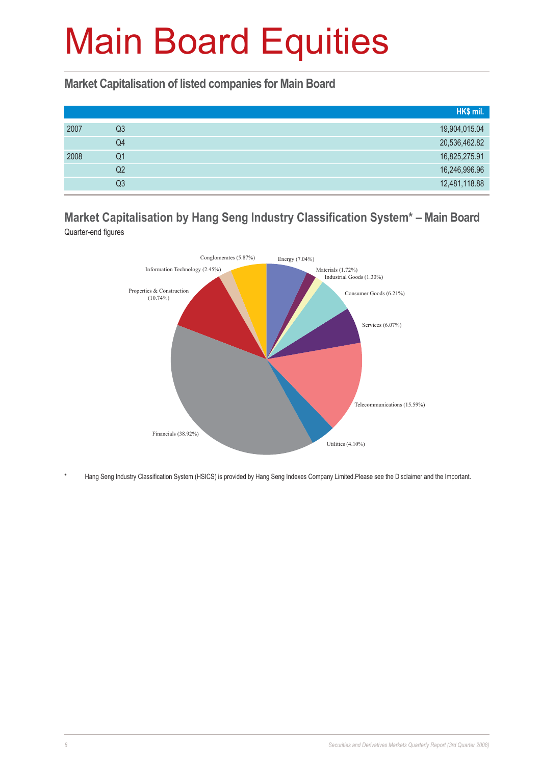# Main Board Equities

## Market Capitalisation of listed companies for Main Board

| | | HK$ mil. |
|---|---|---|
| 2007 | Q3 | 19,904,015.04 |
| | Q4 | 20,536,462.82 |
| 2008 | Q1 | 16,825,275.91 |
| | Q2 | 16,246,996.96 |
| | Q3 | 12,481,118.88 |

## Market Capitalisation by Hang Seng Industry Classification System* – Main Board

Quarter-end figures

Conglomerates (5.87%)
Energy (7.04%)
Materials (1.72%)
Industrial Goods (1.30%)
Consumer Goods (6.21%)
Services (6.07%)
Telecommunications (15.59%)
Utilities (4.10%)
Financials (38.92%)
Properties & Construction (10.74%)
Information Technology (2.45%)

\* Hang Seng Industry Classification System (HSICS) is provided by Hang Seng Indexes Company Limited.Please see the Disclaimer and the Important.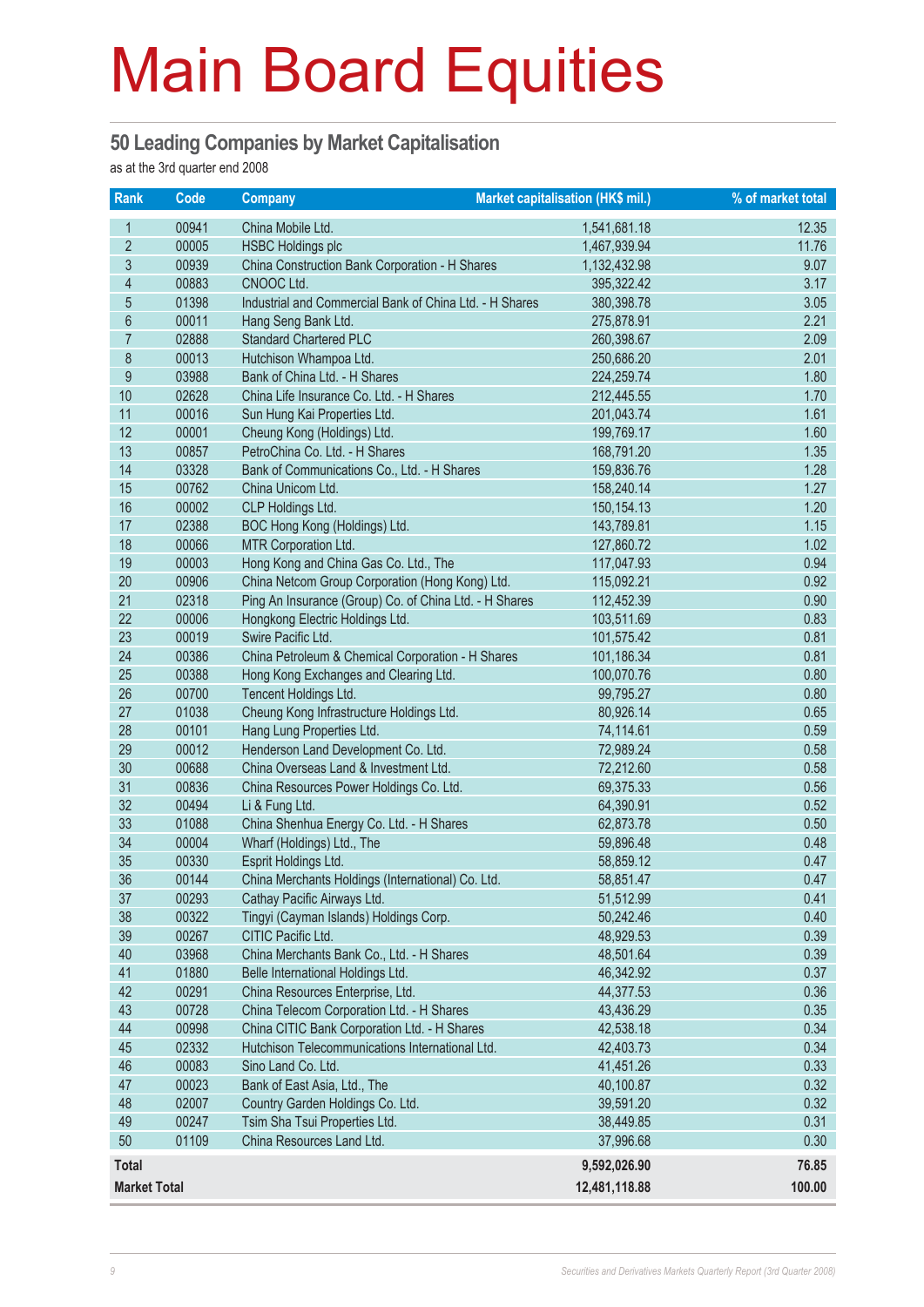# Main Board Equities

## 50 Leading Companies by Market Capitalisation

as at the 3rd quarter end 2008

| Rank | Code | Company | Market capitalisation (HK$ mil.) | % of market total |
|---|---|---|---|---|
| 1 | 00941 | China Mobile Ltd. | 1,541,681.18 | 12.35 |
| 2 | 00005 | HSBC Holdings plc | 1,467,939.94 | 11.76 |
| 3 | 00939 | China Construction Bank Corporation - H Shares | 1,132,432.98 | 9.07 |
| 4 | 00883 | CNOOC Ltd. | 395,322.42 | 3.17 |
| 5 | 01398 | Industrial and Commercial Bank of China Ltd. - H Shares | 380,398.78 | 3.05 |
| 6 | 00011 | Hang Seng Bank Ltd. | 275,878.91 | 2.21 |
| 7 | 02888 | Standard Chartered PLC | 260,398.67 | 2.09 |
| 8 | 00013 | Hutchison Whampoa Ltd. | 250,686.20 | 2.01 |
| 9 | 03988 | Bank of China Ltd. - H Shares | 224,259.74 | 1.80 |
| 10 | 02628 | China Life Insurance Co. Ltd. - H Shares | 212,445.55 | 1.70 |
| 11 | 00016 | Sun Hung Kai Properties Ltd. | 201,043.74 | 1.61 |
| 12 | 00001 | Cheung Kong (Holdings) Ltd. | 199,769.17 | 1.60 |
| 13 | 00857 | PetroChina Co. Ltd. - H Shares | 168,791.20 | 1.35 |
| 14 | 03328 | Bank of Communications Co., Ltd. - H Shares | 159,836.76 | 1.28 |
| 15 | 00762 | China Unicom Ltd. | 158,240.14 | 1.27 |
| 16 | 00002 | CLP Holdings Ltd. | 150,154.13 | 1.20 |
| 17 | 02388 | BOC Hong Kong (Holdings) Ltd. | 143,789.81 | 1.15 |
| 18 | 00066 | MTR Corporation Ltd. | 127,860.72 | 1.02 |
| 19 | 00003 | Hong Kong and China Gas Co. Ltd., The | 117,047.93 | 0.94 |
| 20 | 00906 | China Netcom Group Corporation (Hong Kong) Ltd. | 115,092.21 | 0.92 |
| 21 | 02318 | Ping An Insurance (Group) Co. of China Ltd. - H Shares | 112,452.39 | 0.90 |
| 22 | 00006 | Hongkong Electric Holdings Ltd. | 103,511.69 | 0.83 |
| 23 | 00019 | Swire Pacific Ltd. | 101,575.42 | 0.81 |
| 24 | 00386 | China Petroleum & Chemical Corporation - H Shares | 101,186.34 | 0.81 |
| 25 | 00388 | Hong Kong Exchanges and Clearing Ltd. | 100,070.76 | 0.80 |
| 26 | 00700 | Tencent Holdings Ltd. | 99,795.27 | 0.80 |
| 27 | 01038 | Cheung Kong Infrastructure Holdings Ltd. | 80,926.14 | 0.65 |
| 28 | 00101 | Hang Lung Properties Ltd. | 74,114.61 | 0.59 |
| 29 | 00012 | Henderson Land Development Co. Ltd. | 72,989.24 | 0.58 |
| 30 | 00688 | China Overseas Land & Investment Ltd. | 72,212.60 | 0.58 |
| 31 | 00836 | China Resources Power Holdings Co. Ltd. | 69,375.33 | 0.56 |
| 32 | 00494 | Li & Fung Ltd. | 64,390.91 | 0.52 |
| 33 | 01088 | China Shenhua Energy Co. Ltd. - H Shares | 62,873.78 | 0.50 |
| 34 | 00004 | Wharf (Holdings) Ltd., The | 59,896.48 | 0.48 |
| 35 | 00330 | Esprit Holdings Ltd. | 58,859.12 | 0.47 |
| 36 | 00144 | China Merchants Holdings (International) Co. Ltd. | 58,851.47 | 0.47 |
| 37 | 00293 | Cathay Pacific Airways Ltd. | 51,512.99 | 0.41 |
| 38 | 00322 | Tingyi (Cayman Islands) Holdings Corp. | 50,242.46 | 0.40 |
| 39 | 00267 | CITIC Pacific Ltd. | 48,929.53 | 0.39 |
| 40 | 03968 | China Merchants Bank Co., Ltd. - H Shares | 48,501.64 | 0.39 |
| 41 | 01880 | Belle International Holdings Ltd. | 46,342.92 | 0.37 |
| 42 | 00291 | China Resources Enterprise, Ltd. | 44,377.53 | 0.36 |
| 43 | 00728 | China Telecom Corporation Ltd. - H Shares | 43,436.29 | 0.35 |
| 44 | 00998 | China CITIC Bank Corporation Ltd. - H Shares | 42,538.18 | 0.34 |
| 45 | 02332 | Hutchison Telecommunications International Ltd. | 42,403.73 | 0.34 |
| 46 | 00083 | Sino Land Co. Ltd. | 41,451.26 | 0.33 |
| 47 | 00023 | Bank of East Asia, Ltd., The | 40,100.87 | 0.32 |
| 48 | 02007 | Country Garden Holdings Co. Ltd. | 39,591.20 | 0.32 |
| 49 | 00247 | Tsim Sha Tsui Properties Ltd. | 38,449.85 | 0.31 |
| 50 | 01109 | China Resources Land Ltd. | 37,996.68 | 0.30 |
| **Total** | | | **9,592,026.90** | **76.85** |
| **Market Total** | | | **12,481,118.88** | **100.00** |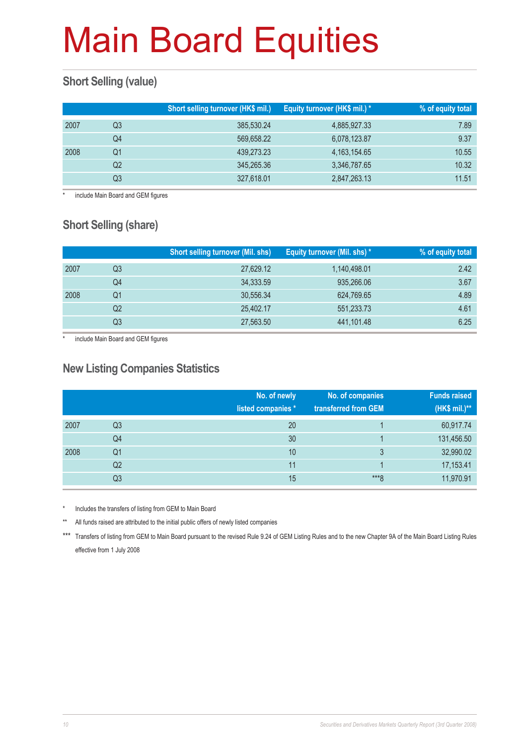# Main Board Equities

## Short Selling (value)

| | | Short selling turnover (HK$ mil.) | Equity turnover (HK$ mil.) * | % of equity total |
|---|---|---|---|---|
| 2007 | Q3 | 385,530.24 | 4,885,927.33 | 7.89 |
| | Q4 | 569,658.22 | 6,078,123.87 | 9.37 |
| 2008 | Q1 | 439,273.23 | 4,163,154.65 | 10.55 |
| | Q2 | 345,265.36 | 3,346,787.65 | 10.32 |
| | Q3 | 327,618.01 | 2,847,263.13 | 11.51 |

\* include Main Board and GEM figures

## Short Selling (share)

| | | Short selling turnover (Mil. shs) | Equity turnover (Mil. shs) * | % of equity total |
|---|---|---|---|---|
| 2007 | Q3 | 27,629.12 | 1,140,498.01 | 2.42 |
| | Q4 | 34,333.59 | 935,266.06 | 3.67 |
| 2008 | Q1 | 30,556.34 | 624,769.65 | 4.89 |
| | Q2 | 25,402.17 | 551,233.73 | 4.61 |
| | Q3 | 27,563.50 | 441,101.48 | 6.25 |

\* include Main Board and GEM figures

## New Listing Companies Statistics

| | | No. of newly listed companies * | No. of companies transferred from GEM | Funds raised (HK$ mil.)** |
|---|---|---|---|---|
| 2007 | Q3 | 20 | 1 | 60,917.74 |
| | Q4 | 30 | 1 | 131,456.50 |
| 2008 | Q1 | 10 | 3 | 32,990.02 |
| | Q2 | 11 | 1 | 17,153.41 |
| | Q3 | 15 | ***8 | 11,970.91 |

\* Includes the transfers of listing from GEM to Main Board

\*\* All funds raised are attributed to the initial public offers of newly listed companies

\*\*\* Transfers of listing from GEM to Main Board pursuant to the revised Rule 9.24 of GEM Listing Rules and to the new Chapter 9A of the Main Board Listing Rules effective from 1 July 2008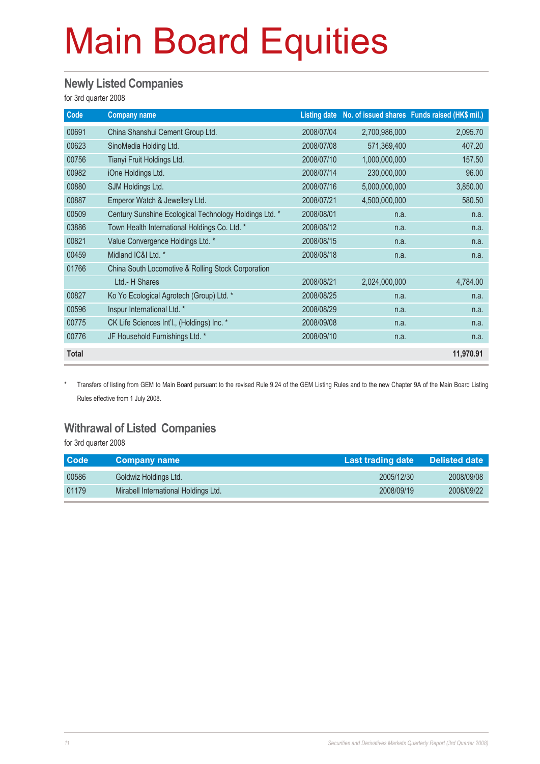# Main Board Equities

## Newly Listed Companies

for 3rd quarter 2008

| Code | Company name | Listing date | No. of issued shares | Funds raised (HK$ mil.) |
|---|---|---|---|---|
| 00691 | China Shanshui Cement Group Ltd. | 2008/07/04 | 2,700,986,000 | 2,095.70 |
| 00623 | SinoMedia Holding Ltd. | 2008/07/08 | 571,369,400 | 407.20 |
| 00756 | Tianyi Fruit Holdings Ltd. | 2008/07/10 | 1,000,000,000 | 157.50 |
| 00982 | iOne Holdings Ltd. | 2008/07/14 | 230,000,000 | 96.00 |
| 00880 | SJM Holdings Ltd. | 2008/07/16 | 5,000,000,000 | 3,850.00 |
| 00887 | Emperor Watch & Jewellery Ltd. | 2008/07/21 | 4,500,000,000 | 580.50 |
| 00509 | Century Sunshine Ecological Technology Holdings Ltd. * | 2008/08/01 | n.a. | n.a. |
| 03886 | Town Health International Holdings Co. Ltd. * | 2008/08/12 | n.a. | n.a. |
| 00821 | Value Convergence Holdings Ltd. * | 2008/08/15 | n.a. | n.a. |
| 00459 | Midland IC&I Ltd. * | 2008/08/18 | n.a. | n.a. |
| 01766 | China South Locomotive & Rolling Stock Corporation Ltd.- H Shares | 2008/08/21 | 2,024,000,000 | 4,784.00 |
| 00827 | Ko Yo Ecological Agrotech (Group) Ltd. * | 2008/08/25 | n.a. | n.a. |
| 00596 | Inspur International Ltd. * | 2008/08/29 | n.a. | n.a. |
| 00775 | CK Life Sciences Int'l., (Holdings) Inc. * | 2008/09/08 | n.a. | n.a. |
| 00776 | JF Household Furnishings Ltd. * | 2008/09/10 | n.a. | n.a. |
| **Total** | | | | **11,970.91** |

\* Transfers of listing from GEM to Main Board pursuant to the revised Rule 9.24 of the GEM Listing Rules and to the new Chapter 9A of the Main Board Listing Rules effective from 1 July 2008.

## Withrawal of Listed Companies

for 3rd quarter 2008

| Code | Company name | Last trading date | Delisted date |
|---|---|---|---|
| 00586 | Goldwiz Holdings Ltd. | 2005/12/30 | 2008/09/08 |
| 01179 | Mirabell International Holdings Ltd. | 2008/09/19 | 2008/09/22 |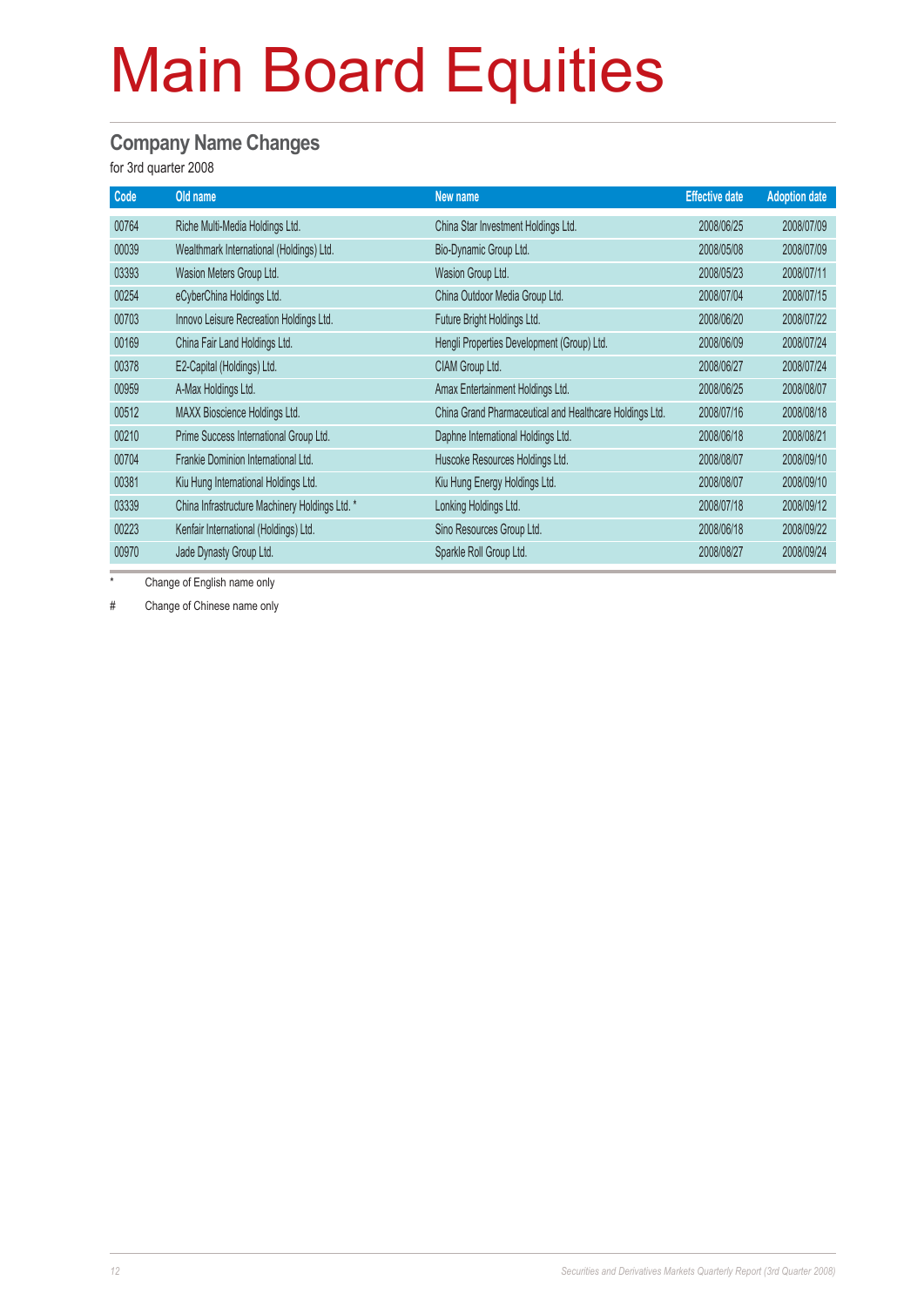# Main Board Equities

## Company Name Changes

for 3rd quarter 2008

| Code | Old name | New name | Effective date | Adoption date |
|---|---|---|---|---|
| 00764 | Riche Multi-Media Holdings Ltd. | China Star Investment Holdings Ltd. | 2008/06/25 | 2008/07/09 |
| 00039 | Wealthmark International (Holdings) Ltd. | Bio-Dynamic Group Ltd. | 2008/05/08 | 2008/07/09 |
| 03393 | Wasion Meters Group Ltd. | Wasion Group Ltd. | 2008/05/23 | 2008/07/11 |
| 00254 | eCyberChina Holdings Ltd. | China Outdoor Media Group Ltd. | 2008/07/04 | 2008/07/15 |
| 00703 | Innovo Leisure Recreation Holdings Ltd. | Future Bright Holdings Ltd. | 2008/06/20 | 2008/07/22 |
| 00169 | China Fair Land Holdings Ltd. | Hengli Properties Development (Group) Ltd. | 2008/06/09 | 2008/07/24 |
| 00378 | E2-Capital (Holdings) Ltd. | CIAM Group Ltd. | 2008/06/27 | 2008/07/24 |
| 00959 | A-Max Holdings Ltd. | Amax Entertainment Holdings Ltd. | 2008/06/25 | 2008/08/07 |
| 00512 | MAXX Bioscience Holdings Ltd. | China Grand Pharmaceutical and Healthcare Holdings Ltd. | 2008/07/16 | 2008/08/18 |
| 00210 | Prime Success International Group Ltd. | Daphne International Holdings Ltd. | 2008/06/18 | 2008/08/21 |
| 00704 | Frankie Dominion International Ltd. | Huscoke Resources Holdings Ltd. | 2008/08/07 | 2008/09/10 |
| 00381 | Kiu Hung International Holdings Ltd. | Kiu Hung Energy Holdings Ltd. | 2008/08/07 | 2008/09/10 |
| 03339 | China Infrastructure Machinery Holdings Ltd. * | Lonking Holdings Ltd. | 2008/07/18 | 2008/09/12 |
| 00223 | Kenfair International (Holdings) Ltd. | Sino Resources Group Ltd. | 2008/06/18 | 2008/09/22 |
| 00970 | Jade Dynasty Group Ltd. | Sparkle Roll Group Ltd. | 2008/08/27 | 2008/09/24 |

\* Change of English name only

\# Change of Chinese name only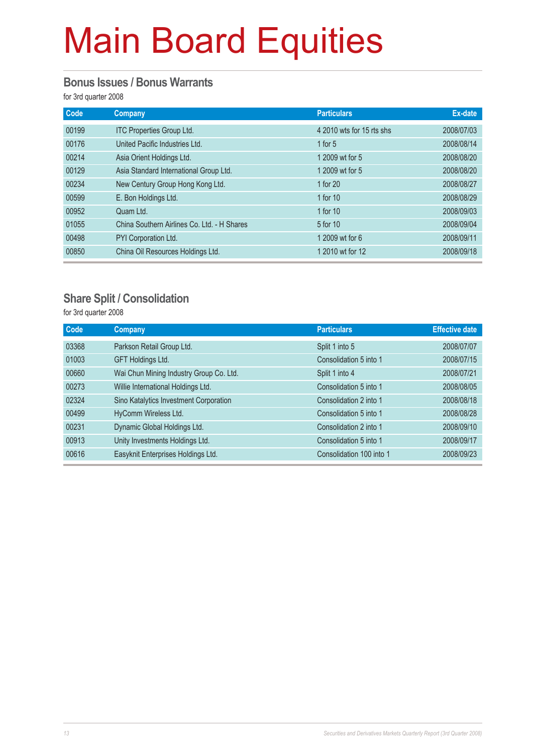# Main Board Equities

## Bonus Issues / Bonus Warrants

for 3rd quarter 2008

| Code | Company | Particulars | Ex-date |
|---|---|---|---|
| 00199 | ITC Properties Group Ltd. | 4 2010 wts for 15 rts shs | 2008/07/03 |
| 00176 | United Pacific Industries Ltd. | 1 for 5 | 2008/08/14 |
| 00214 | Asia Orient Holdings Ltd. | 1 2009 wt for 5 | 2008/08/20 |
| 00129 | Asia Standard International Group Ltd. | 1 2009 wt for 5 | 2008/08/20 |
| 00234 | New Century Group Hong Kong Ltd. | 1 for 20 | 2008/08/27 |
| 00599 | E. Bon Holdings Ltd. | 1 for 10 | 2008/08/29 |
| 00952 | Quam Ltd. | 1 for 10 | 2008/09/03 |
| 01055 | China Southern Airlines Co. Ltd. - H Shares | 5 for 10 | 2008/09/04 |
| 00498 | PYI Corporation Ltd. | 1 2009 wt for 6 | 2008/09/11 |
| 00850 | China Oil Resources Holdings Ltd. | 1 2010 wt for 12 | 2008/09/18 |

## Share Split / Consolidation

for 3rd quarter 2008

| Code | Company | Particulars | Effective date |
|---|---|---|---|
| 03368 | Parkson Retail Group Ltd. | Split 1 into 5 | 2008/07/07 |
| 01003 | GFT Holdings Ltd. | Consolidation 5 into 1 | 2008/07/15 |
| 00660 | Wai Chun Mining Industry Group Co. Ltd. | Split 1 into 4 | 2008/07/21 |
| 00273 | Willie International Holdings Ltd. | Consolidation 5 into 1 | 2008/08/05 |
| 02324 | Sino Katalytics Investment Corporation | Consolidation 2 into 1 | 2008/08/18 |
| 00499 | HyComm Wireless Ltd. | Consolidation 5 into 1 | 2008/08/28 |
| 00231 | Dynamic Global Holdings Ltd. | Consolidation 2 into 1 | 2008/09/10 |
| 00913 | Unity Investments Holdings Ltd. | Consolidation 5 into 1 | 2008/09/17 |
| 00616 | Easyknit Enterprises Holdings Ltd. | Consolidation 100 into 1 | 2008/09/23 |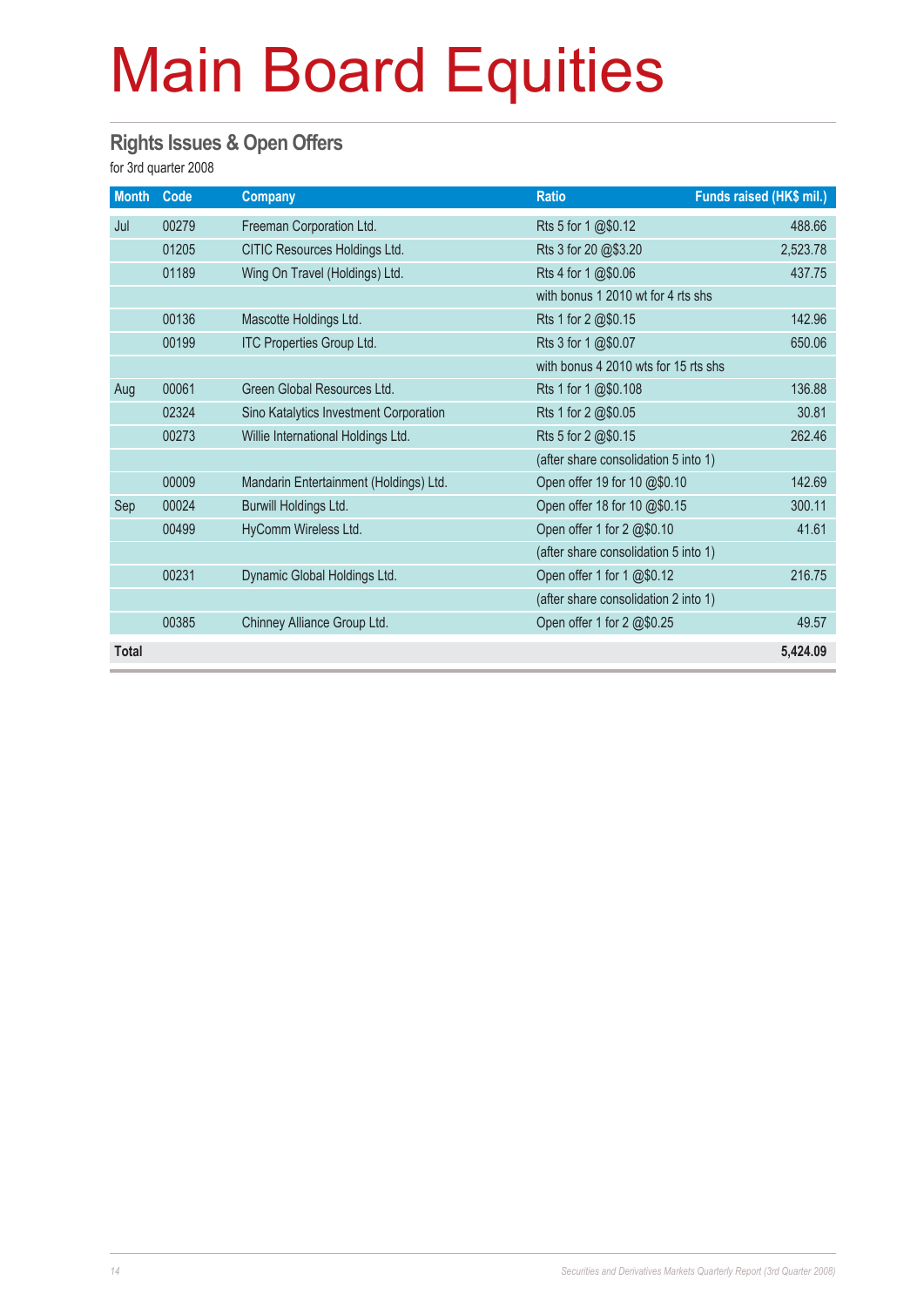# Main Board Equities

## Rights Issues & Open Offers

for 3rd quarter 2008

| Month | Code | Company | Ratio | Funds raised (HK$ mil.) |
|---|---|---|---|---|
| Jul | 00279 | Freeman Corporation Ltd. | Rts 5 for 1 @$0.12 | 488.66 |
| | 01205 | CITIC Resources Holdings Ltd. | Rts 3 for 20 @$3.20 | 2,523.78 |
| | 01189 | Wing On Travel (Holdings) Ltd. | Rts 4 for 1 @$0.06 | 437.75 |
| | | | with bonus 1 2010 wt for 4 rts shs | |
| | 00136 | Mascotte Holdings Ltd. | Rts 1 for 2 @$0.15 | 142.96 |
| | 00199 | ITC Properties Group Ltd. | Rts 3 for 1 @$0.07 | 650.06 |
| | | | with bonus 4 2010 wts for 15 rts shs | |
| Aug | 00061 | Green Global Resources Ltd. | Rts 1 for 1 @$0.108 | 136.88 |
| | 02324 | Sino Katalytics Investment Corporation | Rts 1 for 2 @$0.05 | 30.81 |
| | 00273 | Willie International Holdings Ltd. | Rts 5 for 2 @$0.15 | 262.46 |
| | | | (after share consolidation 5 into 1) | |
| | 00009 | Mandarin Entertainment (Holdings) Ltd. | Open offer 19 for 10 @$0.10 | 142.69 |
| Sep | 00024 | Burwill Holdings Ltd. | Open offer 18 for 10 @$0.15 | 300.11 |
| | 00499 | HyComm Wireless Ltd. | Open offer 1 for 2 @$0.10 | 41.61 |
| | | | (after share consolidation 5 into 1) | |
| | 00231 | Dynamic Global Holdings Ltd. | Open offer 1 for 1 @$0.12 | 216.75 |
| | | | (after share consolidation 2 into 1) | |
| | 00385 | Chinney Alliance Group Ltd. | Open offer 1 for 2 @$0.25 | 49.57 |
| **Total** | | | | **5,424.09** |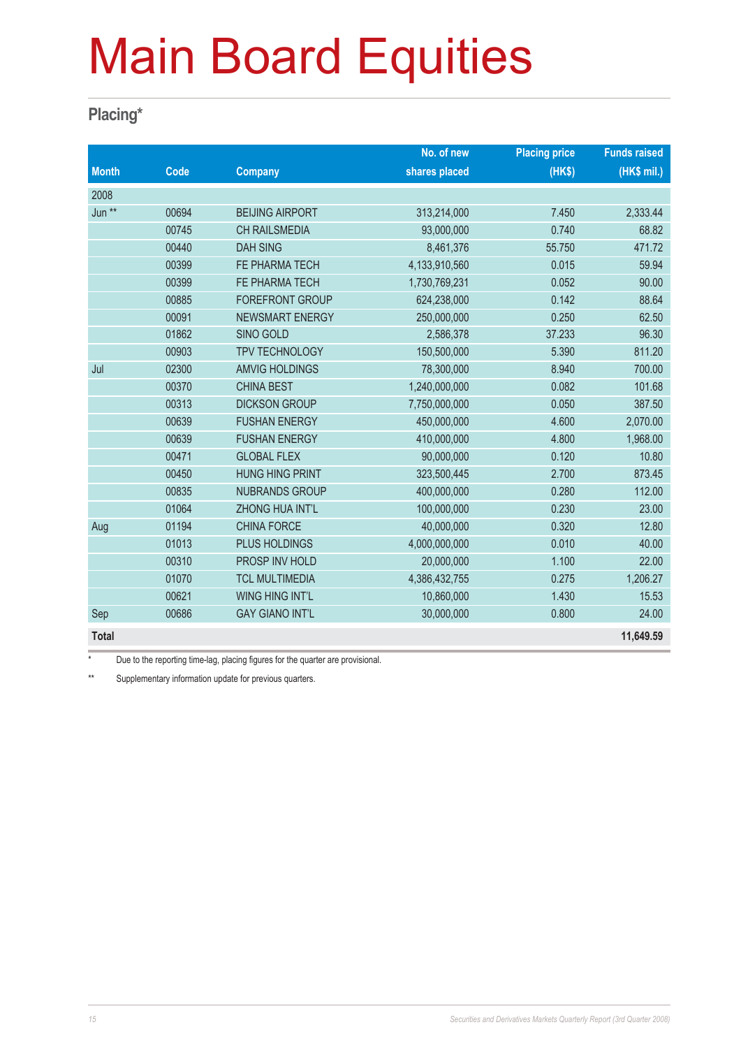# Main Board Equities

## Placing*

| Month | Code | Company | No. of new shares placed | Placing price (HK$) | Funds raised (HK$ mil.) |
|---|---|---|---|---|---|
| 2008 | | | | | |
| Jun ** | 00694 | BEIJING AIRPORT | 313,214,000 | 7.450 | 2,333.44 |
| | 00745 | CH RAILSMEDIA | 93,000,000 | 0.740 | 68.82 |
| | 00440 | DAH SING | 8,461,376 | 55.750 | 471.72 |
| | 00399 | FE PHARMA TECH | 4,133,910,560 | 0.015 | 59.94 |
| | 00399 | FE PHARMA TECH | 1,730,769,231 | 0.052 | 90.00 |
| | 00885 | FOREFRONT GROUP | 624,238,000 | 0.142 | 88.64 |
| | 00091 | NEWSMART ENERGY | 250,000,000 | 0.250 | 62.50 |
| | 01862 | SINO GOLD | 2,586,378 | 37.233 | 96.30 |
| | 00903 | TPV TECHNOLOGY | 150,500,000 | 5.390 | 811.20 |
| Jul | 02300 | AMVIG HOLDINGS | 78,300,000 | 8.940 | 700.00 |
| | 00370 | CHINA BEST | 1,240,000,000 | 0.082 | 101.68 |
| | 00313 | DICKSON GROUP | 7,750,000,000 | 0.050 | 387.50 |
| | 00639 | FUSHAN ENERGY | 450,000,000 | 4.600 | 2,070.00 |
| | 00639 | FUSHAN ENERGY | 410,000,000 | 4.800 | 1,968.00 |
| | 00471 | GLOBAL FLEX | 90,000,000 | 0.120 | 10.80 |
| | 00450 | HUNG HING PRINT | 323,500,445 | 2.700 | 873.45 |
| | 00835 | NUBRANDS GROUP | 400,000,000 | 0.280 | 112.00 |
| | 01064 | ZHONG HUA INT'L | 100,000,000 | 0.230 | 23.00 |
| Aug | 01194 | CHINA FORCE | 40,000,000 | 0.320 | 12.80 |
| | 01013 | PLUS HOLDINGS | 4,000,000,000 | 0.010 | 40.00 |
| | 00310 | PROSP INV HOLD | 20,000,000 | 1.100 | 22.00 |
| | 01070 | TCL MULTIMEDIA | 4,386,432,755 | 0.275 | 1,206.27 |
| | 00621 | WING HING INT'L | 10,860,000 | 1.430 | 15.53 |
| Sep | 00686 | GAY GIANO INT'L | 30,000,000 | 0.800 | 24.00 |
| **Total** | | | | | **11,649.59** |

\* Due to the reporting time-lag, placing figures for the quarter are provisional.

** Supplementary information update for previous quarters.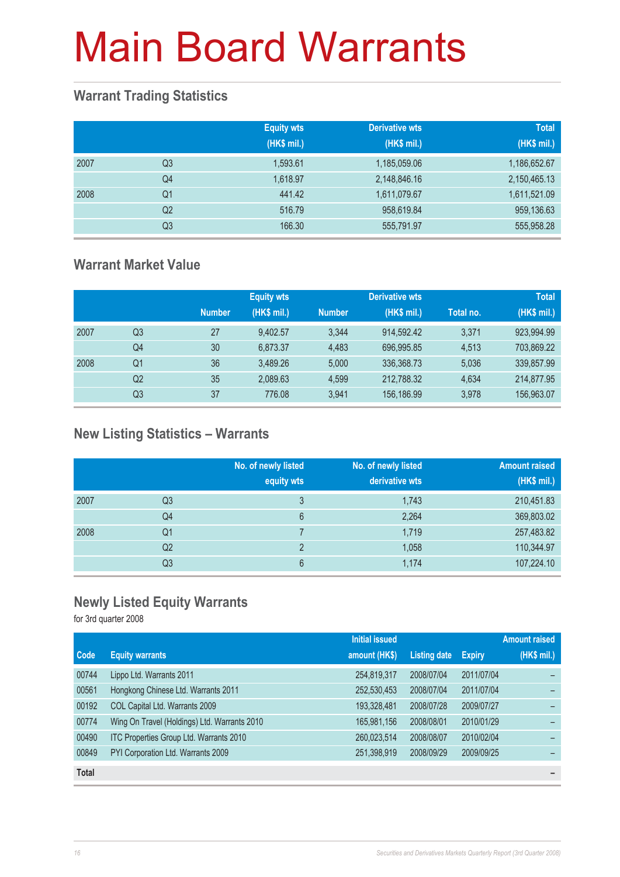# Main Board Warrants

## Warrant Trading Statistics

| | | Equity wts (HK$ mil.) | Derivative wts (HK$ mil.) | Total (HK$ mil.) |
|---|---|---|---|---|
| 2007 | Q3 | 1,593.61 | 1,185,059.06 | 1,186,652.67 |
| | Q4 | 1,618.97 | 2,148,846.16 | 2,150,465.13 |
| 2008 | Q1 | 441.42 | 1,611,079.67 | 1,611,521.09 |
| | Q2 | 516.79 | 958,619.84 | 959,136.63 |
| | Q3 | 166.30 | 555,791.97 | 555,958.28 |

## Warrant Market Value

| | | Equity wts | | Derivative wts | | | Total |
|---|---|---|---|---|---|---|---|
| | | Number | (HK$ mil.) | Number | (HK$ mil.) | Total no. | (HK$ mil.) |
| 2007 | Q3 | 27 | 9,402.57 | 3,344 | 914,592.42 | 3,371 | 923,994.99 |
| | Q4 | 30 | 6,873.37 | 4,483 | 696,995.85 | 4,513 | 703,869.22 |
| 2008 | Q1 | 36 | 3,489.26 | 5,000 | 336,368.73 | 5,036 | 339,857.99 |
| | Q2 | 35 | 2,089.63 | 4,599 | 212,788.32 | 4,634 | 214,877.95 |
| | Q3 | 37 | 776.08 | 3,941 | 156,186.99 | 3,978 | 156,963.07 |

## New Listing Statistics – Warrants

| | | No. of newly listed equity wts | No. of newly listed derivative wts | Amount raised (HK$ mil.) |
|---|---|---|---|---|
| 2007 | Q3 | 3 | 1,743 | 210,451.83 |
| | Q4 | 6 | 2,264 | 369,803.02 |
| 2008 | Q1 | 7 | 1,719 | 257,483.82 |
| | Q2 | 2 | 1,058 | 110,344.97 |
| | Q3 | 6 | 1,174 | 107,224.10 |

## Newly Listed Equity Warrants

for 3rd quarter 2008

| Code | Equity warrants | Initial issued amount (HK$) | Listing date | Expiry | Amount raised (HK$ mil.) |
|---|---|---|---|---|---|
| 00744 | Lippo Ltd. Warrants 2011 | 254,819,317 | 2008/07/04 | 2011/07/04 | – |
| 00561 | Hongkong Chinese Ltd. Warrants 2011 | 252,530,453 | 2008/07/04 | 2011/07/04 | – |
| 00192 | COL Capital Ltd. Warrants 2009 | 193,328,481 | 2008/07/28 | 2009/07/27 | – |
| 00774 | Wing On Travel (Holdings) Ltd. Warrants 2010 | 165,981,156 | 2008/08/01 | 2010/01/29 | – |
| 00490 | ITC Properties Group Ltd. Warrants 2010 | 260,023,514 | 2008/08/07 | 2010/02/04 | – |
| 00849 | PYI Corporation Ltd. Warrants 2009 | 251,398,919 | 2008/09/29 | 2009/09/25 | – |
| **Total** | | | | | **–** |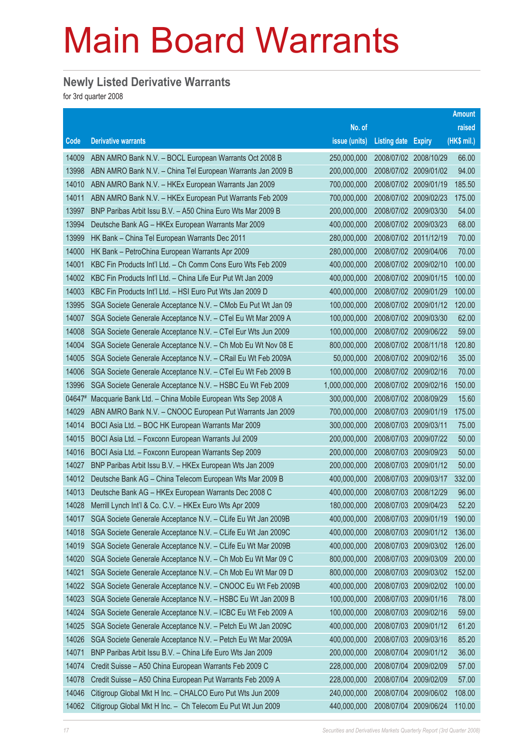# Main Board Warrants

## Newly Listed Derivative Warrants

for 3rd quarter 2008

| Code | Derivative warrants | No. of issue (units) | Listing date | Expiry | Amount raised (HK$ mil.) |
|---|---|---|---|---|---|
| 14009 | ABN AMRO Bank N.V. – BOCL European Warrants Oct 2008 B | 250,000,000 | 2008/07/02 | 2008/10/29 | 66.00 |
| 13998 | ABN AMRO Bank N.V. – China Tel European Warrants Jan 2009 B | 200,000,000 | 2008/07/02 | 2009/01/02 | 94.00 |
| 14010 | ABN AMRO Bank N.V. – HKEx European Warrants Jan 2009 | 700,000,000 | 2008/07/02 | 2009/01/19 | 185.50 |
| 14011 | ABN AMRO Bank N.V. – HKEx European Put Warrants Feb 2009 | 700,000,000 | 2008/07/02 | 2009/02/23 | 175.00 |
| 13997 | BNP Paribas Arbit Issu B.V. – A50 China Euro Wts Mar 2009 B | 200,000,000 | 2008/07/02 | 2009/03/30 | 54.00 |
| 13994 | Deutsche Bank AG – HKEx European Warrants Mar 2009 | 400,000,000 | 2008/07/02 | 2009/03/23 | 68.00 |
| 13999 | HK Bank – China Tel European Warrants Dec 2011 | 280,000,000 | 2008/07/02 | 2011/12/19 | 70.00 |
| 14000 | HK Bank – PetroChina European Warrants Apr 2009 | 280,000,000 | 2008/07/02 | 2009/04/06 | 70.00 |
| 14001 | KBC Fin Products Int'l Ltd. – Ch Comm Cons Euro Wts Feb 2009 | 400,000,000 | 2008/07/02 | 2009/02/10 | 100.00 |
| 14002 | KBC Fin Products Int'l Ltd. – China Life Eur Put Wt Jan 2009 | 400,000,000 | 2008/07/02 | 2009/01/15 | 100.00 |
| 14003 | KBC Fin Products Int'l Ltd. – HSI Euro Put Wts Jan 2009 D | 400,000,000 | 2008/07/02 | 2009/01/29 | 100.00 |
| 13995 | SGA Societe Generale Acceptance N.V. – CMob Eu Put Wt Jan 09 | 100,000,000 | 2008/07/02 | 2009/01/12 | 120.00 |
| 14007 | SGA Societe Generale Acceptance N.V. – CTel Eu Wt Mar 2009 A | 100,000,000 | 2008/07/02 | 2009/03/30 | 62.00 |
| 14008 | SGA Societe Generale Acceptance N.V. – CTel Eur Wts Jun 2009 | 100,000,000 | 2008/07/02 | 2009/06/22 | 59.00 |
| 14004 | SGA Societe Generale Acceptance N.V. – Ch Mob Eu Wt Nov 08 E | 800,000,000 | 2008/07/02 | 2008/11/18 | 120.80 |
| 14005 | SGA Societe Generale Acceptance N.V. – CRail Eu Wt Feb 2009A | 50,000,000 | 2008/07/02 | 2009/02/16 | 35.00 |
| 14006 | SGA Societe Generale Acceptance N.V. – CTel Eu Wt Feb 2009 B | 100,000,000 | 2008/07/02 | 2009/02/16 | 70.00 |
| 13996 | SGA Societe Generale Acceptance N.V. – HSBC Eu Wt Feb 2009 | 1,000,000,000 | 2008/07/02 | 2009/02/16 | 150.00 |
| 04647# | Macquarie Bank Ltd. – China Mobile European Wts Sep 2008 A | 300,000,000 | 2008/07/02 | 2008/09/29 | 15.60 |
| 14029 | ABN AMRO Bank N.V. – CNOOC European Put Warrants Jan 2009 | 700,000,000 | 2008/07/03 | 2009/01/19 | 175.00 |
| 14014 | BOCI Asia Ltd. – BOC HK European Warrants Mar 2009 | 300,000,000 | 2008/07/03 | 2009/03/11 | 75.00 |
| 14015 | BOCI Asia Ltd. – Foxconn European Warrants Jul 2009 | 200,000,000 | 2008/07/03 | 2009/07/22 | 50.00 |
| 14016 | BOCI Asia Ltd. – Foxconn European Warrants Sep 2009 | 200,000,000 | 2008/07/03 | 2009/09/23 | 50.00 |
| 14027 | BNP Paribas Arbit Issu B.V. – HKEx European Wts Jan 2009 | 200,000,000 | 2008/07/03 | 2009/01/12 | 50.00 |
| 14012 | Deutsche Bank AG – China Telecom European Wts Mar 2009 B | 400,000,000 | 2008/07/03 | 2009/03/17 | 332.00 |
| 14013 | Deutsche Bank AG – HKEx European Warrants Dec 2008 C | 400,000,000 | 2008/07/03 | 2008/12/29 | 96.00 |
| 14028 | Merrill Lynch Int'l & Co. C.V. – HKEx Euro Wts Apr 2009 | 180,000,000 | 2008/07/03 | 2009/04/23 | 52.20 |
| 14017 | SGA Societe Generale Acceptance N.V. – CLife Eu Wt Jan 2009B | 400,000,000 | 2008/07/03 | 2009/01/19 | 190.00 |
| 14018 | SGA Societe Generale Acceptance N.V. – CLife Eu Wt Jan 2009C | 400,000,000 | 2008/07/03 | 2009/01/12 | 136.00 |
| 14019 | SGA Societe Generale Acceptance N.V. – CLife Eu Wt Mar 2009B | 400,000,000 | 2008/07/03 | 2009/03/02 | 126.00 |
| 14020 | SGA Societe Generale Acceptance N.V. – Ch Mob Eu Wt Mar 09 C | 800,000,000 | 2008/07/03 | 2009/03/09 | 200.00 |
| 14021 | SGA Societe Generale Acceptance N.V. – Ch Mob Eu Wt Mar 09 D | 800,000,000 | 2008/07/03 | 2009/03/02 | 152.00 |
| 14022 | SGA Societe Generale Acceptance N.V. – CNOOC Eu Wt Feb 2009B | 400,000,000 | 2008/07/03 | 2009/02/02 | 100.00 |
| 14023 | SGA Societe Generale Acceptance N.V. – HSBC Eu Wt Jan 2009 B | 100,000,000 | 2008/07/03 | 2009/01/16 | 78.00 |
| 14024 | SGA Societe Generale Acceptance N.V. – ICBC Eu Wt Feb 2009 A | 100,000,000 | 2008/07/03 | 2009/02/16 | 59.00 |
| 14025 | SGA Societe Generale Acceptance N.V. – Petch Eu Wt Jan 2009C | 400,000,000 | 2008/07/03 | 2009/01/12 | 61.20 |
| 14026 | SGA Societe Generale Acceptance N.V. – Petch Eu Wt Mar 2009A | 400,000,000 | 2008/07/03 | 2009/03/16 | 85.20 |
| 14071 | BNP Paribas Arbit Issu B.V. – China Life Euro Wts Jan 2009 | 200,000,000 | 2008/07/04 | 2009/01/12 | 36.00 |
| 14074 | Credit Suisse – A50 China European Warrants Feb 2009 C | 228,000,000 | 2008/07/04 | 2009/02/09 | 57.00 |
| 14078 | Credit Suisse – A50 China European Put Warrants Feb 2009 A | 228,000,000 | 2008/07/04 | 2009/02/09 | 57.00 |
| 14046 | Citigroup Global Mkt H Inc. – CHALCO Euro Put Wts Jun 2009 | 240,000,000 | 2008/07/04 | 2009/06/02 | 108.00 |
| 14062 | Citigroup Global Mkt H Inc. – Ch Telecom Eu Put Wt Jun 2009 | 440,000,000 | 2008/07/04 | 2009/06/24 | 110.00 |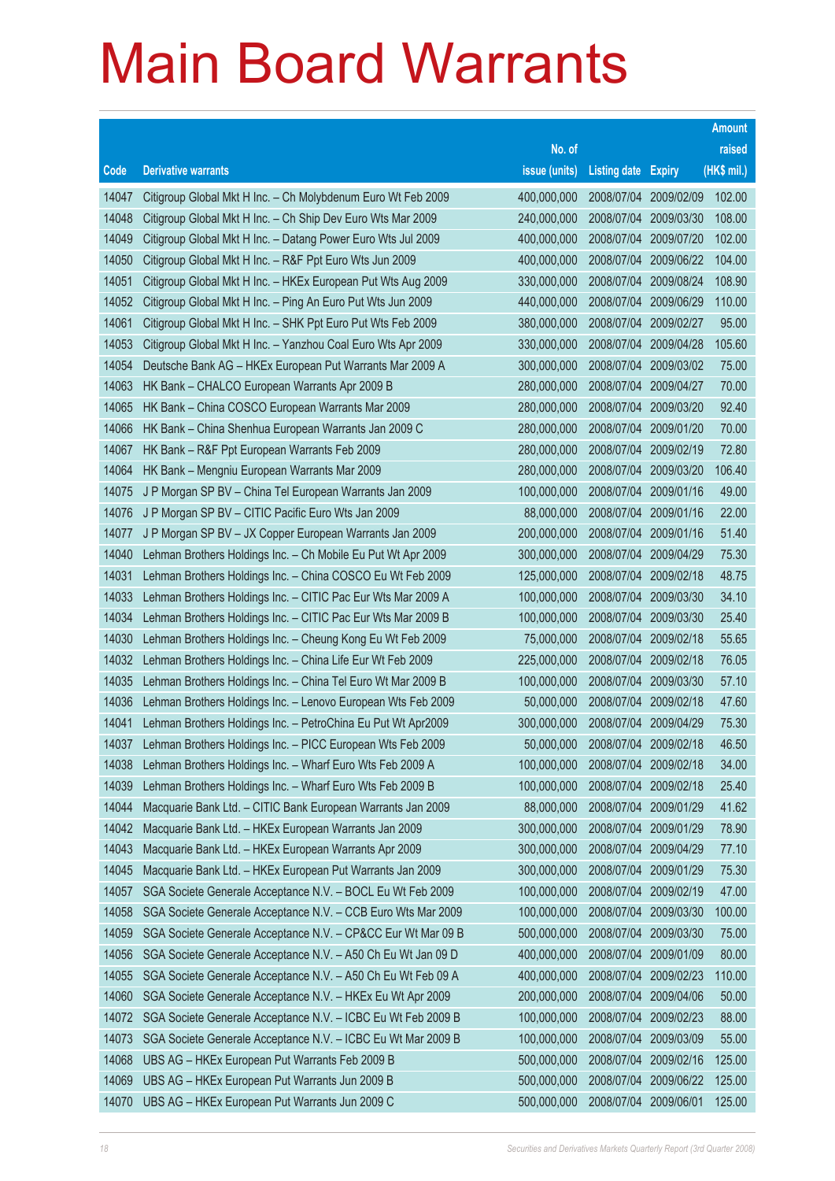# Main Board Warrants

| Code | Derivative warrants | No. of issue (units) | Listing date | Expiry | Amount raised (HK$ mil.) |
|---|---|---|---|---|---|
| 14047 | Citigroup Global Mkt H Inc. – Ch Molybdenum Euro Wt Feb 2009 | 400,000,000 | 2008/07/04 | 2009/02/09 | 102.00 |
| 14048 | Citigroup Global Mkt H Inc. – Ch Ship Dev Euro Wts Mar 2009 | 240,000,000 | 2008/07/04 | 2009/03/30 | 108.00 |
| 14049 | Citigroup Global Mkt H Inc. – Datang Power Euro Wts Jul 2009 | 400,000,000 | 2008/07/04 | 2009/07/20 | 102.00 |
| 14050 | Citigroup Global Mkt H Inc. – R&F Ppt Euro Wts Jun 2009 | 400,000,000 | 2008/07/04 | 2009/06/22 | 104.00 |
| 14051 | Citigroup Global Mkt H Inc. – HKEx European Put Wts Aug 2009 | 330,000,000 | 2008/07/04 | 2009/08/24 | 108.90 |
| 14052 | Citigroup Global Mkt H Inc. – Ping An Euro Put Wts Jun 2009 | 440,000,000 | 2008/07/04 | 2009/06/29 | 110.00 |
| 14061 | Citigroup Global Mkt H Inc. – SHK Ppt Euro Put Wts Feb 2009 | 380,000,000 | 2008/07/04 | 2009/02/27 | 95.00 |
| 14053 | Citigroup Global Mkt H Inc. – Yanzhou Coal Euro Wts Apr 2009 | 330,000,000 | 2008/07/04 | 2009/04/28 | 105.60 |
| 14054 | Deutsche Bank AG – HKEx European Put Warrants Mar 2009 A | 300,000,000 | 2008/07/04 | 2009/03/02 | 75.00 |
| 14063 | HK Bank – CHALCO European Warrants Apr 2009 B | 280,000,000 | 2008/07/04 | 2009/04/27 | 70.00 |
| 14065 | HK Bank – China COSCO European Warrants Mar 2009 | 280,000,000 | 2008/07/04 | 2009/03/20 | 92.40 |
| 14066 | HK Bank – China Shenhua European Warrants Jan 2009 C | 280,000,000 | 2008/07/04 | 2009/01/20 | 70.00 |
| 14067 | HK Bank – R&F Ppt European Warrants Feb 2009 | 280,000,000 | 2008/07/04 | 2009/02/19 | 72.80 |
| 14064 | HK Bank – Mengniu European Warrants Mar 2009 | 280,000,000 | 2008/07/04 | 2009/03/20 | 106.40 |
| 14075 | J P Morgan SP BV – China Tel European Warrants Jan 2009 | 100,000,000 | 2008/07/04 | 2009/01/16 | 49.00 |
| 14076 | J P Morgan SP BV – CITIC Pacific Euro Wts Jan 2009 | 88,000,000 | 2008/07/04 | 2009/01/16 | 22.00 |
| 14077 | J P Morgan SP BV – JX Copper European Warrants Jan 2009 | 200,000,000 | 2008/07/04 | 2009/01/16 | 51.40 |
| 14040 | Lehman Brothers Holdings Inc. – Ch Mobile Eu Put Wt Apr 2009 | 300,000,000 | 2008/07/04 | 2009/04/29 | 75.30 |
| 14031 | Lehman Brothers Holdings Inc. – China COSCO Eu Wt Feb 2009 | 125,000,000 | 2008/07/04 | 2009/02/18 | 48.75 |
| 14033 | Lehman Brothers Holdings Inc. – CITIC Pac Eur Wts Mar 2009 A | 100,000,000 | 2008/07/04 | 2009/03/30 | 34.10 |
| 14034 | Lehman Brothers Holdings Inc. – CITIC Pac Eur Wts Mar 2009 B | 100,000,000 | 2008/07/04 | 2009/03/30 | 25.40 |
| 14030 | Lehman Brothers Holdings Inc. – Cheung Kong Eu Wt Feb 2009 | 75,000,000 | 2008/07/04 | 2009/02/18 | 55.65 |
| 14032 | Lehman Brothers Holdings Inc. – China Life Eur Wt Feb 2009 | 225,000,000 | 2008/07/04 | 2009/02/18 | 76.05 |
| 14035 | Lehman Brothers Holdings Inc. – China Tel Euro Wt Mar 2009 B | 100,000,000 | 2008/07/04 | 2009/03/30 | 57.10 |
| 14036 | Lehman Brothers Holdings Inc. – Lenovo European Wts Feb 2009 | 50,000,000 | 2008/07/04 | 2009/02/18 | 47.60 |
| 14041 | Lehman Brothers Holdings Inc. – PetroChina Eu Put Wt Apr2009 | 300,000,000 | 2008/07/04 | 2009/04/29 | 75.30 |
| 14037 | Lehman Brothers Holdings Inc. – PICC European Wts Feb 2009 | 50,000,000 | 2008/07/04 | 2009/02/18 | 46.50 |
| 14038 | Lehman Brothers Holdings Inc. – Wharf Euro Wts Feb 2009 A | 100,000,000 | 2008/07/04 | 2009/02/18 | 34.00 |
| 14039 | Lehman Brothers Holdings Inc. – Wharf Euro Wts Feb 2009 B | 100,000,000 | 2008/07/04 | 2009/02/18 | 25.40 |
| 14044 | Macquarie Bank Ltd. – CITIC Bank European Warrants Jan 2009 | 88,000,000 | 2008/07/04 | 2009/01/29 | 41.62 |
| 14042 | Macquarie Bank Ltd. – HKEx European Warrants Jan 2009 | 300,000,000 | 2008/07/04 | 2009/01/29 | 78.90 |
| 14043 | Macquarie Bank Ltd. – HKEx European Warrants Apr 2009 | 300,000,000 | 2008/07/04 | 2009/04/29 | 77.10 |
| 14045 | Macquarie Bank Ltd. – HKEx European Put Warrants Jan 2009 | 300,000,000 | 2008/07/04 | 2009/01/29 | 75.30 |
| 14057 | SGA Societe Generale Acceptance N.V. – BOCL Eu Wt Feb 2009 | 100,000,000 | 2008/07/04 | 2009/02/19 | 47.00 |
| 14058 | SGA Societe Generale Acceptance N.V. – CCB Euro Wts Mar 2009 | 100,000,000 | 2008/07/04 | 2009/03/30 | 100.00 |
| 14059 | SGA Societe Generale Acceptance N.V. – CP&CC Eur Wt Mar 09 B | 500,000,000 | 2008/07/04 | 2009/03/30 | 75.00 |
| 14056 | SGA Societe Generale Acceptance N.V. – A50 Ch Eu Wt Jan 09 D | 400,000,000 | 2008/07/04 | 2009/01/09 | 80.00 |
| 14055 | SGA Societe Generale Acceptance N.V. – A50 Ch Eu Wt Feb 09 A | 400,000,000 | 2008/07/04 | 2009/02/23 | 110.00 |
| 14060 | SGA Societe Generale Acceptance N.V. – HKEx Eu Wt Apr 2009 | 200,000,000 | 2008/07/04 | 2009/04/06 | 50.00 |
| 14072 | SGA Societe Generale Acceptance N.V. – ICBC Eu Wt Feb 2009 B | 100,000,000 | 2008/07/04 | 2009/02/23 | 88.00 |
| 14073 | SGA Societe Generale Acceptance N.V. – ICBC Eu Wt Mar 2009 B | 100,000,000 | 2008/07/04 | 2009/03/09 | 55.00 |
| 14068 | UBS AG – HKEx European Put Warrants Feb 2009 B | 500,000,000 | 2008/07/04 | 2009/02/16 | 125.00 |
| 14069 | UBS AG – HKEx European Put Warrants Jun 2009 B | 500,000,000 | 2008/07/04 | 2009/06/22 | 125.00 |
| 14070 | UBS AG – HKEx European Put Warrants Jun 2009 C | 500,000,000 | 2008/07/04 | 2009/06/01 | 125.00 |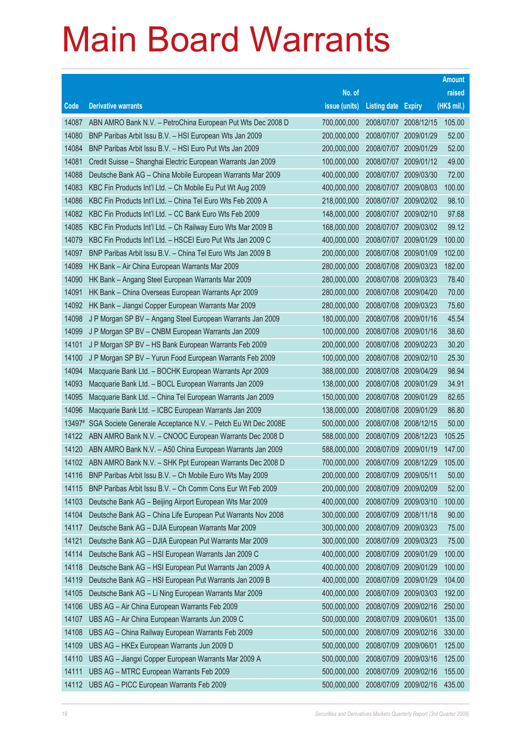# Main Board Warrants

| Code | Derivative warrants | No. of issue (units) | Listing date | Expiry | Amount raised (HK$ mil.) |
|---|---|---|---|---|---|
| 14087 | ABN AMRO Bank N.V. – PetroChina European Put Wts Dec 2008 D | 700,000,000 | 2008/07/07 | 2008/12/15 | 105.00 |
| 14080 | BNP Paribas Arbit Issu B.V. – HSI European Wts Jan 2009 | 200,000,000 | 2008/07/07 | 2009/01/29 | 52.00 |
| 14084 | BNP Paribas Arbit Issu B.V. – HSI Euro Put Wts Jan 2009 | 200,000,000 | 2008/07/07 | 2009/01/29 | 52.00 |
| 14081 | Credit Suisse – Shanghai Electric European Warrants Jan 2009 | 100,000,000 | 2008/07/07 | 2009/01/12 | 49.00 |
| 14088 | Deutsche Bank AG – China Mobile European Warrants Mar 2009 | 400,000,000 | 2008/07/07 | 2009/03/30 | 72.00 |
| 14083 | KBC Fin Products Int'l Ltd. – Ch Mobile Eu Put Wt Aug 2009 | 400,000,000 | 2008/07/07 | 2009/08/03 | 100.00 |
| 14086 | KBC Fin Products Int'l Ltd. – China Tel Euro Wts Feb 2009 A | 218,000,000 | 2008/07/07 | 2009/02/02 | 98.10 |
| 14082 | KBC Fin Products Int'l Ltd. – CC Bank Euro Wts Feb 2009 | 148,000,000 | 2008/07/07 | 2009/02/10 | 97.68 |
| 14085 | KBC Fin Products Int'l Ltd. – Ch Railway Euro Wts Mar 2009 B | 168,000,000 | 2008/07/07 | 2009/03/02 | 99.12 |
| 14079 | KBC Fin Products Int'l Ltd. – HSCEI Euro Put Wts Jan 2009 C | 400,000,000 | 2008/07/07 | 2009/01/29 | 100.00 |
| 14097 | BNP Paribas Arbit Issu B.V. – China Tel Euro Wts Jan 2009 B | 200,000,000 | 2008/07/08 | 2009/01/09 | 102.00 |
| 14089 | HK Bank – Air China European Warrants Mar 2009 | 280,000,000 | 2008/07/08 | 2009/03/23 | 182.00 |
| 14090 | HK Bank – Angang Steel European Warrants Mar 2009 | 280,000,000 | 2008/07/08 | 2009/03/23 | 78.40 |
| 14091 | HK Bank – China Overseas European Warrants Apr 2009 | 280,000,000 | 2008/07/08 | 2009/04/20 | 70.00 |
| 14092 | HK Bank – Jiangxi Copper European Warrants Mar 2009 | 280,000,000 | 2008/07/08 | 2009/03/23 | 75.60 |
| 14098 | J P Morgan SP BV – Angang Steel European Warrants Jan 2009 | 180,000,000 | 2008/07/08 | 2009/01/16 | 45.54 |
| 14099 | J P Morgan SP BV – CNBM European Warrants Jan 2009 | 100,000,000 | 2008/07/08 | 2009/01/16 | 38.60 |
| 14101 | J P Morgan SP BV – HS Bank European Warrants Feb 2009 | 200,000,000 | 2008/07/08 | 2009/02/23 | 30.20 |
| 14100 | J P Morgan SP BV – Yurun Food European Warrants Feb 2009 | 100,000,000 | 2008/07/08 | 2009/02/10 | 25.30 |
| 14094 | Macquarie Bank Ltd. – BOCHK European Warrants Apr 2009 | 388,000,000 | 2008/07/08 | 2009/04/29 | 98.94 |
| 14093 | Macquarie Bank Ltd. – BOCL European Warrants Jan 2009 | 138,000,000 | 2008/07/08 | 2009/01/29 | 34.91 |
| 14095 | Macquarie Bank Ltd. – China Tel European Warrants Jan 2009 | 150,000,000 | 2008/07/08 | 2009/01/29 | 82.65 |
| 14096 | Macquarie Bank Ltd. – ICBC European Warrants Jan 2009 | 138,000,000 | 2008/07/08 | 2009/01/29 | 86.80 |
| 13497# | SGA Societe Generale Acceptance N.V. – Petch Eu Wt Dec 2008E | 500,000,000 | 2008/07/08 | 2008/12/15 | 50.00 |
| 14122 | ABN AMRO Bank N.V. – CNOOC European Warrants Dec 2008 D | 588,000,000 | 2008/07/09 | 2008/12/23 | 105.25 |
| 14120 | ABN AMRO Bank N.V. – A50 China European Warrants Jan 2009 | 588,000,000 | 2008/07/09 | 2009/01/19 | 147.00 |
| 14102 | ABN AMRO Bank N.V. – SHK Ppt European Warrants Dec 2008 D | 700,000,000 | 2008/07/09 | 2008/12/29 | 105.00 |
| 14116 | BNP Paribas Arbit Issu B.V. – Ch Mobile Euro Wts May 2009 | 200,000,000 | 2008/07/09 | 2009/05/11 | 50.00 |
| 14115 | BNP Paribas Arbit Issu B.V. – Ch Comm Cons Eur Wt Feb 2009 | 200,000,000 | 2008/07/09 | 2009/02/09 | 52.00 |
| 14103 | Deutsche Bank AG – Beijing Airport European Wts Mar 2009 | 400,000,000 | 2008/07/09 | 2009/03/10 | 100.00 |
| 14104 | Deutsche Bank AG – China Life European Put Warrants Nov 2008 | 300,000,000 | 2008/07/09 | 2008/11/18 | 90.00 |
| 14117 | Deutsche Bank AG – DJIA European Warrants Mar 2009 | 300,000,000 | 2008/07/09 | 2009/03/23 | 75.00 |
| 14121 | Deutsche Bank AG – DJIA European Put Warrants Mar 2009 | 300,000,000 | 2008/07/09 | 2009/03/23 | 75.00 |
| 14114 | Deutsche Bank AG – HSI European Warrants Jan 2009 C | 400,000,000 | 2008/07/09 | 2009/01/29 | 100.00 |
| 14118 | Deutsche Bank AG – HSI European Put Warrants Jan 2009 A | 400,000,000 | 2008/07/09 | 2009/01/29 | 100.00 |
| 14119 | Deutsche Bank AG – HSI European Put Warrants Jan 2009 B | 400,000,000 | 2008/07/09 | 2009/01/29 | 104.00 |
| 14105 | Deutsche Bank AG – Li Ning European Warrants Mar 2009 | 400,000,000 | 2008/07/09 | 2009/03/03 | 192.00 |
| 14106 | UBS AG – Air China European Warrants Feb 2009 | 500,000,000 | 2008/07/09 | 2009/02/16 | 250.00 |
| 14107 | UBS AG – Air China European Warrants Jun 2009 C | 500,000,000 | 2008/07/09 | 2009/06/01 | 135.00 |
| 14108 | UBS AG – China Railway European Warrants Feb 2009 | 500,000,000 | 2008/07/09 | 2009/02/16 | 330.00 |
| 14109 | UBS AG – HKEx European Warrants Jun 2009 D | 500,000,000 | 2008/07/09 | 2009/06/01 | 125.00 |
| 14110 | UBS AG – Jiangxi Copper European Warrants Mar 2009 A | 500,000,000 | 2008/07/09 | 2009/03/16 | 125.00 |
| 14111 | UBS AG – MTRC European Warrants Feb 2009 | 500,000,000 | 2008/07/09 | 2009/02/16 | 155.00 |
| 14112 | UBS AG – PICC European Warrants Feb 2009 | 500,000,000 | 2008/07/09 | 2009/02/16 | 435.00 |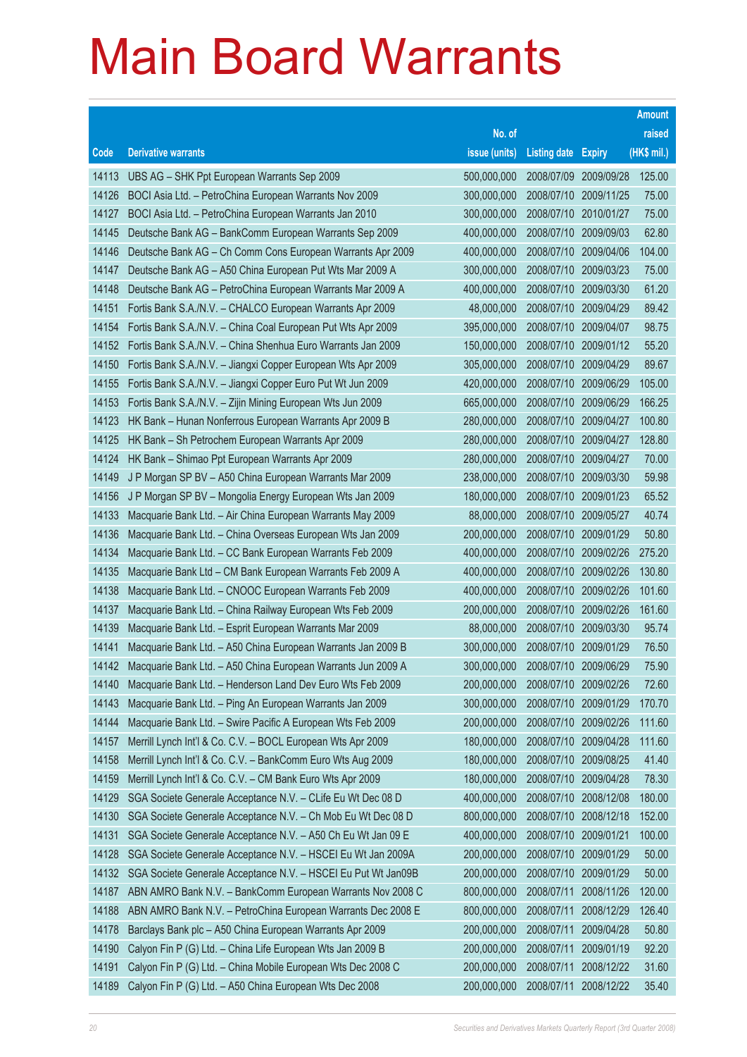# Main Board Warrants

| Code | Derivative warrants | No. of issue (units) | Listing date | Expiry | Amount raised (HK$ mil.) |
|---|---|---|---|---|---|
| 14113 | UBS AG – SHK Ppt European Warrants Sep 2009 | 500,000,000 | 2008/07/09 | 2009/09/28 | 125.00 |
| 14126 | BOCI Asia Ltd. – PetroChina European Warrants Nov 2009 | 300,000,000 | 2008/07/10 | 2009/11/25 | 75.00 |
| 14127 | BOCI Asia Ltd. – PetroChina European Warrants Jan 2010 | 300,000,000 | 2008/07/10 | 2010/01/27 | 75.00 |
| 14145 | Deutsche Bank AG – BankComm European Warrants Sep 2009 | 400,000,000 | 2008/07/10 | 2009/09/03 | 62.80 |
| 14146 | Deutsche Bank AG – Ch Comm Cons European Warrants Apr 2009 | 400,000,000 | 2008/07/10 | 2009/04/06 | 104.00 |
| 14147 | Deutsche Bank AG – A50 China European Put Wts Mar 2009 A | 300,000,000 | 2008/07/10 | 2009/03/23 | 75.00 |
| 14148 | Deutsche Bank AG – PetroChina European Warrants Mar 2009 A | 400,000,000 | 2008/07/10 | 2009/03/30 | 61.20 |
| 14151 | Fortis Bank S.A./N.V. – CHALCO European Warrants Apr 2009 | 48,000,000 | 2008/07/10 | 2009/04/29 | 89.42 |
| 14154 | Fortis Bank S.A./N.V. – China Coal European Put Wts Apr 2009 | 395,000,000 | 2008/07/10 | 2009/04/07 | 98.75 |
| 14152 | Fortis Bank S.A./N.V. – China Shenhua Euro Warrants Jan 2009 | 150,000,000 | 2008/07/10 | 2009/01/12 | 55.20 |
| 14150 | Fortis Bank S.A./N.V. – Jiangxi Copper European Wts Apr 2009 | 305,000,000 | 2008/07/10 | 2009/04/29 | 89.67 |
| 14155 | Fortis Bank S.A./N.V. – Jiangxi Copper Euro Put Wt Jun 2009 | 420,000,000 | 2008/07/10 | 2009/06/29 | 105.00 |
| 14153 | Fortis Bank S.A./N.V. – Zijin Mining European Wts Jun 2009 | 665,000,000 | 2008/07/10 | 2009/06/29 | 166.25 |
| 14123 | HK Bank – Hunan Nonferrous European Warrants Apr 2009 B | 280,000,000 | 2008/07/10 | 2009/04/27 | 100.80 |
| 14125 | HK Bank – Sh Petrochem European Warrants Apr 2009 | 280,000,000 | 2008/07/10 | 2009/04/27 | 128.80 |
| 14124 | HK Bank – Shimao Ppt European Warrants Apr 2009 | 280,000,000 | 2008/07/10 | 2009/04/27 | 70.00 |
| 14149 | J P Morgan SP BV – A50 China European Warrants Mar 2009 | 238,000,000 | 2008/07/10 | 2009/03/30 | 59.98 |
| 14156 | J P Morgan SP BV – Mongolia Energy European Wts Jan 2009 | 180,000,000 | 2008/07/10 | 2009/01/23 | 65.52 |
| 14133 | Macquarie Bank Ltd. – Air China European Warrants May 2009 | 88,000,000 | 2008/07/10 | 2009/05/27 | 40.74 |
| 14136 | Macquarie Bank Ltd. – China Overseas European Wts Jan 2009 | 200,000,000 | 2008/07/10 | 2009/01/29 | 50.80 |
| 14134 | Macquarie Bank Ltd. – CC Bank European Warrants Feb 2009 | 400,000,000 | 2008/07/10 | 2009/02/26 | 275.20 |
| 14135 | Macquarie Bank Ltd – CM Bank European Warrants Feb 2009 A | 400,000,000 | 2008/07/10 | 2009/02/26 | 130.80 |
| 14138 | Macquarie Bank Ltd. – CNOOC European Warrants Feb 2009 | 400,000,000 | 2008/07/10 | 2009/02/26 | 101.60 |
| 14137 | Macquarie Bank Ltd. – China Railway European Wts Feb 2009 | 200,000,000 | 2008/07/10 | 2009/02/26 | 161.60 |
| 14139 | Macquarie Bank Ltd. – Esprit European Warrants Mar 2009 | 88,000,000 | 2008/07/10 | 2009/03/30 | 95.74 |
| 14141 | Macquarie Bank Ltd. – A50 China European Warrants Jan 2009 B | 300,000,000 | 2008/07/10 | 2009/01/29 | 76.50 |
| 14142 | Macquarie Bank Ltd. – A50 China European Warrants Jun 2009 A | 300,000,000 | 2008/07/10 | 2009/06/29 | 75.90 |
| 14140 | Macquarie Bank Ltd. – Henderson Land Dev Euro Wts Feb 2009 | 200,000,000 | 2008/07/10 | 2009/02/26 | 72.60 |
| 14143 | Macquarie Bank Ltd. – Ping An European Warrants Jan 2009 | 300,000,000 | 2008/07/10 | 2009/01/29 | 170.70 |
| 14144 | Macquarie Bank Ltd. – Swire Pacific A European Wts Feb 2009 | 200,000,000 | 2008/07/10 | 2009/02/26 | 111.60 |
| 14157 | Merrill Lynch Int'l & Co. C.V. – BOCL European Wts Apr 2009 | 180,000,000 | 2008/07/10 | 2009/04/28 | 111.60 |
| 14158 | Merrill Lynch Int'l & Co. C.V. – BankComm Euro Wts Aug 2009 | 180,000,000 | 2008/07/10 | 2009/08/25 | 41.40 |
| 14159 | Merrill Lynch Int'l & Co. C.V. – CM Bank Euro Wts Apr 2009 | 180,000,000 | 2008/07/10 | 2009/04/28 | 78.30 |
| 14129 | SGA Societe Generale Acceptance N.V. – CLife Eu Wt Dec 08 D | 400,000,000 | 2008/07/10 | 2008/12/08 | 180.00 |
| 14130 | SGA Societe Generale Acceptance N.V. – Ch Mob Eu Wt Dec 08 D | 800,000,000 | 2008/07/10 | 2008/12/18 | 152.00 |
| 14131 | SGA Societe Generale Acceptance N.V. – A50 Ch Eu Wt Jan 09 E | 400,000,000 | 2008/07/10 | 2009/01/21 | 100.00 |
| 14128 | SGA Societe Generale Acceptance N.V. – HSCEI Eu Wt Jan 2009A | 200,000,000 | 2008/07/10 | 2009/01/29 | 50.00 |
| 14132 | SGA Societe Generale Acceptance N.V. – HSCEI Eu Put Wt Jan09B | 200,000,000 | 2008/07/10 | 2009/01/29 | 50.00 |
| 14187 | ABN AMRO Bank N.V. – BankComm European Warrants Nov 2008 C | 800,000,000 | 2008/07/11 | 2008/11/26 | 120.00 |
| 14188 | ABN AMRO Bank N.V. – PetroChina European Warrants Dec 2008 E | 800,000,000 | 2008/07/11 | 2008/12/29 | 126.40 |
| 14178 | Barclays Bank plc – A50 China European Warrants Apr 2009 | 200,000,000 | 2008/07/11 | 2009/04/28 | 50.80 |
| 14190 | Calyon Fin P (G) Ltd. – China Life European Wts Jan 2009 B | 200,000,000 | 2008/07/11 | 2009/01/19 | 92.20 |
| 14191 | Calyon Fin P (G) Ltd. – China Mobile European Wts Dec 2008 C | 200,000,000 | 2008/07/11 | 2008/12/22 | 31.60 |
| 14189 | Calyon Fin P (G) Ltd. – A50 China European Wts Dec 2008 | 200,000,000 | 2008/07/11 | 2008/12/22 | 35.40 |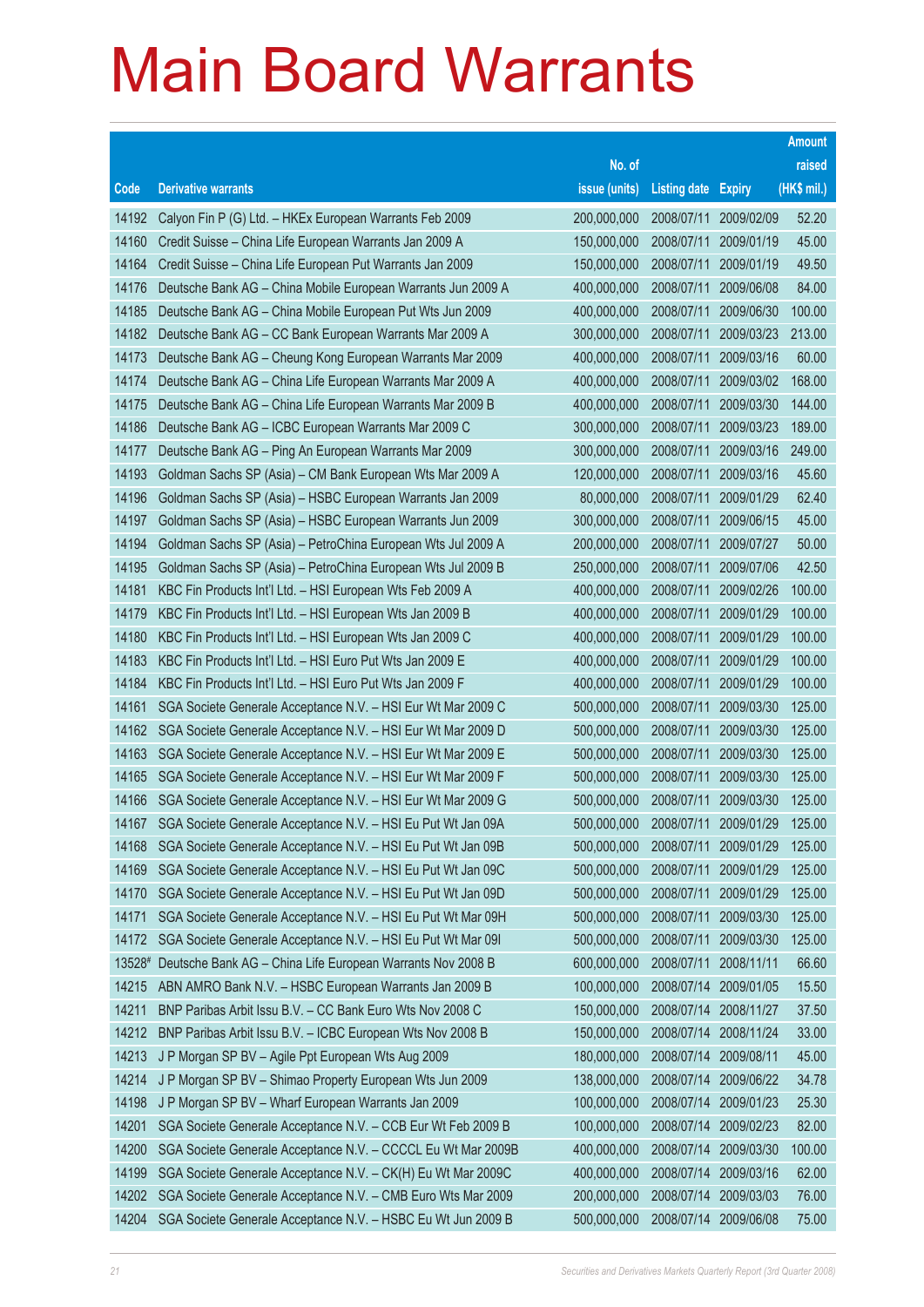# Main Board Warrants

| Code | Derivative warrants | No. of issue (units) | Listing date | Expiry | Amount raised (HK$ mil.) |
|---|---|---|---|---|---|
| 14192 | Calyon Fin P (G) Ltd. – HKEx European Warrants Feb 2009 | 200,000,000 | 2008/07/11 | 2009/02/09 | 52.20 |
| 14160 | Credit Suisse – China Life European Warrants Jan 2009 A | 150,000,000 | 2008/07/11 | 2009/01/19 | 45.00 |
| 14164 | Credit Suisse – China Life European Put Warrants Jan 2009 | 150,000,000 | 2008/07/11 | 2009/01/19 | 49.50 |
| 14176 | Deutsche Bank AG – China Mobile European Warrants Jun 2009 A | 400,000,000 | 2008/07/11 | 2009/06/08 | 84.00 |
| 14185 | Deutsche Bank AG – China Mobile European Put Wts Jun 2009 | 400,000,000 | 2008/07/11 | 2009/06/30 | 100.00 |
| 14182 | Deutsche Bank AG – CC Bank European Warrants Mar 2009 A | 300,000,000 | 2008/07/11 | 2009/03/23 | 213.00 |
| 14173 | Deutsche Bank AG – Cheung Kong European Warrants Mar 2009 | 400,000,000 | 2008/07/11 | 2009/03/16 | 60.00 |
| 14174 | Deutsche Bank AG – China Life European Warrants Mar 2009 A | 400,000,000 | 2008/07/11 | 2009/03/02 | 168.00 |
| 14175 | Deutsche Bank AG – China Life European Warrants Mar 2009 B | 400,000,000 | 2008/07/11 | 2009/03/30 | 144.00 |
| 14186 | Deutsche Bank AG – ICBC European Warrants Mar 2009 C | 300,000,000 | 2008/07/11 | 2009/03/23 | 189.00 |
| 14177 | Deutsche Bank AG – Ping An European Warrants Mar 2009 | 300,000,000 | 2008/07/11 | 2009/03/16 | 249.00 |
| 14193 | Goldman Sachs SP (Asia) – CM Bank European Wts Mar 2009 A | 120,000,000 | 2008/07/11 | 2009/03/16 | 45.60 |
| 14196 | Goldman Sachs SP (Asia) – HSBC European Warrants Jan 2009 | 80,000,000 | 2008/07/11 | 2009/01/29 | 62.40 |
| 14197 | Goldman Sachs SP (Asia) – HSBC European Warrants Jun 2009 | 300,000,000 | 2008/07/11 | 2009/06/15 | 45.00 |
| 14194 | Goldman Sachs SP (Asia) – PetroChina European Wts Jul 2009 A | 200,000,000 | 2008/07/11 | 2009/07/27 | 50.00 |
| 14195 | Goldman Sachs SP (Asia) – PetroChina European Wts Jul 2009 B | 250,000,000 | 2008/07/11 | 2009/07/06 | 42.50 |
| 14181 | KBC Fin Products Int'l Ltd. – HSI European Wts Feb 2009 A | 400,000,000 | 2008/07/11 | 2009/02/26 | 100.00 |
| 14179 | KBC Fin Products Int'l Ltd. – HSI European Wts Jan 2009 B | 400,000,000 | 2008/07/11 | 2009/01/29 | 100.00 |
| 14180 | KBC Fin Products Int'l Ltd. – HSI European Wts Jan 2009 C | 400,000,000 | 2008/07/11 | 2009/01/29 | 100.00 |
| 14183 | KBC Fin Products Int'l Ltd. – HSI Euro Put Wts Jan 2009 E | 400,000,000 | 2008/07/11 | 2009/01/29 | 100.00 |
| 14184 | KBC Fin Products Int'l Ltd. – HSI Euro Put Wts Jan 2009 F | 400,000,000 | 2008/07/11 | 2009/01/29 | 100.00 |
| 14161 | SGA Societe Generale Acceptance N.V. – HSI Eur Wt Mar 2009 C | 500,000,000 | 2008/07/11 | 2009/03/30 | 125.00 |
| 14162 | SGA Societe Generale Acceptance N.V. – HSI Eur Wt Mar 2009 D | 500,000,000 | 2008/07/11 | 2009/03/30 | 125.00 |
| 14163 | SGA Societe Generale Acceptance N.V. – HSI Eur Wt Mar 2009 E | 500,000,000 | 2008/07/11 | 2009/03/30 | 125.00 |
| 14165 | SGA Societe Generale Acceptance N.V. – HSI Eur Wt Mar 2009 F | 500,000,000 | 2008/07/11 | 2009/03/30 | 125.00 |
| 14166 | SGA Societe Generale Acceptance N.V. – HSI Eur Wt Mar 2009 G | 500,000,000 | 2008/07/11 | 2009/03/30 | 125.00 |
| 14167 | SGA Societe Generale Acceptance N.V. – HSI Eu Put Wt Jan 09A | 500,000,000 | 2008/07/11 | 2009/01/29 | 125.00 |
| 14168 | SGA Societe Generale Acceptance N.V. – HSI Eu Put Wt Jan 09B | 500,000,000 | 2008/07/11 | 2009/01/29 | 125.00 |
| 14169 | SGA Societe Generale Acceptance N.V. – HSI Eu Put Wt Jan 09C | 500,000,000 | 2008/07/11 | 2009/01/29 | 125.00 |
| 14170 | SGA Societe Generale Acceptance N.V. – HSI Eu Put Wt Jan 09D | 500,000,000 | 2008/07/11 | 2009/01/29 | 125.00 |
| 14171 | SGA Societe Generale Acceptance N.V. – HSI Eu Put Wt Mar 09H | 500,000,000 | 2008/07/11 | 2009/03/30 | 125.00 |
| 14172 | SGA Societe Generale Acceptance N.V. – HSI Eu Put Wt Mar 09I | 500,000,000 | 2008/07/11 | 2009/03/30 | 125.00 |
| 13528# | Deutsche Bank AG – China Life European Warrants Nov 2008 B | 600,000,000 | 2008/07/11 | 2008/11/11 | 66.60 |
| 14215 | ABN AMRO Bank N.V. – HSBC European Warrants Jan 2009 B | 100,000,000 | 2008/07/14 | 2009/01/05 | 15.50 |
| 14211 | BNP Paribas Arbit Issu B.V. – CC Bank Euro Wts Nov 2008 C | 150,000,000 | 2008/07/14 | 2008/11/27 | 37.50 |
| 14212 | BNP Paribas Arbit Issu B.V. – ICBC European Wts Nov 2008 B | 150,000,000 | 2008/07/14 | 2008/11/24 | 33.00 |
| 14213 | J P Morgan SP BV – Agile Ppt European Wts Aug 2009 | 180,000,000 | 2008/07/14 | 2009/08/11 | 45.00 |
| 14214 | J P Morgan SP BV – Shimao Property European Wts Jun 2009 | 138,000,000 | 2008/07/14 | 2009/06/22 | 34.78 |
| 14198 | J P Morgan SP BV – Wharf European Warrants Jan 2009 | 100,000,000 | 2008/07/14 | 2009/01/23 | 25.30 |
| 14201 | SGA Societe Generale Acceptance N.V. – CCB Eur Wt Feb 2009 B | 100,000,000 | 2008/07/14 | 2009/02/23 | 82.00 |
| 14200 | SGA Societe Generale Acceptance N.V. – CCCCL Eu Wt Mar 2009B | 400,000,000 | 2008/07/14 | 2009/03/30 | 100.00 |
| 14199 | SGA Societe Generale Acceptance N.V. – CK(H) Eu Wt Mar 2009C | 400,000,000 | 2008/07/14 | 2009/03/16 | 62.00 |
| 14202 | SGA Societe Generale Acceptance N.V. – CMB Euro Wts Mar 2009 | 200,000,000 | 2008/07/14 | 2009/03/03 | 76.00 |
| 14204 | SGA Societe Generale Acceptance N.V. – HSBC Eu Wt Jun 2009 B | 500,000,000 | 2008/07/14 | 2009/06/08 | 75.00 |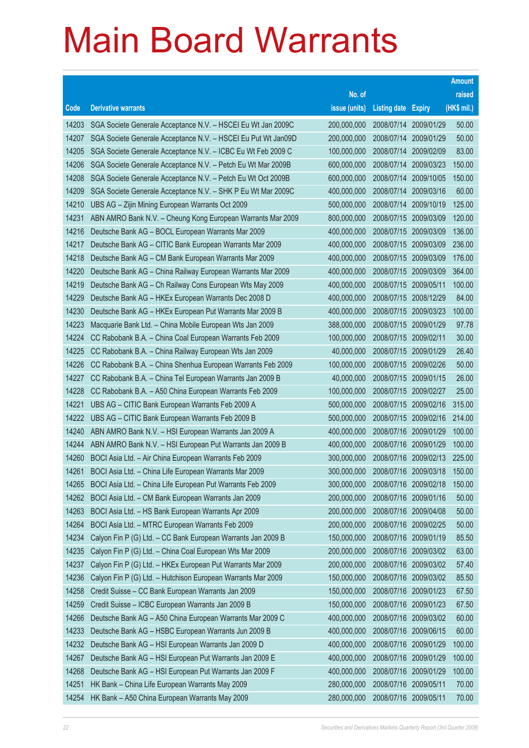# Main Board Warrants

| Code | Derivative warrants | No. of issue (units) | Listing date | Expiry | Amount raised (HK$ mil.) |
|---|---|---|---|---|---|
| 14203 | SGA Societe Generale Acceptance N.V. – HSCEI Eu Wt Jan 2009C | 200,000,000 | 2008/07/14 | 2009/01/29 | 50.00 |
| 14207 | SGA Societe Generale Acceptance N.V. – HSCEI Eu Put Wt Jan09D | 200,000,000 | 2008/07/14 | 2009/01/29 | 50.00 |
| 14205 | SGA Societe Generale Acceptance N.V. – ICBC Eu Wt Feb 2009 C | 100,000,000 | 2008/07/14 | 2009/02/09 | 83.00 |
| 14206 | SGA Societe Generale Acceptance N.V. – Petch Eu Wt Mar 2009B | 600,000,000 | 2008/07/14 | 2009/03/23 | 150.00 |
| 14208 | SGA Societe Generale Acceptance N.V. – Petch Eu Wt Oct 2009B | 600,000,000 | 2008/07/14 | 2009/10/05 | 150.00 |
| 14209 | SGA Societe Generale Acceptance N.V. – SHK P Eu Wt Mar 2009C | 400,000,000 | 2008/07/14 | 2009/03/16 | 60.00 |
| 14210 | UBS AG – Zijin Mining European Warrants Oct 2009 | 500,000,000 | 2008/07/14 | 2009/10/19 | 125.00 |
| 14231 | ABN AMRO Bank N.V. – Cheung Kong European Warrants Mar 2009 | 800,000,000 | 2008/07/15 | 2009/03/09 | 120.00 |
| 14216 | Deutsche Bank AG – BOCL European Warrants Mar 2009 | 400,000,000 | 2008/07/15 | 2009/03/09 | 136.00 |
| 14217 | Deutsche Bank AG – CITIC Bank European Warrants Mar 2009 | 400,000,000 | 2008/07/15 | 2009/03/09 | 236.00 |
| 14218 | Deutsche Bank AG – CM Bank European Warrants Mar 2009 | 400,000,000 | 2008/07/15 | 2009/03/09 | 176.00 |
| 14220 | Deutsche Bank AG – China Railway European Warrants Mar 2009 | 400,000,000 | 2008/07/15 | 2009/03/09 | 364.00 |
| 14219 | Deutsche Bank AG – Ch Railway Cons European Wts May 2009 | 400,000,000 | 2008/07/15 | 2009/05/11 | 100.00 |
| 14229 | Deutsche Bank AG – HKEx European Warrants Dec 2008 D | 400,000,000 | 2008/07/15 | 2008/12/29 | 84.00 |
| 14230 | Deutsche Bank AG – HKEx European Put Warrants Mar 2009 B | 400,000,000 | 2008/07/15 | 2009/03/23 | 100.00 |
| 14223 | Macquarie Bank Ltd. – China Mobile European Wts Jan 2009 | 388,000,000 | 2008/07/15 | 2009/01/29 | 97.78 |
| 14224 | CC Rabobank B.A. – China Coal European Warrants Feb 2009 | 100,000,000 | 2008/07/15 | 2009/02/11 | 30.00 |
| 14225 | CC Rabobank B.A. – China Railway European Wts Jan 2009 | 40,000,000 | 2008/07/15 | 2009/01/29 | 26.40 |
| 14226 | CC Rabobank B.A. – China Shenhua European Warrants Feb 2009 | 100,000,000 | 2008/07/15 | 2009/02/26 | 50.00 |
| 14227 | CC Rabobank B.A. – China Tel European Warrants Jan 2009 B | 40,000,000 | 2008/07/15 | 2009/01/15 | 26.00 |
| 14228 | CC Rabobank B.A. – A50 China European Warrants Feb 2009 | 100,000,000 | 2008/07/15 | 2009/02/27 | 25.00 |
| 14221 | UBS AG – CITIC Bank European Warrants Feb 2009 A | 500,000,000 | 2008/07/15 | 2009/02/16 | 315.00 |
| 14222 | UBS AG – CITIC Bank European Warrants Feb 2009 B | 500,000,000 | 2008/07/15 | 2009/02/16 | 214.00 |
| 14240 | ABN AMRO Bank N.V. – HSI European Warrants Jan 2009 A | 400,000,000 | 2008/07/16 | 2009/01/29 | 100.00 |
| 14244 | ABN AMRO Bank N.V. – HSI European Put Warrants Jan 2009 B | 400,000,000 | 2008/07/16 | 2009/01/29 | 100.00 |
| 14260 | BOCI Asia Ltd. – Air China European Warrants Feb 2009 | 300,000,000 | 2008/07/16 | 2009/02/13 | 225.00 |
| 14261 | BOCI Asia Ltd. – China Life European Warrants Mar 2009 | 300,000,000 | 2008/07/16 | 2009/03/18 | 150.00 |
| 14265 | BOCI Asia Ltd. – China Life European Put Warrants Feb 2009 | 300,000,000 | 2008/07/16 | 2009/02/18 | 150.00 |
| 14262 | BOCI Asia Ltd. – CM Bank European Warrants Jan 2009 | 200,000,000 | 2008/07/16 | 2009/01/16 | 50.00 |
| 14263 | BOCI Asia Ltd. – HS Bank European Warrants Apr 2009 | 200,000,000 | 2008/07/16 | 2009/04/08 | 50.00 |
| 14264 | BOCI Asia Ltd. – MTRC European Warrants Feb 2009 | 200,000,000 | 2008/07/16 | 2009/02/25 | 50.00 |
| 14234 | Calyon Fin P (G) Ltd. – CC Bank European Warrants Jan 2009 B | 150,000,000 | 2008/07/16 | 2009/01/19 | 85.50 |
| 14235 | Calyon Fin P (G) Ltd. – China Coal European Wts Mar 2009 | 200,000,000 | 2008/07/16 | 2009/03/02 | 63.00 |
| 14237 | Calyon Fin P (G) Ltd. – HKEx European Put Warrants Mar 2009 | 200,000,000 | 2008/07/16 | 2009/03/02 | 57.40 |
| 14236 | Calyon Fin P (G) Ltd. – Hutchison European Warrants Mar 2009 | 150,000,000 | 2008/07/16 | 2009/03/02 | 85.50 |
| 14258 | Credit Suisse – CC Bank European Warrants Jan 2009 | 150,000,000 | 2008/07/16 | 2009/01/23 | 67.50 |
| 14259 | Credit Suisse – ICBC European Warrants Jan 2009 B | 150,000,000 | 2008/07/16 | 2009/01/23 | 67.50 |
| 14266 | Deutsche Bank AG – A50 China European Warrants Mar 2009 C | 400,000,000 | 2008/07/16 | 2009/03/02 | 60.00 |
| 14233 | Deutsche Bank AG – HSBC European Warrants Jun 2009 B | 400,000,000 | 2008/07/16 | 2009/06/15 | 60.00 |
| 14232 | Deutsche Bank AG – HSI European Warrants Jan 2009 D | 400,000,000 | 2008/07/16 | 2009/01/29 | 100.00 |
| 14267 | Deutsche Bank AG – HSI European Put Warrants Jan 2009 E | 400,000,000 | 2008/07/16 | 2009/01/29 | 100.00 |
| 14268 | Deutsche Bank AG – HSI European Put Warrants Jan 2009 F | 400,000,000 | 2008/07/16 | 2009/01/29 | 100.00 |
| 14251 | HK Bank – China Life European Warrants May 2009 | 280,000,000 | 2008/07/16 | 2009/05/11 | 70.00 |
| 14254 | HK Bank – A50 China European Warrants May 2009 | 280,000,000 | 2008/07/16 | 2009/05/11 | 70.00 |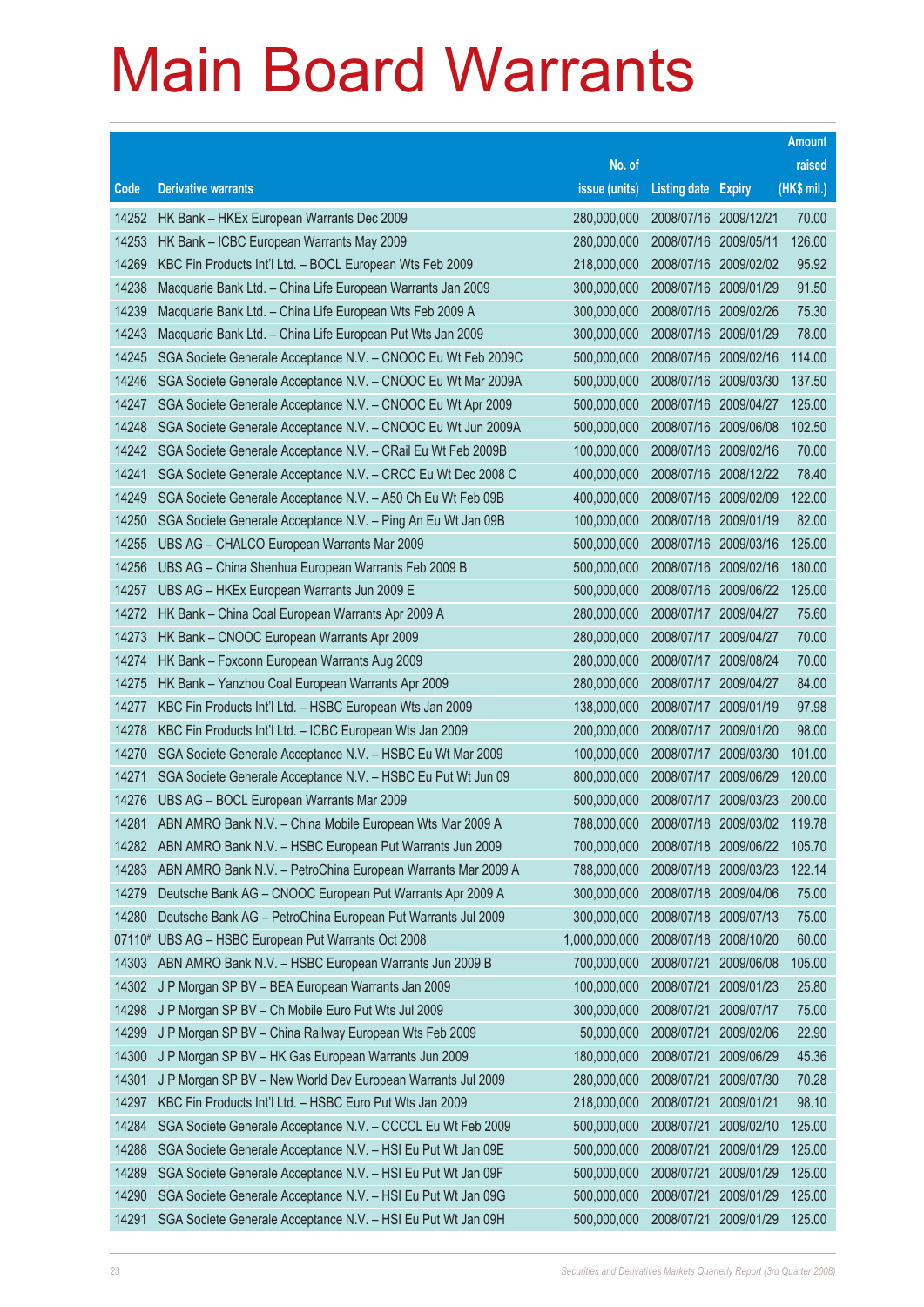# Main Board Warrants

| Code | Derivative warrants | No. of issue (units) | Listing date | Expiry | Amount raised (HK$ mil.) |
|---|---|---|---|---|---|
| 14252 | HK Bank – HKEx European Warrants Dec 2009 | 280,000,000 | 2008/07/16 | 2009/12/21 | 70.00 |
| 14253 | HK Bank – ICBC European Warrants May 2009 | 280,000,000 | 2008/07/16 | 2009/05/11 | 126.00 |
| 14269 | KBC Fin Products Int'l Ltd. – BOCL European Wts Feb 2009 | 218,000,000 | 2008/07/16 | 2009/02/02 | 95.92 |
| 14238 | Macquarie Bank Ltd. – China Life European Warrants Jan 2009 | 300,000,000 | 2008/07/16 | 2009/01/29 | 91.50 |
| 14239 | Macquarie Bank Ltd. – China Life European Wts Feb 2009 A | 300,000,000 | 2008/07/16 | 2009/02/26 | 75.30 |
| 14243 | Macquarie Bank Ltd. – China Life European Put Wts Jan 2009 | 300,000,000 | 2008/07/16 | 2009/01/29 | 78.00 |
| 14245 | SGA Societe Generale Acceptance N.V. – CNOOC Eu Wt Feb 2009C | 500,000,000 | 2008/07/16 | 2009/02/16 | 114.00 |
| 14246 | SGA Societe Generale Acceptance N.V. – CNOOC Eu Wt Mar 2009A | 500,000,000 | 2008/07/16 | 2009/03/30 | 137.50 |
| 14247 | SGA Societe Generale Acceptance N.V. – CNOOC Eu Wt Apr 2009 | 500,000,000 | 2008/07/16 | 2009/04/27 | 125.00 |
| 14248 | SGA Societe Generale Acceptance N.V. – CNOOC Eu Wt Jun 2009A | 500,000,000 | 2008/07/16 | 2009/06/08 | 102.50 |
| 14242 | SGA Societe Generale Acceptance N.V. – CRail Eu Wt Feb 2009B | 100,000,000 | 2008/07/16 | 2009/02/16 | 70.00 |
| 14241 | SGA Societe Generale Acceptance N.V. – CRCC Eu Wt Dec 2008 C | 400,000,000 | 2008/07/16 | 2008/12/22 | 78.40 |
| 14249 | SGA Societe Generale Acceptance N.V. – A50 Ch Eu Wt Feb 09B | 400,000,000 | 2008/07/16 | 2009/02/09 | 122.00 |
| 14250 | SGA Societe Generale Acceptance N.V. – Ping An Eu Wt Jan 09B | 100,000,000 | 2008/07/16 | 2009/01/19 | 82.00 |
| 14255 | UBS AG – CHALCO European Warrants Mar 2009 | 500,000,000 | 2008/07/16 | 2009/03/16 | 125.00 |
| 14256 | UBS AG – China Shenhua European Warrants Feb 2009 B | 500,000,000 | 2008/07/16 | 2009/02/16 | 180.00 |
| 14257 | UBS AG – HKEx European Warrants Jun 2009 E | 500,000,000 | 2008/07/16 | 2009/06/22 | 125.00 |
| 14272 | HK Bank – China Coal European Warrants Apr 2009 A | 280,000,000 | 2008/07/17 | 2009/04/27 | 75.60 |
| 14273 | HK Bank – CNOOC European Warrants Apr 2009 | 280,000,000 | 2008/07/17 | 2009/04/27 | 70.00 |
| 14274 | HK Bank – Foxconn European Warrants Aug 2009 | 280,000,000 | 2008/07/17 | 2009/08/24 | 70.00 |
| 14275 | HK Bank – Yanzhou Coal European Warrants Apr 2009 | 280,000,000 | 2008/07/17 | 2009/04/27 | 84.00 |
| 14277 | KBC Fin Products Int'l Ltd. – HSBC European Wts Jan 2009 | 138,000,000 | 2008/07/17 | 2009/01/19 | 97.98 |
| 14278 | KBC Fin Products Int'l Ltd. – ICBC European Wts Jan 2009 | 200,000,000 | 2008/07/17 | 2009/01/20 | 98.00 |
| 14270 | SGA Societe Generale Acceptance N.V. – HSBC Eu Wt Mar 2009 | 100,000,000 | 2008/07/17 | 2009/03/30 | 101.00 |
| 14271 | SGA Societe Generale Acceptance N.V. – HSBC Eu Put Wt Jun 09 | 800,000,000 | 2008/07/17 | 2009/06/29 | 120.00 |
| 14276 | UBS AG – BOCL European Warrants Mar 2009 | 500,000,000 | 2008/07/17 | 2009/03/23 | 200.00 |
| 14281 | ABN AMRO Bank N.V. – China Mobile European Wts Mar 2009 A | 788,000,000 | 2008/07/18 | 2009/03/02 | 119.78 |
| 14282 | ABN AMRO Bank N.V. – HSBC European Put Warrants Jun 2009 | 700,000,000 | 2008/07/18 | 2009/06/22 | 105.70 |
| 14283 | ABN AMRO Bank N.V. – PetroChina European Warrants Mar 2009 A | 788,000,000 | 2008/07/18 | 2009/03/23 | 122.14 |
| 14279 | Deutsche Bank AG – CNOOC European Put Warrants Apr 2009 A | 300,000,000 | 2008/07/18 | 2009/04/06 | 75.00 |
| 14280 | Deutsche Bank AG – PetroChina European Put Warrants Jul 2009 | 300,000,000 | 2008/07/18 | 2009/07/13 | 75.00 |
| 07110# | UBS AG – HSBC European Put Warrants Oct 2008 | 1,000,000,000 | 2008/07/18 | 2008/10/20 | 60.00 |
| 14303 | ABN AMRO Bank N.V. – HSBC European Warrants Jun 2009 B | 700,000,000 | 2008/07/21 | 2009/06/08 | 105.00 |
| 14302 | J P Morgan SP BV – BEA European Warrants Jan 2009 | 100,000,000 | 2008/07/21 | 2009/01/23 | 25.80 |
| 14298 | J P Morgan SP BV – Ch Mobile Euro Put Wts Jul 2009 | 300,000,000 | 2008/07/21 | 2009/07/17 | 75.00 |
| 14299 | J P Morgan SP BV – China Railway European Wts Feb 2009 | 50,000,000 | 2008/07/21 | 2009/02/06 | 22.90 |
| 14300 | J P Morgan SP BV – HK Gas European Warrants Jun 2009 | 180,000,000 | 2008/07/21 | 2009/06/29 | 45.36 |
| 14301 | J P Morgan SP BV – New World Dev European Warrants Jul 2009 | 280,000,000 | 2008/07/21 | 2009/07/30 | 70.28 |
| 14297 | KBC Fin Products Int'l Ltd. – HSBC Euro Put Wts Jan 2009 | 218,000,000 | 2008/07/21 | 2009/01/21 | 98.10 |
| 14284 | SGA Societe Generale Acceptance N.V. – CCCCL Eu Wt Feb 2009 | 500,000,000 | 2008/07/21 | 2009/02/10 | 125.00 |
| 14288 | SGA Societe Generale Acceptance N.V. – HSI Eu Put Wt Jan 09E | 500,000,000 | 2008/07/21 | 2009/01/29 | 125.00 |
| 14289 | SGA Societe Generale Acceptance N.V. – HSI Eu Put Wt Jan 09F | 500,000,000 | 2008/07/21 | 2009/01/29 | 125.00 |
| 14290 | SGA Societe Generale Acceptance N.V. – HSI Eu Put Wt Jan 09G | 500,000,000 | 2008/07/21 | 2009/01/29 | 125.00 |
| 14291 | SGA Societe Generale Acceptance N.V. – HSI Eu Put Wt Jan 09H | 500,000,000 | 2008/07/21 | 2009/01/29 | 125.00 |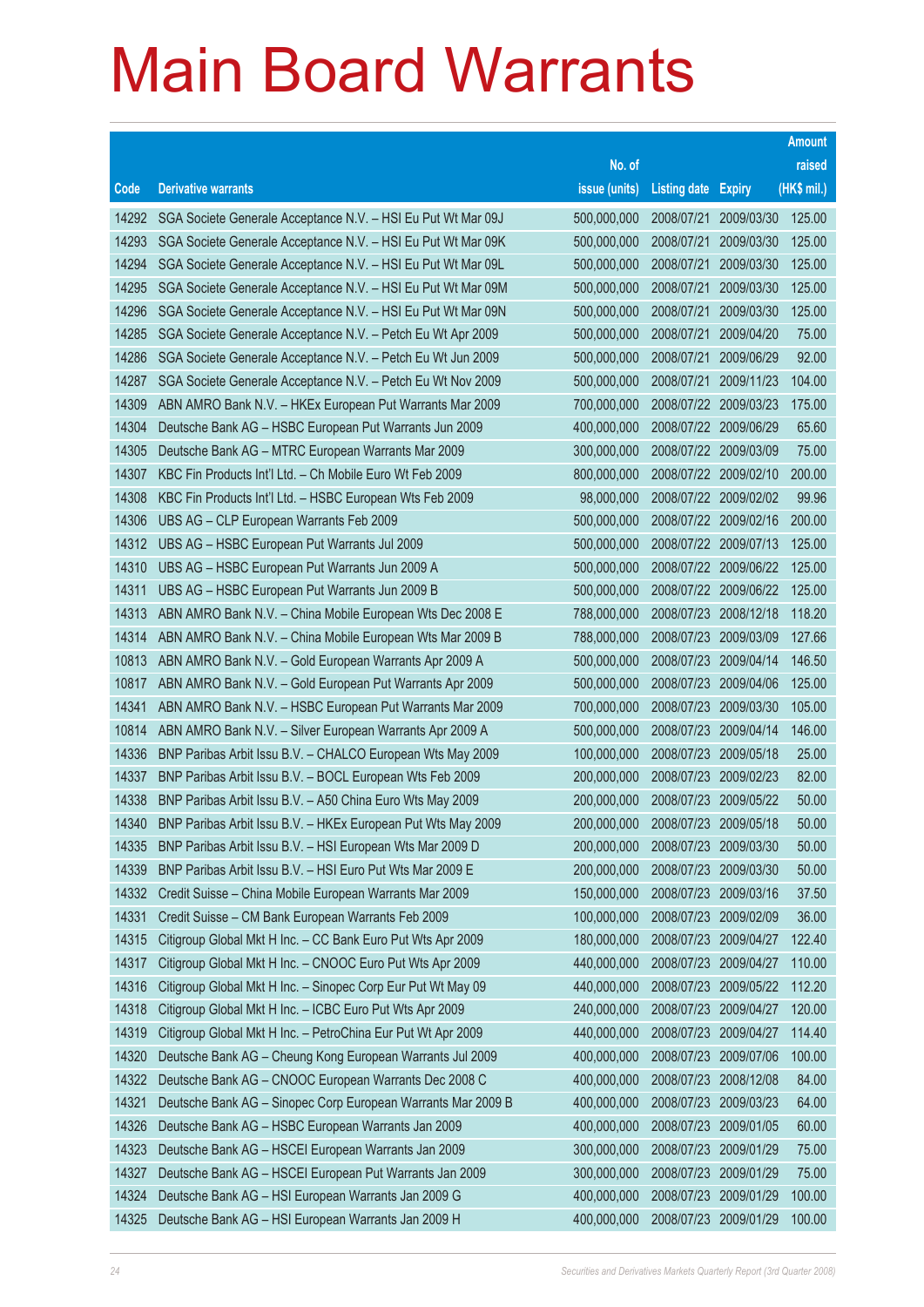# Main Board Warrants

| Code | Derivative warrants | No. of issue (units) | Listing date | Expiry | Amount raised (HK$ mil.) |
|---|---|---|---|---|---|
| 14292 | SGA Societe Generale Acceptance N.V. – HSI Eu Put Wt Mar 09J | 500,000,000 | 2008/07/21 | 2009/03/30 | 125.00 |
| 14293 | SGA Societe Generale Acceptance N.V. – HSI Eu Put Wt Mar 09K | 500,000,000 | 2008/07/21 | 2009/03/30 | 125.00 |
| 14294 | SGA Societe Generale Acceptance N.V. – HSI Eu Put Wt Mar 09L | 500,000,000 | 2008/07/21 | 2009/03/30 | 125.00 |
| 14295 | SGA Societe Generale Acceptance N.V. – HSI Eu Put Wt Mar 09M | 500,000,000 | 2008/07/21 | 2009/03/30 | 125.00 |
| 14296 | SGA Societe Generale Acceptance N.V. – HSI Eu Put Wt Mar 09N | 500,000,000 | 2008/07/21 | 2009/03/30 | 125.00 |
| 14285 | SGA Societe Generale Acceptance N.V. – Petch Eu Wt Apr 2009 | 500,000,000 | 2008/07/21 | 2009/04/20 | 75.00 |
| 14286 | SGA Societe Generale Acceptance N.V. – Petch Eu Wt Jun 2009 | 500,000,000 | 2008/07/21 | 2009/06/29 | 92.00 |
| 14287 | SGA Societe Generale Acceptance N.V. – Petch Eu Wt Nov 2009 | 500,000,000 | 2008/07/21 | 2009/11/23 | 104.00 |
| 14309 | ABN AMRO Bank N.V. – HKEx European Put Warrants Mar 2009 | 700,000,000 | 2008/07/22 | 2009/03/23 | 175.00 |
| 14304 | Deutsche Bank AG – HSBC European Put Warrants Jun 2009 | 400,000,000 | 2008/07/22 | 2009/06/29 | 65.60 |
| 14305 | Deutsche Bank AG – MTRC European Warrants Mar 2009 | 300,000,000 | 2008/07/22 | 2009/03/09 | 75.00 |
| 14307 | KBC Fin Products Int'l Ltd. – Ch Mobile Euro Wt Feb 2009 | 800,000,000 | 2008/07/22 | 2009/02/10 | 200.00 |
| 14308 | KBC Fin Products Int'l Ltd. – HSBC European Wts Feb 2009 | 98,000,000 | 2008/07/22 | 2009/02/02 | 99.96 |
| 14306 | UBS AG – CLP European Warrants Feb 2009 | 500,000,000 | 2008/07/22 | 2009/02/16 | 200.00 |
| 14312 | UBS AG – HSBC European Put Warrants Jul 2009 | 500,000,000 | 2008/07/22 | 2009/07/13 | 125.00 |
| 14310 | UBS AG – HSBC European Put Warrants Jun 2009 A | 500,000,000 | 2008/07/22 | 2009/06/22 | 125.00 |
| 14311 | UBS AG – HSBC European Put Warrants Jun 2009 B | 500,000,000 | 2008/07/22 | 2009/06/22 | 125.00 |
| 14313 | ABN AMRO Bank N.V. – China Mobile European Wts Dec 2008 E | 788,000,000 | 2008/07/23 | 2008/12/18 | 118.20 |
| 14314 | ABN AMRO Bank N.V. – China Mobile European Wts Mar 2009 B | 788,000,000 | 2008/07/23 | 2009/03/09 | 127.66 |
| 10813 | ABN AMRO Bank N.V. – Gold European Warrants Apr 2009 A | 500,000,000 | 2008/07/23 | 2009/04/14 | 146.50 |
| 10817 | ABN AMRO Bank N.V. – Gold European Put Warrants Apr 2009 | 500,000,000 | 2008/07/23 | 2009/04/06 | 125.00 |
| 14341 | ABN AMRO Bank N.V. – HSBC European Put Warrants Mar 2009 | 700,000,000 | 2008/07/23 | 2009/03/30 | 105.00 |
| 10814 | ABN AMRO Bank N.V. – Silver European Warrants Apr 2009 A | 500,000,000 | 2008/07/23 | 2009/04/14 | 146.00 |
| 14336 | BNP Paribas Arbit Issu B.V. – CHALCO European Wts May 2009 | 100,000,000 | 2008/07/23 | 2009/05/18 | 25.00 |
| 14337 | BNP Paribas Arbit Issu B.V. – BOCL European Wts Feb 2009 | 200,000,000 | 2008/07/23 | 2009/02/23 | 82.00 |
| 14338 | BNP Paribas Arbit Issu B.V. – A50 China Euro Wts May 2009 | 200,000,000 | 2008/07/23 | 2009/05/22 | 50.00 |
| 14340 | BNP Paribas Arbit Issu B.V. – HKEx European Put Wts May 2009 | 200,000,000 | 2008/07/23 | 2009/05/18 | 50.00 |
| 14335 | BNP Paribas Arbit Issu B.V. – HSI European Wts Mar 2009 D | 200,000,000 | 2008/07/23 | 2009/03/30 | 50.00 |
| 14339 | BNP Paribas Arbit Issu B.V. – HSI Euro Put Wts Mar 2009 E | 200,000,000 | 2008/07/23 | 2009/03/30 | 50.00 |
| 14332 | Credit Suisse – China Mobile European Warrants Mar 2009 | 150,000,000 | 2008/07/23 | 2009/03/16 | 37.50 |
| 14331 | Credit Suisse – CM Bank European Warrants Feb 2009 | 100,000,000 | 2008/07/23 | 2009/02/09 | 36.00 |
| 14315 | Citigroup Global Mkt H Inc. – CC Bank Euro Put Wts Apr 2009 | 180,000,000 | 2008/07/23 | 2009/04/27 | 122.40 |
| 14317 | Citigroup Global Mkt H Inc. – CNOOC Euro Put Wts Apr 2009 | 440,000,000 | 2008/07/23 | 2009/04/27 | 110.00 |
| 14316 | Citigroup Global Mkt H Inc. – Sinopec Corp Eur Put Wt May 09 | 440,000,000 | 2008/07/23 | 2009/05/22 | 112.20 |
| 14318 | Citigroup Global Mkt H Inc. – ICBC Euro Put Wts Apr 2009 | 240,000,000 | 2008/07/23 | 2009/04/27 | 120.00 |
| 14319 | Citigroup Global Mkt H Inc. – PetroChina Eur Put Wt Apr 2009 | 440,000,000 | 2008/07/23 | 2009/04/27 | 114.40 |
| 14320 | Deutsche Bank AG – Cheung Kong European Warrants Jul 2009 | 400,000,000 | 2008/07/23 | 2009/07/06 | 100.00 |
| 14322 | Deutsche Bank AG – CNOOC European Warrants Dec 2008 C | 400,000,000 | 2008/07/23 | 2008/12/08 | 84.00 |
| 14321 | Deutsche Bank AG – Sinopec Corp European Warrants Mar 2009 B | 400,000,000 | 2008/07/23 | 2009/03/23 | 64.00 |
| 14326 | Deutsche Bank AG – HSBC European Warrants Jan 2009 | 400,000,000 | 2008/07/23 | 2009/01/05 | 60.00 |
| 14323 | Deutsche Bank AG – HSCEI European Warrants Jan 2009 | 300,000,000 | 2008/07/23 | 2009/01/29 | 75.00 |
| 14327 | Deutsche Bank AG – HSCEI European Put Warrants Jan 2009 | 300,000,000 | 2008/07/23 | 2009/01/29 | 75.00 |
| 14324 | Deutsche Bank AG – HSI European Warrants Jan 2009 G | 400,000,000 | 2008/07/23 | 2009/01/29 | 100.00 |
| 14325 | Deutsche Bank AG – HSI European Warrants Jan 2009 H | 400,000,000 | 2008/07/23 | 2009/01/29 | 100.00 |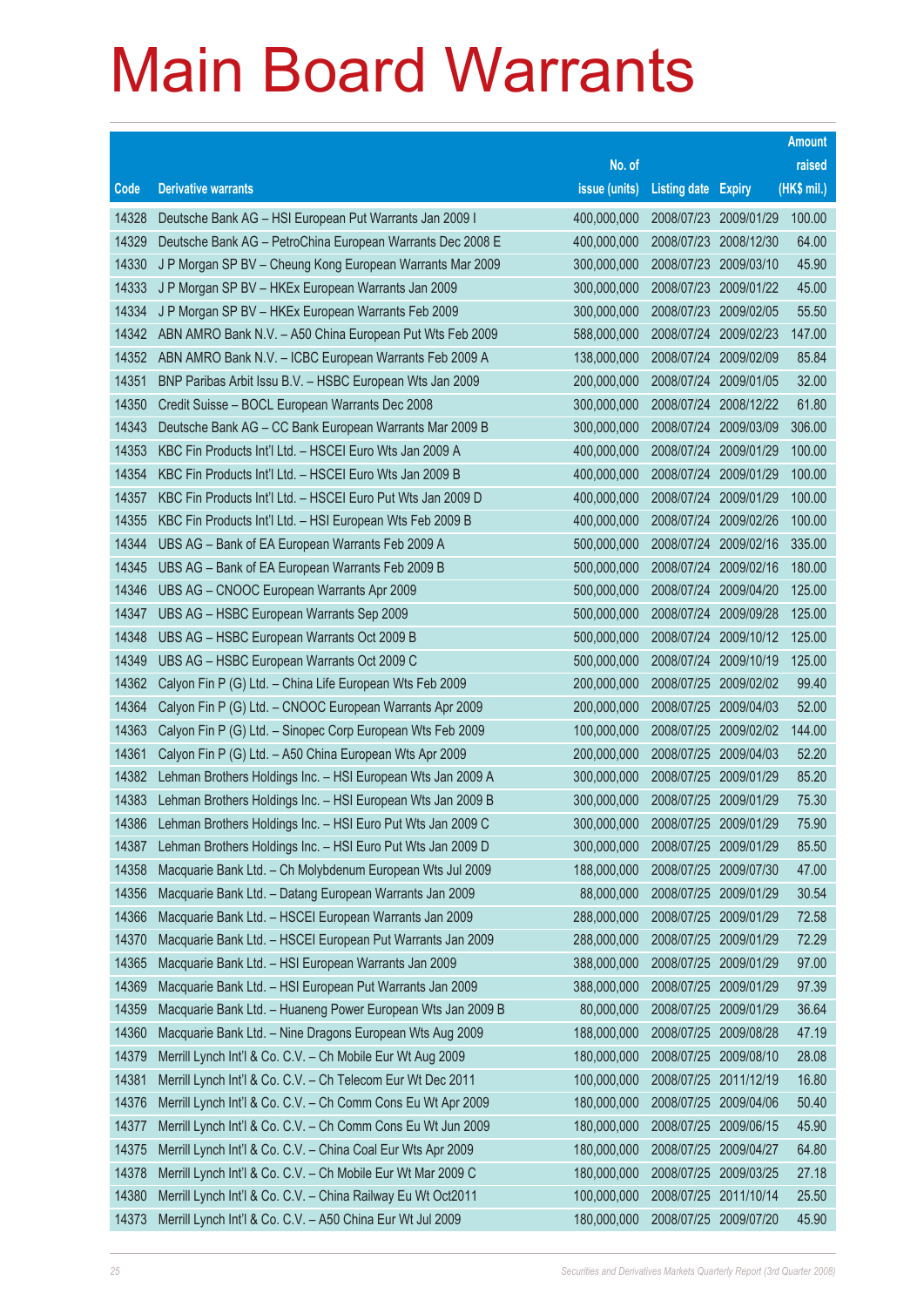# Main Board Warrants

| Code | Derivative warrants | No. of issue (units) | Listing date | Expiry | Amount raised (HK$ mil.) |
|---|---|---|---|---|---|
| 14328 | Deutsche Bank AG – HSI European Put Warrants Jan 2009 I | 400,000,000 | 2008/07/23 | 2009/01/29 | 100.00 |
| 14329 | Deutsche Bank AG – PetroChina European Warrants Dec 2008 E | 400,000,000 | 2008/07/23 | 2008/12/30 | 64.00 |
| 14330 | J P Morgan SP BV – Cheung Kong European Warrants Mar 2009 | 300,000,000 | 2008/07/23 | 2009/03/10 | 45.90 |
| 14333 | J P Morgan SP BV – HKEx European Warrants Jan 2009 | 300,000,000 | 2008/07/23 | 2009/01/22 | 45.00 |
| 14334 | J P Morgan SP BV – HKEx European Warrants Feb 2009 | 300,000,000 | 2008/07/23 | 2009/02/05 | 55.50 |
| 14342 | ABN AMRO Bank N.V. – A50 China European Put Wts Feb 2009 | 588,000,000 | 2008/07/24 | 2009/02/23 | 147.00 |
| 14352 | ABN AMRO Bank N.V. – ICBC European Warrants Feb 2009 A | 138,000,000 | 2008/07/24 | 2009/02/09 | 85.84 |
| 14351 | BNP Paribas Arbit Issu B.V. – HSBC European Wts Jan 2009 | 200,000,000 | 2008/07/24 | 2009/01/05 | 32.00 |
| 14350 | Credit Suisse – BOCL European Warrants Dec 2008 | 300,000,000 | 2008/07/24 | 2008/12/22 | 61.80 |
| 14343 | Deutsche Bank AG – CC Bank European Warrants Mar 2009 B | 300,000,000 | 2008/07/24 | 2009/03/09 | 306.00 |
| 14353 | KBC Fin Products Int'l Ltd. – HSCEI Euro Wts Jan 2009 A | 400,000,000 | 2008/07/24 | 2009/01/29 | 100.00 |
| 14354 | KBC Fin Products Int'l Ltd. – HSCEI Euro Wts Jan 2009 B | 400,000,000 | 2008/07/24 | 2009/01/29 | 100.00 |
| 14357 | KBC Fin Products Int'l Ltd. – HSCEI Euro Put Wts Jan 2009 D | 400,000,000 | 2008/07/24 | 2009/01/29 | 100.00 |
| 14355 | KBC Fin Products Int'l Ltd. – HSI European Wts Feb 2009 B | 400,000,000 | 2008/07/24 | 2009/02/26 | 100.00 |
| 14344 | UBS AG – Bank of EA European Warrants Feb 2009 A | 500,000,000 | 2008/07/24 | 2009/02/16 | 335.00 |
| 14345 | UBS AG – Bank of EA European Warrants Feb 2009 B | 500,000,000 | 2008/07/24 | 2009/02/16 | 180.00 |
| 14346 | UBS AG – CNOOC European Warrants Apr 2009 | 500,000,000 | 2008/07/24 | 2009/04/20 | 125.00 |
| 14347 | UBS AG – HSBC European Warrants Sep 2009 | 500,000,000 | 2008/07/24 | 2009/09/28 | 125.00 |
| 14348 | UBS AG – HSBC European Warrants Oct 2009 B | 500,000,000 | 2008/07/24 | 2009/10/12 | 125.00 |
| 14349 | UBS AG – HSBC European Warrants Oct 2009 C | 500,000,000 | 2008/07/24 | 2009/10/19 | 125.00 |
| 14362 | Calyon Fin P (G) Ltd. – China Life European Wts Feb 2009 | 200,000,000 | 2008/07/25 | 2009/02/02 | 99.40 |
| 14364 | Calyon Fin P (G) Ltd. – CNOOC European Warrants Apr 2009 | 200,000,000 | 2008/07/25 | 2009/04/03 | 52.00 |
| 14363 | Calyon Fin P (G) Ltd. – Sinopec Corp European Wts Feb 2009 | 100,000,000 | 2008/07/25 | 2009/02/02 | 144.00 |
| 14361 | Calyon Fin P (G) Ltd. – A50 China European Wts Apr 2009 | 200,000,000 | 2008/07/25 | 2009/04/03 | 52.20 |
| 14382 | Lehman Brothers Holdings Inc. – HSI European Wts Jan 2009 A | 300,000,000 | 2008/07/25 | 2009/01/29 | 85.20 |
| 14383 | Lehman Brothers Holdings Inc. – HSI European Wts Jan 2009 B | 300,000,000 | 2008/07/25 | 2009/01/29 | 75.30 |
| 14386 | Lehman Brothers Holdings Inc. – HSI Euro Put Wts Jan 2009 C | 300,000,000 | 2008/07/25 | 2009/01/29 | 75.90 |
| 14387 | Lehman Brothers Holdings Inc. – HSI Euro Put Wts Jan 2009 D | 300,000,000 | 2008/07/25 | 2009/01/29 | 85.50 |
| 14358 | Macquarie Bank Ltd. – Ch Molybdenum European Wts Jul 2009 | 188,000,000 | 2008/07/25 | 2009/07/30 | 47.00 |
| 14356 | Macquarie Bank Ltd. – Datang European Warrants Jan 2009 | 88,000,000 | 2008/07/25 | 2009/01/29 | 30.54 |
| 14366 | Macquarie Bank Ltd. – HSCEI European Warrants Jan 2009 | 288,000,000 | 2008/07/25 | 2009/01/29 | 72.58 |
| 14370 | Macquarie Bank Ltd. – HSCEI European Put Warrants Jan 2009 | 288,000,000 | 2008/07/25 | 2009/01/29 | 72.29 |
| 14365 | Macquarie Bank Ltd. – HSI European Warrants Jan 2009 | 388,000,000 | 2008/07/25 | 2009/01/29 | 97.00 |
| 14369 | Macquarie Bank Ltd. – HSI European Put Warrants Jan 2009 | 388,000,000 | 2008/07/25 | 2009/01/29 | 97.39 |
| 14359 | Macquarie Bank Ltd. – Huaneng Power European Wts Jan 2009 B | 80,000,000 | 2008/07/25 | 2009/01/29 | 36.64 |
| 14360 | Macquarie Bank Ltd. – Nine Dragons European Wts Aug 2009 | 188,000,000 | 2008/07/25 | 2009/08/28 | 47.19 |
| 14379 | Merrill Lynch Int'l & Co. C.V. – Ch Mobile Eur Wt Aug 2009 | 180,000,000 | 2008/07/25 | 2009/08/10 | 28.08 |
| 14381 | Merrill Lynch Int'l & Co. C.V. – Ch Telecom Eur Wt Dec 2011 | 100,000,000 | 2008/07/25 | 2011/12/19 | 16.80 |
| 14376 | Merrill Lynch Int'l & Co. C.V. – Ch Comm Cons Eu Wt Apr 2009 | 180,000,000 | 2008/07/25 | 2009/04/06 | 50.40 |
| 14377 | Merrill Lynch Int'l & Co. C.V. – Ch Comm Cons Eu Wt Jun 2009 | 180,000,000 | 2008/07/25 | 2009/06/15 | 45.90 |
| 14375 | Merrill Lynch Int'l & Co. C.V. – China Coal Eur Wts Apr 2009 | 180,000,000 | 2008/07/25 | 2009/04/27 | 64.80 |
| 14378 | Merrill Lynch Int'l & Co. C.V. – Ch Mobile Eur Wt Mar 2009 C | 180,000,000 | 2008/07/25 | 2009/03/25 | 27.18 |
| 14380 | Merrill Lynch Int'l & Co. C.V. – China Railway Eu Wt Oct2011 | 100,000,000 | 2008/07/25 | 2011/10/14 | 25.50 |
| 14373 | Merrill Lynch Int'l & Co. C.V. – A50 China Eur Wt Jul 2009 | 180,000,000 | 2008/07/25 | 2009/07/20 | 45.90 |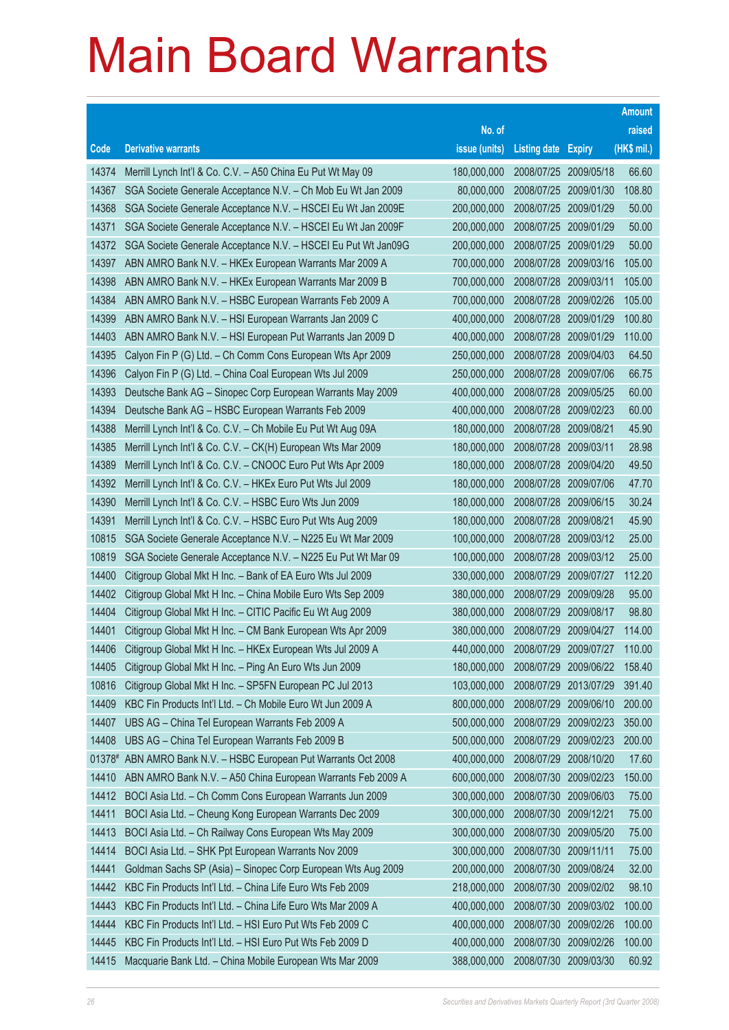# Main Board Warrants

| Code | Derivative warrants | No. of issue (units) | Listing date | Expiry | Amount raised (HK$ mil.) |
|---|---|---|---|---|---|
| 14374 | Merrill Lynch Int'l & Co. C.V. – A50 China Eu Put Wt May 09 | 180,000,000 | 2008/07/25 | 2009/05/18 | 66.60 |
| 14367 | SGA Societe Generale Acceptance N.V. – Ch Mob Eu Wt Jan 2009 | 80,000,000 | 2008/07/25 | 2009/01/30 | 108.80 |
| 14368 | SGA Societe Generale Acceptance N.V. – HSCEI Eu Wt Jan 2009E | 200,000,000 | 2008/07/25 | 2009/01/29 | 50.00 |
| 14371 | SGA Societe Generale Acceptance N.V. – HSCEI Eu Wt Jan 2009F | 200,000,000 | 2008/07/25 | 2009/01/29 | 50.00 |
| 14372 | SGA Societe Generale Acceptance N.V. – HSCEI Eu Put Wt Jan09G | 200,000,000 | 2008/07/25 | 2009/01/29 | 50.00 |
| 14397 | ABN AMRO Bank N.V. – HKEx European Warrants Mar 2009 A | 700,000,000 | 2008/07/28 | 2009/03/16 | 105.00 |
| 14398 | ABN AMRO Bank N.V. – HKEx European Warrants Mar 2009 B | 700,000,000 | 2008/07/28 | 2009/03/11 | 105.00 |
| 14384 | ABN AMRO Bank N.V. – HSBC European Warrants Feb 2009 A | 700,000,000 | 2008/07/28 | 2009/02/26 | 105.00 |
| 14399 | ABN AMRO Bank N.V. – HSI European Warrants Jan 2009 C | 400,000,000 | 2008/07/28 | 2009/01/29 | 100.80 |
| 14403 | ABN AMRO Bank N.V. – HSI European Put Warrants Jan 2009 D | 400,000,000 | 2008/07/28 | 2009/01/29 | 110.00 |
| 14395 | Calyon Fin P (G) Ltd. – Ch Comm Cons European Wts Apr 2009 | 250,000,000 | 2008/07/28 | 2009/04/03 | 64.50 |
| 14396 | Calyon Fin P (G) Ltd. – China Coal European Wts Jul 2009 | 250,000,000 | 2008/07/28 | 2009/07/06 | 66.75 |
| 14393 | Deutsche Bank AG – Sinopec Corp European Warrants May 2009 | 400,000,000 | 2008/07/28 | 2009/05/25 | 60.00 |
| 14394 | Deutsche Bank AG – HSBC European Warrants Feb 2009 | 400,000,000 | 2008/07/28 | 2009/02/23 | 60.00 |
| 14388 | Merrill Lynch Int'l & Co. C.V. – Ch Mobile Eu Put Wt Aug 09A | 180,000,000 | 2008/07/28 | 2009/08/21 | 45.90 |
| 14385 | Merrill Lynch Int'l & Co. C.V. – CK(H) European Wts Mar 2009 | 180,000,000 | 2008/07/28 | 2009/03/11 | 28.98 |
| 14389 | Merrill Lynch Int'l & Co. C.V. – CNOOC Euro Put Wts Apr 2009 | 180,000,000 | 2008/07/28 | 2009/04/20 | 49.50 |
| 14392 | Merrill Lynch Int'l & Co. C.V. – HKEx Euro Put Wts Jul 2009 | 180,000,000 | 2008/07/28 | 2009/07/06 | 47.70 |
| 14390 | Merrill Lynch Int'l & Co. C.V. – HSBC Euro Wts Jun 2009 | 180,000,000 | 2008/07/28 | 2009/06/15 | 30.24 |
| 14391 | Merrill Lynch Int'l & Co. C.V. – HSBC Euro Put Wts Aug 2009 | 180,000,000 | 2008/07/28 | 2009/08/21 | 45.90 |
| 10815 | SGA Societe Generale Acceptance N.V. – N225 Eu Wt Mar 2009 | 100,000,000 | 2008/07/28 | 2009/03/12 | 25.00 |
| 10819 | SGA Societe Generale Acceptance N.V. – N225 Eu Put Wt Mar 09 | 100,000,000 | 2008/07/28 | 2009/03/12 | 25.00 |
| 14400 | Citigroup Global Mkt H Inc. – Bank of EA Euro Wts Jul 2009 | 330,000,000 | 2008/07/29 | 2009/07/27 | 112.20 |
| 14402 | Citigroup Global Mkt H Inc. – China Mobile Euro Wts Sep 2009 | 380,000,000 | 2008/07/29 | 2009/09/28 | 95.00 |
| 14404 | Citigroup Global Mkt H Inc. – CITIC Pacific Eu Wt Aug 2009 | 380,000,000 | 2008/07/29 | 2009/08/17 | 98.80 |
| 14401 | Citigroup Global Mkt H Inc. – CM Bank European Wts Apr 2009 | 380,000,000 | 2008/07/29 | 2009/04/27 | 114.00 |
| 14406 | Citigroup Global Mkt H Inc. – HKEx European Wts Jul 2009 A | 440,000,000 | 2008/07/29 | 2009/07/27 | 110.00 |
| 14405 | Citigroup Global Mkt H Inc. – Ping An Euro Wts Jun 2009 | 180,000,000 | 2008/07/29 | 2009/06/22 | 158.40 |
| 10816 | Citigroup Global Mkt H Inc. – SP5FN European PC Jul 2013 | 103,000,000 | 2008/07/29 | 2013/07/29 | 391.40 |
| 14409 | KBC Fin Products Int'l Ltd. – Ch Mobile Euro Wt Jun 2009 A | 800,000,000 | 2008/07/29 | 2009/06/10 | 200.00 |
| 14407 | UBS AG – China Tel European Warrants Feb 2009 A | 500,000,000 | 2008/07/29 | 2009/02/23 | 350.00 |
| 14408 | UBS AG – China Tel European Warrants Feb 2009 B | 500,000,000 | 2008/07/29 | 2009/02/23 | 200.00 |
| 01378# | ABN AMRO Bank N.V. – HSBC European Put Warrants Oct 2008 | 400,000,000 | 2008/07/29 | 2008/10/20 | 17.60 |
| 14410 | ABN AMRO Bank N.V. – A50 China European Warrants Feb 2009 A | 600,000,000 | 2008/07/30 | 2009/02/23 | 150.00 |
| 14412 | BOCI Asia Ltd. – Ch Comm Cons European Warrants Jun 2009 | 300,000,000 | 2008/07/30 | 2009/06/03 | 75.00 |
| 14411 | BOCI Asia Ltd. – Cheung Kong European Warrants Dec 2009 | 300,000,000 | 2008/07/30 | 2009/12/21 | 75.00 |
| 14413 | BOCI Asia Ltd. – Ch Railway Cons European Wts May 2009 | 300,000,000 | 2008/07/30 | 2009/05/20 | 75.00 |
| 14414 | BOCI Asia Ltd. – SHK Ppt European Warrants Nov 2009 | 300,000,000 | 2008/07/30 | 2009/11/11 | 75.00 |
| 14441 | Goldman Sachs SP (Asia) – Sinopec Corp European Wts Aug 2009 | 200,000,000 | 2008/07/30 | 2009/08/24 | 32.00 |
| 14442 | KBC Fin Products Int'l Ltd. – China Life Euro Wts Feb 2009 | 218,000,000 | 2008/07/30 | 2009/02/02 | 98.10 |
| 14443 | KBC Fin Products Int'l Ltd. – China Life Euro Wts Mar 2009 A | 400,000,000 | 2008/07/30 | 2009/03/02 | 100.00 |
| 14444 | KBC Fin Products Int'l Ltd. – HSI Euro Put Wts Feb 2009 C | 400,000,000 | 2008/07/30 | 2009/02/26 | 100.00 |
| 14445 | KBC Fin Products Int'l Ltd. – HSI Euro Put Wts Feb 2009 D | 400,000,000 | 2008/07/30 | 2009/02/26 | 100.00 |
| 14415 | Macquarie Bank Ltd. – China Mobile European Wts Mar 2009 | 388,000,000 | 2008/07/30 | 2009/03/30 | 60.92 |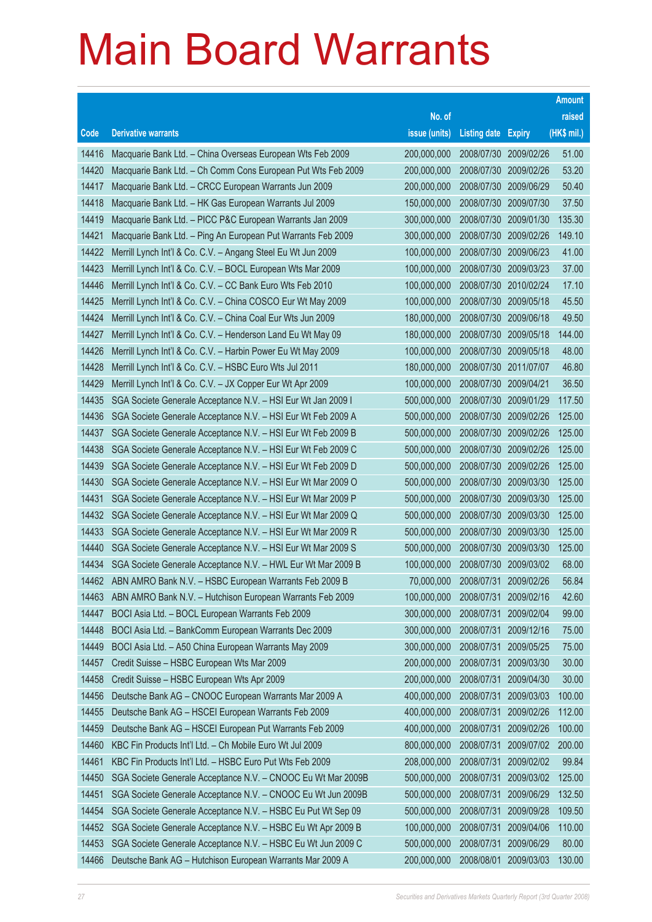# Main Board Warrants

| Code | Derivative warrants | No. of issue (units) | Listing date | Expiry | Amount raised (HK$ mil.) |
|---|---|---|---|---|---|
| 14416 | Macquarie Bank Ltd. – China Overseas European Wts Feb 2009 | 200,000,000 | 2008/07/30 | 2009/02/26 | 51.00 |
| 14420 | Macquarie Bank Ltd. – Ch Comm Cons European Put Wts Feb 2009 | 200,000,000 | 2008/07/30 | 2009/02/26 | 53.20 |
| 14417 | Macquarie Bank Ltd. – CRCC European Warrants Jun 2009 | 200,000,000 | 2008/07/30 | 2009/06/29 | 50.40 |
| 14418 | Macquarie Bank Ltd. – HK Gas European Warrants Jul 2009 | 150,000,000 | 2008/07/30 | 2009/07/30 | 37.50 |
| 14419 | Macquarie Bank Ltd. – PICC P&C European Warrants Jan 2009 | 300,000,000 | 2008/07/30 | 2009/01/30 | 135.30 |
| 14421 | Macquarie Bank Ltd. – Ping An European Put Warrants Feb 2009 | 300,000,000 | 2008/07/30 | 2009/02/26 | 149.10 |
| 14422 | Merrill Lynch Int'l & Co. C.V. – Angang Steel Eu Wt Jun 2009 | 100,000,000 | 2008/07/30 | 2009/06/23 | 41.00 |
| 14423 | Merrill Lynch Int'l & Co. C.V. – BOCL European Wts Mar 2009 | 100,000,000 | 2008/07/30 | 2009/03/23 | 37.00 |
| 14446 | Merrill Lynch Int'l & Co. C.V. – CC Bank Euro Wts Feb 2010 | 100,000,000 | 2008/07/30 | 2010/02/24 | 17.10 |
| 14425 | Merrill Lynch Int'l & Co. C.V. – China COSCO Eur Wt May 2009 | 100,000,000 | 2008/07/30 | 2009/05/18 | 45.50 |
| 14424 | Merrill Lynch Int'l & Co. C.V. – China Coal Eur Wts Jun 2009 | 180,000,000 | 2008/07/30 | 2009/06/18 | 49.50 |
| 14427 | Merrill Lynch Int'l & Co. C.V. – Henderson Land Eu Wt May 09 | 180,000,000 | 2008/07/30 | 2009/05/18 | 144.00 |
| 14426 | Merrill Lynch Int'l & Co. C.V. – Harbin Power Eu Wt May 2009 | 100,000,000 | 2008/07/30 | 2009/05/18 | 48.00 |
| 14428 | Merrill Lynch Int'l & Co. C.V. – HSBC Euro Wts Jul 2011 | 180,000,000 | 2008/07/30 | 2011/07/07 | 46.80 |
| 14429 | Merrill Lynch Int'l & Co. C.V. – JX Copper Eur Wt Apr 2009 | 100,000,000 | 2008/07/30 | 2009/04/21 | 36.50 |
| 14435 | SGA Societe Generale Acceptance N.V. – HSI Eur Wt Jan 2009 I | 500,000,000 | 2008/07/30 | 2009/01/29 | 117.50 |
| 14436 | SGA Societe Generale Acceptance N.V. – HSI Eur Wt Feb 2009 A | 500,000,000 | 2008/07/30 | 2009/02/26 | 125.00 |
| 14437 | SGA Societe Generale Acceptance N.V. – HSI Eur Wt Feb 2009 B | 500,000,000 | 2008/07/30 | 2009/02/26 | 125.00 |
| 14438 | SGA Societe Generale Acceptance N.V. – HSI Eur Wt Feb 2009 C | 500,000,000 | 2008/07/30 | 2009/02/26 | 125.00 |
| 14439 | SGA Societe Generale Acceptance N.V. – HSI Eur Wt Feb 2009 D | 500,000,000 | 2008/07/30 | 2009/02/26 | 125.00 |
| 14430 | SGA Societe Generale Acceptance N.V. – HSI Eur Wt Mar 2009 O | 500,000,000 | 2008/07/30 | 2009/03/30 | 125.00 |
| 14431 | SGA Societe Generale Acceptance N.V. – HSI Eur Wt Mar 2009 P | 500,000,000 | 2008/07/30 | 2009/03/30 | 125.00 |
| 14432 | SGA Societe Generale Acceptance N.V. – HSI Eur Wt Mar 2009 Q | 500,000,000 | 2008/07/30 | 2009/03/30 | 125.00 |
| 14433 | SGA Societe Generale Acceptance N.V. – HSI Eur Wt Mar 2009 R | 500,000,000 | 2008/07/30 | 2009/03/30 | 125.00 |
| 14440 | SGA Societe Generale Acceptance N.V. – HSI Eur Wt Mar 2009 S | 500,000,000 | 2008/07/30 | 2009/03/30 | 125.00 |
| 14434 | SGA Societe Generale Acceptance N.V. – HWL Eur Wt Mar 2009 B | 100,000,000 | 2008/07/30 | 2009/03/02 | 68.00 |
| 14462 | ABN AMRO Bank N.V. – HSBC European Warrants Feb 2009 B | 70,000,000 | 2008/07/31 | 2009/02/26 | 56.84 |
| 14463 | ABN AMRO Bank N.V. – Hutchison European Warrants Feb 2009 | 100,000,000 | 2008/07/31 | 2009/02/16 | 42.60 |
| 14447 | BOCI Asia Ltd. – BOCL European Warrants Feb 2009 | 300,000,000 | 2008/07/31 | 2009/02/04 | 99.00 |
| 14448 | BOCI Asia Ltd. – BankComm European Warrants Dec 2009 | 300,000,000 | 2008/07/31 | 2009/12/16 | 75.00 |
| 14449 | BOCI Asia Ltd. – A50 China European Warrants May 2009 | 300,000,000 | 2008/07/31 | 2009/05/25 | 75.00 |
| 14457 | Credit Suisse – HSBC European Wts Mar 2009 | 200,000,000 | 2008/07/31 | 2009/03/30 | 30.00 |
| 14458 | Credit Suisse – HSBC European Wts Apr 2009 | 200,000,000 | 2008/07/31 | 2009/04/30 | 30.00 |
| 14456 | Deutsche Bank AG – CNOOC European Warrants Mar 2009 A | 400,000,000 | 2008/07/31 | 2009/03/03 | 100.00 |
| 14455 | Deutsche Bank AG – HSCEI European Warrants Feb 2009 | 400,000,000 | 2008/07/31 | 2009/02/26 | 112.00 |
| 14459 | Deutsche Bank AG – HSCEI European Put Warrants Feb 2009 | 400,000,000 | 2008/07/31 | 2009/02/26 | 100.00 |
| 14460 | KBC Fin Products Int'l Ltd. – Ch Mobile Euro Wt Jul 2009 | 800,000,000 | 2008/07/31 | 2009/07/02 | 200.00 |
| 14461 | KBC Fin Products Int'l Ltd. – HSBC Euro Put Wts Feb 2009 | 208,000,000 | 2008/07/31 | 2009/02/02 | 99.84 |
| 14450 | SGA Societe Generale Acceptance N.V. – CNOOC Eu Wt Mar 2009B | 500,000,000 | 2008/07/31 | 2009/03/02 | 125.00 |
| 14451 | SGA Societe Generale Acceptance N.V. – CNOOC Eu Wt Jun 2009B | 500,000,000 | 2008/07/31 | 2009/06/29 | 132.50 |
| 14454 | SGA Societe Generale Acceptance N.V. – HSBC Eu Put Wt Sep 09 | 500,000,000 | 2008/07/31 | 2009/09/28 | 109.50 |
| 14452 | SGA Societe Generale Acceptance N.V. – HSBC Eu Wt Apr 2009 B | 100,000,000 | 2008/07/31 | 2009/04/06 | 110.00 |
| 14453 | SGA Societe Generale Acceptance N.V. – HSBC Eu Wt Jun 2009 C | 500,000,000 | 2008/07/31 | 2009/06/29 | 80.00 |
| 14466 | Deutsche Bank AG – Hutchison European Warrants Mar 2009 A | 200,000,000 | 2008/08/01 | 2009/03/03 | 130.00 |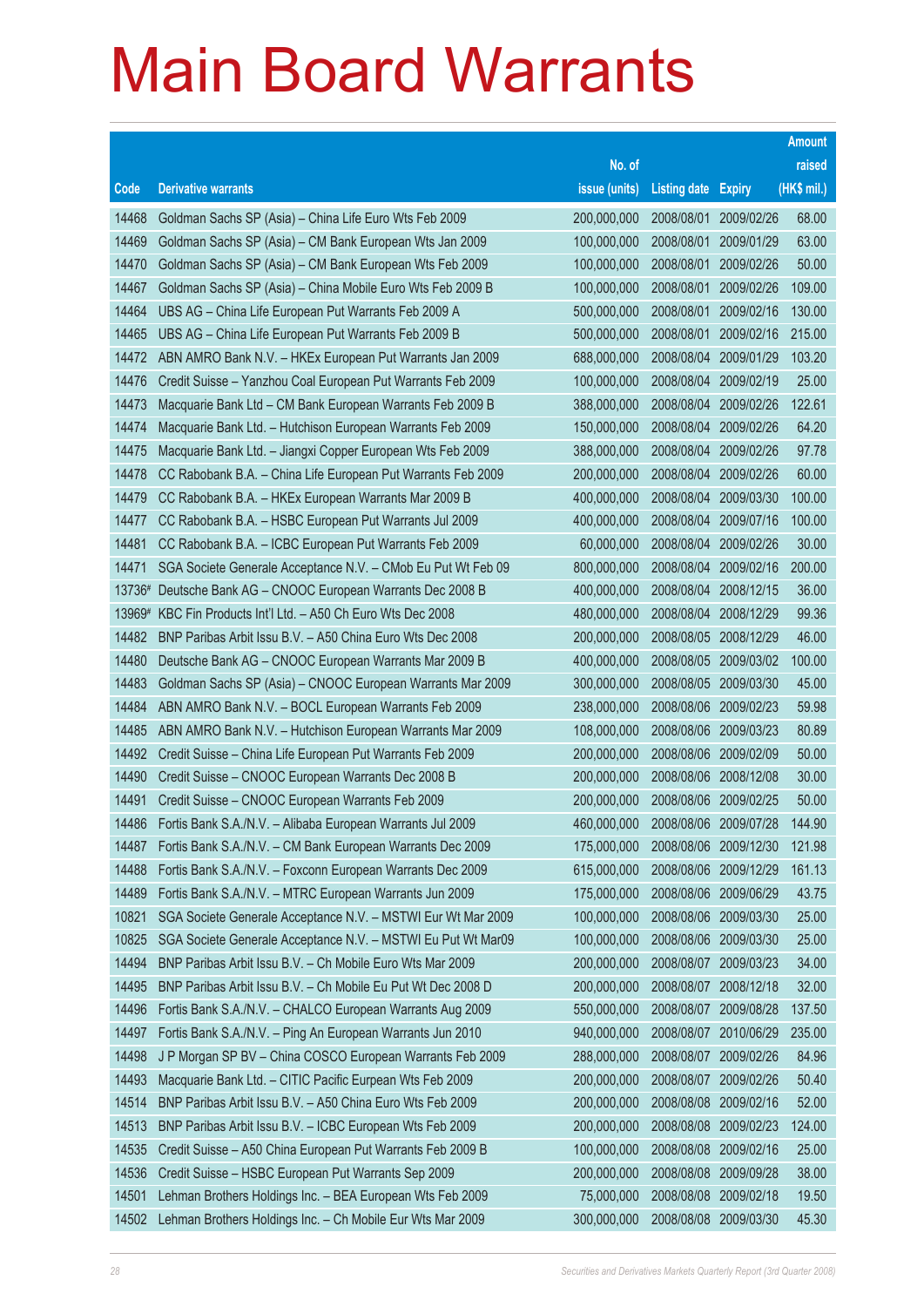# Main Board Warrants

| Code | Derivative warrants | No. of issue (units) | Listing date | Expiry | Amount raised (HK$ mil.) |
|---|---|---|---|---|---|
| 14468 | Goldman Sachs SP (Asia) – China Life Euro Wts Feb 2009 | 200,000,000 | 2008/08/01 | 2009/02/26 | 68.00 |
| 14469 | Goldman Sachs SP (Asia) – CM Bank European Wts Jan 2009 | 100,000,000 | 2008/08/01 | 2009/01/29 | 63.00 |
| 14470 | Goldman Sachs SP (Asia) – CM Bank European Wts Feb 2009 | 100,000,000 | 2008/08/01 | 2009/02/26 | 50.00 |
| 14467 | Goldman Sachs SP (Asia) – China Mobile Euro Wts Feb 2009 B | 100,000,000 | 2008/08/01 | 2009/02/26 | 109.00 |
| 14464 | UBS AG – China Life European Put Warrants Feb 2009 A | 500,000,000 | 2008/08/01 | 2009/02/16 | 130.00 |
| 14465 | UBS AG – China Life European Put Warrants Feb 2009 B | 500,000,000 | 2008/08/01 | 2009/02/16 | 215.00 |
| 14472 | ABN AMRO Bank N.V. – HKEx European Put Warrants Jan 2009 | 688,000,000 | 2008/08/04 | 2009/01/29 | 103.20 |
| 14476 | Credit Suisse – Yanzhou Coal European Put Warrants Feb 2009 | 100,000,000 | 2008/08/04 | 2009/02/19 | 25.00 |
| 14473 | Macquarie Bank Ltd – CM Bank European Warrants Feb 2009 B | 388,000,000 | 2008/08/04 | 2009/02/26 | 122.61 |
| 14474 | Macquarie Bank Ltd. – Hutchison European Warrants Feb 2009 | 150,000,000 | 2008/08/04 | 2009/02/26 | 64.20 |
| 14475 | Macquarie Bank Ltd. – Jiangxi Copper European Wts Feb 2009 | 388,000,000 | 2008/08/04 | 2009/02/26 | 97.78 |
| 14478 | CC Rabobank B.A. – China Life European Put Warrants Feb 2009 | 200,000,000 | 2008/08/04 | 2009/02/26 | 60.00 |
| 14479 | CC Rabobank B.A. – HKEx European Warrants Mar 2009 B | 400,000,000 | 2008/08/04 | 2009/03/30 | 100.00 |
| 14477 | CC Rabobank B.A. – HSBC European Put Warrants Jul 2009 | 400,000,000 | 2008/08/04 | 2009/07/16 | 100.00 |
| 14481 | CC Rabobank B.A. – ICBC European Put Warrants Feb 2009 | 60,000,000 | 2008/08/04 | 2009/02/26 | 30.00 |
| 14471 | SGA Societe Generale Acceptance N.V. – CMob Eu Put Wt Feb 09 | 800,000,000 | 2008/08/04 | 2009/02/16 | 200.00 |
| 13736# | Deutsche Bank AG – CNOOC European Warrants Dec 2008 B | 400,000,000 | 2008/08/04 | 2008/12/15 | 36.00 |
| 13969# | KBC Fin Products Int'l Ltd. – A50 Ch Euro Wts Dec 2008 | 480,000,000 | 2008/08/04 | 2008/12/29 | 99.36 |
| 14482 | BNP Paribas Arbit Issu B.V. – A50 China Euro Wts Dec 2008 | 200,000,000 | 2008/08/05 | 2008/12/29 | 46.00 |
| 14480 | Deutsche Bank AG – CNOOC European Warrants Mar 2009 B | 400,000,000 | 2008/08/05 | 2009/03/02 | 100.00 |
| 14483 | Goldman Sachs SP (Asia) – CNOOC European Warrants Mar 2009 | 300,000,000 | 2008/08/05 | 2009/03/30 | 45.00 |
| 14484 | ABN AMRO Bank N.V. – BOCL European Warrants Feb 2009 | 238,000,000 | 2008/08/06 | 2009/02/23 | 59.98 |
| 14485 | ABN AMRO Bank N.V. – Hutchison European Warrants Mar 2009 | 108,000,000 | 2008/08/06 | 2009/03/23 | 80.89 |
| 14492 | Credit Suisse – China Life European Put Warrants Feb 2009 | 200,000,000 | 2008/08/06 | 2009/02/09 | 50.00 |
| 14490 | Credit Suisse – CNOOC European Warrants Dec 2008 B | 200,000,000 | 2008/08/06 | 2008/12/08 | 30.00 |
| 14491 | Credit Suisse – CNOOC European Warrants Feb 2009 | 200,000,000 | 2008/08/06 | 2009/02/25 | 50.00 |
| 14486 | Fortis Bank S.A./N.V. – Alibaba European Warrants Jul 2009 | 460,000,000 | 2008/08/06 | 2009/07/28 | 144.90 |
| 14487 | Fortis Bank S.A./N.V. – CM Bank European Warrants Dec 2009 | 175,000,000 | 2008/08/06 | 2009/12/30 | 121.98 |
| 14488 | Fortis Bank S.A./N.V. – Foxconn European Warrants Dec 2009 | 615,000,000 | 2008/08/06 | 2009/12/29 | 161.13 |
| 14489 | Fortis Bank S.A./N.V. – MTRC European Warrants Jun 2009 | 175,000,000 | 2008/08/06 | 2009/06/29 | 43.75 |
| 10821 | SGA Societe Generale Acceptance N.V. – MSTWI Eur Wt Mar 2009 | 100,000,000 | 2008/08/06 | 2009/03/30 | 25.00 |
| 10825 | SGA Societe Generale Acceptance N.V. – MSTWI Eu Put Wt Mar09 | 100,000,000 | 2008/08/06 | 2009/03/30 | 25.00 |
| 14494 | BNP Paribas Arbit Issu B.V. – Ch Mobile Euro Wts Mar 2009 | 200,000,000 | 2008/08/07 | 2009/03/23 | 34.00 |
| 14495 | BNP Paribas Arbit Issu B.V. – Ch Mobile Eu Put Wt Dec 2008 D | 200,000,000 | 2008/08/07 | 2008/12/18 | 32.00 |
| 14496 | Fortis Bank S.A./N.V. – CHALCO European Warrants Aug 2009 | 550,000,000 | 2008/08/07 | 2009/08/28 | 137.50 |
| 14497 | Fortis Bank S.A./N.V. – Ping An European Warrants Jun 2010 | 940,000,000 | 2008/08/07 | 2010/06/29 | 235.00 |
| 14498 | J P Morgan SP BV – China COSCO European Warrants Feb 2009 | 288,000,000 | 2008/08/07 | 2009/02/26 | 84.96 |
| 14493 | Macquarie Bank Ltd. – CITIC Pacific European Wts Feb 2009 | 200,000,000 | 2008/08/07 | 2009/02/26 | 50.40 |
| 14514 | BNP Paribas Arbit Issu B.V. – A50 China Euro Wts Feb 2009 | 200,000,000 | 2008/08/08 | 2009/02/16 | 52.00 |
| 14513 | BNP Paribas Arbit Issu B.V. – ICBC European Wts Feb 2009 | 200,000,000 | 2008/08/08 | 2009/02/23 | 124.00 |
| 14535 | Credit Suisse – A50 China European Put Warrants Feb 2009 B | 100,000,000 | 2008/08/08 | 2009/02/16 | 25.00 |
| 14536 | Credit Suisse – HSBC European Put Warrants Sep 2009 | 200,000,000 | 2008/08/08 | 2009/09/28 | 38.00 |
| 14501 | Lehman Brothers Holdings Inc. – BEA European Wts Feb 2009 | 75,000,000 | 2008/08/08 | 2009/02/18 | 19.50 |
| 14502 | Lehman Brothers Holdings Inc. – Ch Mobile Eur Wts Mar 2009 | 300,000,000 | 2008/08/08 | 2009/03/30 | 45.30 |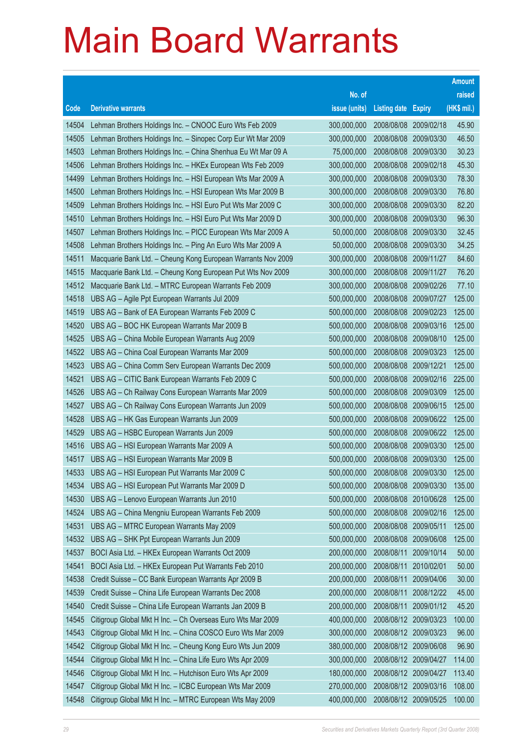# Main Board Warrants

| Code | Derivative warrants | No. of issue (units) | Listing date | Expiry | Amount raised (HK$ mil.) |
|---|---|---|---|---|---|
| 14504 | Lehman Brothers Holdings Inc. – CNOOC Euro Wts Feb 2009 | 300,000,000 | 2008/08/08 | 2009/02/18 | 45.90 |
| 14505 | Lehman Brothers Holdings Inc. – Sinopec Corp Eur Wt Mar 2009 | 300,000,000 | 2008/08/08 | 2009/03/30 | 46.50 |
| 14503 | Lehman Brothers Holdings Inc. – China Shenhua Eu Wt Mar 09 A | 75,000,000 | 2008/08/08 | 2009/03/30 | 30.23 |
| 14506 | Lehman Brothers Holdings Inc. – HKEx European Wts Feb 2009 | 300,000,000 | 2008/08/08 | 2009/02/18 | 45.30 |
| 14499 | Lehman Brothers Holdings Inc. – HSI European Wts Mar 2009 A | 300,000,000 | 2008/08/08 | 2009/03/30 | 78.30 |
| 14500 | Lehman Brothers Holdings Inc. – HSI European Wts Mar 2009 B | 300,000,000 | 2008/08/08 | 2009/03/30 | 76.80 |
| 14509 | Lehman Brothers Holdings Inc. – HSI Euro Put Wts Mar 2009 C | 300,000,000 | 2008/08/08 | 2009/03/30 | 82.20 |
| 14510 | Lehman Brothers Holdings Inc. – HSI Euro Put Wts Mar 2009 D | 300,000,000 | 2008/08/08 | 2009/03/30 | 96.30 |
| 14507 | Lehman Brothers Holdings Inc. – PICC European Wts Mar 2009 A | 50,000,000 | 2008/08/08 | 2009/03/30 | 32.45 |
| 14508 | Lehman Brothers Holdings Inc. – Ping An Euro Wts Mar 2009 A | 50,000,000 | 2008/08/08 | 2009/03/30 | 34.25 |
| 14511 | Macquarie Bank Ltd. – Cheung Kong European Warrants Nov 2009 | 300,000,000 | 2008/08/08 | 2009/11/27 | 84.60 |
| 14515 | Macquarie Bank Ltd. – Cheung Kong European Put Wts Nov 2009 | 300,000,000 | 2008/08/08 | 2009/11/27 | 76.20 |
| 14512 | Macquarie Bank Ltd. – MTRC European Warrants Feb 2009 | 300,000,000 | 2008/08/08 | 2009/02/26 | 77.10 |
| 14518 | UBS AG – Agile Ppt European Warrants Jul 2009 | 500,000,000 | 2008/08/08 | 2009/07/27 | 125.00 |
| 14519 | UBS AG – Bank of EA European Warrants Feb 2009 C | 500,000,000 | 2008/08/08 | 2009/02/23 | 125.00 |
| 14520 | UBS AG – BOC HK European Warrants Mar 2009 B | 500,000,000 | 2008/08/08 | 2009/03/16 | 125.00 |
| 14525 | UBS AG – China Mobile European Warrants Aug 2009 | 500,000,000 | 2008/08/08 | 2009/08/10 | 125.00 |
| 14522 | UBS AG – China Coal European Warrants Mar 2009 | 500,000,000 | 2008/08/08 | 2009/03/23 | 125.00 |
| 14523 | UBS AG – China Comm Serv European Warrants Dec 2009 | 500,000,000 | 2008/08/08 | 2009/12/21 | 125.00 |
| 14521 | UBS AG – CITIC Bank European Warrants Feb 2009 C | 500,000,000 | 2008/08/08 | 2009/02/16 | 225.00 |
| 14526 | UBS AG – Ch Railway Cons European Warrants Mar 2009 | 500,000,000 | 2008/08/08 | 2009/03/09 | 125.00 |
| 14527 | UBS AG – Ch Railway Cons European Warrants Jun 2009 | 500,000,000 | 2008/08/08 | 2009/06/15 | 125.00 |
| 14528 | UBS AG – HK Gas European Warrants Jun 2009 | 500,000,000 | 2008/08/08 | 2009/06/22 | 125.00 |
| 14529 | UBS AG – HSBC European Warrants Jun 2009 | 500,000,000 | 2008/08/08 | 2009/06/22 | 125.00 |
| 14516 | UBS AG – HSI European Warrants Mar 2009 A | 500,000,000 | 2008/08/08 | 2009/03/30 | 125.00 |
| 14517 | UBS AG – HSI European Warrants Mar 2009 B | 500,000,000 | 2008/08/08 | 2009/03/30 | 125.00 |
| 14533 | UBS AG – HSI European Put Warrants Mar 2009 C | 500,000,000 | 2008/08/08 | 2009/03/30 | 125.00 |
| 14534 | UBS AG – HSI European Put Warrants Mar 2009 D | 500,000,000 | 2008/08/08 | 2009/03/30 | 135.00 |
| 14530 | UBS AG – Lenovo European Warrants Jun 2010 | 500,000,000 | 2008/08/08 | 2010/06/28 | 125.00 |
| 14524 | UBS AG – China Mengniu European Warrants Feb 2009 | 500,000,000 | 2008/08/08 | 2009/02/16 | 125.00 |
| 14531 | UBS AG – MTRC European Warrants May 2009 | 500,000,000 | 2008/08/08 | 2009/05/11 | 125.00 |
| 14532 | UBS AG – SHK Ppt European Warrants Jun 2009 | 500,000,000 | 2008/08/08 | 2009/06/08 | 125.00 |
| 14537 | BOCI Asia Ltd. – HKEx European Warrants Oct 2009 | 200,000,000 | 2008/08/11 | 2009/10/14 | 50.00 |
| 14541 | BOCI Asia Ltd. – HKEx European Put Warrants Feb 2010 | 200,000,000 | 2008/08/11 | 2010/02/01 | 50.00 |
| 14538 | Credit Suisse – CC Bank European Warrants Apr 2009 B | 200,000,000 | 2008/08/11 | 2009/04/06 | 30.00 |
| 14539 | Credit Suisse – China Life European Warrants Dec 2008 | 200,000,000 | 2008/08/11 | 2008/12/22 | 45.00 |
| 14540 | Credit Suisse – China Life European Warrants Jan 2009 B | 200,000,000 | 2008/08/11 | 2009/01/12 | 45.20 |
| 14545 | Citigroup Global Mkt H Inc. – Ch Overseas Euro Wts Mar 2009 | 400,000,000 | 2008/08/12 | 2009/03/23 | 100.00 |
| 14543 | Citigroup Global Mkt H Inc. – China COSCO Euro Wts Mar 2009 | 300,000,000 | 2008/08/12 | 2009/03/23 | 96.00 |
| 14542 | Citigroup Global Mkt H Inc. – Cheung Kong Euro Wts Jun 2009 | 380,000,000 | 2008/08/12 | 2009/06/08 | 96.90 |
| 14544 | Citigroup Global Mkt H Inc. – China Life Euro Wts Apr 2009 | 300,000,000 | 2008/08/12 | 2009/04/27 | 114.00 |
| 14546 | Citigroup Global Mkt H Inc. – Hutchison Euro Wts Apr 2009 | 180,000,000 | 2008/08/12 | 2009/04/27 | 113.40 |
| 14547 | Citigroup Global Mkt H Inc. – ICBC European Wts Mar 2009 | 270,000,000 | 2008/08/12 | 2009/03/16 | 108.00 |
| 14548 | Citigroup Global Mkt H Inc. – MTRC European Wts May 2009 | 400,000,000 | 2008/08/12 | 2009/05/25 | 100.00 |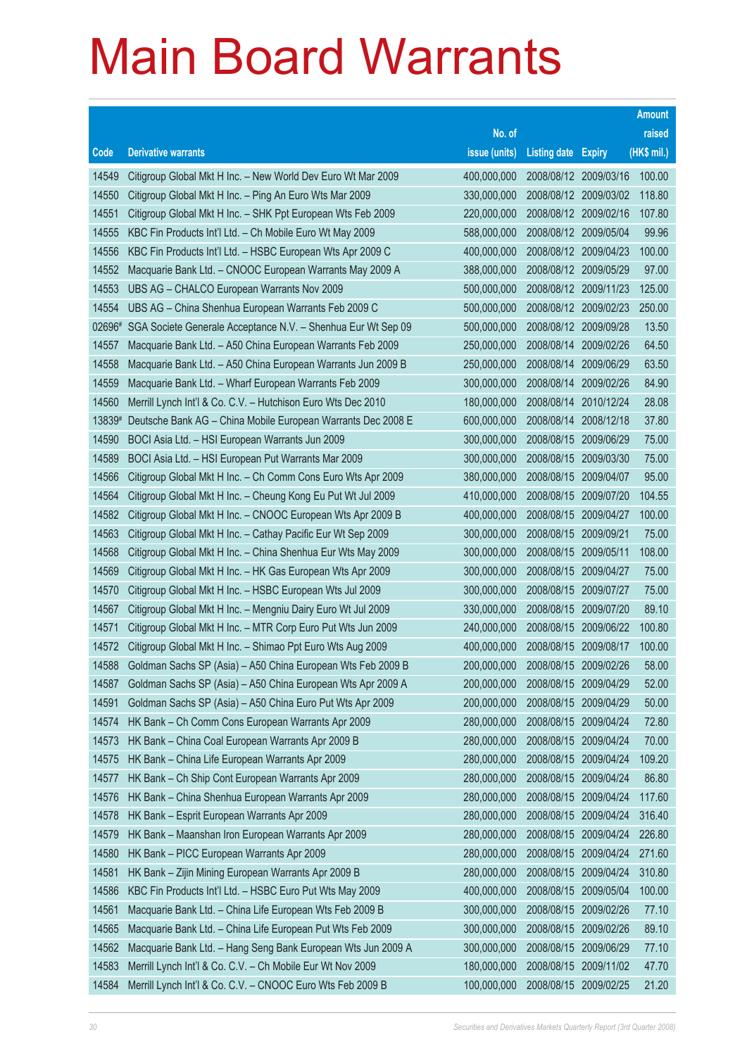# Main Board Warrants

| Code | Derivative warrants | No. of issue (units) | Listing date | Expiry | Amount raised (HK$ mil.) |
|---|---|---|---|---|---|
| 14549 | Citigroup Global Mkt H Inc. – New World Dev Euro Wt Mar 2009 | 400,000,000 | 2008/08/12 | 2009/03/16 | 100.00 |
| 14550 | Citigroup Global Mkt H Inc. – Ping An Euro Wts Mar 2009 | 330,000,000 | 2008/08/12 | 2009/03/02 | 118.80 |
| 14551 | Citigroup Global Mkt H Inc. – SHK Ppt European Wts Feb 2009 | 220,000,000 | 2008/08/12 | 2009/02/16 | 107.80 |
| 14555 | KBC Fin Products Int'l Ltd. – Ch Mobile Euro Wt May 2009 | 588,000,000 | 2008/08/12 | 2009/05/04 | 99.96 |
| 14556 | KBC Fin Products Int'l Ltd. – HSBC European Wts Apr 2009 C | 400,000,000 | 2008/08/12 | 2009/04/23 | 100.00 |
| 14552 | Macquarie Bank Ltd. – CNOOC European Warrants May 2009 A | 388,000,000 | 2008/08/12 | 2009/05/29 | 97.00 |
| 14553 | UBS AG – CHALCO European Warrants Nov 2009 | 500,000,000 | 2008/08/12 | 2009/11/23 | 125.00 |
| 14554 | UBS AG – China Shenhua European Warrants Feb 2009 C | 500,000,000 | 2008/08/12 | 2009/02/23 | 250.00 |
| 02696# | SGA Societe Generale Acceptance N.V. – Shenhua Eur Wt Sep 09 | 500,000,000 | 2008/08/12 | 2009/09/28 | 13.50 |
| 14557 | Macquarie Bank Ltd. – A50 China European Warrants Feb 2009 | 250,000,000 | 2008/08/14 | 2009/02/26 | 64.50 |
| 14558 | Macquarie Bank Ltd. – A50 China European Warrants Jun 2009 B | 250,000,000 | 2008/08/14 | 2009/06/29 | 63.50 |
| 14559 | Macquarie Bank Ltd. – Wharf European Warrants Feb 2009 | 300,000,000 | 2008/08/14 | 2009/02/26 | 84.90 |
| 14560 | Merrill Lynch Int'l & Co. C.V. – Hutchison Euro Wts Dec 2010 | 180,000,000 | 2008/08/14 | 2010/12/24 | 28.08 |
| 13839# | Deutsche Bank AG – China Mobile European Warrants Dec 2008 E | 600,000,000 | 2008/08/14 | 2008/12/18 | 37.80 |
| 14590 | BOCI Asia Ltd. – HSI European Warrants Jun 2009 | 300,000,000 | 2008/08/15 | 2009/06/29 | 75.00 |
| 14589 | BOCI Asia Ltd. – HSI European Put Warrants Mar 2009 | 300,000,000 | 2008/08/15 | 2009/03/30 | 75.00 |
| 14566 | Citigroup Global Mkt H Inc. – Ch Comm Cons Euro Wts Apr 2009 | 380,000,000 | 2008/08/15 | 2009/04/07 | 95.00 |
| 14564 | Citigroup Global Mkt H Inc. – Cheung Kong Eu Put Wt Jul 2009 | 410,000,000 | 2008/08/15 | 2009/07/20 | 104.55 |
| 14582 | Citigroup Global Mkt H Inc. – CNOOC European Wts Apr 2009 B | 400,000,000 | 2008/08/15 | 2009/04/27 | 100.00 |
| 14563 | Citigroup Global Mkt H Inc. – Cathay Pacific Eur Wt Sep 2009 | 300,000,000 | 2008/08/15 | 2009/09/21 | 75.00 |
| 14568 | Citigroup Global Mkt H Inc. – China Shenhua Eur Wts May 2009 | 300,000,000 | 2008/08/15 | 2009/05/11 | 108.00 |
| 14569 | Citigroup Global Mkt H Inc. – HK Gas European Wts Apr 2009 | 300,000,000 | 2008/08/15 | 2009/04/27 | 75.00 |
| 14570 | Citigroup Global Mkt H Inc. – HSBC European Wts Jul 2009 | 300,000,000 | 2008/08/15 | 2009/07/27 | 75.00 |
| 14567 | Citigroup Global Mkt H Inc. – Mengniu Dairy Euro Wt Jul 2009 | 330,000,000 | 2008/08/15 | 2009/07/20 | 89.10 |
| 14571 | Citigroup Global Mkt H Inc. – MTR Corp Euro Put Wts Jun 2009 | 240,000,000 | 2008/08/15 | 2009/06/22 | 100.80 |
| 14572 | Citigroup Global Mkt H Inc. – Shimao Ppt Euro Wts Aug 2009 | 400,000,000 | 2008/08/15 | 2009/08/17 | 100.00 |
| 14588 | Goldman Sachs SP (Asia) – A50 China European Wts Feb 2009 B | 200,000,000 | 2008/08/15 | 2009/02/26 | 58.00 |
| 14587 | Goldman Sachs SP (Asia) – A50 China European Wts Apr 2009 A | 200,000,000 | 2008/08/15 | 2009/04/29 | 52.00 |
| 14591 | Goldman Sachs SP (Asia) – A50 China Euro Put Wts Apr 2009 | 200,000,000 | 2008/08/15 | 2009/04/29 | 50.00 |
| 14574 | HK Bank – Ch Comm Cons European Warrants Apr 2009 | 280,000,000 | 2008/08/15 | 2009/04/24 | 72.80 |
| 14573 | HK Bank – China Coal European Warrants Apr 2009 B | 280,000,000 | 2008/08/15 | 2009/04/24 | 70.00 |
| 14575 | HK Bank – China Life European Warrants Apr 2009 | 280,000,000 | 2008/08/15 | 2009/04/24 | 109.20 |
| 14577 | HK Bank – Ch Ship Cont European Warrants Apr 2009 | 280,000,000 | 2008/08/15 | 2009/04/24 | 86.80 |
| 14576 | HK Bank – China Shenhua European Warrants Apr 2009 | 280,000,000 | 2008/08/15 | 2009/04/24 | 117.60 |
| 14578 | HK Bank – Esprit European Warrants Apr 2009 | 280,000,000 | 2008/08/15 | 2009/04/24 | 316.40 |
| 14579 | HK Bank – Maanshan Iron European Warrants Apr 2009 | 280,000,000 | 2008/08/15 | 2009/04/24 | 226.80 |
| 14580 | HK Bank – PICC European Warrants Apr 2009 | 280,000,000 | 2008/08/15 | 2009/04/24 | 271.60 |
| 14581 | HK Bank – Zijin Mining European Warrants Apr 2009 B | 280,000,000 | 2008/08/15 | 2009/04/24 | 310.80 |
| 14586 | KBC Fin Products Int'l Ltd. – HSBC Euro Put Wts May 2009 | 400,000,000 | 2008/08/15 | 2009/05/04 | 100.00 |
| 14561 | Macquarie Bank Ltd. – China Life European Wts Feb 2009 B | 300,000,000 | 2008/08/15 | 2009/02/26 | 77.10 |
| 14565 | Macquarie Bank Ltd. – China Life European Put Wts Feb 2009 | 300,000,000 | 2008/08/15 | 2009/02/26 | 89.10 |
| 14562 | Macquarie Bank Ltd. – Hang Seng Bank European Wts Jun 2009 A | 300,000,000 | 2008/08/15 | 2009/06/29 | 77.10 |
| 14583 | Merrill Lynch Int'l & Co. C.V. – Ch Mobile Eur Wt Nov 2009 | 180,000,000 | 2008/08/15 | 2009/11/02 | 47.70 |
| 14584 | Merrill Lynch Int'l & Co. C.V. – CNOOC Euro Wts Feb 2009 B | 100,000,000 | 2008/08/15 | 2009/02/25 | 21.20 |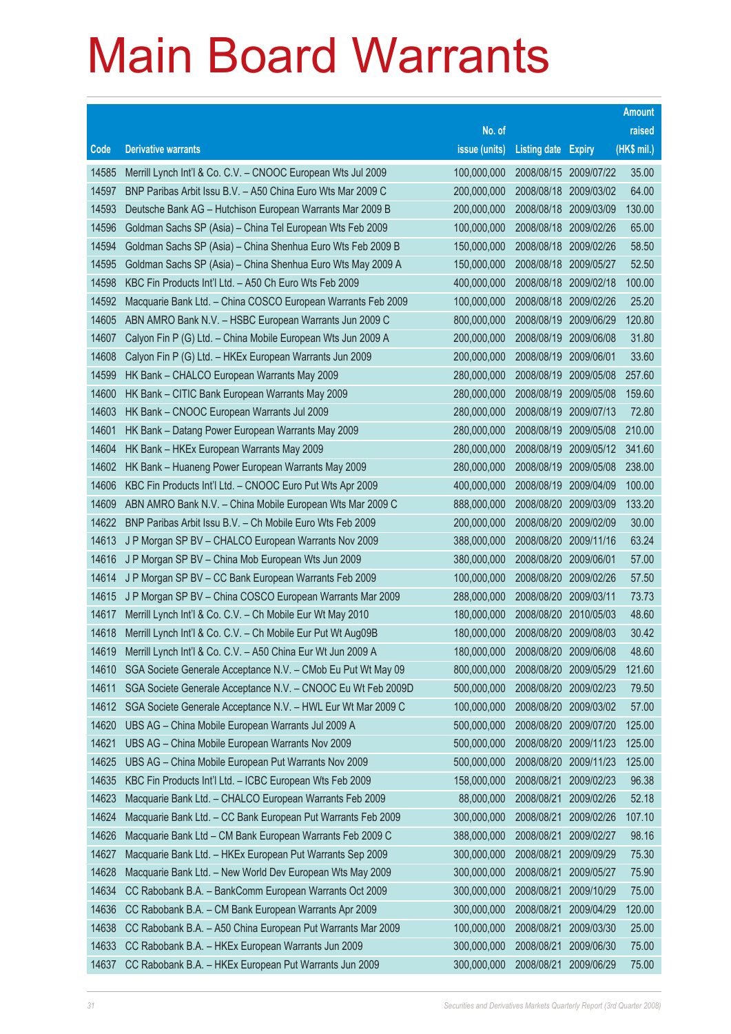# Main Board Warrants

| Code | Derivative warrants | No. of issue (units) | Listing date | Expiry | Amount raised (HK$ mil.) |
|---|---|---|---|---|---|
| 14585 | Merrill Lynch Int'l & Co. C.V. – CNOOC European Wts Jul 2009 | 100,000,000 | 2008/08/15 | 2009/07/22 | 35.00 |
| 14597 | BNP Paribas Arbit Issu B.V. – A50 China Euro Wts Mar 2009 C | 200,000,000 | 2008/08/18 | 2009/03/02 | 64.00 |
| 14593 | Deutsche Bank AG – Hutchison European Warrants Mar 2009 B | 200,000,000 | 2008/08/18 | 2009/03/09 | 130.00 |
| 14596 | Goldman Sachs SP (Asia) – China Tel European Wts Feb 2009 | 100,000,000 | 2008/08/18 | 2009/02/26 | 65.00 |
| 14594 | Goldman Sachs SP (Asia) – China Shenhua Euro Wts Feb 2009 B | 150,000,000 | 2008/08/18 | 2009/02/26 | 58.50 |
| 14595 | Goldman Sachs SP (Asia) – China Shenhua Euro Wts May 2009 A | 150,000,000 | 2008/08/18 | 2009/05/27 | 52.50 |
| 14598 | KBC Fin Products Int'l Ltd. – A50 Ch Euro Wts Feb 2009 | 400,000,000 | 2008/08/18 | 2009/02/18 | 100.00 |
| 14592 | Macquarie Bank Ltd. – China COSCO European Warrants Feb 2009 | 100,000,000 | 2008/08/18 | 2009/02/26 | 25.20 |
| 14605 | ABN AMRO Bank N.V. – HSBC European Warrants Jun 2009 C | 800,000,000 | 2008/08/19 | 2009/06/29 | 120.80 |
| 14607 | Calyon Fin P (G) Ltd. – China Mobile European Wts Jun 2009 A | 200,000,000 | 2008/08/19 | 2009/06/08 | 31.80 |
| 14608 | Calyon Fin P (G) Ltd. – HKEx European Warrants Jun 2009 | 200,000,000 | 2008/08/19 | 2009/06/01 | 33.60 |
| 14599 | HK Bank – CHALCO European Warrants May 2009 | 280,000,000 | 2008/08/19 | 2009/05/08 | 257.60 |
| 14600 | HK Bank – CITIC Bank European Warrants May 2009 | 280,000,000 | 2008/08/19 | 2009/05/08 | 159.60 |
| 14603 | HK Bank – CNOOC European Warrants Jul 2009 | 280,000,000 | 2008/08/19 | 2009/07/13 | 72.80 |
| 14601 | HK Bank – Datang Power European Warrants May 2009 | 280,000,000 | 2008/08/19 | 2009/05/08 | 210.00 |
| 14604 | HK Bank – HKEx European Warrants May 2009 | 280,000,000 | 2008/08/19 | 2009/05/12 | 341.60 |
| 14602 | HK Bank – Huaneng Power European Warrants May 2009 | 280,000,000 | 2008/08/19 | 2009/05/08 | 238.00 |
| 14606 | KBC Fin Products Int'l Ltd. – CNOOC Euro Put Wts Apr 2009 | 400,000,000 | 2008/08/19 | 2009/04/09 | 100.00 |
| 14609 | ABN AMRO Bank N.V. – China Mobile European Wts Mar 2009 C | 888,000,000 | 2008/08/20 | 2009/03/09 | 133.20 |
| 14622 | BNP Paribas Arbit Issu B.V. – Ch Mobile Euro Wts Feb 2009 | 200,000,000 | 2008/08/20 | 2009/02/09 | 30.00 |
| 14613 | J P Morgan SP BV – CHALCO European Warrants Nov 2009 | 388,000,000 | 2008/08/20 | 2009/11/16 | 63.24 |
| 14616 | J P Morgan SP BV – China Mob European Wts Jun 2009 | 380,000,000 | 2008/08/20 | 2009/06/01 | 57.00 |
| 14614 | J P Morgan SP BV – CC Bank European Warrants Feb 2009 | 100,000,000 | 2008/08/20 | 2009/02/26 | 57.50 |
| 14615 | J P Morgan SP BV – China COSCO European Warrants Mar 2009 | 288,000,000 | 2008/08/20 | 2009/03/11 | 73.73 |
| 14617 | Merrill Lynch Int'l & Co. C.V. – Ch Mobile Eur Wt May 2010 | 180,000,000 | 2008/08/20 | 2010/05/03 | 48.60 |
| 14618 | Merrill Lynch Int'l & Co. C.V. – Ch Mobile Eur Put Wt Aug09B | 180,000,000 | 2008/08/20 | 2009/08/03 | 30.42 |
| 14619 | Merrill Lynch Int'l & Co. C.V. – A50 China Eur Wt Jun 2009 A | 180,000,000 | 2008/08/20 | 2009/06/08 | 48.60 |
| 14610 | SGA Societe Generale Acceptance N.V. – CMob Eu Put Wt May 09 | 800,000,000 | 2008/08/20 | 2009/05/29 | 121.60 |
| 14611 | SGA Societe Generale Acceptance N.V. – CNOOC Eu Wt Feb 2009D | 500,000,000 | 2008/08/20 | 2009/02/23 | 79.50 |
| 14612 | SGA Societe Generale Acceptance N.V. – HWL Eur Wt Mar 2009 C | 100,000,000 | 2008/08/20 | 2009/03/02 | 57.00 |
| 14620 | UBS AG – China Mobile European Warrants Jul 2009 A | 500,000,000 | 2008/08/20 | 2009/07/20 | 125.00 |
| 14621 | UBS AG – China Mobile European Warrants Nov 2009 | 500,000,000 | 2008/08/20 | 2009/11/23 | 125.00 |
| 14625 | UBS AG – China Mobile European Put Warrants Nov 2009 | 500,000,000 | 2008/08/20 | 2009/11/23 | 125.00 |
| 14635 | KBC Fin Products Int'l Ltd. – ICBC European Wts Feb 2009 | 158,000,000 | 2008/08/21 | 2009/02/23 | 96.38 |
| 14623 | Macquarie Bank Ltd. – CHALCO European Warrants Feb 2009 | 88,000,000 | 2008/08/21 | 2009/02/26 | 52.18 |
| 14624 | Macquarie Bank Ltd. – CC Bank European Put Warrants Feb 2009 | 300,000,000 | 2008/08/21 | 2009/02/26 | 107.10 |
| 14626 | Macquarie Bank Ltd – CM Bank European Warrants Feb 2009 C | 388,000,000 | 2008/08/21 | 2009/02/27 | 98.16 |
| 14627 | Macquarie Bank Ltd. – HKEx European Put Warrants Sep 2009 | 300,000,000 | 2008/08/21 | 2009/09/29 | 75.30 |
| 14628 | Macquarie Bank Ltd. – New World Dev European Wts May 2009 | 300,000,000 | 2008/08/21 | 2009/05/27 | 75.90 |
| 14634 | CC Rabobank B.A. – BankComm European Warrants Oct 2009 | 300,000,000 | 2008/08/21 | 2009/10/29 | 75.00 |
| 14636 | CC Rabobank B.A. – CM Bank European Warrants Apr 2009 | 300,000,000 | 2008/08/21 | 2009/04/29 | 120.00 |
| 14638 | CC Rabobank B.A. – A50 China European Put Warrants Mar 2009 | 100,000,000 | 2008/08/21 | 2009/03/30 | 25.00 |
| 14633 | CC Rabobank B.A. – HKEx European Warrants Jun 2009 | 300,000,000 | 2008/08/21 | 2009/06/30 | 75.00 |
| 14637 | CC Rabobank B.A. – HKEx European Put Warrants Jun 2009 | 300,000,000 | 2008/08/21 | 2009/06/29 | 75.00 |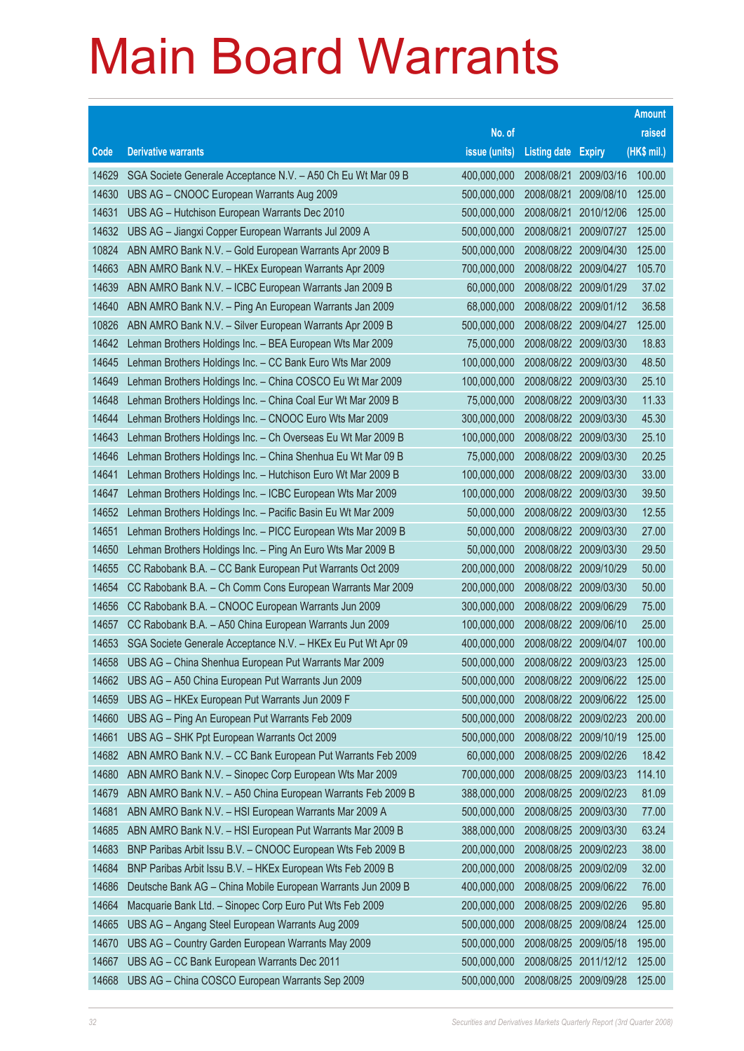# Main Board Warrants

| Code | Derivative warrants | No. of issue (units) | Listing date | Expiry | Amount raised (HK$ mil.) |
|---|---|---|---|---|---|
| 14629 | SGA Societe Generale Acceptance N.V. – A50 Ch Eu Wt Mar 09 B | 400,000,000 | 2008/08/21 | 2009/03/16 | 100.00 |
| 14630 | UBS AG – CNOOC European Warrants Aug 2009 | 500,000,000 | 2008/08/21 | 2009/08/10 | 125.00 |
| 14631 | UBS AG – Hutchison European Warrants Dec 2010 | 500,000,000 | 2008/08/21 | 2010/12/06 | 125.00 |
| 14632 | UBS AG – Jiangxi Copper European Warrants Jul 2009 A | 500,000,000 | 2008/08/21 | 2009/07/27 | 125.00 |
| 10824 | ABN AMRO Bank N.V. – Gold European Warrants Apr 2009 B | 500,000,000 | 2008/08/22 | 2009/04/30 | 125.00 |
| 14663 | ABN AMRO Bank N.V. – HKEx European Warrants Apr 2009 | 700,000,000 | 2008/08/22 | 2009/04/27 | 105.70 |
| 14639 | ABN AMRO Bank N.V. – ICBC European Warrants Jan 2009 B | 60,000,000 | 2008/08/22 | 2009/01/29 | 37.02 |
| 14640 | ABN AMRO Bank N.V. – Ping An European Warrants Jan 2009 | 68,000,000 | 2008/08/22 | 2009/01/12 | 36.58 |
| 10826 | ABN AMRO Bank N.V. – Silver European Warrants Apr 2009 B | 500,000,000 | 2008/08/22 | 2009/04/27 | 125.00 |
| 14642 | Lehman Brothers Holdings Inc. – BEA European Wts Mar 2009 | 75,000,000 | 2008/08/22 | 2009/03/30 | 18.83 |
| 14645 | Lehman Brothers Holdings Inc. – CC Bank Euro Wts Mar 2009 | 100,000,000 | 2008/08/22 | 2009/03/30 | 48.50 |
| 14649 | Lehman Brothers Holdings Inc. – China COSCO Eu Wt Mar 2009 | 100,000,000 | 2008/08/22 | 2009/03/30 | 25.10 |
| 14648 | Lehman Brothers Holdings Inc. – China Coal Eur Wt Mar 2009 B | 75,000,000 | 2008/08/22 | 2009/03/30 | 11.33 |
| 14644 | Lehman Brothers Holdings Inc. – CNOOC Euro Wts Mar 2009 | 300,000,000 | 2008/08/22 | 2009/03/30 | 45.30 |
| 14643 | Lehman Brothers Holdings Inc. – Ch Overseas Eu Wt Mar 2009 B | 100,000,000 | 2008/08/22 | 2009/03/30 | 25.10 |
| 14646 | Lehman Brothers Holdings Inc. – China Shenhua Eu Wt Mar 09 B | 75,000,000 | 2008/08/22 | 2009/03/30 | 20.25 |
| 14641 | Lehman Brothers Holdings Inc. – Hutchison Euro Wt Mar 2009 B | 100,000,000 | 2008/08/22 | 2009/03/30 | 33.00 |
| 14647 | Lehman Brothers Holdings Inc. – ICBC European Wts Mar 2009 | 100,000,000 | 2008/08/22 | 2009/03/30 | 39.50 |
| 14652 | Lehman Brothers Holdings Inc. – Pacific Basin Eu Wt Mar 2009 | 50,000,000 | 2008/08/22 | 2009/03/30 | 12.55 |
| 14651 | Lehman Brothers Holdings Inc. – PICC European Wts Mar 2009 B | 50,000,000 | 2008/08/22 | 2009/03/30 | 27.00 |
| 14650 | Lehman Brothers Holdings Inc. – Ping An Euro Wts Mar 2009 B | 50,000,000 | 2008/08/22 | 2009/03/30 | 29.50 |
| 14655 | CC Rabobank B.A. – CC Bank European Put Warrants Oct 2009 | 200,000,000 | 2008/08/22 | 2009/10/29 | 50.00 |
| 14654 | CC Rabobank B.A. – Ch Comm Cons European Warrants Mar 2009 | 200,000,000 | 2008/08/22 | 2009/03/30 | 50.00 |
| 14656 | CC Rabobank B.A. – CNOOC European Warrants Jun 2009 | 300,000,000 | 2008/08/22 | 2009/06/29 | 75.00 |
| 14657 | CC Rabobank B.A. – A50 China European Warrants Jun 2009 | 100,000,000 | 2008/08/22 | 2009/06/10 | 25.00 |
| 14653 | SGA Societe Generale Acceptance N.V. – HKEx Eu Put Wt Apr 09 | 400,000,000 | 2008/08/22 | 2009/04/07 | 100.00 |
| 14658 | UBS AG – China Shenhua European Put Warrants Mar 2009 | 500,000,000 | 2008/08/22 | 2009/03/23 | 125.00 |
| 14662 | UBS AG – A50 China European Put Warrants Jun 2009 | 500,000,000 | 2008/08/22 | 2009/06/22 | 125.00 |
| 14659 | UBS AG – HKEx European Put Warrants Jun 2009 F | 500,000,000 | 2008/08/22 | 2009/06/22 | 125.00 |
| 14660 | UBS AG – Ping An European Put Warrants Feb 2009 | 500,000,000 | 2008/08/22 | 2009/02/23 | 200.00 |
| 14661 | UBS AG – SHK Ppt European Warrants Oct 2009 | 500,000,000 | 2008/08/22 | 2009/10/19 | 125.00 |
| 14682 | ABN AMRO Bank N.V. – CC Bank European Put Warrants Feb 2009 | 60,000,000 | 2008/08/25 | 2009/02/26 | 18.42 |
| 14680 | ABN AMRO Bank N.V. – Sinopec Corp European Wts Mar 2009 | 700,000,000 | 2008/08/25 | 2009/03/23 | 114.10 |
| 14679 | ABN AMRO Bank N.V. – A50 China European Warrants Feb 2009 B | 388,000,000 | 2008/08/25 | 2009/02/23 | 81.09 |
| 14681 | ABN AMRO Bank N.V. – HSI European Warrants Mar 2009 A | 500,000,000 | 2008/08/25 | 2009/03/30 | 77.00 |
| 14685 | ABN AMRO Bank N.V. – HSI European Put Warrants Mar 2009 B | 388,000,000 | 2008/08/25 | 2009/03/30 | 63.24 |
| 14683 | BNP Paribas Arbit Issu B.V. – CNOOC European Wts Feb 2009 B | 200,000,000 | 2008/08/25 | 2009/02/23 | 38.00 |
| 14684 | BNP Paribas Arbit Issu B.V. – HKEx European Wts Feb 2009 B | 200,000,000 | 2008/08/25 | 2009/02/09 | 32.00 |
| 14686 | Deutsche Bank AG – China Mobile European Warrants Jun 2009 B | 400,000,000 | 2008/08/25 | 2009/06/22 | 76.00 |
| 14664 | Macquarie Bank Ltd. – Sinopec Corp Euro Put Wts Feb 2009 | 200,000,000 | 2008/08/25 | 2009/02/26 | 95.80 |
| 14665 | UBS AG – Angang Steel European Warrants Aug 2009 | 500,000,000 | 2008/08/25 | 2009/08/24 | 125.00 |
| 14670 | UBS AG – Country Garden European Warrants May 2009 | 500,000,000 | 2008/08/25 | 2009/05/18 | 195.00 |
| 14667 | UBS AG – CC Bank European Warrants Dec 2011 | 500,000,000 | 2008/08/25 | 2011/12/12 | 125.00 |
| 14668 | UBS AG – China COSCO European Warrants Sep 2009 | 500,000,000 | 2008/08/25 | 2009/09/28 | 125.00 |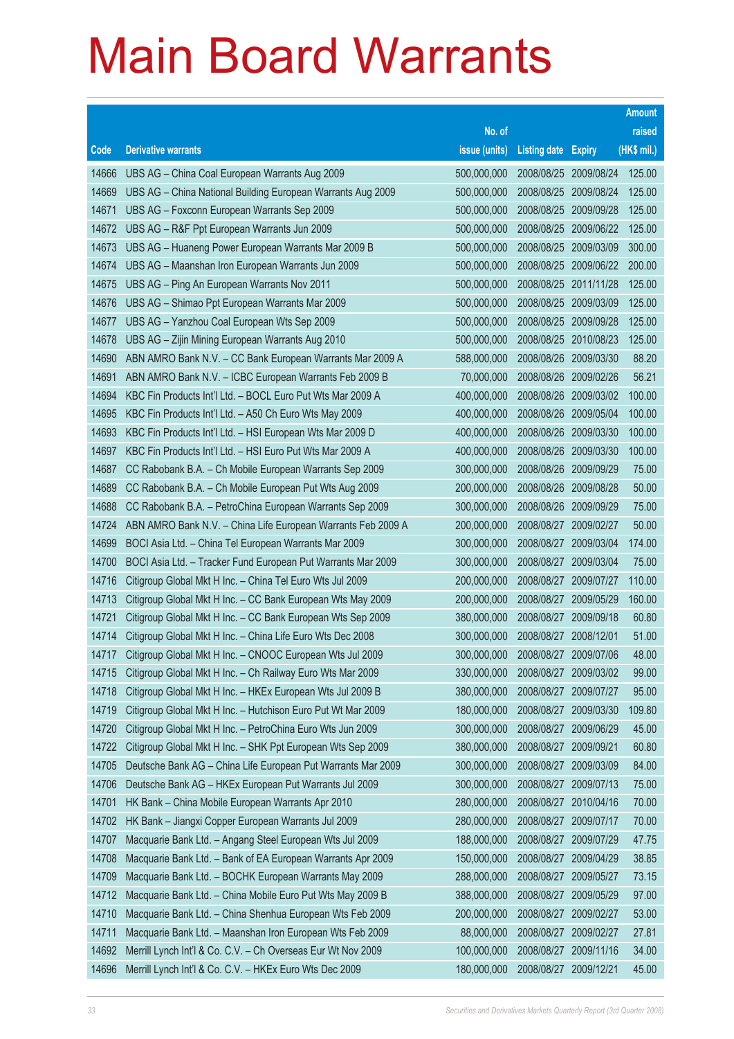# Main Board Warrants

| Code | Derivative warrants | No. of issue (units) | Listing date | Expiry | Amount raised (HK$ mil.) |
|---|---|---|---|---|---|
| 14666 | UBS AG – China Coal European Warrants Aug 2009 | 500,000,000 | 2008/08/25 | 2009/08/24 | 125.00 |
| 14669 | UBS AG – China National Building European Warrants Aug 2009 | 500,000,000 | 2008/08/25 | 2009/08/24 | 125.00 |
| 14671 | UBS AG – Foxconn European Warrants Sep 2009 | 500,000,000 | 2008/08/25 | 2009/09/28 | 125.00 |
| 14672 | UBS AG – R&F Ppt European Warrants Jun 2009 | 500,000,000 | 2008/08/25 | 2009/06/22 | 125.00 |
| 14673 | UBS AG – Huaneng Power European Warrants Mar 2009 B | 500,000,000 | 2008/08/25 | 2009/03/09 | 300.00 |
| 14674 | UBS AG – Maanshan Iron European Warrants Jun 2009 | 500,000,000 | 2008/08/25 | 2009/06/22 | 200.00 |
| 14675 | UBS AG – Ping An European Warrants Nov 2011 | 500,000,000 | 2008/08/25 | 2011/11/28 | 125.00 |
| 14676 | UBS AG – Shimao Ppt European Warrants Mar 2009 | 500,000,000 | 2008/08/25 | 2009/03/09 | 125.00 |
| 14677 | UBS AG – Yanzhou Coal European Wts Sep 2009 | 500,000,000 | 2008/08/25 | 2009/09/28 | 125.00 |
| 14678 | UBS AG – Zijin Mining European Warrants Aug 2010 | 500,000,000 | 2008/08/25 | 2010/08/23 | 125.00 |
| 14690 | ABN AMRO Bank N.V. – CC Bank European Warrants Mar 2009 A | 588,000,000 | 2008/08/26 | 2009/03/30 | 88.20 |
| 14691 | ABN AMRO Bank N.V. – ICBC European Warrants Feb 2009 B | 70,000,000 | 2008/08/26 | 2009/02/26 | 56.21 |
| 14694 | KBC Fin Products Int'l Ltd. – BOCL Euro Put Wts Mar 2009 A | 400,000,000 | 2008/08/26 | 2009/03/02 | 100.00 |
| 14695 | KBC Fin Products Int'l Ltd. – A50 Ch Euro Wts May 2009 | 400,000,000 | 2008/08/26 | 2009/05/04 | 100.00 |
| 14693 | KBC Fin Products Int'l Ltd. – HSI European Wts Mar 2009 D | 400,000,000 | 2008/08/26 | 2009/03/30 | 100.00 |
| 14697 | KBC Fin Products Int'l Ltd. – HSI Euro Put Wts Mar 2009 A | 400,000,000 | 2008/08/26 | 2009/03/30 | 100.00 |
| 14687 | CC Rabobank B.A. – Ch Mobile European Warrants Sep 2009 | 300,000,000 | 2008/08/26 | 2009/09/29 | 75.00 |
| 14689 | CC Rabobank B.A. – Ch Mobile European Put Wts Aug 2009 | 200,000,000 | 2008/08/26 | 2009/08/28 | 50.00 |
| 14688 | CC Rabobank B.A. – PetroChina European Warrants Sep 2009 | 300,000,000 | 2008/08/26 | 2009/09/29 | 75.00 |
| 14724 | ABN AMRO Bank N.V. – China Life European Warrants Feb 2009 A | 200,000,000 | 2008/08/27 | 2009/02/27 | 50.00 |
| 14699 | BOCI Asia Ltd. – China Tel European Warrants Mar 2009 | 300,000,000 | 2008/08/27 | 2009/03/04 | 174.00 |
| 14700 | BOCI Asia Ltd. – Tracker Fund European Put Warrants Mar 2009 | 300,000,000 | 2008/08/27 | 2009/03/04 | 75.00 |
| 14716 | Citigroup Global Mkt H Inc. – China Tel Euro Wts Jul 2009 | 200,000,000 | 2008/08/27 | 2009/07/27 | 110.00 |
| 14713 | Citigroup Global Mkt H Inc. – CC Bank European Wts May 2009 | 200,000,000 | 2008/08/27 | 2009/05/29 | 160.00 |
| 14721 | Citigroup Global Mkt H Inc. – CC Bank European Wts Sep 2009 | 380,000,000 | 2008/08/27 | 2009/09/18 | 60.80 |
| 14714 | Citigroup Global Mkt H Inc. – China Life Euro Wts Dec 2008 | 300,000,000 | 2008/08/27 | 2008/12/01 | 51.00 |
| 14717 | Citigroup Global Mkt H Inc. – CNOOC European Wts Jul 2009 | 300,000,000 | 2008/08/27 | 2009/07/06 | 48.00 |
| 14715 | Citigroup Global Mkt H Inc. – Ch Railway Euro Wts Mar 2009 | 330,000,000 | 2008/08/27 | 2009/03/02 | 99.00 |
| 14718 | Citigroup Global Mkt H Inc. – HKEx European Wts Jul 2009 B | 380,000,000 | 2008/08/27 | 2009/07/27 | 95.00 |
| 14719 | Citigroup Global Mkt H Inc. – Hutchison Euro Put Wt Mar 2009 | 180,000,000 | 2008/08/27 | 2009/03/30 | 109.80 |
| 14720 | Citigroup Global Mkt H Inc. – PetroChina Euro Wts Jun 2009 | 300,000,000 | 2008/08/27 | 2009/06/29 | 45.00 |
| 14722 | Citigroup Global Mkt H Inc. – SHK Ppt European Wts Sep 2009 | 380,000,000 | 2008/08/27 | 2009/09/21 | 60.80 |
| 14705 | Deutsche Bank AG – China Life European Put Warrants Mar 2009 | 300,000,000 | 2008/08/27 | 2009/03/09 | 84.00 |
| 14706 | Deutsche Bank AG – HKEx European Put Warrants Jul 2009 | 300,000,000 | 2008/08/27 | 2009/07/13 | 75.00 |
| 14701 | HK Bank – China Mobile European Warrants Apr 2010 | 280,000,000 | 2008/08/27 | 2010/04/16 | 70.00 |
| 14702 | HK Bank – Jiangxi Copper European Warrants Jul 2009 | 280,000,000 | 2008/08/27 | 2009/07/17 | 70.00 |
| 14707 | Macquarie Bank Ltd. – Angang Steel European Wts Jul 2009 | 188,000,000 | 2008/08/27 | 2009/07/29 | 47.75 |
| 14708 | Macquarie Bank Ltd. – Bank of EA European Warrants Apr 2009 | 150,000,000 | 2008/08/27 | 2009/04/29 | 38.85 |
| 14709 | Macquarie Bank Ltd. – BOCHK European Warrants May 2009 | 288,000,000 | 2008/08/27 | 2009/05/27 | 73.15 |
| 14712 | Macquarie Bank Ltd. – China Mobile Euro Put Wts May 2009 B | 388,000,000 | 2008/08/27 | 2009/05/29 | 97.00 |
| 14710 | Macquarie Bank Ltd. – China Shenhua European Wts Feb 2009 | 200,000,000 | 2008/08/27 | 2009/02/27 | 53.00 |
| 14711 | Macquarie Bank Ltd. – Maanshan Iron European Wts Feb 2009 | 88,000,000 | 2008/08/27 | 2009/02/27 | 27.81 |
| 14692 | Merrill Lynch Int'l & Co. C.V. – Ch Overseas Eur Wt Nov 2009 | 100,000,000 | 2008/08/27 | 2009/11/16 | 34.00 |
| 14696 | Merrill Lynch Int'l & Co. C.V. – HKEx Euro Wts Dec 2009 | 180,000,000 | 2008/08/27 | 2009/12/21 | 45.00 |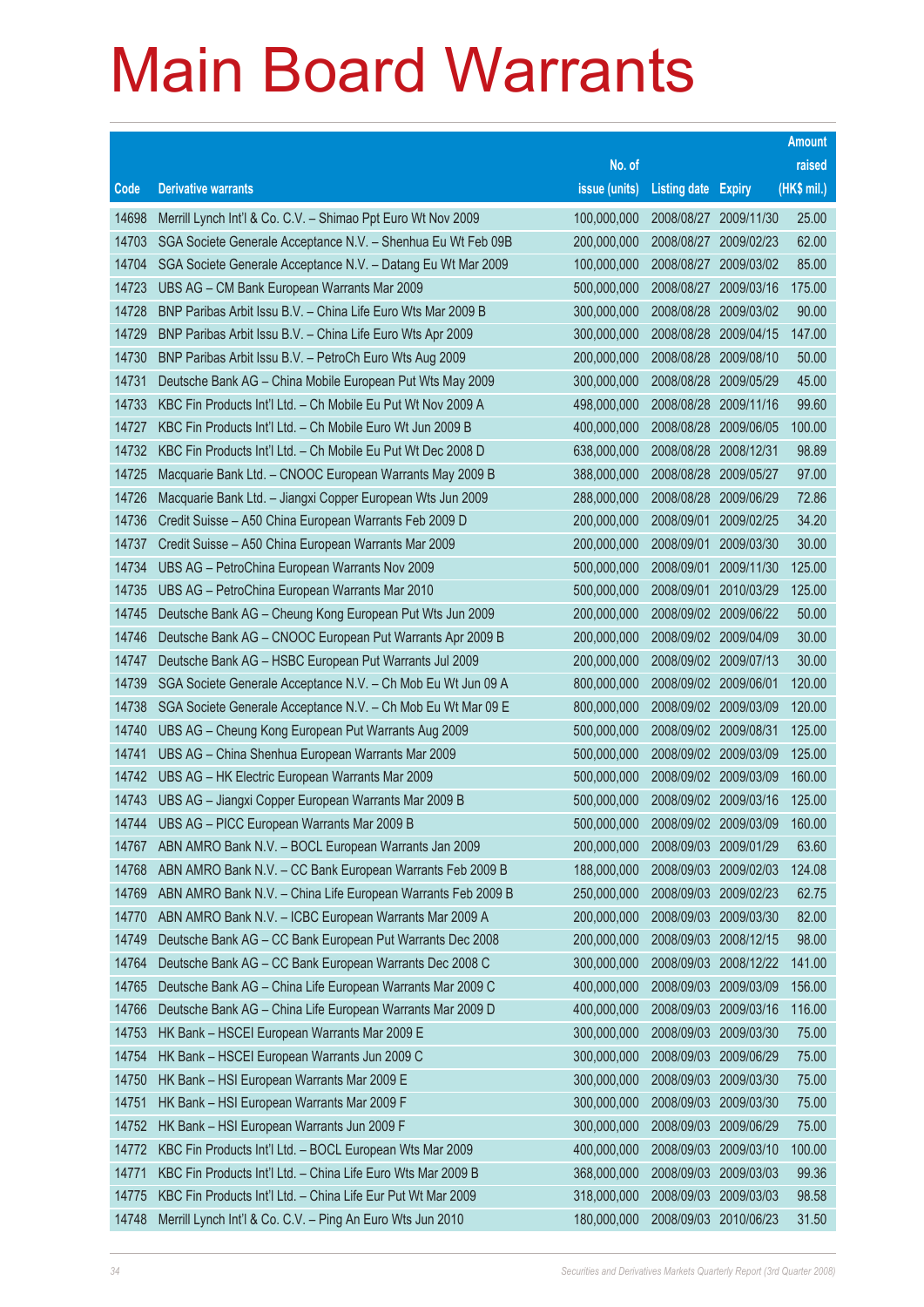# Main Board Warrants

| Code | Derivative warrants | No. of issue (units) | Listing date | Expiry | Amount raised (HK$ mil.) |
|---|---|---|---|---|---|
| 14698 | Merrill Lynch Int'l & Co. C.V. – Shimao Ppt Euro Wt Nov 2009 | 100,000,000 | 2008/08/27 | 2009/11/30 | 25.00 |
| 14703 | SGA Societe Generale Acceptance N.V. – Shenhua Eu Wt Feb 09B | 200,000,000 | 2008/08/27 | 2009/02/23 | 62.00 |
| 14704 | SGA Societe Generale Acceptance N.V. – Datang Eu Wt Mar 2009 | 100,000,000 | 2008/08/27 | 2009/03/02 | 85.00 |
| 14723 | UBS AG – CM Bank European Warrants Mar 2009 | 500,000,000 | 2008/08/27 | 2009/03/16 | 175.00 |
| 14728 | BNP Paribas Arbit Issu B.V. – China Life Euro Wts Mar 2009 B | 300,000,000 | 2008/08/28 | 2009/03/02 | 90.00 |
| 14729 | BNP Paribas Arbit Issu B.V. – China Life Euro Wts Apr 2009 | 300,000,000 | 2008/08/28 | 2009/04/15 | 147.00 |
| 14730 | BNP Paribas Arbit Issu B.V. – PetroCh Euro Wts Aug 2009 | 200,000,000 | 2008/08/28 | 2009/08/10 | 50.00 |
| 14731 | Deutsche Bank AG – China Mobile European Put Wts May 2009 | 300,000,000 | 2008/08/28 | 2009/05/29 | 45.00 |
| 14733 | KBC Fin Products Int'l Ltd. – Ch Mobile Eu Put Wt Nov 2009 A | 498,000,000 | 2008/08/28 | 2009/11/16 | 99.60 |
| 14727 | KBC Fin Products Int'l Ltd. – Ch Mobile Euro Wt Jun 2009 B | 400,000,000 | 2008/08/28 | 2009/06/05 | 100.00 |
| 14732 | KBC Fin Products Int'l Ltd. – Ch Mobile Eu Put Wt Dec 2008 D | 638,000,000 | 2008/08/28 | 2008/12/31 | 98.89 |
| 14725 | Macquarie Bank Ltd. – CNOOC European Warrants May 2009 B | 388,000,000 | 2008/08/28 | 2009/05/27 | 97.00 |
| 14726 | Macquarie Bank Ltd. – Jiangxi Copper European Wts Jun 2009 | 288,000,000 | 2008/08/28 | 2009/06/29 | 72.86 |
| 14736 | Credit Suisse – A50 China European Warrants Feb 2009 D | 200,000,000 | 2008/09/01 | 2009/02/25 | 34.20 |
| 14737 | Credit Suisse – A50 China European Warrants Mar 2009 | 200,000,000 | 2008/09/01 | 2009/03/30 | 30.00 |
| 14734 | UBS AG – PetroChina European Warrants Nov 2009 | 500,000,000 | 2008/09/01 | 2009/11/30 | 125.00 |
| 14735 | UBS AG – PetroChina European Warrants Mar 2010 | 500,000,000 | 2008/09/01 | 2010/03/29 | 125.00 |
| 14745 | Deutsche Bank AG – Cheung Kong European Put Wts Jun 2009 | 200,000,000 | 2008/09/02 | 2009/06/22 | 50.00 |
| 14746 | Deutsche Bank AG – CNOOC European Put Warrants Apr 2009 B | 200,000,000 | 2008/09/02 | 2009/04/09 | 30.00 |
| 14747 | Deutsche Bank AG – HSBC European Put Warrants Jul 2009 | 200,000,000 | 2008/09/02 | 2009/07/13 | 30.00 |
| 14739 | SGA Societe Generale Acceptance N.V. – Ch Mob Eu Wt Jun 09 A | 800,000,000 | 2008/09/02 | 2009/06/01 | 120.00 |
| 14738 | SGA Societe Generale Acceptance N.V. – Ch Mob Eu Wt Mar 09 E | 800,000,000 | 2008/09/02 | 2009/03/09 | 120.00 |
| 14740 | UBS AG – Cheung Kong European Put Warrants Aug 2009 | 500,000,000 | 2008/09/02 | 2009/08/31 | 125.00 |
| 14741 | UBS AG – China Shenhua European Warrants Mar 2009 | 500,000,000 | 2008/09/02 | 2009/03/09 | 125.00 |
| 14742 | UBS AG – HK Electric European Warrants Mar 2009 | 500,000,000 | 2008/09/02 | 2009/03/09 | 160.00 |
| 14743 | UBS AG – Jiangxi Copper European Warrants Mar 2009 B | 500,000,000 | 2008/09/02 | 2009/03/16 | 125.00 |
| 14744 | UBS AG – PICC European Warrants Mar 2009 B | 500,000,000 | 2008/09/02 | 2009/03/09 | 160.00 |
| 14767 | ABN AMRO Bank N.V. – BOCL European Warrants Jan 2009 | 200,000,000 | 2008/09/03 | 2009/01/29 | 63.60 |
| 14768 | ABN AMRO Bank N.V. – CC Bank European Warrants Feb 2009 B | 188,000,000 | 2008/09/03 | 2009/02/03 | 124.08 |
| 14769 | ABN AMRO Bank N.V. – China Life European Warrants Feb 2009 B | 250,000,000 | 2008/09/03 | 2009/02/23 | 62.75 |
| 14770 | ABN AMRO Bank N.V. – ICBC European Warrants Mar 2009 A | 200,000,000 | 2008/09/03 | 2009/03/30 | 82.00 |
| 14749 | Deutsche Bank AG – CC Bank European Put Warrants Dec 2008 | 200,000,000 | 2008/09/03 | 2008/12/15 | 98.00 |
| 14764 | Deutsche Bank AG – CC Bank European Warrants Dec 2008 C | 300,000,000 | 2008/09/03 | 2008/12/22 | 141.00 |
| 14765 | Deutsche Bank AG – China Life European Warrants Mar 2009 C | 400,000,000 | 2008/09/03 | 2009/03/09 | 156.00 |
| 14766 | Deutsche Bank AG – China Life European Warrants Mar 2009 D | 400,000,000 | 2008/09/03 | 2009/03/16 | 116.00 |
| 14753 | HK Bank – HSCEI European Warrants Mar 2009 E | 300,000,000 | 2008/09/03 | 2009/03/30 | 75.00 |
| 14754 | HK Bank – HSCEI European Warrants Jun 2009 C | 300,000,000 | 2008/09/03 | 2009/06/29 | 75.00 |
| 14750 | HK Bank – HSI European Warrants Mar 2009 E | 300,000,000 | 2008/09/03 | 2009/03/30 | 75.00 |
| 14751 | HK Bank – HSI European Warrants Mar 2009 F | 300,000,000 | 2008/09/03 | 2009/03/30 | 75.00 |
| 14752 | HK Bank – HSI European Warrants Jun 2009 F | 300,000,000 | 2008/09/03 | 2009/06/29 | 75.00 |
| 14772 | KBC Fin Products Int'l Ltd. – BOCL European Wts Mar 2009 | 400,000,000 | 2008/09/03 | 2009/03/10 | 100.00 |
| 14771 | KBC Fin Products Int'l Ltd. – China Life Euro Wts Mar 2009 B | 368,000,000 | 2008/09/03 | 2009/03/03 | 99.36 |
| 14775 | KBC Fin Products Int'l Ltd. – China Life Eur Put Wt Mar 2009 | 318,000,000 | 2008/09/03 | 2009/03/03 | 98.58 |
| 14748 | Merrill Lynch Int'l & Co. C.V. – Ping An Euro Wts Jun 2010 | 180,000,000 | 2008/09/03 | 2010/06/23 | 31.50 |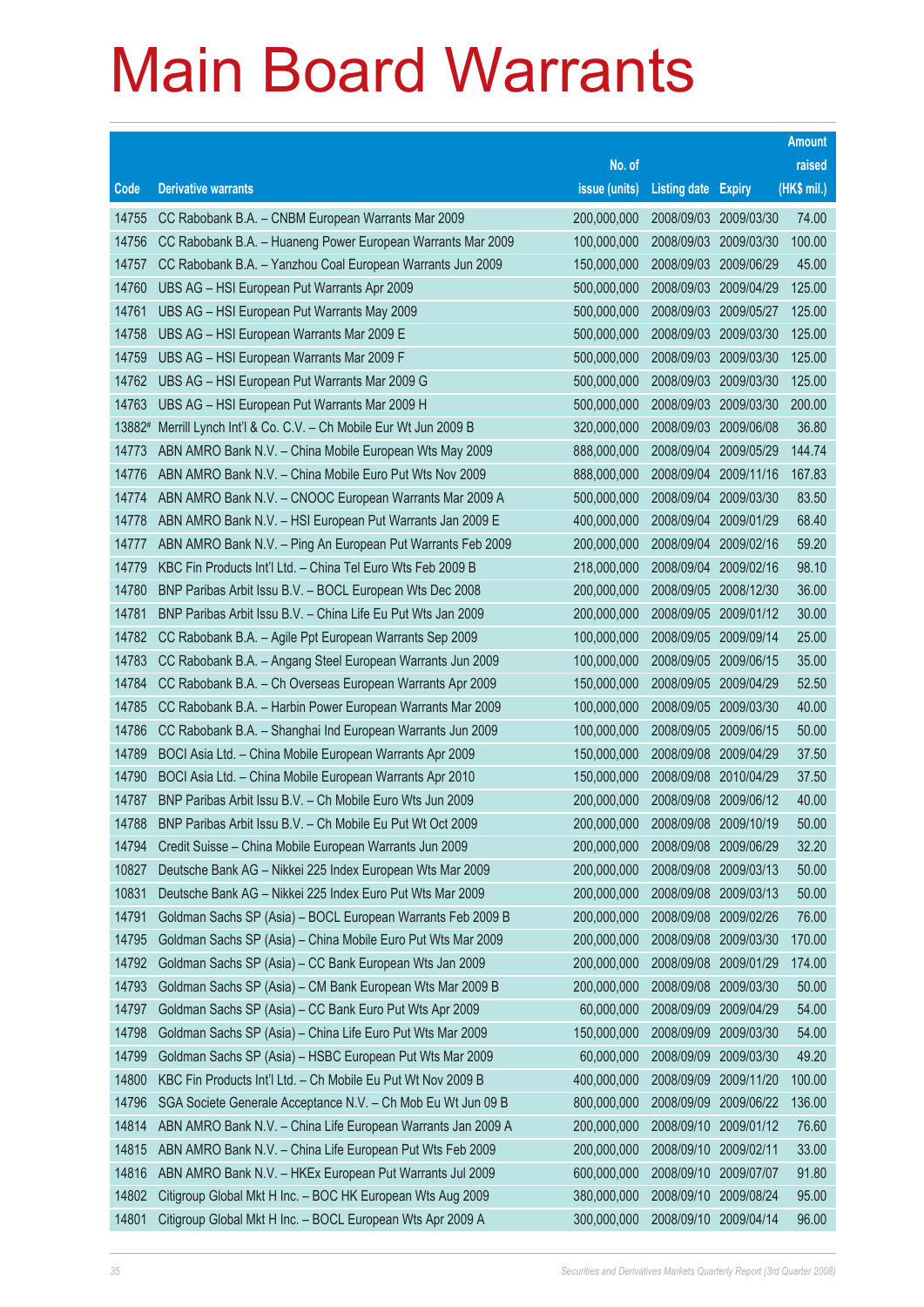# Main Board Warrants

| Code | Derivative warrants | No. of issue (units) | Listing date | Expiry | Amount raised (HK$ mil.) |
|---|---|---|---|---|---|
| 14755 | CC Rabobank B.A. – CNBM European Warrants Mar 2009 | 200,000,000 | 2008/09/03 | 2009/03/30 | 74.00 |
| 14756 | CC Rabobank B.A. – Huaneng Power European Warrants Mar 2009 | 100,000,000 | 2008/09/03 | 2009/03/30 | 100.00 |
| 14757 | CC Rabobank B.A. – Yanzhou Coal European Warrants Jun 2009 | 150,000,000 | 2008/09/03 | 2009/06/29 | 45.00 |
| 14760 | UBS AG – HSI European Put Warrants Apr 2009 | 500,000,000 | 2008/09/03 | 2009/04/29 | 125.00 |
| 14761 | UBS AG – HSI European Put Warrants May 2009 | 500,000,000 | 2008/09/03 | 2009/05/27 | 125.00 |
| 14758 | UBS AG – HSI European Warrants Mar 2009 E | 500,000,000 | 2008/09/03 | 2009/03/30 | 125.00 |
| 14759 | UBS AG – HSI European Warrants Mar 2009 F | 500,000,000 | 2008/09/03 | 2009/03/30 | 125.00 |
| 14762 | UBS AG – HSI European Put Warrants Mar 2009 G | 500,000,000 | 2008/09/03 | 2009/03/30 | 125.00 |
| 14763 | UBS AG – HSI European Put Warrants Mar 2009 H | 500,000,000 | 2008/09/03 | 2009/03/30 | 200.00 |
| 13882# | Merrill Lynch Int'l & Co. C.V. – Ch Mobile Eur Wt Jun 2009 B | 320,000,000 | 2008/09/03 | 2009/06/08 | 36.80 |
| 14773 | ABN AMRO Bank N.V. – China Mobile European Wts May 2009 | 888,000,000 | 2008/09/04 | 2009/05/29 | 144.74 |
| 14776 | ABN AMRO Bank N.V. – China Mobile Euro Put Wts Nov 2009 | 888,000,000 | 2008/09/04 | 2009/11/16 | 167.83 |
| 14774 | ABN AMRO Bank N.V. – CNOOC European Warrants Mar 2009 A | 500,000,000 | 2008/09/04 | 2009/03/30 | 83.50 |
| 14778 | ABN AMRO Bank N.V. – HSI European Put Warrants Jan 2009 E | 400,000,000 | 2008/09/04 | 2009/01/29 | 68.40 |
| 14777 | ABN AMRO Bank N.V. – Ping An European Put Warrants Feb 2009 | 200,000,000 | 2008/09/04 | 2009/02/16 | 59.20 |
| 14779 | KBC Fin Products Int'l Ltd. – China Tel Euro Wts Feb 2009 B | 218,000,000 | 2008/09/04 | 2009/02/16 | 98.10 |
| 14780 | BNP Paribas Arbit Issu B.V. – BOCL European Wts Dec 2008 | 200,000,000 | 2008/09/05 | 2008/12/30 | 36.00 |
| 14781 | BNP Paribas Arbit Issu B.V. – China Life Eu Put Wts Jan 2009 | 200,000,000 | 2008/09/05 | 2009/01/12 | 30.00 |
| 14782 | CC Rabobank B.A. – Agile Ppt European Warrants Sep 2009 | 100,000,000 | 2008/09/05 | 2009/09/14 | 25.00 |
| 14783 | CC Rabobank B.A. – Angang Steel European Warrants Jun 2009 | 100,000,000 | 2008/09/05 | 2009/06/15 | 35.00 |
| 14784 | CC Rabobank B.A. – Ch Overseas European Warrants Apr 2009 | 150,000,000 | 2008/09/05 | 2009/04/29 | 52.50 |
| 14785 | CC Rabobank B.A. – Harbin Power European Warrants Mar 2009 | 100,000,000 | 2008/09/05 | 2009/03/30 | 40.00 |
| 14786 | CC Rabobank B.A. – Shanghai Ind European Warrants Jun 2009 | 100,000,000 | 2008/09/05 | 2009/06/15 | 50.00 |
| 14789 | BOCI Asia Ltd. – China Mobile European Warrants Apr 2009 | 150,000,000 | 2008/09/08 | 2009/04/29 | 37.50 |
| 14790 | BOCI Asia Ltd. – China Mobile European Warrants Apr 2010 | 150,000,000 | 2008/09/08 | 2010/04/29 | 37.50 |
| 14787 | BNP Paribas Arbit Issu B.V. – Ch Mobile Euro Wts Jun 2009 | 200,000,000 | 2008/09/08 | 2009/06/12 | 40.00 |
| 14788 | BNP Paribas Arbit Issu B.V. – Ch Mobile Eu Put Wt Oct 2009 | 200,000,000 | 2008/09/08 | 2009/10/19 | 50.00 |
| 14794 | Credit Suisse – China Mobile European Warrants Jun 2009 | 200,000,000 | 2008/09/08 | 2009/06/29 | 32.20 |
| 10827 | Deutsche Bank AG – Nikkei 225 Index European Wts Mar 2009 | 200,000,000 | 2008/09/08 | 2009/03/13 | 50.00 |
| 10831 | Deutsche Bank AG – Nikkei 225 Index Euro Put Wts Mar 2009 | 200,000,000 | 2008/09/08 | 2009/03/13 | 50.00 |
| 14791 | Goldman Sachs SP (Asia) – BOCL European Warrants Feb 2009 B | 200,000,000 | 2008/09/08 | 2009/02/26 | 76.00 |
| 14795 | Goldman Sachs SP (Asia) – China Mobile Euro Put Wts Mar 2009 | 200,000,000 | 2008/09/08 | 2009/03/30 | 170.00 |
| 14792 | Goldman Sachs SP (Asia) – CC Bank European Wts Jan 2009 | 200,000,000 | 2008/09/08 | 2009/01/29 | 174.00 |
| 14793 | Goldman Sachs SP (Asia) – CM Bank European Wts Mar 2009 B | 200,000,000 | 2008/09/08 | 2009/03/30 | 50.00 |
| 14797 | Goldman Sachs SP (Asia) – CC Bank Euro Put Wts Apr 2009 | 60,000,000 | 2008/09/09 | 2009/04/29 | 54.00 |
| 14798 | Goldman Sachs SP (Asia) – China Life Euro Put Wts Mar 2009 | 150,000,000 | 2008/09/09 | 2009/03/30 | 54.00 |
| 14799 | Goldman Sachs SP (Asia) – HSBC European Put Wts Mar 2009 | 60,000,000 | 2008/09/09 | 2009/03/30 | 49.20 |
| 14800 | KBC Fin Products Int'l Ltd. – Ch Mobile Eu Put Wt Nov 2009 B | 400,000,000 | 2008/09/09 | 2009/11/20 | 100.00 |
| 14796 | SGA Societe Generale Acceptance N.V. – Ch Mob Eu Wt Jun 09 B | 800,000,000 | 2008/09/09 | 2009/06/22 | 136.00 |
| 14814 | ABN AMRO Bank N.V. – China Life European Warrants Jan 2009 A | 200,000,000 | 2008/09/10 | 2009/01/12 | 76.60 |
| 14815 | ABN AMRO Bank N.V. – China Life European Put Wts Feb 2009 | 200,000,000 | 2008/09/10 | 2009/02/11 | 33.00 |
| 14816 | ABN AMRO Bank N.V. – HKEx European Put Warrants Jul 2009 | 600,000,000 | 2008/09/10 | 2009/07/07 | 91.80 |
| 14802 | Citigroup Global Mkt H Inc. – BOC HK European Wts Aug 2009 | 380,000,000 | 2008/09/10 | 2009/08/24 | 95.00 |
| 14801 | Citigroup Global Mkt H Inc. – BOCL European Wts Apr 2009 A | 300,000,000 | 2008/09/10 | 2009/04/14 | 96.00 |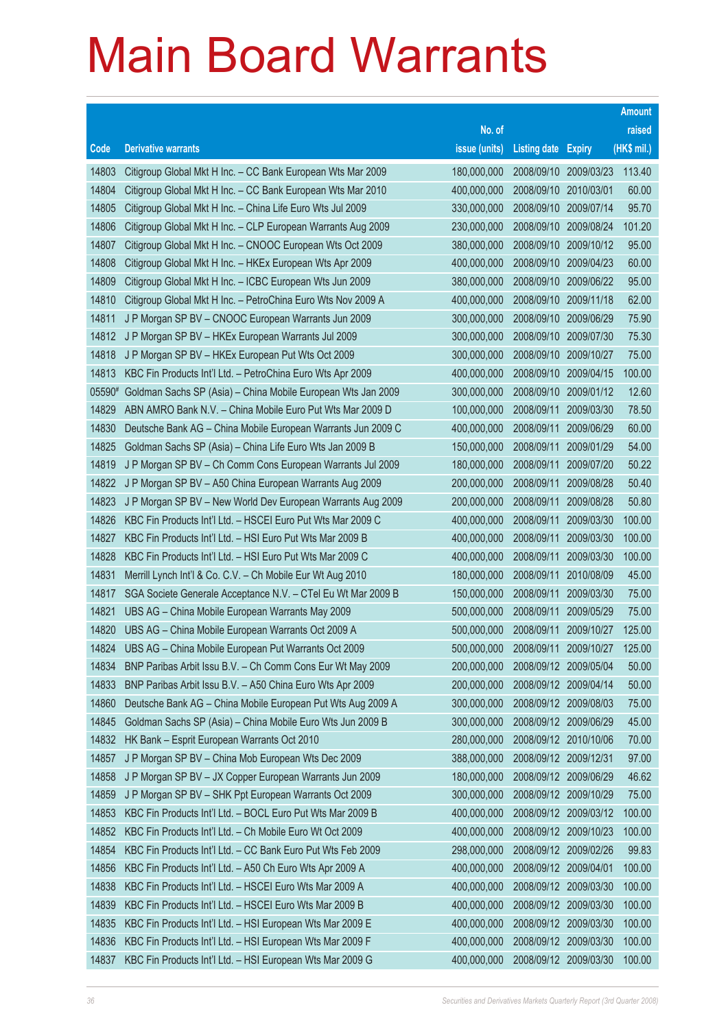# Main Board Warrants

| Code | Derivative warrants | No. of issue (units) | Listing date | Expiry | Amount raised (HK$ mil.) |
|---|---|---|---|---|---|
| 14803 | Citigroup Global Mkt H Inc. – CC Bank European Wts Mar 2009 | 180,000,000 | 2008/09/10 | 2009/03/23 | 113.40 |
| 14804 | Citigroup Global Mkt H Inc. – CC Bank European Wts Mar 2010 | 400,000,000 | 2008/09/10 | 2010/03/01 | 60.00 |
| 14805 | Citigroup Global Mkt H Inc. – China Life Euro Wts Jul 2009 | 330,000,000 | 2008/09/10 | 2009/07/14 | 95.70 |
| 14806 | Citigroup Global Mkt H Inc. – CLP European Warrants Aug 2009 | 230,000,000 | 2008/09/10 | 2009/08/24 | 101.20 |
| 14807 | Citigroup Global Mkt H Inc. – CNOOC European Wts Oct 2009 | 380,000,000 | 2008/09/10 | 2009/10/12 | 95.00 |
| 14808 | Citigroup Global Mkt H Inc. – HKEx European Wts Apr 2009 | 400,000,000 | 2008/09/10 | 2009/04/23 | 60.00 |
| 14809 | Citigroup Global Mkt H Inc. – ICBC European Wts Jun 2009 | 380,000,000 | 2008/09/10 | 2009/06/22 | 95.00 |
| 14810 | Citigroup Global Mkt H Inc. – PetroChina Euro Wts Nov 2009 A | 400,000,000 | 2008/09/10 | 2009/11/18 | 62.00 |
| 14811 | J P Morgan SP BV – CNOOC European Warrants Jun 2009 | 300,000,000 | 2008/09/10 | 2009/06/29 | 75.90 |
| 14812 | J P Morgan SP BV – HKEx European Warrants Jul 2009 | 300,000,000 | 2008/09/10 | 2009/07/30 | 75.30 |
| 14818 | J P Morgan SP BV – HKEx European Put Wts Oct 2009 | 300,000,000 | 2008/09/10 | 2009/10/27 | 75.00 |
| 14813 | KBC Fin Products Int'l Ltd. – PetroChina Euro Wts Apr 2009 | 400,000,000 | 2008/09/10 | 2009/04/15 | 100.00 |
| 05590# | Goldman Sachs SP (Asia) – China Mobile European Wts Jan 2009 | 300,000,000 | 2008/09/10 | 2009/01/12 | 12.60 |
| 14829 | ABN AMRO Bank N.V. – China Mobile Euro Put Wts Mar 2009 D | 100,000,000 | 2008/09/11 | 2009/03/30 | 78.50 |
| 14830 | Deutsche Bank AG – China Mobile European Warrants Jun 2009 C | 400,000,000 | 2008/09/11 | 2009/06/29 | 60.00 |
| 14825 | Goldman Sachs SP (Asia) – China Life Euro Wts Jan 2009 B | 150,000,000 | 2008/09/11 | 2009/01/29 | 54.00 |
| 14819 | J P Morgan SP BV – Ch Comm Cons European Wts Jul 2009 | 180,000,000 | 2008/09/11 | 2009/07/20 | 50.22 |
| 14822 | J P Morgan SP BV – A50 China European Warrants Aug 2009 | 200,000,000 | 2008/09/11 | 2009/08/28 | 50.40 |
| 14823 | J P Morgan SP BV – New World Dev European Warrants Aug 2009 | 200,000,000 | 2008/09/11 | 2009/08/28 | 50.80 |
| 14826 | KBC Fin Products Int'l Ltd. – HSCEI Euro Put Wts Mar 2009 C | 400,000,000 | 2008/09/11 | 2009/03/30 | 100.00 |
| 14827 | KBC Fin Products Int'l Ltd. – HSI Euro Put Wts Mar 2009 B | 400,000,000 | 2008/09/11 | 2009/03/30 | 100.00 |
| 14828 | KBC Fin Products Int'l Ltd. – HSI Euro Put Wts Mar 2009 C | 400,000,000 | 2008/09/11 | 2009/03/30 | 100.00 |
| 14831 | Merrill Lynch Int'l & Co. C.V. – Ch Mobile Eur Wt Aug 2010 | 180,000,000 | 2008/09/11 | 2010/08/09 | 45.00 |
| 14817 | SGA Societe Generale Acceptance N.V. – CTel Eu Wt Mar 2009 B | 150,000,000 | 2008/09/11 | 2009/03/30 | 75.00 |
| 14821 | UBS AG – China Mobile European Warrants May 2009 | 500,000,000 | 2008/09/11 | 2009/05/29 | 75.00 |
| 14820 | UBS AG – China Mobile European Warrants Oct 2009 A | 500,000,000 | 2008/09/11 | 2009/10/27 | 125.00 |
| 14824 | UBS AG – China Mobile European Put Warrants Oct 2009 | 500,000,000 | 2008/09/11 | 2009/10/27 | 125.00 |
| 14834 | BNP Paribas Arbit Issu B.V. – Ch Comm Cons Eur Wt May 2009 | 200,000,000 | 2008/09/12 | 2009/05/04 | 50.00 |
| 14833 | BNP Paribas Arbit Issu B.V. – A50 China Euro Wts Apr 2009 | 200,000,000 | 2008/09/12 | 2009/04/14 | 50.00 |
| 14860 | Deutsche Bank AG – China Mobile European Put Wts Aug 2009 A | 300,000,000 | 2008/09/12 | 2009/08/03 | 75.00 |
| 14845 | Goldman Sachs SP (Asia) – China Mobile Euro Wts Jun 2009 B | 300,000,000 | 2008/09/12 | 2009/06/29 | 45.00 |
| 14832 | HK Bank – Esprit European Warrants Oct 2010 | 280,000,000 | 2008/09/12 | 2010/10/06 | 70.00 |
| 14857 | J P Morgan SP BV – China Mob European Wts Dec 2009 | 388,000,000 | 2008/09/12 | 2009/12/31 | 97.00 |
| 14858 | J P Morgan SP BV – JX Copper European Warrants Jun 2009 | 180,000,000 | 2008/09/12 | 2009/06/29 | 46.62 |
| 14859 | J P Morgan SP BV – SHK Ppt European Warrants Oct 2009 | 300,000,000 | 2008/09/12 | 2009/10/29 | 75.00 |
| 14853 | KBC Fin Products Int'l Ltd. – BOCL Euro Put Wts Mar 2009 B | 400,000,000 | 2008/09/12 | 2009/03/12 | 100.00 |
| 14852 | KBC Fin Products Int'l Ltd. – Ch Mobile Euro Wt Oct 2009 | 400,000,000 | 2008/09/12 | 2009/10/23 | 100.00 |
| 14854 | KBC Fin Products Int'l Ltd. – CC Bank Euro Put Wts Feb 2009 | 298,000,000 | 2008/09/12 | 2009/02/26 | 99.83 |
| 14856 | KBC Fin Products Int'l Ltd. – A50 Ch Euro Wts Apr 2009 A | 400,000,000 | 2008/09/12 | 2009/04/01 | 100.00 |
| 14838 | KBC Fin Products Int'l Ltd. – HSCEI Euro Wts Mar 2009 A | 400,000,000 | 2008/09/12 | 2009/03/30 | 100.00 |
| 14839 | KBC Fin Products Int'l Ltd. – HSCEI Euro Wts Mar 2009 B | 400,000,000 | 2008/09/12 | 2009/03/30 | 100.00 |
| 14835 | KBC Fin Products Int'l Ltd. – HSI European Wts Mar 2009 E | 400,000,000 | 2008/09/12 | 2009/03/30 | 100.00 |
| 14836 | KBC Fin Products Int'l Ltd. – HSI European Wts Mar 2009 F | 400,000,000 | 2008/09/12 | 2009/03/30 | 100.00 |
| 14837 | KBC Fin Products Int'l Ltd. – HSI European Wts Mar 2009 G | 400,000,000 | 2008/09/12 | 2009/03/30 | 100.00 |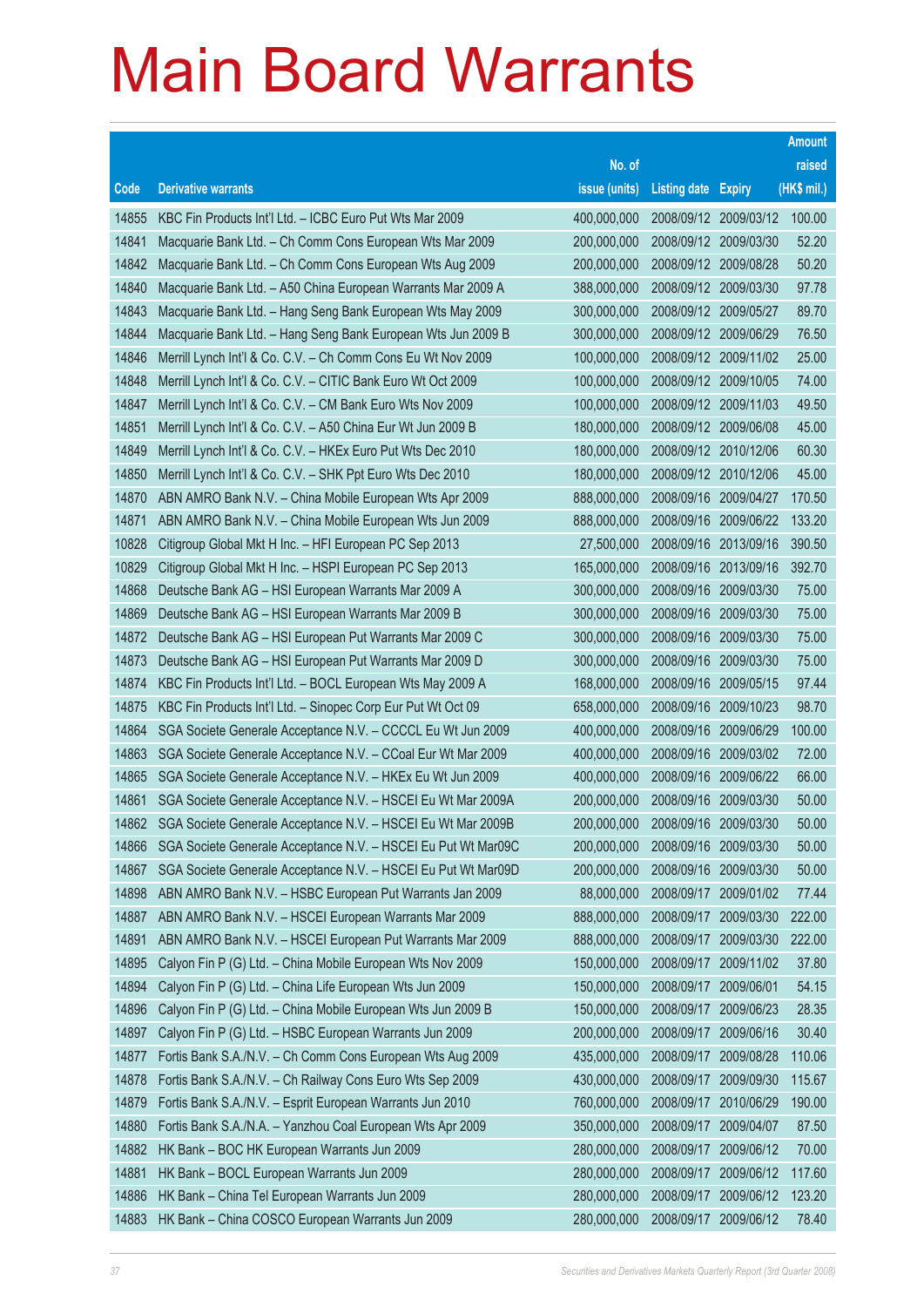# Main Board Warrants

| Code | Derivative warrants | No. of issue (units) | Listing date | Expiry | Amount raised (HK$ mil.) |
|---|---|---|---|---|---|
| 14855 | KBC Fin Products Int'l Ltd. – ICBC Euro Put Wts Mar 2009 | 400,000,000 | 2008/09/12 | 2009/03/12 | 100.00 |
| 14841 | Macquarie Bank Ltd. – Ch Comm Cons European Wts Mar 2009 | 200,000,000 | 2008/09/12 | 2009/03/30 | 52.20 |
| 14842 | Macquarie Bank Ltd. – Ch Comm Cons European Wts Aug 2009 | 200,000,000 | 2008/09/12 | 2009/08/28 | 50.20 |
| 14840 | Macquarie Bank Ltd. – A50 China European Warrants Mar 2009 A | 388,000,000 | 2008/09/12 | 2009/03/30 | 97.78 |
| 14843 | Macquarie Bank Ltd. – Hang Seng Bank European Wts May 2009 | 300,000,000 | 2008/09/12 | 2009/05/27 | 89.70 |
| 14844 | Macquarie Bank Ltd. – Hang Seng Bank European Wts Jun 2009 B | 300,000,000 | 2008/09/12 | 2009/06/29 | 76.50 |
| 14846 | Merrill Lynch Int'l & Co. C.V. – Ch Comm Cons Eu Wt Nov 2009 | 100,000,000 | 2008/09/12 | 2009/11/02 | 25.00 |
| 14848 | Merrill Lynch Int'l & Co. C.V. – CITIC Bank Euro Wt Oct 2009 | 100,000,000 | 2008/09/12 | 2009/10/05 | 74.00 |
| 14847 | Merrill Lynch Int'l & Co. C.V. – CM Bank Euro Wts Nov 2009 | 100,000,000 | 2008/09/12 | 2009/11/03 | 49.50 |
| 14851 | Merrill Lynch Int'l & Co. C.V. – A50 China Eur Wt Jun 2009 B | 180,000,000 | 2008/09/12 | 2009/06/08 | 45.00 |
| 14849 | Merrill Lynch Int'l & Co. C.V. – HKEx Euro Put Wts Dec 2010 | 180,000,000 | 2008/09/12 | 2010/12/06 | 60.30 |
| 14850 | Merrill Lynch Int'l & Co. C.V. – SHK Ppt Euro Wts Dec 2010 | 180,000,000 | 2008/09/12 | 2010/12/06 | 45.00 |
| 14870 | ABN AMRO Bank N.V. – China Mobile European Wts Apr 2009 | 888,000,000 | 2008/09/16 | 2009/04/27 | 170.50 |
| 14871 | ABN AMRO Bank N.V. – China Mobile European Wts Jun 2009 | 888,000,000 | 2008/09/16 | 2009/06/22 | 133.20 |
| 10828 | Citigroup Global Mkt H Inc. – HFI European PC Sep 2013 | 27,500,000 | 2008/09/16 | 2013/09/16 | 390.50 |
| 10829 | Citigroup Global Mkt H Inc. – HSPI European PC Sep 2013 | 165,000,000 | 2008/09/16 | 2013/09/16 | 392.70 |
| 14868 | Deutsche Bank AG – HSI European Warrants Mar 2009 A | 300,000,000 | 2008/09/16 | 2009/03/30 | 75.00 |
| 14869 | Deutsche Bank AG – HSI European Warrants Mar 2009 B | 300,000,000 | 2008/09/16 | 2009/03/30 | 75.00 |
| 14872 | Deutsche Bank AG – HSI European Put Warrants Mar 2009 C | 300,000,000 | 2008/09/16 | 2009/03/30 | 75.00 |
| 14873 | Deutsche Bank AG – HSI European Put Warrants Mar 2009 D | 300,000,000 | 2008/09/16 | 2009/03/30 | 75.00 |
| 14874 | KBC Fin Products Int'l Ltd. – BOCL European Wts May 2009 A | 168,000,000 | 2008/09/16 | 2009/05/15 | 97.44 |
| 14875 | KBC Fin Products Int'l Ltd. – Sinopec Corp Eur Put Wt Oct 09 | 658,000,000 | 2008/09/16 | 2009/10/23 | 98.70 |
| 14864 | SGA Societe Generale Acceptance N.V. – CCCCL Eu Wt Jun 2009 | 400,000,000 | 2008/09/16 | 2009/06/29 | 100.00 |
| 14863 | SGA Societe Generale Acceptance N.V. – CCoal Eur Wt Mar 2009 | 400,000,000 | 2008/09/16 | 2009/03/02 | 72.00 |
| 14865 | SGA Societe Generale Acceptance N.V. – HKEx Eu Wt Jun 2009 | 400,000,000 | 2008/09/16 | 2009/06/22 | 66.00 |
| 14861 | SGA Societe Generale Acceptance N.V. – HSCEI Eu Wt Mar 2009A | 200,000,000 | 2008/09/16 | 2009/03/30 | 50.00 |
| 14862 | SGA Societe Generale Acceptance N.V. – HSCEI Eu Wt Mar 2009B | 200,000,000 | 2008/09/16 | 2009/03/30 | 50.00 |
| 14866 | SGA Societe Generale Acceptance N.V. – HSCEI Eu Put Wt Mar09C | 200,000,000 | 2008/09/16 | 2009/03/30 | 50.00 |
| 14867 | SGA Societe Generale Acceptance N.V. – HSCEI Eu Put Wt Mar09D | 200,000,000 | 2008/09/16 | 2009/03/30 | 50.00 |
| 14898 | ABN AMRO Bank N.V. – HSBC European Put Warrants Jan 2009 | 88,000,000 | 2008/09/17 | 2009/01/02 | 77.44 |
| 14887 | ABN AMRO Bank N.V. – HSCEI European Warrants Mar 2009 | 888,000,000 | 2008/09/17 | 2009/03/30 | 222.00 |
| 14891 | ABN AMRO Bank N.V. – HSCEI European Put Warrants Mar 2009 | 888,000,000 | 2008/09/17 | 2009/03/30 | 222.00 |
| 14895 | Calyon Fin P (G) Ltd. – China Mobile European Wts Nov 2009 | 150,000,000 | 2008/09/17 | 2009/11/02 | 37.80 |
| 14894 | Calyon Fin P (G) Ltd. – China Life European Wts Jun 2009 | 150,000,000 | 2008/09/17 | 2009/06/01 | 54.15 |
| 14896 | Calyon Fin P (G) Ltd. – China Mobile European Wts Jun 2009 B | 150,000,000 | 2008/09/17 | 2009/06/23 | 28.35 |
| 14897 | Calyon Fin P (G) Ltd. – HSBC European Warrants Jun 2009 | 200,000,000 | 2008/09/17 | 2009/06/16 | 30.40 |
| 14877 | Fortis Bank S.A./N.V. – Ch Comm Cons European Wts Aug 2009 | 435,000,000 | 2008/09/17 | 2009/08/28 | 110.06 |
| 14878 | Fortis Bank S.A./N.V. – Ch Railway Cons Euro Wts Sep 2009 | 430,000,000 | 2008/09/17 | 2009/09/30 | 115.67 |
| 14879 | Fortis Bank S.A./N.V. – Esprit European Warrants Jun 2010 | 760,000,000 | 2008/09/17 | 2010/06/29 | 190.00 |
| 14880 | Fortis Bank S.A./N.A. – Yanzhou Coal European Wts Apr 2009 | 350,000,000 | 2008/09/17 | 2009/04/07 | 87.50 |
| 14882 | HK Bank – BOC HK European Warrants Jun 2009 | 280,000,000 | 2008/09/17 | 2009/06/12 | 70.00 |
| 14881 | HK Bank – BOCL European Warrants Jun 2009 | 280,000,000 | 2008/09/17 | 2009/06/12 | 117.60 |
| 14886 | HK Bank – China Tel European Warrants Jun 2009 | 280,000,000 | 2008/09/17 | 2009/06/12 | 123.20 |
| 14883 | HK Bank – China COSCO European Warrants Jun 2009 | 280,000,000 | 2008/09/17 | 2009/06/12 | 78.40 |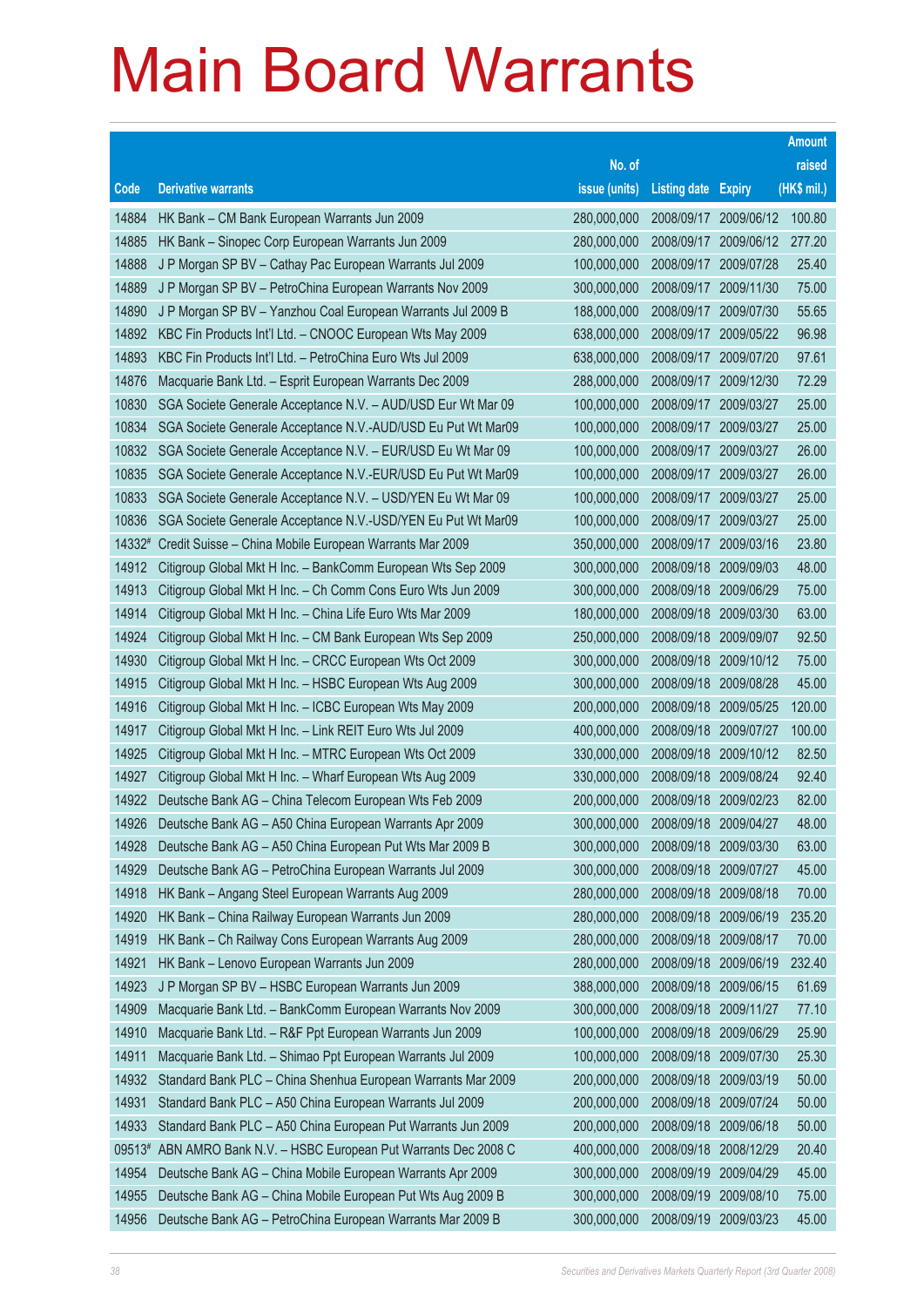# Main Board Warrants

| Code | Derivative warrants | No. of issue (units) | Listing date | Expiry | Amount raised (HK$ mil.) |
|---|---|---|---|---|---|
| 14884 | HK Bank – CM Bank European Warrants Jun 2009 | 280,000,000 | 2008/09/17 | 2009/06/12 | 100.80 |
| 14885 | HK Bank – Sinopec Corp European Warrants Jun 2009 | 280,000,000 | 2008/09/17 | 2009/06/12 | 277.20 |
| 14888 | J P Morgan SP BV – Cathay Pac European Warrants Jul 2009 | 100,000,000 | 2008/09/17 | 2009/07/28 | 25.40 |
| 14889 | J P Morgan SP BV – PetroChina European Warrants Nov 2009 | 300,000,000 | 2008/09/17 | 2009/11/30 | 75.00 |
| 14890 | J P Morgan SP BV – Yanzhou Coal European Warrants Jul 2009 B | 188,000,000 | 2008/09/17 | 2009/07/30 | 55.65 |
| 14892 | KBC Fin Products Int'l Ltd. – CNOOC European Wts May 2009 | 638,000,000 | 2008/09/17 | 2009/05/22 | 96.98 |
| 14893 | KBC Fin Products Int'l Ltd. – PetroChina Euro Wts Jul 2009 | 638,000,000 | 2008/09/17 | 2009/07/20 | 97.61 |
| 14876 | Macquarie Bank Ltd. – Esprit European Warrants Dec 2009 | 288,000,000 | 2008/09/17 | 2009/12/30 | 72.29 |
| 10830 | SGA Societe Generale Acceptance N.V. – AUD/USD Eur Wt Mar 09 | 100,000,000 | 2008/09/17 | 2009/03/27 | 25.00 |
| 10834 | SGA Societe Generale Acceptance N.V.-AUD/USD Eu Put Wt Mar09 | 100,000,000 | 2008/09/17 | 2009/03/27 | 25.00 |
| 10832 | SGA Societe Generale Acceptance N.V. – EUR/USD Eu Wt Mar 09 | 100,000,000 | 2008/09/17 | 2009/03/27 | 26.00 |
| 10835 | SGA Societe Generale Acceptance N.V.-EUR/USD Eu Put Wt Mar09 | 100,000,000 | 2008/09/17 | 2009/03/27 | 26.00 |
| 10833 | SGA Societe Generale Acceptance N.V. – USD/YEN Eu Wt Mar 09 | 100,000,000 | 2008/09/17 | 2009/03/27 | 25.00 |
| 10836 | SGA Societe Generale Acceptance N.V.-USD/YEN Eu Put Wt Mar09 | 100,000,000 | 2008/09/17 | 2009/03/27 | 25.00 |
| 14332# | Credit Suisse – China Mobile European Warrants Mar 2009 | 350,000,000 | 2008/09/17 | 2009/03/16 | 23.80 |
| 14912 | Citigroup Global Mkt H Inc. – BankComm European Wts Sep 2009 | 300,000,000 | 2008/09/18 | 2009/09/03 | 48.00 |
| 14913 | Citigroup Global Mkt H Inc. – Ch Comm Cons Euro Wts Jun 2009 | 300,000,000 | 2008/09/18 | 2009/06/29 | 75.00 |
| 14914 | Citigroup Global Mkt H Inc. – China Life Euro Wts Mar 2009 | 180,000,000 | 2008/09/18 | 2009/03/30 | 63.00 |
| 14924 | Citigroup Global Mkt H Inc. – CM Bank European Wts Sep 2009 | 250,000,000 | 2008/09/18 | 2009/09/07 | 92.50 |
| 14930 | Citigroup Global Mkt H Inc. – CRCC European Wts Oct 2009 | 300,000,000 | 2008/09/18 | 2009/10/12 | 75.00 |
| 14915 | Citigroup Global Mkt H Inc. – HSBC European Wts Aug 2009 | 300,000,000 | 2008/09/18 | 2009/08/28 | 45.00 |
| 14916 | Citigroup Global Mkt H Inc. – ICBC European Wts May 2009 | 200,000,000 | 2008/09/18 | 2009/05/25 | 120.00 |
| 14917 | Citigroup Global Mkt H Inc. – Link REIT Euro Wts Jul 2009 | 400,000,000 | 2008/09/18 | 2009/07/27 | 100.00 |
| 14925 | Citigroup Global Mkt H Inc. – MTRC European Wts Oct 2009 | 330,000,000 | 2008/09/18 | 2009/10/12 | 82.50 |
| 14927 | Citigroup Global Mkt H Inc. – Wharf European Wts Aug 2009 | 330,000,000 | 2008/09/18 | 2009/08/24 | 92.40 |
| 14922 | Deutsche Bank AG – China Telecom European Wts Feb 2009 | 200,000,000 | 2008/09/18 | 2009/02/23 | 82.00 |
| 14926 | Deutsche Bank AG – A50 China European Warrants Apr 2009 | 300,000,000 | 2008/09/18 | 2009/04/27 | 48.00 |
| 14928 | Deutsche Bank AG – A50 China European Put Wts Mar 2009 B | 300,000,000 | 2008/09/18 | 2009/03/30 | 63.00 |
| 14929 | Deutsche Bank AG – PetroChina European Warrants Jul 2009 | 300,000,000 | 2008/09/18 | 2009/07/27 | 45.00 |
| 14918 | HK Bank – Angang Steel European Warrants Aug 2009 | 280,000,000 | 2008/09/18 | 2009/08/18 | 70.00 |
| 14920 | HK Bank – China Railway European Warrants Jun 2009 | 280,000,000 | 2008/09/18 | 2009/06/19 | 235.20 |
| 14919 | HK Bank – Ch Railway Cons European Warrants Aug 2009 | 280,000,000 | 2008/09/18 | 2009/08/17 | 70.00 |
| 14921 | HK Bank – Lenovo European Warrants Jun 2009 | 280,000,000 | 2008/09/18 | 2009/06/19 | 232.40 |
| 14923 | J P Morgan SP BV – HSBC European Warrants Jun 2009 | 388,000,000 | 2008/09/18 | 2009/06/15 | 61.69 |
| 14909 | Macquarie Bank Ltd. – BankComm European Warrants Nov 2009 | 300,000,000 | 2008/09/18 | 2009/11/27 | 77.10 |
| 14910 | Macquarie Bank Ltd. – R&F Ppt European Warrants Jun 2009 | 100,000,000 | 2008/09/18 | 2009/06/29 | 25.90 |
| 14911 | Macquarie Bank Ltd. – Shimao Ppt European Warrants Jul 2009 | 100,000,000 | 2008/09/18 | 2009/07/30 | 25.30 |
| 14932 | Standard Bank PLC – China Shenhua European Warrants Mar 2009 | 200,000,000 | 2008/09/18 | 2009/03/19 | 50.00 |
| 14931 | Standard Bank PLC – A50 China European Warrants Jul 2009 | 200,000,000 | 2008/09/18 | 2009/07/24 | 50.00 |
| 14933 | Standard Bank PLC – A50 China European Put Warrants Jun 2009 | 200,000,000 | 2008/09/18 | 2009/06/18 | 50.00 |
| 09513# | ABN AMRO Bank N.V. – HSBC European Put Warrants Dec 2008 C | 400,000,000 | 2008/09/18 | 2008/12/29 | 20.40 |
| 14954 | Deutsche Bank AG – China Mobile European Warrants Apr 2009 | 300,000,000 | 2008/09/19 | 2009/04/29 | 45.00 |
| 14955 | Deutsche Bank AG – China Mobile European Put Wts Aug 2009 B | 300,000,000 | 2008/09/19 | 2009/08/10 | 75.00 |
| 14956 | Deutsche Bank AG – PetroChina European Warrants Mar 2009 B | 300,000,000 | 2008/09/19 | 2009/03/23 | 45.00 |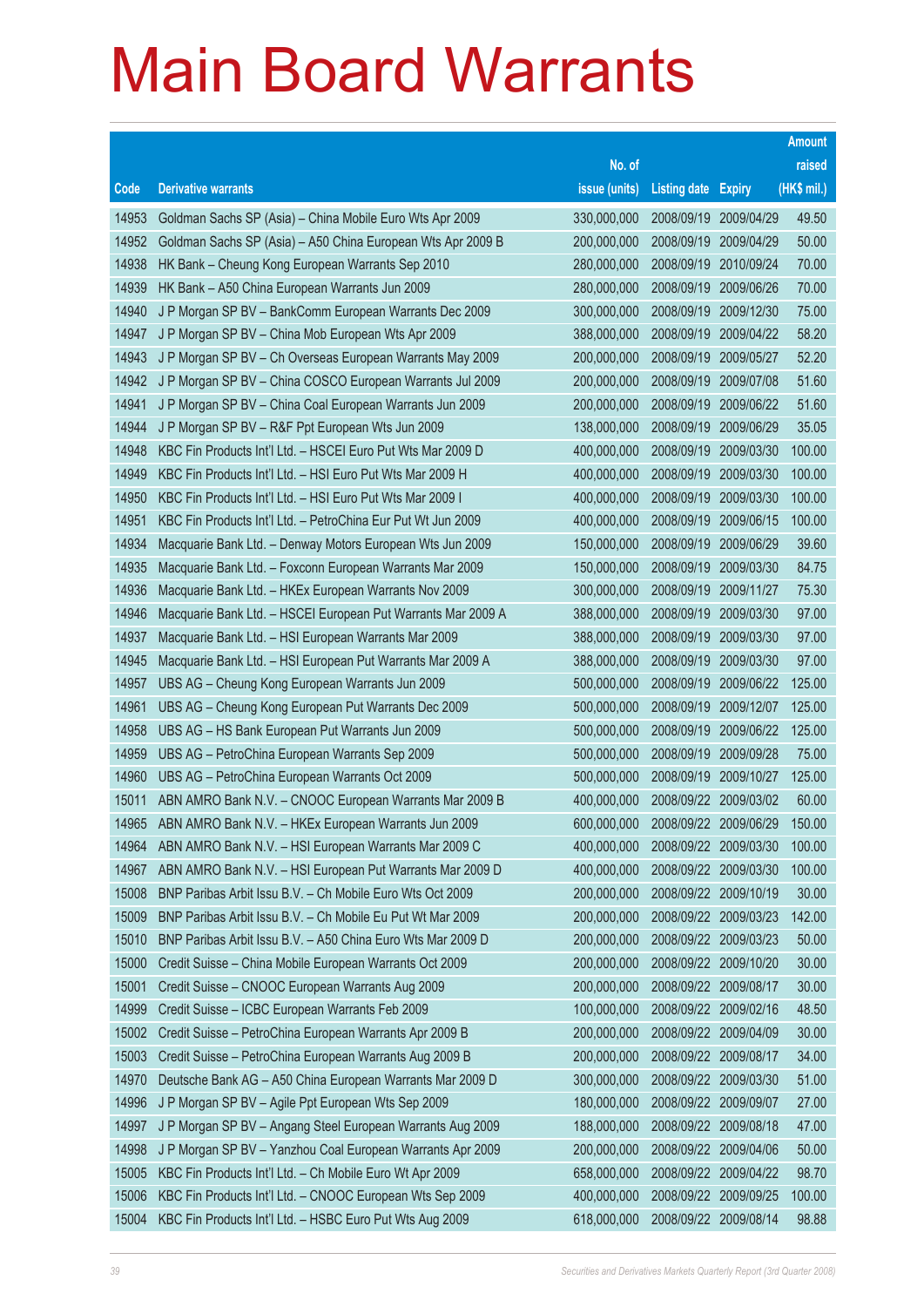# Main Board Warrants

| Code | Derivative warrants | No. of issue (units) | Listing date | Expiry | Amount raised (HK$ mil.) |
|---|---|---|---|---|---|
| 14953 | Goldman Sachs SP (Asia) – China Mobile Euro Wts Apr 2009 | 330,000,000 | 2008/09/19 | 2009/04/29 | 49.50 |
| 14952 | Goldman Sachs SP (Asia) – A50 China European Wts Apr 2009 B | 200,000,000 | 2008/09/19 | 2009/04/29 | 50.00 |
| 14938 | HK Bank – Cheung Kong European Warrants Sep 2010 | 280,000,000 | 2008/09/19 | 2010/09/24 | 70.00 |
| 14939 | HK Bank – A50 China European Warrants Jun 2009 | 280,000,000 | 2008/09/19 | 2009/06/26 | 70.00 |
| 14940 | J P Morgan SP BV – BankComm European Warrants Dec 2009 | 300,000,000 | 2008/09/19 | 2009/12/30 | 75.00 |
| 14947 | J P Morgan SP BV – China Mob European Wts Apr 2009 | 388,000,000 | 2008/09/19 | 2009/04/22 | 58.20 |
| 14943 | J P Morgan SP BV – Ch Overseas European Warrants May 2009 | 200,000,000 | 2008/09/19 | 2009/05/27 | 52.20 |
| 14942 | J P Morgan SP BV – China COSCO European Warrants Jul 2009 | 200,000,000 | 2008/09/19 | 2009/07/08 | 51.60 |
| 14941 | J P Morgan SP BV – China Coal European Warrants Jun 2009 | 200,000,000 | 2008/09/19 | 2009/06/22 | 51.60 |
| 14944 | J P Morgan SP BV – R&F Ppt European Wts Jun 2009 | 138,000,000 | 2008/09/19 | 2009/06/29 | 35.05 |
| 14948 | KBC Fin Products Int'l Ltd. – HSCEI Euro Put Wts Mar 2009 D | 400,000,000 | 2008/09/19 | 2009/03/30 | 100.00 |
| 14949 | KBC Fin Products Int'l Ltd. – HSI Euro Put Wts Mar 2009 H | 400,000,000 | 2008/09/19 | 2009/03/30 | 100.00 |
| 14950 | KBC Fin Products Int'l Ltd. – HSI Euro Put Wts Mar 2009 I | 400,000,000 | 2008/09/19 | 2009/03/30 | 100.00 |
| 14951 | KBC Fin Products Int'l Ltd. – PetroChina Eur Put Wt Jun 2009 | 400,000,000 | 2008/09/19 | 2009/06/15 | 100.00 |
| 14934 | Macquarie Bank Ltd. – Denway Motors European Wts Jun 2009 | 150,000,000 | 2008/09/19 | 2009/06/29 | 39.60 |
| 14935 | Macquarie Bank Ltd. – Foxconn European Warrants Mar 2009 | 150,000,000 | 2008/09/19 | 2009/03/30 | 84.75 |
| 14936 | Macquarie Bank Ltd. – HKEx European Warrants Nov 2009 | 300,000,000 | 2008/09/19 | 2009/11/27 | 75.30 |
| 14946 | Macquarie Bank Ltd. – HSCEI European Put Warrants Mar 2009 A | 388,000,000 | 2008/09/19 | 2009/03/30 | 97.00 |
| 14937 | Macquarie Bank Ltd. – HSI European Warrants Mar 2009 | 388,000,000 | 2008/09/19 | 2009/03/30 | 97.00 |
| 14945 | Macquarie Bank Ltd. – HSI European Put Warrants Mar 2009 A | 388,000,000 | 2008/09/19 | 2009/03/30 | 97.00 |
| 14957 | UBS AG – Cheung Kong European Warrants Jun 2009 | 500,000,000 | 2008/09/19 | 2009/06/22 | 125.00 |
| 14961 | UBS AG – Cheung Kong European Put Warrants Dec 2009 | 500,000,000 | 2008/09/19 | 2009/12/07 | 125.00 |
| 14958 | UBS AG – HS Bank European Put Warrants Jun 2009 | 500,000,000 | 2008/09/19 | 2009/06/22 | 125.00 |
| 14959 | UBS AG – PetroChina European Warrants Sep 2009 | 500,000,000 | 2008/09/19 | 2009/09/28 | 75.00 |
| 14960 | UBS AG – PetroChina European Warrants Oct 2009 | 500,000,000 | 2008/09/19 | 2009/10/27 | 125.00 |
| 15011 | ABN AMRO Bank N.V. – CNOOC European Warrants Mar 2009 B | 400,000,000 | 2008/09/22 | 2009/03/02 | 60.00 |
| 14965 | ABN AMRO Bank N.V. – HKEx European Warrants Jun 2009 | 600,000,000 | 2008/09/22 | 2009/06/29 | 150.00 |
| 14964 | ABN AMRO Bank N.V. – HSI European Warrants Mar 2009 C | 400,000,000 | 2008/09/22 | 2009/03/30 | 100.00 |
| 14967 | ABN AMRO Bank N.V. – HSI European Put Warrants Mar 2009 D | 400,000,000 | 2008/09/22 | 2009/03/30 | 100.00 |
| 15008 | BNP Paribas Arbit Issu B.V. – Ch Mobile Euro Wts Oct 2009 | 200,000,000 | 2008/09/22 | 2009/10/19 | 30.00 |
| 15009 | BNP Paribas Arbit Issu B.V. – Ch Mobile Eu Put Wt Mar 2009 | 200,000,000 | 2008/09/22 | 2009/03/23 | 142.00 |
| 15010 | BNP Paribas Arbit Issu B.V. – A50 China Euro Wts Mar 2009 D | 200,000,000 | 2008/09/22 | 2009/03/23 | 50.00 |
| 15000 | Credit Suisse – China Mobile European Warrants Oct 2009 | 200,000,000 | 2008/09/22 | 2009/10/20 | 30.00 |
| 15001 | Credit Suisse – CNOOC European Warrants Aug 2009 | 200,000,000 | 2008/09/22 | 2009/08/17 | 30.00 |
| 14999 | Credit Suisse – ICBC European Warrants Feb 2009 | 100,000,000 | 2008/09/22 | 2009/02/16 | 48.50 |
| 15002 | Credit Suisse – PetroChina European Warrants Apr 2009 B | 200,000,000 | 2008/09/22 | 2009/04/09 | 30.00 |
| 15003 | Credit Suisse – PetroChina European Warrants Aug 2009 B | 200,000,000 | 2008/09/22 | 2009/08/17 | 34.00 |
| 14970 | Deutsche Bank AG – A50 China European Warrants Mar 2009 D | 300,000,000 | 2008/09/22 | 2009/03/30 | 51.00 |
| 14996 | J P Morgan SP BV – Agile Ppt European Wts Sep 2009 | 180,000,000 | 2008/09/22 | 2009/09/07 | 27.00 |
| 14997 | J P Morgan SP BV – Angang Steel European Warrants Aug 2009 | 188,000,000 | 2008/09/22 | 2009/08/18 | 47.00 |
| 14998 | J P Morgan SP BV – Yanzhou Coal European Warrants Apr 2009 | 200,000,000 | 2008/09/22 | 2009/04/06 | 50.00 |
| 15005 | KBC Fin Products Int'l Ltd. – Ch Mobile Euro Wt Apr 2009 | 658,000,000 | 2008/09/22 | 2009/04/22 | 98.70 |
| 15006 | KBC Fin Products Int'l Ltd. – CNOOC European Wts Sep 2009 | 400,000,000 | 2008/09/22 | 2009/09/25 | 100.00 |
| 15004 | KBC Fin Products Int'l Ltd. – HSBC Euro Put Wts Aug 2009 | 618,000,000 | 2008/09/22 | 2009/08/14 | 98.88 |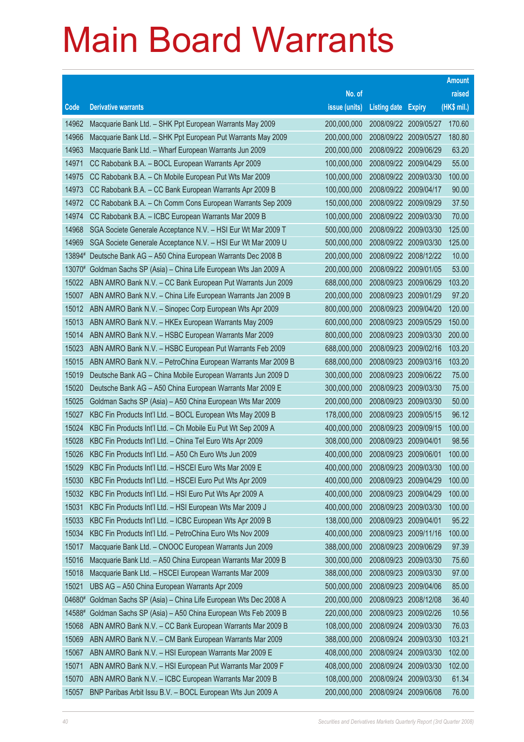# Main Board Warrants

| Code | Derivative warrants | No. of issue (units) | Listing date | Expiry | Amount raised (HK$ mil.) |
|---|---|---|---|---|---|
| 14962 | Macquarie Bank Ltd. – SHK Ppt European Warrants May 2009 | 200,000,000 | 2008/09/22 | 2009/05/27 | 170.60 |
| 14966 | Macquarie Bank Ltd. – SHK Ppt European Put Warrants May 2009 | 200,000,000 | 2008/09/22 | 2009/05/27 | 180.80 |
| 14963 | Macquarie Bank Ltd. – Wharf European Warrants Jun 2009 | 200,000,000 | 2008/09/22 | 2009/06/29 | 63.20 |
| 14971 | CC Rabobank B.A. – BOCL European Warrants Apr 2009 | 100,000,000 | 2008/09/22 | 2009/04/29 | 55.00 |
| 14975 | CC Rabobank B.A. – Ch Mobile European Put Wts Mar 2009 | 100,000,000 | 2008/09/22 | 2009/03/30 | 100.00 |
| 14973 | CC Rabobank B.A. – CC Bank European Warrants Apr 2009 B | 100,000,000 | 2008/09/22 | 2009/04/17 | 90.00 |
| 14972 | CC Rabobank B.A. – Ch Comm Cons European Warrants Sep 2009 | 150,000,000 | 2008/09/22 | 2009/09/29 | 37.50 |
| 14974 | CC Rabobank B.A. – ICBC European Warrants Mar 2009 B | 100,000,000 | 2008/09/22 | 2009/03/30 | 70.00 |
| 14968 | SGA Societe Generale Acceptance N.V. – HSI Eur Wt Mar 2009 T | 500,000,000 | 2008/09/22 | 2009/03/30 | 125.00 |
| 14969 | SGA Societe Generale Acceptance N.V. – HSI Eur Wt Mar 2009 U | 500,000,000 | 2008/09/22 | 2009/03/30 | 125.00 |
| 13894# | Deutsche Bank AG – A50 China European Warrants Dec 2008 B | 200,000,000 | 2008/09/22 | 2008/12/22 | 10.00 |
| 13070# | Goldman Sachs SP (Asia) – China Life European Wts Jan 2009 A | 200,000,000 | 2008/09/22 | 2009/01/05 | 53.00 |
| 15022 | ABN AMRO Bank N.V. – CC Bank European Put Warrants Jun 2009 | 688,000,000 | 2008/09/23 | 2009/06/29 | 103.20 |
| 15007 | ABN AMRO Bank N.V. – China Life European Warrants Jan 2009 B | 200,000,000 | 2008/09/23 | 2009/01/29 | 97.20 |
| 15012 | ABN AMRO Bank N.V. – Sinopec Corp European Wts Apr 2009 | 800,000,000 | 2008/09/23 | 2009/04/20 | 120.00 |
| 15013 | ABN AMRO Bank N.V. – HKEx European Warrants May 2009 | 600,000,000 | 2008/09/23 | 2009/05/29 | 150.00 |
| 15014 | ABN AMRO Bank N.V. – HSBC European Warrants Mar 2009 | 800,000,000 | 2008/09/23 | 2009/03/30 | 200.00 |
| 15023 | ABN AMRO Bank N.V. – HSBC European Put Warrants Feb 2009 | 688,000,000 | 2008/09/23 | 2009/02/16 | 103.20 |
| 15015 | ABN AMRO Bank N.V. – PetroChina European Warrants Mar 2009 B | 688,000,000 | 2008/09/23 | 2009/03/16 | 103.20 |
| 15019 | Deutsche Bank AG – China Mobile European Warrants Jun 2009 D | 300,000,000 | 2008/09/23 | 2009/06/22 | 75.00 |
| 15020 | Deutsche Bank AG – A50 China European Warrants Mar 2009 E | 300,000,000 | 2008/09/23 | 2009/03/30 | 75.00 |
| 15025 | Goldman Sachs SP (Asia) – A50 China European Wts Mar 2009 | 200,000,000 | 2008/09/23 | 2009/03/30 | 50.00 |
| 15027 | KBC Fin Products Int'l Ltd. – BOCL European Wts May 2009 B | 178,000,000 | 2008/09/23 | 2009/05/15 | 96.12 |
| 15024 | KBC Fin Products Int'l Ltd. – Ch Mobile Eu Put Wt Sep 2009 A | 400,000,000 | 2008/09/23 | 2009/09/15 | 100.00 |
| 15028 | KBC Fin Products Int'l Ltd. – China Tel Euro Wts Apr 2009 | 308,000,000 | 2008/09/23 | 2009/04/01 | 98.56 |
| 15026 | KBC Fin Products Int'l Ltd. – A50 Ch Euro Wts Jun 2009 | 400,000,000 | 2008/09/23 | 2009/06/01 | 100.00 |
| 15029 | KBC Fin Products Int'l Ltd. – HSCEI Euro Wts Mar 2009 E | 400,000,000 | 2008/09/23 | 2009/03/30 | 100.00 |
| 15030 | KBC Fin Products Int'l Ltd. – HSCEI Euro Put Wts Apr 2009 | 400,000,000 | 2008/09/23 | 2009/04/29 | 100.00 |
| 15032 | KBC Fin Products Int'l Ltd. – HSI Euro Put Wts Apr 2009 A | 400,000,000 | 2008/09/23 | 2009/04/29 | 100.00 |
| 15031 | KBC Fin Products Int'l Ltd. – HSI European Wts Mar 2009 J | 400,000,000 | 2008/09/23 | 2009/03/30 | 100.00 |
| 15033 | KBC Fin Products Int'l Ltd. – ICBC European Wts Apr 2009 B | 138,000,000 | 2008/09/23 | 2009/04/01 | 95.22 |
| 15034 | KBC Fin Products Int'l Ltd. – PetroChina Euro Wts Nov 2009 | 400,000,000 | 2008/09/23 | 2009/11/16 | 100.00 |
| 15017 | Macquarie Bank Ltd. – CNOOC European Warrants Jun 2009 | 388,000,000 | 2008/09/23 | 2009/06/29 | 97.39 |
| 15016 | Macquarie Bank Ltd. – A50 China European Warrants Mar 2009 B | 300,000,000 | 2008/09/23 | 2009/03/30 | 75.60 |
| 15018 | Macquarie Bank Ltd. – HSCEI European Warrants Mar 2009 | 388,000,000 | 2008/09/23 | 2009/03/30 | 97.00 |
| 15021 | UBS AG – A50 China European Warrants Apr 2009 | 500,000,000 | 2008/09/23 | 2009/04/06 | 85.00 |
| 04680# | Goldman Sachs SP (Asia) – China Life European Wts Dec 2008 A | 200,000,000 | 2008/09/23 | 2008/12/08 | 36.40 |
| 14588# | Goldman Sachs SP (Asia) – A50 China European Wts Feb 2009 B | 220,000,000 | 2008/09/23 | 2009/02/26 | 10.56 |
| 15068 | ABN AMRO Bank N.V. – CC Bank European Warrants Mar 2009 B | 108,000,000 | 2008/09/24 | 2009/03/30 | 76.03 |
| 15069 | ABN AMRO Bank N.V. – CM Bank European Warrants Mar 2009 | 388,000,000 | 2008/09/24 | 2009/03/30 | 103.21 |
| 15067 | ABN AMRO Bank N.V. – HSI European Warrants Mar 2009 E | 408,000,000 | 2008/09/24 | 2009/03/30 | 102.00 |
| 15071 | ABN AMRO Bank N.V. – HSI European Put Warrants Mar 2009 F | 408,000,000 | 2008/09/24 | 2009/03/30 | 102.00 |
| 15070 | ABN AMRO Bank N.V. – ICBC European Warrants Mar 2009 B | 108,000,000 | 2008/09/24 | 2009/03/30 | 61.34 |
| 15057 | BNP Paribas Arbit Issu B.V. – BOCL European Wts Jun 2009 A | 200,000,000 | 2008/09/24 | 2009/06/08 | 76.00 |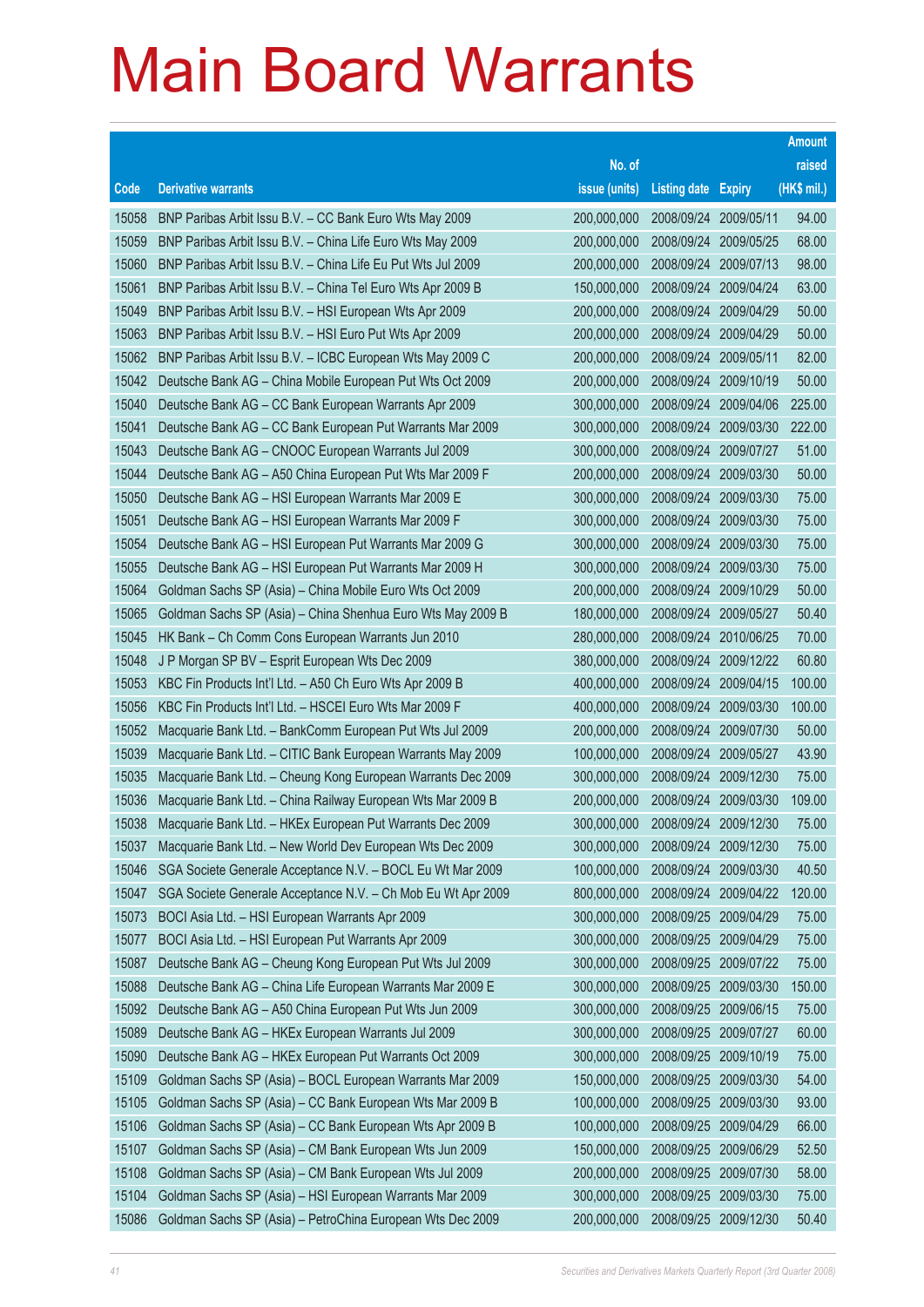# Main Board Warrants

| Code | Derivative warrants | No. of issue (units) | Listing date | Expiry | Amount raised (HK$ mil.) |
|---|---|---|---|---|---|
| 15058 | BNP Paribas Arbit Issu B.V. – CC Bank Euro Wts May 2009 | 200,000,000 | 2008/09/24 | 2009/05/11 | 94.00 |
| 15059 | BNP Paribas Arbit Issu B.V. – China Life Euro Wts May 2009 | 200,000,000 | 2008/09/24 | 2009/05/25 | 68.00 |
| 15060 | BNP Paribas Arbit Issu B.V. – China Life Eu Put Wts Jul 2009 | 200,000,000 | 2008/09/24 | 2009/07/13 | 98.00 |
| 15061 | BNP Paribas Arbit Issu B.V. – China Tel Euro Wts Apr 2009 B | 150,000,000 | 2008/09/24 | 2009/04/24 | 63.00 |
| 15049 | BNP Paribas Arbit Issu B.V. – HSI European Wts Apr 2009 | 200,000,000 | 2008/09/24 | 2009/04/29 | 50.00 |
| 15063 | BNP Paribas Arbit Issu B.V. – HSI Euro Put Wts Apr 2009 | 200,000,000 | 2008/09/24 | 2009/04/29 | 50.00 |
| 15062 | BNP Paribas Arbit Issu B.V. – ICBC European Wts May 2009 C | 200,000,000 | 2008/09/24 | 2009/05/11 | 82.00 |
| 15042 | Deutsche Bank AG – China Mobile European Put Wts Oct 2009 | 200,000,000 | 2008/09/24 | 2009/10/19 | 50.00 |
| 15040 | Deutsche Bank AG – CC Bank European Warrants Apr 2009 | 300,000,000 | 2008/09/24 | 2009/04/06 | 225.00 |
| 15041 | Deutsche Bank AG – CC Bank European Put Warrants Mar 2009 | 300,000,000 | 2008/09/24 | 2009/03/30 | 222.00 |
| 15043 | Deutsche Bank AG – CNOOC European Warrants Jul 2009 | 300,000,000 | 2008/09/24 | 2009/07/27 | 51.00 |
| 15044 | Deutsche Bank AG – A50 China European Put Wts Mar 2009 F | 200,000,000 | 2008/09/24 | 2009/03/30 | 50.00 |
| 15050 | Deutsche Bank AG – HSI European Warrants Mar 2009 E | 300,000,000 | 2008/09/24 | 2009/03/30 | 75.00 |
| 15051 | Deutsche Bank AG – HSI European Warrants Mar 2009 F | 300,000,000 | 2008/09/24 | 2009/03/30 | 75.00 |
| 15054 | Deutsche Bank AG – HSI European Put Warrants Mar 2009 G | 300,000,000 | 2008/09/24 | 2009/03/30 | 75.00 |
| 15055 | Deutsche Bank AG – HSI European Put Warrants Mar 2009 H | 300,000,000 | 2008/09/24 | 2009/03/30 | 75.00 |
| 15064 | Goldman Sachs SP (Asia) – China Mobile Euro Wts Oct 2009 | 200,000,000 | 2008/09/24 | 2009/10/29 | 50.00 |
| 15065 | Goldman Sachs SP (Asia) – China Shenhua Euro Wts May 2009 B | 180,000,000 | 2008/09/24 | 2009/05/27 | 50.40 |
| 15045 | HK Bank – Ch Comm Cons European Warrants Jun 2010 | 280,000,000 | 2008/09/24 | 2010/06/25 | 70.00 |
| 15048 | J P Morgan SP BV – Esprit European Wts Dec 2009 | 380,000,000 | 2008/09/24 | 2009/12/22 | 60.80 |
| 15053 | KBC Fin Products Int'l Ltd. – A50 Ch Euro Wts Apr 2009 B | 400,000,000 | 2008/09/24 | 2009/04/15 | 100.00 |
| 15056 | KBC Fin Products Int'l Ltd. – HSCEI Euro Wts Mar 2009 F | 400,000,000 | 2008/09/24 | 2009/03/30 | 100.00 |
| 15052 | Macquarie Bank Ltd. – BankComm European Put Wts Jul 2009 | 200,000,000 | 2008/09/24 | 2009/07/30 | 50.00 |
| 15039 | Macquarie Bank Ltd. – CITIC Bank European Warrants May 2009 | 100,000,000 | 2008/09/24 | 2009/05/27 | 43.90 |
| 15035 | Macquarie Bank Ltd. – Cheung Kong European Warrants Dec 2009 | 300,000,000 | 2008/09/24 | 2009/12/30 | 75.00 |
| 15036 | Macquarie Bank Ltd. – China Railway European Wts Mar 2009 B | 200,000,000 | 2008/09/24 | 2009/03/30 | 109.00 |
| 15038 | Macquarie Bank Ltd. – HKEx European Put Warrants Dec 2009 | 300,000,000 | 2008/09/24 | 2009/12/30 | 75.00 |
| 15037 | Macquarie Bank Ltd. – New World Dev European Wts Dec 2009 | 300,000,000 | 2008/09/24 | 2009/12/30 | 75.00 |
| 15046 | SGA Societe Generale Acceptance N.V. – BOCL Eu Wt Mar 2009 | 100,000,000 | 2008/09/24 | 2009/03/30 | 40.50 |
| 15047 | SGA Societe Generale Acceptance N.V. – Ch Mob Eu Wt Apr 2009 | 800,000,000 | 2008/09/24 | 2009/04/22 | 120.00 |
| 15073 | BOCI Asia Ltd. – HSI European Warrants Apr 2009 | 300,000,000 | 2008/09/25 | 2009/04/29 | 75.00 |
| 15077 | BOCI Asia Ltd. – HSI European Put Warrants Apr 2009 | 300,000,000 | 2008/09/25 | 2009/04/29 | 75.00 |
| 15087 | Deutsche Bank AG – Cheung Kong European Put Wts Jul 2009 | 300,000,000 | 2008/09/25 | 2009/07/22 | 75.00 |
| 15088 | Deutsche Bank AG – China Life European Warrants Mar 2009 E | 300,000,000 | 2008/09/25 | 2009/03/30 | 150.00 |
| 15092 | Deutsche Bank AG – A50 China European Put Wts Jun 2009 | 300,000,000 | 2008/09/25 | 2009/06/15 | 75.00 |
| 15089 | Deutsche Bank AG – HKEx European Warrants Jul 2009 | 300,000,000 | 2008/09/25 | 2009/07/27 | 60.00 |
| 15090 | Deutsche Bank AG – HKEx European Put Warrants Oct 2009 | 300,000,000 | 2008/09/25 | 2009/10/19 | 75.00 |
| 15109 | Goldman Sachs SP (Asia) – BOCL European Warrants Mar 2009 | 150,000,000 | 2008/09/25 | 2009/03/30 | 54.00 |
| 15105 | Goldman Sachs SP (Asia) – CC Bank European Wts Mar 2009 B | 100,000,000 | 2008/09/25 | 2009/03/30 | 93.00 |
| 15106 | Goldman Sachs SP (Asia) – CC Bank European Wts Apr 2009 B | 100,000,000 | 2008/09/25 | 2009/04/29 | 66.00 |
| 15107 | Goldman Sachs SP (Asia) – CM Bank European Wts Jun 2009 | 150,000,000 | 2008/09/25 | 2009/06/29 | 52.50 |
| 15108 | Goldman Sachs SP (Asia) – CM Bank European Wts Jul 2009 | 200,000,000 | 2008/09/25 | 2009/07/30 | 58.00 |
| 15104 | Goldman Sachs SP (Asia) – HSI European Warrants Mar 2009 | 300,000,000 | 2008/09/25 | 2009/03/30 | 75.00 |
| 15086 | Goldman Sachs SP (Asia) – PetroChina European Wts Dec 2009 | 200,000,000 | 2008/09/25 | 2009/12/30 | 50.40 |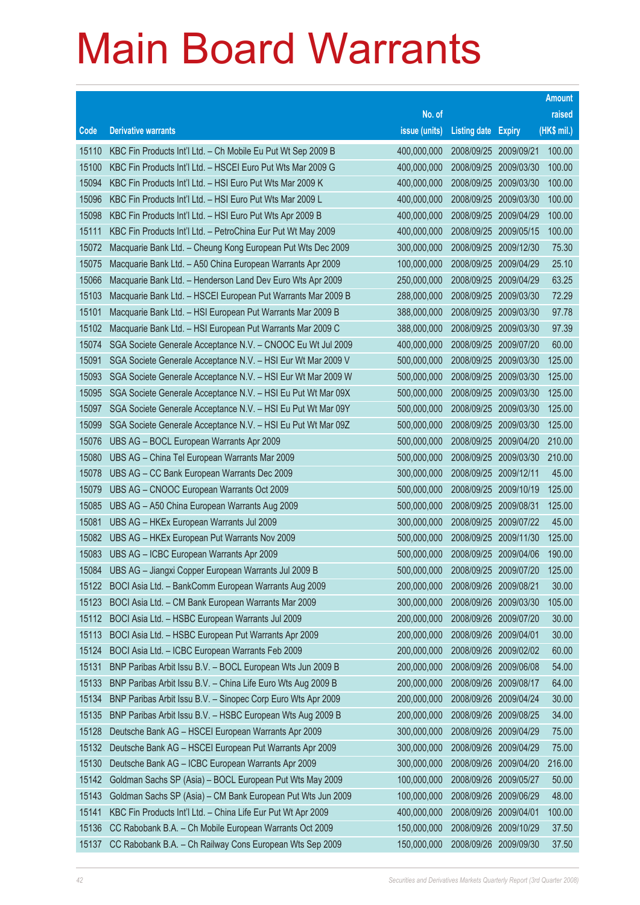# Main Board Warrants

| Code | Derivative warrants | No. of issue (units) | Listing date | Expiry | Amount raised (HK$ mil.) |
|---|---|---|---|---|---|
| 15110 | KBC Fin Products Int'l Ltd. – Ch Mobile Eu Put Wt Sep 2009 B | 400,000,000 | 2008/09/25 | 2009/09/21 | 100.00 |
| 15100 | KBC Fin Products Int'l Ltd. – HSCEI Euro Put Wts Mar 2009 G | 400,000,000 | 2008/09/25 | 2009/03/30 | 100.00 |
| 15094 | KBC Fin Products Int'l Ltd. – HSI Euro Put Wts Mar 2009 K | 400,000,000 | 2008/09/25 | 2009/03/30 | 100.00 |
| 15096 | KBC Fin Products Int'l Ltd. – HSI Euro Put Wts Mar 2009 L | 400,000,000 | 2008/09/25 | 2009/03/30 | 100.00 |
| 15098 | KBC Fin Products Int'l Ltd. – HSI Euro Put Wts Apr 2009 B | 400,000,000 | 2008/09/25 | 2009/04/29 | 100.00 |
| 15111 | KBC Fin Products Int'l Ltd. – PetroChina Eur Put Wt May 2009 | 400,000,000 | 2008/09/25 | 2009/05/15 | 100.00 |
| 15072 | Macquarie Bank Ltd. – Cheung Kong European Put Wts Dec 2009 | 300,000,000 | 2008/09/25 | 2009/12/30 | 75.30 |
| 15075 | Macquarie Bank Ltd. – A50 China European Warrants Apr 2009 | 100,000,000 | 2008/09/25 | 2009/04/29 | 25.10 |
| 15066 | Macquarie Bank Ltd. – Henderson Land Dev Euro Wts Apr 2009 | 250,000,000 | 2008/09/25 | 2009/04/29 | 63.25 |
| 15103 | Macquarie Bank Ltd. – HSCEI European Put Warrants Mar 2009 B | 288,000,000 | 2008/09/25 | 2009/03/30 | 72.29 |
| 15101 | Macquarie Bank Ltd. – HSI European Put Warrants Mar 2009 B | 388,000,000 | 2008/09/25 | 2009/03/30 | 97.78 |
| 15102 | Macquarie Bank Ltd. – HSI European Put Warrants Mar 2009 C | 388,000,000 | 2008/09/25 | 2009/03/30 | 97.39 |
| 15074 | SGA Societe Generale Acceptance N.V. – CNOOC Eu Wt Jul 2009 | 400,000,000 | 2008/09/25 | 2009/07/20 | 60.00 |
| 15091 | SGA Societe Generale Acceptance N.V. – HSI Eur Wt Mar 2009 V | 500,000,000 | 2008/09/25 | 2009/03/30 | 125.00 |
| 15093 | SGA Societe Generale Acceptance N.V. – HSI Eur Wt Mar 2009 W | 500,000,000 | 2008/09/25 | 2009/03/30 | 125.00 |
| 15095 | SGA Societe Generale Acceptance N.V. – HSI Eu Put Wt Mar 09X | 500,000,000 | 2008/09/25 | 2009/03/30 | 125.00 |
| 15097 | SGA Societe Generale Acceptance N.V. – HSI Eu Put Wt Mar 09Y | 500,000,000 | 2008/09/25 | 2009/03/30 | 125.00 |
| 15099 | SGA Societe Generale Acceptance N.V. – HSI Eu Put Wt Mar 09Z | 500,000,000 | 2008/09/25 | 2009/03/30 | 125.00 |
| 15076 | UBS AG – BOCL European Warrants Apr 2009 | 500,000,000 | 2008/09/25 | 2009/04/20 | 210.00 |
| 15080 | UBS AG – China Tel European Warrants Mar 2009 | 500,000,000 | 2008/09/25 | 2009/03/30 | 210.00 |
| 15078 | UBS AG – CC Bank European Warrants Dec 2009 | 300,000,000 | 2008/09/25 | 2009/12/11 | 45.00 |
| 15079 | UBS AG – CNOOC European Warrants Oct 2009 | 500,000,000 | 2008/09/25 | 2009/10/19 | 125.00 |
| 15085 | UBS AG – A50 China European Warrants Aug 2009 | 500,000,000 | 2008/09/25 | 2009/08/31 | 125.00 |
| 15081 | UBS AG – HKEx European Warrants Jul 2009 | 300,000,000 | 2008/09/25 | 2009/07/22 | 45.00 |
| 15082 | UBS AG – HKEx European Put Warrants Nov 2009 | 500,000,000 | 2008/09/25 | 2009/11/30 | 125.00 |
| 15083 | UBS AG – ICBC European Warrants Apr 2009 | 500,000,000 | 2008/09/25 | 2009/04/06 | 190.00 |
| 15084 | UBS AG – Jiangxi Copper European Warrants Jul 2009 B | 500,000,000 | 2008/09/25 | 2009/07/20 | 125.00 |
| 15122 | BOCI Asia Ltd. – BankComm European Warrants Aug 2009 | 200,000,000 | 2008/09/26 | 2009/08/21 | 30.00 |
| 15123 | BOCI Asia Ltd. – CM Bank European Warrants Mar 2009 | 300,000,000 | 2008/09/26 | 2009/03/30 | 105.00 |
| 15112 | BOCI Asia Ltd. – HSBC European Warrants Jul 2009 | 200,000,000 | 2008/09/26 | 2009/07/20 | 30.00 |
| 15113 | BOCI Asia Ltd. – HSBC European Put Warrants Apr 2009 | 200,000,000 | 2008/09/26 | 2009/04/01 | 30.00 |
| 15124 | BOCI Asia Ltd. – ICBC European Warrants Feb 2009 | 200,000,000 | 2008/09/26 | 2009/02/02 | 60.00 |
| 15131 | BNP Paribas Arbit Issu B.V. – BOCL European Wts Jun 2009 B | 200,000,000 | 2008/09/26 | 2009/06/08 | 54.00 |
| 15133 | BNP Paribas Arbit Issu B.V. – China Life Euro Wts Aug 2009 B | 200,000,000 | 2008/09/26 | 2009/08/17 | 64.00 |
| 15134 | BNP Paribas Arbit Issu B.V. – Sinopec Corp Euro Wts Apr 2009 | 200,000,000 | 2008/09/26 | 2009/04/24 | 30.00 |
| 15135 | BNP Paribas Arbit Issu B.V. – HSBC European Wts Aug 2009 B | 200,000,000 | 2008/09/26 | 2009/08/25 | 34.00 |
| 15128 | Deutsche Bank AG – HSCEI European Warrants Apr 2009 | 300,000,000 | 2008/09/26 | 2009/04/29 | 75.00 |
| 15132 | Deutsche Bank AG – HSCEI European Put Warrants Apr 2009 | 300,000,000 | 2008/09/26 | 2009/04/29 | 75.00 |
| 15130 | Deutsche Bank AG – ICBC European Warrants Apr 2009 | 300,000,000 | 2008/09/26 | 2009/04/20 | 216.00 |
| 15142 | Goldman Sachs SP (Asia) – BOCL European Put Wts May 2009 | 100,000,000 | 2008/09/26 | 2009/05/27 | 50.00 |
| 15143 | Goldman Sachs SP (Asia) – CM Bank European Put Wts Jun 2009 | 100,000,000 | 2008/09/26 | 2009/06/29 | 48.00 |
| 15141 | KBC Fin Products Int'l Ltd. – China Life Eur Put Wt Apr 2009 | 400,000,000 | 2008/09/26 | 2009/04/01 | 100.00 |
| 15136 | CC Rabobank B.A. – Ch Mobile European Warrants Oct 2009 | 150,000,000 | 2008/09/26 | 2009/10/29 | 37.50 |
| 15137 | CC Rabobank B.A. – Ch Railway Cons European Wts Sep 2009 | 150,000,000 | 2008/09/26 | 2009/09/30 | 37.50 |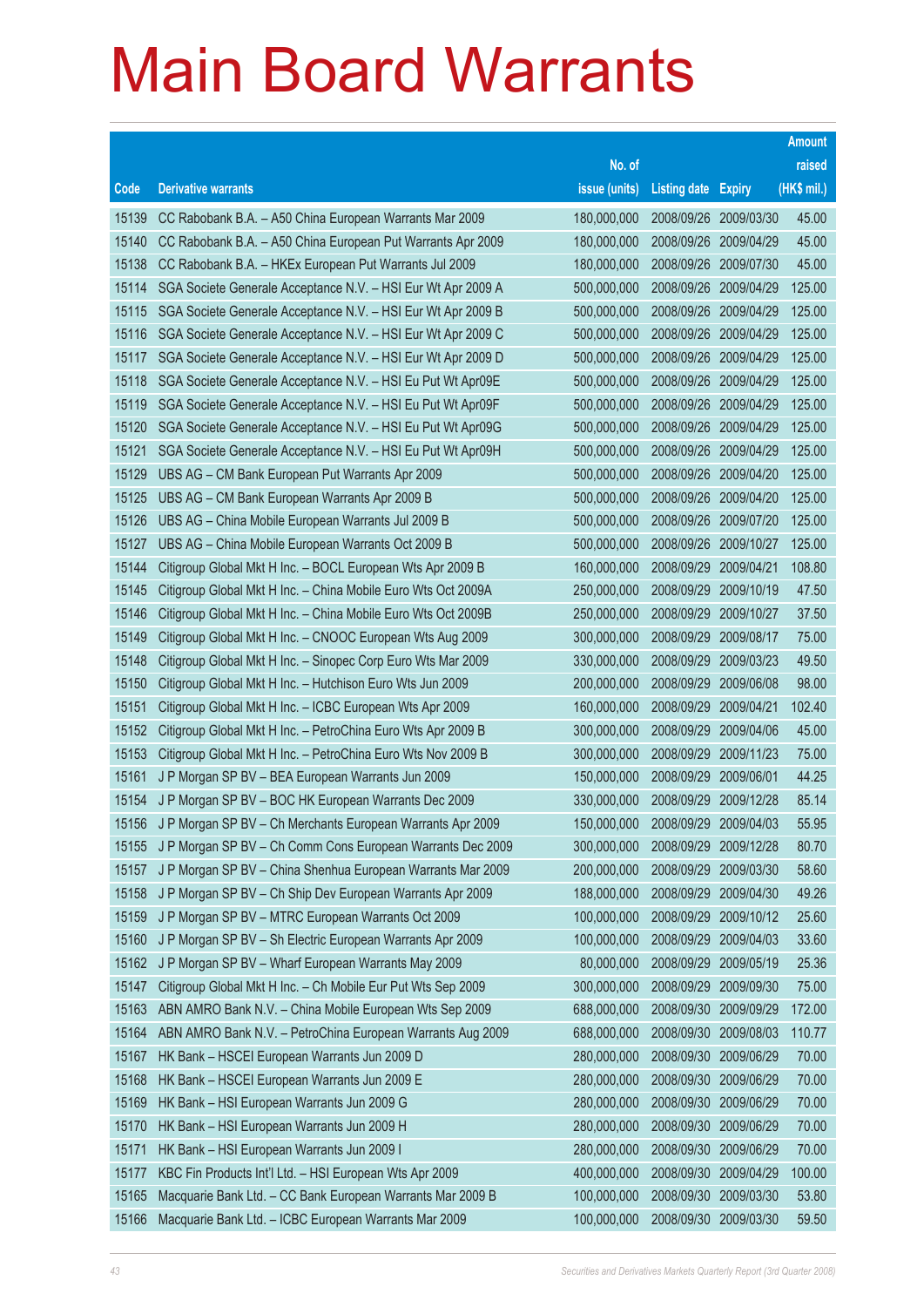# Main Board Warrants

| Code | Derivative warrants | No. of issue (units) | Listing date | Expiry | Amount raised (HK$ mil.) |
|---|---|---|---|---|---|
| 15139 | CC Rabobank B.A. – A50 China European Warrants Mar 2009 | 180,000,000 | 2008/09/26 | 2009/03/30 | 45.00 |
| 15140 | CC Rabobank B.A. – A50 China European Put Warrants Apr 2009 | 180,000,000 | 2008/09/26 | 2009/04/29 | 45.00 |
| 15138 | CC Rabobank B.A. – HKEx European Put Warrants Jul 2009 | 180,000,000 | 2008/09/26 | 2009/07/30 | 45.00 |
| 15114 | SGA Societe Generale Acceptance N.V. – HSI Eur Wt Apr 2009 A | 500,000,000 | 2008/09/26 | 2009/04/29 | 125.00 |
| 15115 | SGA Societe Generale Acceptance N.V. – HSI Eur Wt Apr 2009 B | 500,000,000 | 2008/09/26 | 2009/04/29 | 125.00 |
| 15116 | SGA Societe Generale Acceptance N.V. – HSI Eur Wt Apr 2009 C | 500,000,000 | 2008/09/26 | 2009/04/29 | 125.00 |
| 15117 | SGA Societe Generale Acceptance N.V. – HSI Eur Wt Apr 2009 D | 500,000,000 | 2008/09/26 | 2009/04/29 | 125.00 |
| 15118 | SGA Societe Generale Acceptance N.V. – HSI Eu Put Wt Apr09E | 500,000,000 | 2008/09/26 | 2009/04/29 | 125.00 |
| 15119 | SGA Societe Generale Acceptance N.V. – HSI Eu Put Wt Apr09F | 500,000,000 | 2008/09/26 | 2009/04/29 | 125.00 |
| 15120 | SGA Societe Generale Acceptance N.V. – HSI Eu Put Wt Apr09G | 500,000,000 | 2008/09/26 | 2009/04/29 | 125.00 |
| 15121 | SGA Societe Generale Acceptance N.V. – HSI Eu Put Wt Apr09H | 500,000,000 | 2008/09/26 | 2009/04/29 | 125.00 |
| 15129 | UBS AG – CM Bank European Put Warrants Apr 2009 | 500,000,000 | 2008/09/26 | 2009/04/20 | 125.00 |
| 15125 | UBS AG – CM Bank European Warrants Apr 2009 B | 500,000,000 | 2008/09/26 | 2009/04/20 | 125.00 |
| 15126 | UBS AG – China Mobile European Warrants Jul 2009 B | 500,000,000 | 2008/09/26 | 2009/07/20 | 125.00 |
| 15127 | UBS AG – China Mobile European Warrants Oct 2009 B | 500,000,000 | 2008/09/26 | 2009/10/27 | 125.00 |
| 15144 | Citigroup Global Mkt H Inc. – BOCL European Wts Apr 2009 B | 160,000,000 | 2008/09/29 | 2009/04/21 | 108.80 |
| 15145 | Citigroup Global Mkt H Inc. – China Mobile Euro Wts Oct 2009A | 250,000,000 | 2008/09/29 | 2009/10/19 | 47.50 |
| 15146 | Citigroup Global Mkt H Inc. – China Mobile Euro Wts Oct 2009B | 250,000,000 | 2008/09/29 | 2009/10/27 | 37.50 |
| 15149 | Citigroup Global Mkt H Inc. – CNOOC European Wts Aug 2009 | 300,000,000 | 2008/09/29 | 2009/08/17 | 75.00 |
| 15148 | Citigroup Global Mkt H Inc. – Sinopec Corp Euro Wts Mar 2009 | 330,000,000 | 2008/09/29 | 2009/03/23 | 49.50 |
| 15150 | Citigroup Global Mkt H Inc. – Hutchison Euro Wts Jun 2009 | 200,000,000 | 2008/09/29 | 2009/06/08 | 98.00 |
| 15151 | Citigroup Global Mkt H Inc. – ICBC European Wts Apr 2009 | 160,000,000 | 2008/09/29 | 2009/04/21 | 102.40 |
| 15152 | Citigroup Global Mkt H Inc. – PetroChina Euro Wts Apr 2009 B | 300,000,000 | 2008/09/29 | 2009/04/06 | 45.00 |
| 15153 | Citigroup Global Mkt H Inc. – PetroChina Euro Wts Nov 2009 B | 300,000,000 | 2008/09/29 | 2009/11/23 | 75.00 |
| 15161 | J P Morgan SP BV – BEA European Warrants Jun 2009 | 150,000,000 | 2008/09/29 | 2009/06/01 | 44.25 |
| 15154 | J P Morgan SP BV – BOC HK European Warrants Dec 2009 | 330,000,000 | 2008/09/29 | 2009/12/28 | 85.14 |
| 15156 | J P Morgan SP BV – Ch Merchants European Warrants Apr 2009 | 150,000,000 | 2008/09/29 | 2009/04/03 | 55.95 |
| 15155 | J P Morgan SP BV – Ch Comm Cons European Warrants Dec 2009 | 300,000,000 | 2008/09/29 | 2009/12/28 | 80.70 |
| 15157 | J P Morgan SP BV – China Shenhua European Warrants Mar 2009 | 200,000,000 | 2008/09/29 | 2009/03/30 | 58.60 |
| 15158 | J P Morgan SP BV – Ch Ship Dev European Warrants Apr 2009 | 188,000,000 | 2008/09/29 | 2009/04/30 | 49.26 |
| 15159 | J P Morgan SP BV – MTRC European Warrants Oct 2009 | 100,000,000 | 2008/09/29 | 2009/10/12 | 25.60 |
| 15160 | J P Morgan SP BV – Sh Electric European Warrants Apr 2009 | 100,000,000 | 2008/09/29 | 2009/04/03 | 33.60 |
| 15162 | J P Morgan SP BV – Wharf European Warrants May 2009 | 80,000,000 | 2008/09/29 | 2009/05/19 | 25.36 |
| 15147 | Citigroup Global Mkt H Inc. – Ch Mobile Eur Put Wts Sep 2009 | 300,000,000 | 2008/09/29 | 2009/09/30 | 75.00 |
| 15163 | ABN AMRO Bank N.V. – China Mobile European Wts Sep 2009 | 688,000,000 | 2008/09/30 | 2009/09/29 | 172.00 |
| 15164 | ABN AMRO Bank N.V. – PetroChina European Warrants Aug 2009 | 688,000,000 | 2008/09/30 | 2009/08/03 | 110.77 |
| 15167 | HK Bank – HSCEI European Warrants Jun 2009 D | 280,000,000 | 2008/09/30 | 2009/06/29 | 70.00 |
| 15168 | HK Bank – HSCEI European Warrants Jun 2009 E | 280,000,000 | 2008/09/30 | 2009/06/29 | 70.00 |
| 15169 | HK Bank – HSI European Warrants Jun 2009 G | 280,000,000 | 2008/09/30 | 2009/06/29 | 70.00 |
| 15170 | HK Bank – HSI European Warrants Jun 2009 H | 280,000,000 | 2008/09/30 | 2009/06/29 | 70.00 |
| 15171 | HK Bank – HSI European Warrants Jun 2009 I | 280,000,000 | 2008/09/30 | 2009/06/29 | 70.00 |
| 15177 | KBC Fin Products Int'l Ltd. – HSI European Wts Apr 2009 | 400,000,000 | 2008/09/30 | 2009/04/29 | 100.00 |
| 15165 | Macquarie Bank Ltd. – CC Bank European Warrants Mar 2009 B | 100,000,000 | 2008/09/30 | 2009/03/30 | 53.80 |
| 15166 | Macquarie Bank Ltd. – ICBC European Warrants Mar 2009 | 100,000,000 | 2008/09/30 | 2009/03/30 | 59.50 |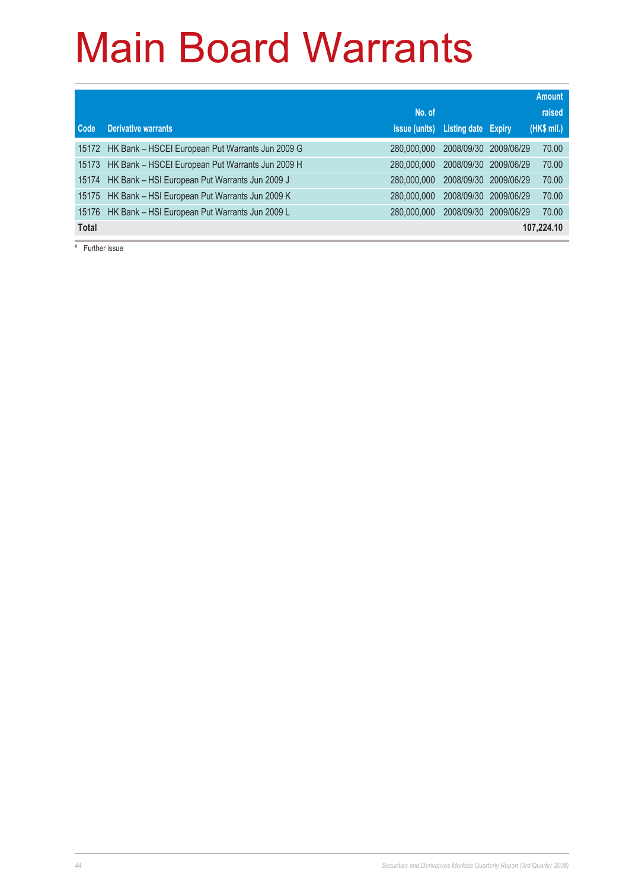# Main Board Warrants

| Code | Derivative warrants | No. of issue (units) | Listing date | Expiry | Amount raised (HK$ mil.) |
|---|---|---|---|---|---|
| 15172 | HK Bank – HSCEI European Put Warrants Jun 2009 G | 280,000,000 | 2008/09/30 | 2009/06/29 | 70.00 |
| 15173 | HK Bank – HSCEI European Put Warrants Jun 2009 H | 280,000,000 | 2008/09/30 | 2009/06/29 | 70.00 |
| 15174 | HK Bank – HSI European Put Warrants Jun 2009 J | 280,000,000 | 2008/09/30 | 2009/06/29 | 70.00 |
| 15175 | HK Bank – HSI European Put Warrants Jun 2009 K | 280,000,000 | 2008/09/30 | 2009/06/29 | 70.00 |
| 15176 | HK Bank – HSI European Put Warrants Jun 2009 L | 280,000,000 | 2008/09/30 | 2009/06/29 | 70.00 |
| **Total** | | | | | **107,224.10** |

# Further issue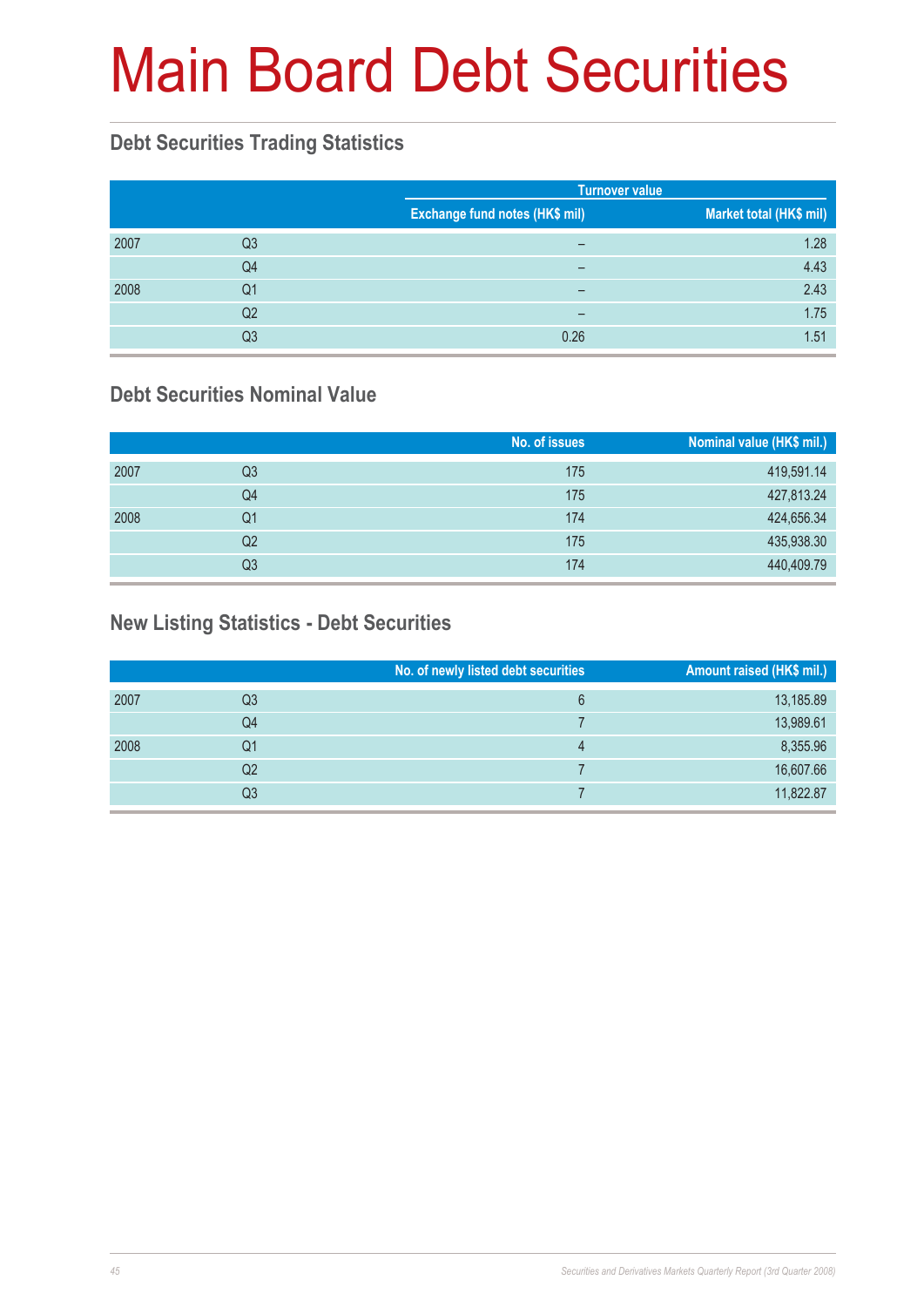# Main Board Debt Securities

## Debt Securities Trading Statistics

| | | Turnover value | |
|---|---|---|---|
| | | Exchange fund notes (HK$ mil) | Market total (HK$ mil) |
| 2007 | Q3 | – | 1.28 |
| | Q4 | – | 4.43 |
| 2008 | Q1 | – | 2.43 |
| | Q2 | – | 1.75 |
| | Q3 | 0.26 | 1.51 |

## Debt Securities Nominal Value

| | | No. of issues | Nominal value (HK$ mil.) |
|---|---|---|---|
| 2007 | Q3 | 175 | 419,591.14 |
| | Q4 | 175 | 427,813.24 |
| 2008 | Q1 | 174 | 424,656.34 |
| | Q2 | 175 | 435,938.30 |
| | Q3 | 174 | 440,409.79 |

## New Listing Statistics - Debt Securities

| | | No. of newly listed debt securities | Amount raised (HK$ mil.) |
|---|---|---|---|
| 2007 | Q3 | 6 | 13,185.89 |
| | Q4 | 7 | 13,989.61 |
| 2008 | Q1 | 4 | 8,355.96 |
| | Q2 | 7 | 16,607.66 |
| | Q3 | 7 | 11,822.87 |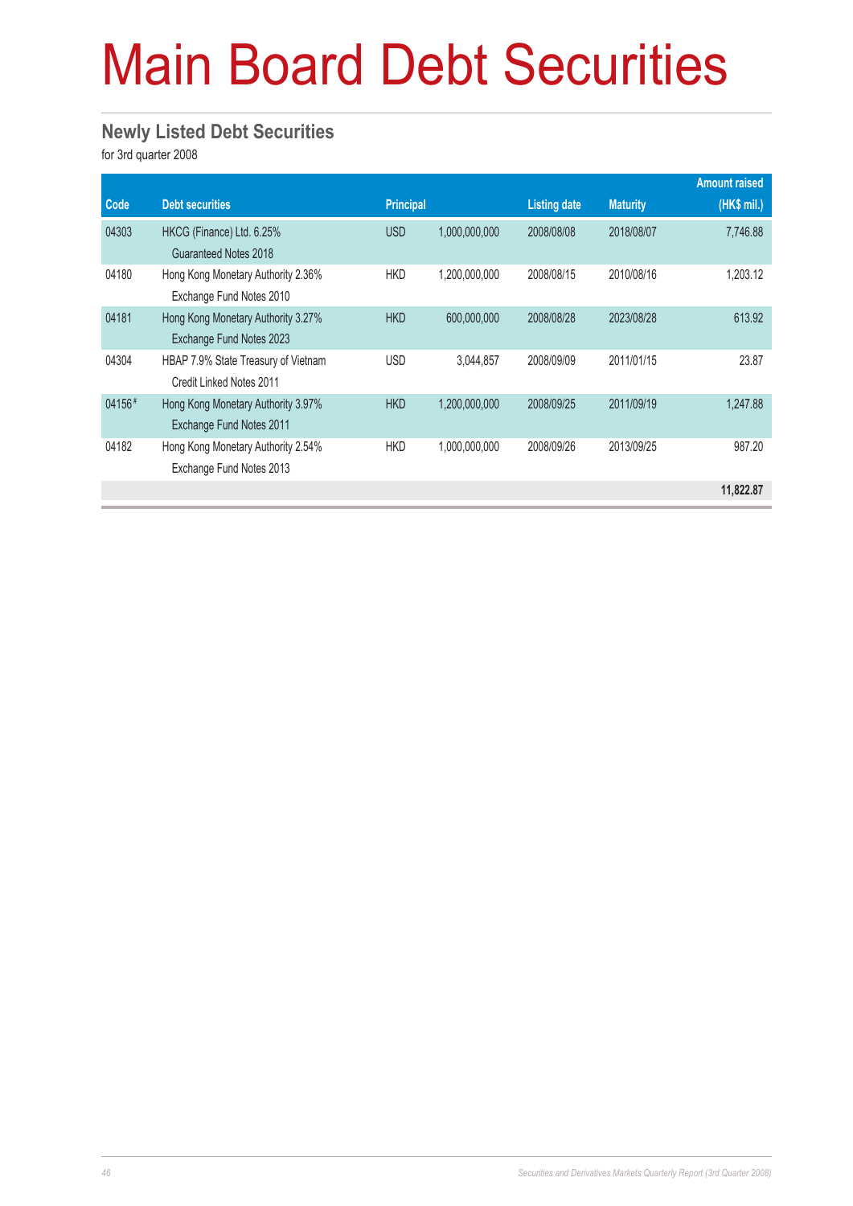# Main Board Debt Securities

## Newly Listed Debt Securities

for 3rd quarter 2008

| Code | Debt securities | Principal | | Listing date | Maturity | Amount raised (HK$ mil.) |
|---|---|---|---|---|---|---|
| 04303 | HKCG (Finance) Ltd. 6.25% Guaranteed Notes 2018 | USD | 1,000,000,000 | 2008/08/08 | 2018/08/07 | 7,746.88 |
| 04180 | Hong Kong Monetary Authority 2.36% Exchange Fund Notes 2010 | HKD | 1,200,000,000 | 2008/08/15 | 2010/08/16 | 1,203.12 |
| 04181 | Hong Kong Monetary Authority 3.27% Exchange Fund Notes 2023 | HKD | 600,000,000 | 2008/08/28 | 2023/08/28 | 613.92 |
| 04304 | HBAP 7.9% State Treasury of Vietnam Credit Linked Notes 2011 | USD | 3,044,857 | 2008/09/09 | 2011/01/15 | 23.87 |
| 04156 # | Hong Kong Monetary Authority 3.97% Exchange Fund Notes 2011 | HKD | 1,200,000,000 | 2008/09/25 | 2011/09/19 | 1,247.88 |
| 04182 | Hong Kong Monetary Authority 2.54% Exchange Fund Notes 2013 | HKD | 1,000,000,000 | 2008/09/26 | 2013/09/25 | 987.20 |
| | | | | | | **11,822.87** |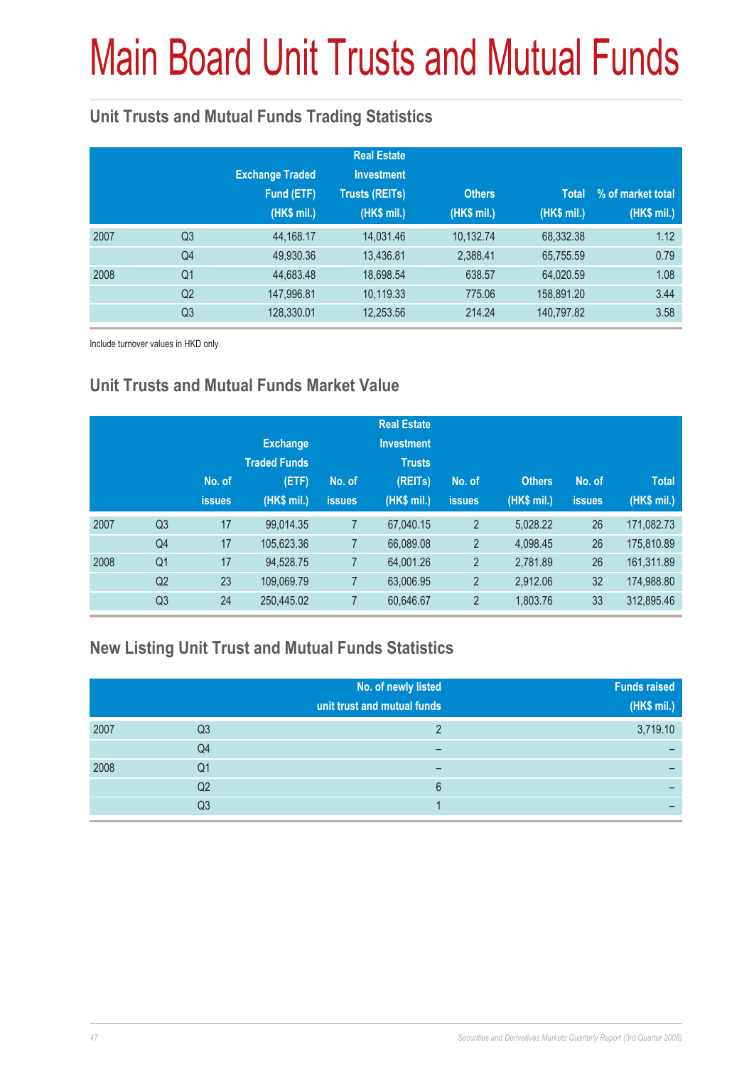# Main Board Unit Trusts and Mutual Funds

## Unit Trusts and Mutual Funds Trading Statistics

| | | Exchange Traded Fund (ETF) (HK$ mil.) | Real Estate Investment Trusts (REITs) (HK$ mil.) | Others (HK$ mil.) | Total (HK$ mil.) | % of market total (HK$ mil.) |
|---|---|---|---|---|---|---|
| 2007 | Q3 | 44,168.17 | 14,031.46 | 10,132.74 | 68,332.38 | 1.12 |
| | Q4 | 49,930.36 | 13,436.81 | 2,388.41 | 65,755.59 | 0.79 |
| 2008 | Q1 | 44,683.48 | 18,698.54 | 638.57 | 64,020.59 | 1.08 |
| | Q2 | 147,996.81 | 10,119.33 | 775.06 | 158,891.20 | 3.44 |
| | Q3 | 128,330.01 | 12,253.56 | 214.24 | 140,797.82 | 3.58 |

Include turnover values in HKD only.

## Unit Trusts and Mutual Funds Market Value

| | | No. of issues | Exchange Traded Funds (ETF) (HK$ mil.) | No. of issues | Real Estate Investment Trusts (REITs) (HK$ mil.) | No. of issues | Others (HK$ mil.) | No. of issues | Total (HK$ mil.) |
|---|---|---|---|---|---|---|---|---|---|
| 2007 | Q3 | 17 | 99,014.35 | 7 | 67,040.15 | 2 | 5,028.22 | 26 | 171,082.73 |
| | Q4 | 17 | 105,623.36 | 7 | 66,089.08 | 2 | 4,098.45 | 26 | 175,810.89 |
| 2008 | Q1 | 17 | 94,528.75 | 7 | 64,001.26 | 2 | 2,781.89 | 26 | 161,311.89 |
| | Q2 | 23 | 109,069.79 | 7 | 63,006.95 | 2 | 2,912.06 | 32 | 174,988.80 |
| | Q3 | 24 | 250,445.02 | 7 | 60,646.67 | 2 | 1,803.76 | 33 | 312,895.46 |

## New Listing Unit Trust and Mutual Funds Statistics

| | | No. of newly listed unit trust and mutual funds | Funds raised (HK$ mil.) |
|---|---|---|---|
| 2007 | Q3 | 2 | 3,719.10 |
| | Q4 | – | – |
| 2008 | Q1 | – | – |
| | Q2 | 6 | – |
| | Q3 | 1 | – |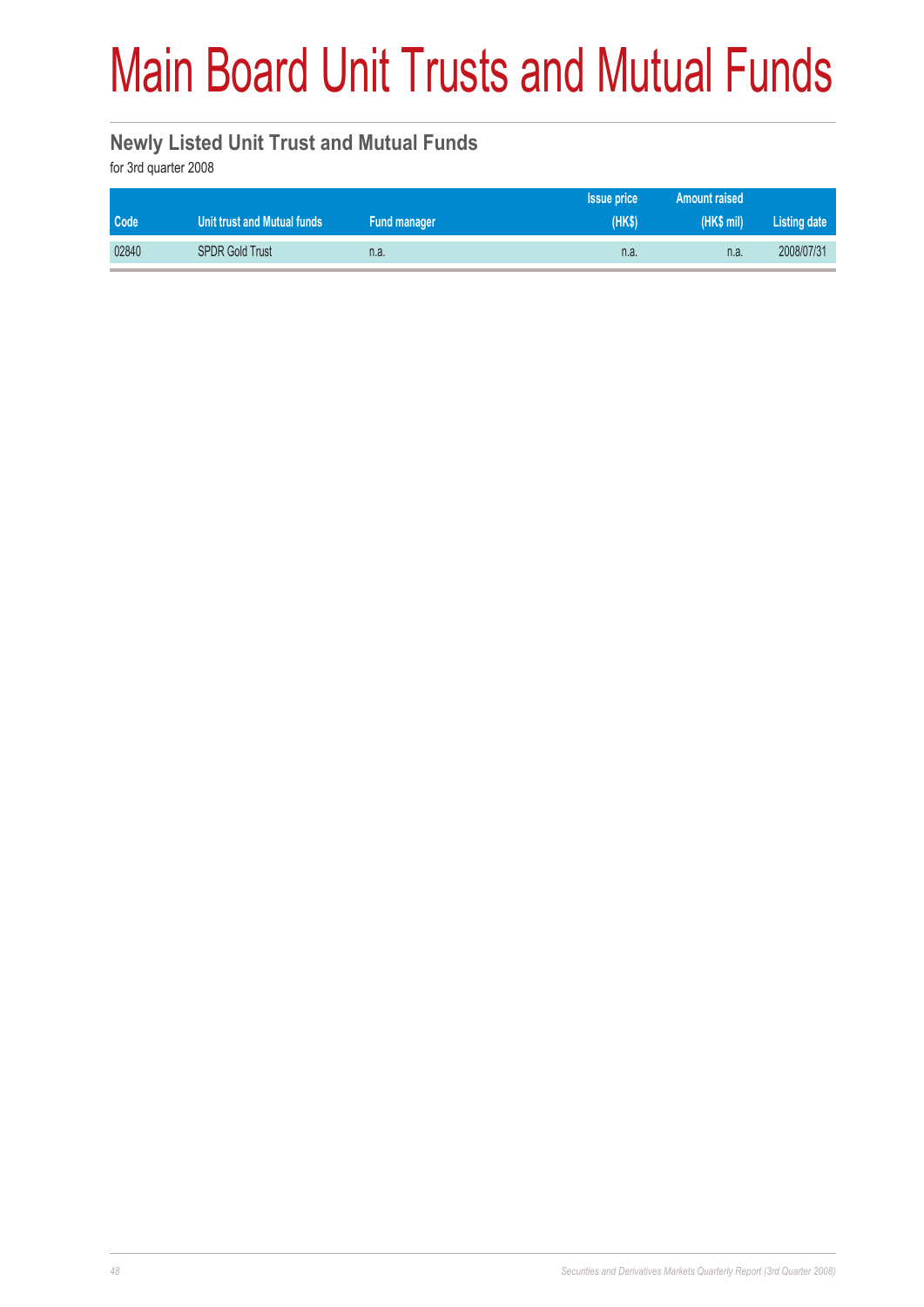# Main Board Unit Trusts and Mutual Funds

## Newly Listed Unit Trust and Mutual Funds

for 3rd quarter 2008

| Code | Unit trust and Mutual funds | Fund manager | Issue price (HK$) | Amount raised (HK$ mil) | Listing date |
|---|---|---|---|---|---|
| 02840 | SPDR Gold Trust | n.a. | n.a. | n.a. | 2008/07/31 |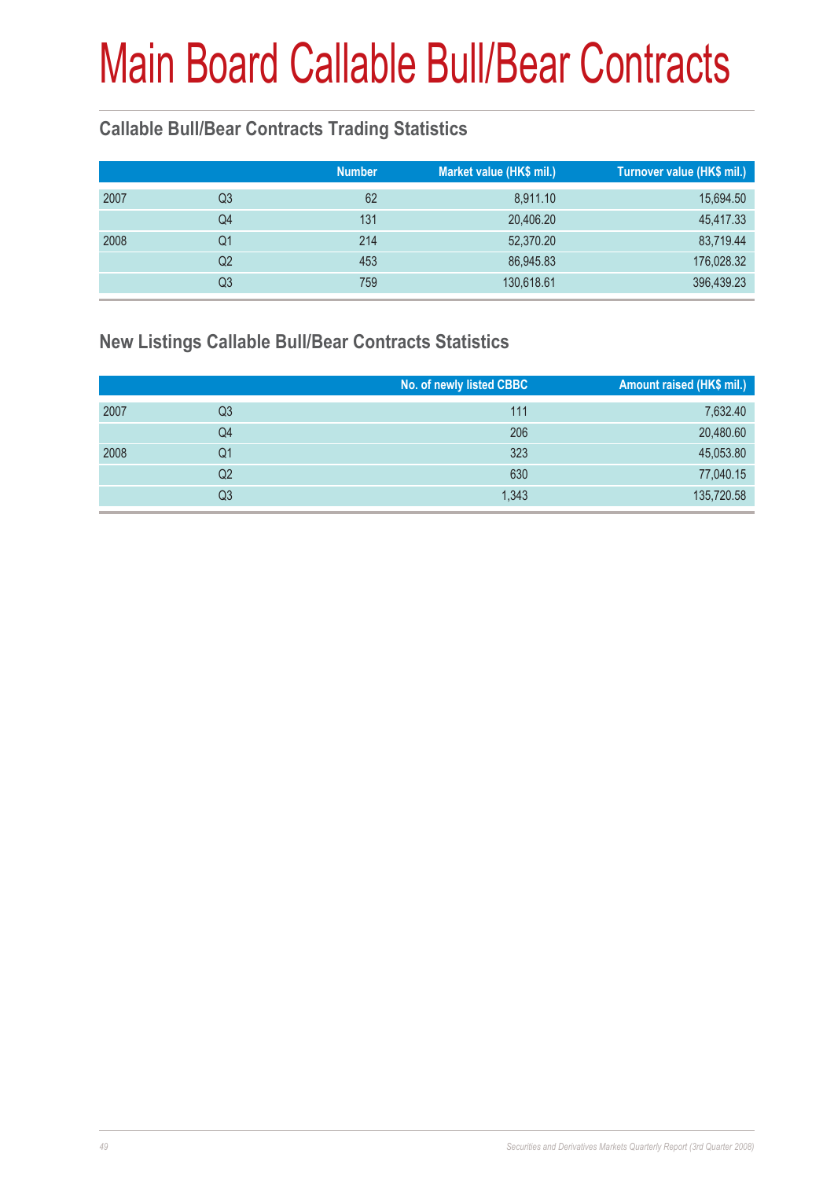# Main Board Callable Bull/Bear Contracts

## Callable Bull/Bear Contracts Trading Statistics

| | | Number | Market value (HK$ mil.) | Turnover value (HK$ mil.) |
|---|---|---|---|---|
| 2007 | Q3 | 62 | 8,911.10 | 15,694.50 |
| | Q4 | 131 | 20,406.20 | 45,417.33 |
| 2008 | Q1 | 214 | 52,370.20 | 83,719.44 |
| | Q2 | 453 | 86,945.83 | 176,028.32 |
| | Q3 | 759 | 130,618.61 | 396,439.23 |

## New Listings Callable Bull/Bear Contracts Statistics

| | | No. of newly listed CBBC | Amount raised (HK$ mil.) |
|---|---|---|---|
| 2007 | Q3 | 111 | 7,632.40 |
| | Q4 | 206 | 20,480.60 |
| 2008 | Q1 | 323 | 45,053.80 |
| | Q2 | 630 | 77,040.15 |
| | Q3 | 1,343 | 135,720.58 |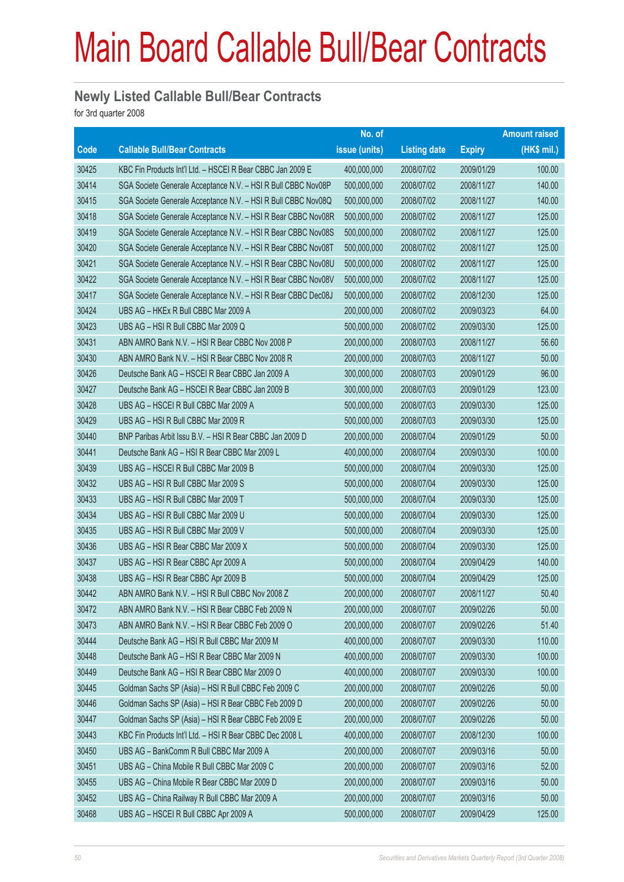# Main Board Callable Bull/Bear Contracts

## Newly Listed Callable Bull/Bear Contracts

for 3rd quarter 2008

| Code | Callable Bull/Bear Contracts | No. of issue (units) | Listing date | Expiry | Amount raised (HK$ mil.) |
|---|---|---|---|---|---|
| 30425 | KBC Fin Products Int'l Ltd. – HSCEI R Bear CBBC Jan 2009 E | 400,000,000 | 2008/07/02 | 2009/01/29 | 100.00 |
| 30414 | SGA Societe Generale Acceptance N.V. – HSI R Bull CBBC Nov08P | 500,000,000 | 2008/07/02 | 2008/11/27 | 140.00 |
| 30415 | SGA Societe Generale Acceptance N.V. – HSI R Bull CBBC Nov08Q | 500,000,000 | 2008/07/02 | 2008/11/27 | 140.00 |
| 30418 | SGA Societe Generale Acceptance N.V. – HSI R Bear CBBC Nov08R | 500,000,000 | 2008/07/02 | 2008/11/27 | 125.00 |
| 30419 | SGA Societe Generale Acceptance N.V. – HSI R Bear CBBC Nov08S | 500,000,000 | 2008/07/02 | 2008/11/27 | 125.00 |
| 30420 | SGA Societe Generale Acceptance N.V. – HSI R Bear CBBC Nov08T | 500,000,000 | 2008/07/02 | 2008/11/27 | 125.00 |
| 30421 | SGA Societe Generale Acceptance N.V. – HSI R Bear CBBC Nov08U | 500,000,000 | 2008/07/02 | 2008/11/27 | 125.00 |
| 30422 | SGA Societe Generale Acceptance N.V. – HSI R Bear CBBC Nov08V | 500,000,000 | 2008/07/02 | 2008/11/27 | 125.00 |
| 30417 | SGA Societe Generale Acceptance N.V. – HSI R Bear CBBC Dec08J | 500,000,000 | 2008/07/02 | 2008/12/30 | 125.00 |
| 30424 | UBS AG – HKEx R Bull CBBC Mar 2009 A | 200,000,000 | 2008/07/02 | 2009/03/23 | 64.00 |
| 30423 | UBS AG – HSI R Bull CBBC Mar 2009 Q | 500,000,000 | 2008/07/02 | 2009/03/30 | 125.00 |
| 30431 | ABN AMRO Bank N.V. – HSI R Bear CBBC Nov 2008 P | 200,000,000 | 2008/07/03 | 2008/11/27 | 56.60 |
| 30430 | ABN AMRO Bank N.V. – HSI R Bear CBBC Nov 2008 R | 200,000,000 | 2008/07/03 | 2008/11/27 | 50.00 |
| 30426 | Deutsche Bank AG – HSCEI R Bear CBBC Jan 2009 A | 300,000,000 | 2008/07/03 | 2009/01/29 | 96.00 |
| 30427 | Deutsche Bank AG – HSCEI R Bear CBBC Jan 2009 B | 300,000,000 | 2008/07/03 | 2009/01/29 | 123.00 |
| 30428 | UBS AG – HSCEI R Bull CBBC Mar 2009 A | 500,000,000 | 2008/07/03 | 2009/03/30 | 125.00 |
| 30429 | UBS AG – HSI R Bull CBBC Mar 2009 R | 500,000,000 | 2008/07/03 | 2009/03/30 | 125.00 |
| 30440 | BNP Paribas Arbit Issu B.V. – HSI R Bear CBBC Jan 2009 D | 200,000,000 | 2008/07/04 | 2009/01/29 | 50.00 |
| 30441 | Deutsche Bank AG – HSI R Bear CBBC Mar 2009 L | 400,000,000 | 2008/07/04 | 2009/03/30 | 100.00 |
| 30439 | UBS AG – HSCEI R Bull CBBC Mar 2009 B | 500,000,000 | 2008/07/04 | 2009/03/30 | 125.00 |
| 30432 | UBS AG – HSI R Bull CBBC Mar 2009 S | 500,000,000 | 2008/07/04 | 2009/03/30 | 125.00 |
| 30433 | UBS AG – HSI R Bull CBBC Mar 2009 T | 500,000,000 | 2008/07/04 | 2009/03/30 | 125.00 |
| 30434 | UBS AG – HSI R Bull CBBC Mar 2009 U | 500,000,000 | 2008/07/04 | 2009/03/30 | 125.00 |
| 30435 | UBS AG – HSI R Bull CBBC Mar 2009 V | 500,000,000 | 2008/07/04 | 2009/03/30 | 125.00 |
| 30436 | UBS AG – HSI R Bear CBBC Mar 2009 X | 500,000,000 | 2008/07/04 | 2009/03/30 | 125.00 |
| 30437 | UBS AG – HSI R Bear CBBC Apr 2009 A | 500,000,000 | 2008/07/04 | 2009/04/29 | 140.00 |
| 30438 | UBS AG – HSI R Bear CBBC Apr 2009 B | 500,000,000 | 2008/07/04 | 2009/04/29 | 125.00 |
| 30442 | ABN AMRO Bank N.V. – HSI R Bull CBBC Nov 2008 Z | 200,000,000 | 2008/07/07 | 2008/11/27 | 50.40 |
| 30472 | ABN AMRO Bank N.V. – HSI R Bear CBBC Feb 2009 N | 200,000,000 | 2008/07/07 | 2009/02/26 | 50.00 |
| 30473 | ABN AMRO Bank N.V. – HSI R Bear CBBC Feb 2009 O | 200,000,000 | 2008/07/07 | 2009/02/26 | 51.40 |
| 30444 | Deutsche Bank AG – HSI R Bull CBBC Mar 2009 M | 400,000,000 | 2008/07/07 | 2009/03/30 | 110.00 |
| 30448 | Deutsche Bank AG – HSI R Bear CBBC Mar 2009 N | 400,000,000 | 2008/07/07 | 2009/03/30 | 100.00 |
| 30449 | Deutsche Bank AG – HSI R Bear CBBC Mar 2009 O | 400,000,000 | 2008/07/07 | 2009/03/30 | 100.00 |
| 30445 | Goldman Sachs SP (Asia) – HSI R Bull CBBC Feb 2009 C | 200,000,000 | 2008/07/07 | 2009/02/26 | 50.00 |
| 30446 | Goldman Sachs SP (Asia) – HSI R Bear CBBC Feb 2009 D | 200,000,000 | 2008/07/07 | 2009/02/26 | 50.00 |
| 30447 | Goldman Sachs SP (Asia) – HSI R Bear CBBC Feb 2009 E | 200,000,000 | 2008/07/07 | 2009/02/26 | 50.00 |
| 30443 | KBC Fin Products Int'l Ltd. – HSI R Bear CBBC Dec 2008 L | 400,000,000 | 2008/07/07 | 2008/12/30 | 100.00 |
| 30450 | UBS AG – BankComm R Bull CBBC Mar 2009 A | 200,000,000 | 2008/07/07 | 2009/03/16 | 50.00 |
| 30451 | UBS AG – China Mobile R Bull CBBC Mar 2009 C | 200,000,000 | 2008/07/07 | 2009/03/16 | 52.00 |
| 30455 | UBS AG – China Mobile R Bear CBBC Mar 2009 D | 200,000,000 | 2008/07/07 | 2009/03/16 | 50.00 |
| 30452 | UBS AG – China Railway R Bull CBBC Mar 2009 A | 200,000,000 | 2008/07/07 | 2009/03/16 | 50.00 |
| 30468 | UBS AG – HSCEI R Bull CBBC Apr 2009 A | 500,000,000 | 2008/07/07 | 2009/04/29 | 125.00 |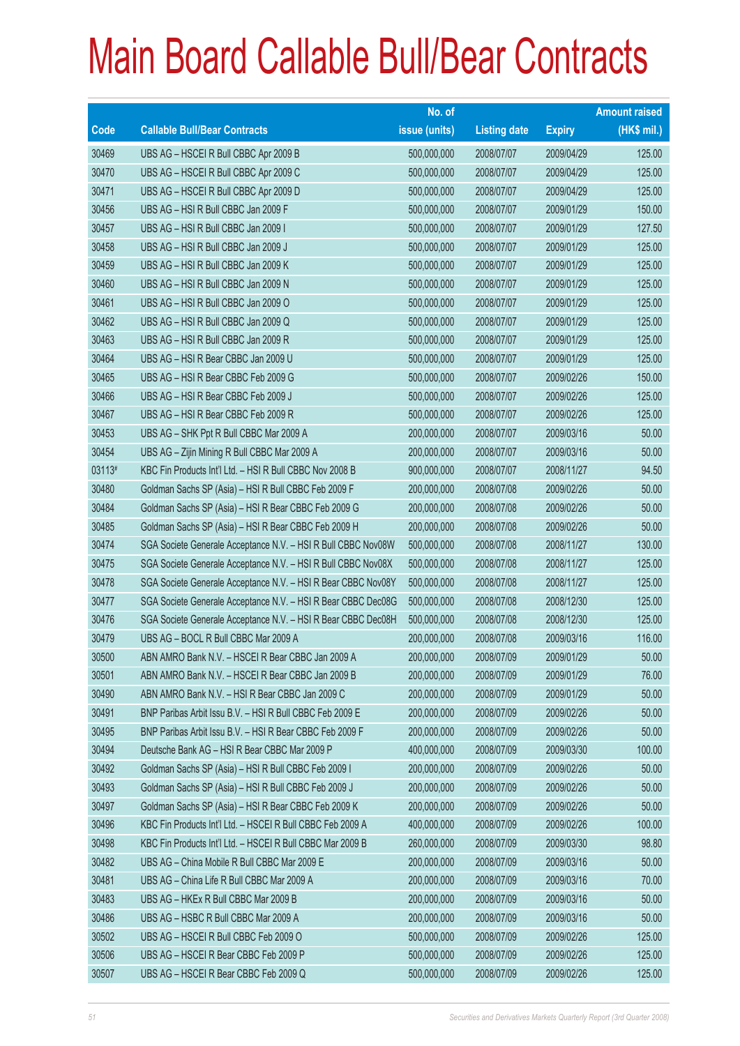# Main Board Callable Bull/Bear Contracts

| Code | Callable Bull/Bear Contracts | No. of issue (units) | Listing date | Expiry | Amount raised (HK$ mil.) |
|---|---|---|---|---|---|
| 30469 | UBS AG – HSCEI R Bull CBBC Apr 2009 B | 500,000,000 | 2008/07/07 | 2009/04/29 | 125.00 |
| 30470 | UBS AG – HSCEI R Bull CBBC Apr 2009 C | 500,000,000 | 2008/07/07 | 2009/04/29 | 125.00 |
| 30471 | UBS AG – HSCEI R Bull CBBC Apr 2009 D | 500,000,000 | 2008/07/07 | 2009/04/29 | 125.00 |
| 30456 | UBS AG – HSI R Bull CBBC Jan 2009 F | 500,000,000 | 2008/07/07 | 2009/01/29 | 150.00 |
| 30457 | UBS AG – HSI R Bull CBBC Jan 2009 I | 500,000,000 | 2008/07/07 | 2009/01/29 | 127.50 |
| 30458 | UBS AG – HSI R Bull CBBC Jan 2009 J | 500,000,000 | 2008/07/07 | 2009/01/29 | 125.00 |
| 30459 | UBS AG – HSI R Bull CBBC Jan 2009 K | 500,000,000 | 2008/07/07 | 2009/01/29 | 125.00 |
| 30460 | UBS AG – HSI R Bull CBBC Jan 2009 N | 500,000,000 | 2008/07/07 | 2009/01/29 | 125.00 |
| 30461 | UBS AG – HSI R Bull CBBC Jan 2009 O | 500,000,000 | 2008/07/07 | 2009/01/29 | 125.00 |
| 30462 | UBS AG – HSI R Bull CBBC Jan 2009 Q | 500,000,000 | 2008/07/07 | 2009/01/29 | 125.00 |
| 30463 | UBS AG – HSI R Bull CBBC Jan 2009 R | 500,000,000 | 2008/07/07 | 2009/01/29 | 125.00 |
| 30464 | UBS AG – HSI R Bear CBBC Jan 2009 U | 500,000,000 | 2008/07/07 | 2009/01/29 | 125.00 |
| 30465 | UBS AG – HSI R Bear CBBC Feb 2009 G | 500,000,000 | 2008/07/07 | 2009/02/26 | 150.00 |
| 30466 | UBS AG – HSI R Bear CBBC Feb 2009 J | 500,000,000 | 2008/07/07 | 2009/02/26 | 125.00 |
| 30467 | UBS AG – HSI R Bear CBBC Feb 2009 R | 500,000,000 | 2008/07/07 | 2009/02/26 | 125.00 |
| 30453 | UBS AG – SHK Ppt R Bull CBBC Mar 2009 A | 200,000,000 | 2008/07/07 | 2009/03/16 | 50.00 |
| 30454 | UBS AG – Zijin Mining R Bull CBBC Mar 2009 A | 200,000,000 | 2008/07/07 | 2009/03/16 | 50.00 |
| 03113# | KBC Fin Products Int'l Ltd. – HSI R Bull CBBC Nov 2008 B | 900,000,000 | 2008/07/07 | 2008/11/27 | 94.50 |
| 30480 | Goldman Sachs SP (Asia) – HSI R Bull CBBC Feb 2009 F | 200,000,000 | 2008/07/08 | 2009/02/26 | 50.00 |
| 30484 | Goldman Sachs SP (Asia) – HSI R Bear CBBC Feb 2009 G | 200,000,000 | 2008/07/08 | 2009/02/26 | 50.00 |
| 30485 | Goldman Sachs SP (Asia) – HSI R Bear CBBC Feb 2009 H | 200,000,000 | 2008/07/08 | 2009/02/26 | 50.00 |
| 30474 | SGA Societe Generale Acceptance N.V. – HSI R Bull CBBC Nov08W | 500,000,000 | 2008/07/08 | 2008/11/27 | 130.00 |
| 30475 | SGA Societe Generale Acceptance N.V. – HSI R Bull CBBC Nov08X | 500,000,000 | 2008/07/08 | 2008/11/27 | 125.00 |
| 30478 | SGA Societe Generale Acceptance N.V. – HSI R Bear CBBC Nov08Y | 500,000,000 | 2008/07/08 | 2008/11/27 | 125.00 |
| 30477 | SGA Societe Generale Acceptance N.V. – HSI R Bear CBBC Dec08G | 500,000,000 | 2008/07/08 | 2008/12/30 | 125.00 |
| 30476 | SGA Societe Generale Acceptance N.V. – HSI R Bear CBBC Dec08H | 500,000,000 | 2008/07/08 | 2008/12/30 | 125.00 |
| 30479 | UBS AG – BOCL R Bull CBBC Mar 2009 A | 200,000,000 | 2008/07/08 | 2009/03/16 | 116.00 |
| 30500 | ABN AMRO Bank N.V. – HSCEI R Bear CBBC Jan 2009 A | 200,000,000 | 2008/07/09 | 2009/01/29 | 50.00 |
| 30501 | ABN AMRO Bank N.V. – HSCEI R Bear CBBC Jan 2009 B | 200,000,000 | 2008/07/09 | 2009/01/29 | 76.00 |
| 30490 | ABN AMRO Bank N.V. – HSI R Bear CBBC Jan 2009 C | 200,000,000 | 2008/07/09 | 2009/01/29 | 50.00 |
| 30491 | BNP Paribas Arbit Issu B.V. – HSI R Bull CBBC Feb 2009 E | 200,000,000 | 2008/07/09 | 2009/02/26 | 50.00 |
| 30495 | BNP Paribas Arbit Issu B.V. – HSI R Bear CBBC Feb 2009 F | 200,000,000 | 2008/07/09 | 2009/02/26 | 50.00 |
| 30494 | Deutsche Bank AG – HSI R Bear CBBC Mar 2009 P | 400,000,000 | 2008/07/09 | 2009/03/30 | 100.00 |
| 30492 | Goldman Sachs SP (Asia) – HSI R Bull CBBC Feb 2009 I | 200,000,000 | 2008/07/09 | 2009/02/26 | 50.00 |
| 30493 | Goldman Sachs SP (Asia) – HSI R Bull CBBC Feb 2009 J | 200,000,000 | 2008/07/09 | 2009/02/26 | 50.00 |
| 30497 | Goldman Sachs SP (Asia) – HSI R Bear CBBC Feb 2009 K | 200,000,000 | 2008/07/09 | 2009/02/26 | 50.00 |
| 30496 | KBC Fin Products Int'l Ltd. – HSCEI R Bull CBBC Feb 2009 A | 400,000,000 | 2008/07/09 | 2009/02/26 | 100.00 |
| 30498 | KBC Fin Products Int'l Ltd. – HSCEI R Bull CBBC Mar 2009 B | 260,000,000 | 2008/07/09 | 2009/03/30 | 98.80 |
| 30482 | UBS AG – China Mobile R Bull CBBC Mar 2009 E | 200,000,000 | 2008/07/09 | 2009/03/16 | 50.00 |
| 30481 | UBS AG – China Life R Bull CBBC Mar 2009 A | 200,000,000 | 2008/07/09 | 2009/03/16 | 70.00 |
| 30483 | UBS AG – HKEx R Bull CBBC Mar 2009 B | 200,000,000 | 2008/07/09 | 2009/03/16 | 50.00 |
| 30486 | UBS AG – HSBC R Bull CBBC Mar 2009 A | 200,000,000 | 2008/07/09 | 2009/03/16 | 50.00 |
| 30502 | UBS AG – HSCEI R Bull CBBC Feb 2009 O | 500,000,000 | 2008/07/09 | 2009/02/26 | 125.00 |
| 30506 | UBS AG – HSCEI R Bear CBBC Feb 2009 P | 500,000,000 | 2008/07/09 | 2009/02/26 | 125.00 |
| 30507 | UBS AG – HSCEI R Bear CBBC Feb 2009 Q | 500,000,000 | 2008/07/09 | 2009/02/26 | 125.00 |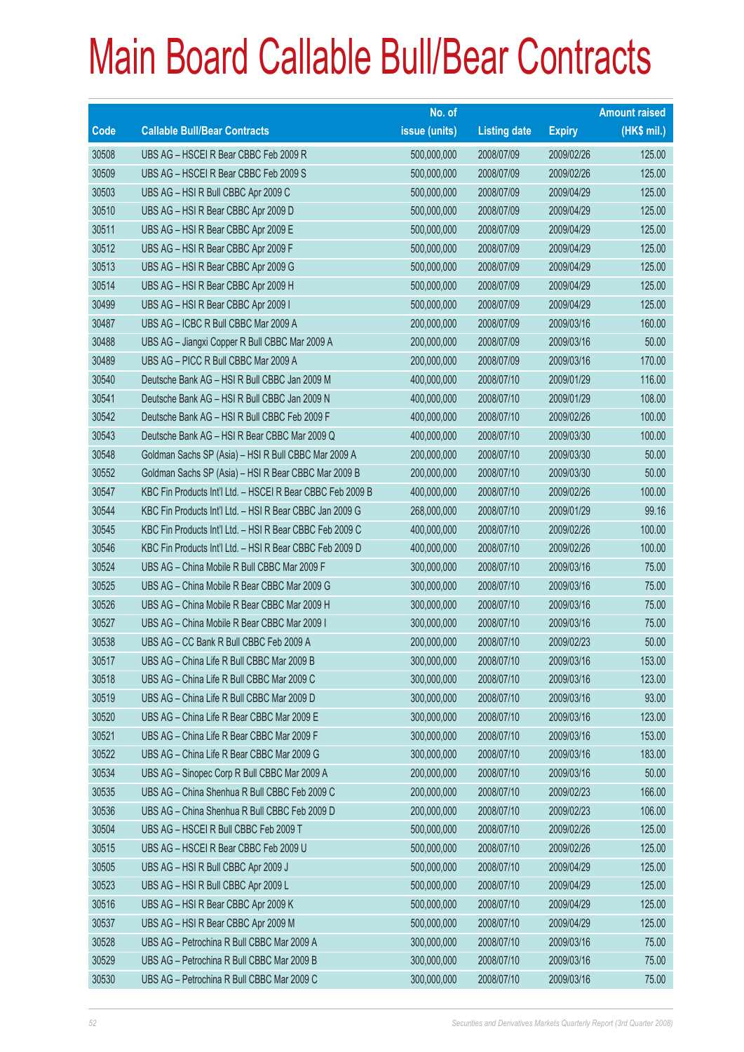# Main Board Callable Bull/Bear Contracts

| Code | Callable Bull/Bear Contracts | No. of issue (units) | Listing date | Expiry | Amount raised (HK$ mil.) |
|---|---|---|---|---|---|
| 30508 | UBS AG – HSCEI R Bear CBBC Feb 2009 R | 500,000,000 | 2008/07/09 | 2009/02/26 | 125.00 |
| 30509 | UBS AG – HSCEI R Bear CBBC Feb 2009 S | 500,000,000 | 2008/07/09 | 2009/02/26 | 125.00 |
| 30503 | UBS AG – HSI R Bull CBBC Apr 2009 C | 500,000,000 | 2008/07/09 | 2009/04/29 | 125.00 |
| 30510 | UBS AG – HSI R Bear CBBC Apr 2009 D | 500,000,000 | 2008/07/09 | 2009/04/29 | 125.00 |
| 30511 | UBS AG – HSI R Bear CBBC Apr 2009 E | 500,000,000 | 2008/07/09 | 2009/04/29 | 125.00 |
| 30512 | UBS AG – HSI R Bear CBBC Apr 2009 F | 500,000,000 | 2008/07/09 | 2009/04/29 | 125.00 |
| 30513 | UBS AG – HSI R Bear CBBC Apr 2009 G | 500,000,000 | 2008/07/09 | 2009/04/29 | 125.00 |
| 30514 | UBS AG – HSI R Bear CBBC Apr 2009 H | 500,000,000 | 2008/07/09 | 2009/04/29 | 125.00 |
| 30499 | UBS AG – HSI R Bear CBBC Apr 2009 I | 500,000,000 | 2008/07/09 | 2009/04/29 | 125.00 |
| 30487 | UBS AG – ICBC R Bull CBBC Mar 2009 A | 200,000,000 | 2008/07/09 | 2009/03/16 | 160.00 |
| 30488 | UBS AG – Jiangxi Copper R Bull CBBC Mar 2009 A | 200,000,000 | 2008/07/09 | 2009/03/16 | 50.00 |
| 30489 | UBS AG – PICC R Bull CBBC Mar 2009 A | 200,000,000 | 2008/07/09 | 2009/03/16 | 170.00 |
| 30540 | Deutsche Bank AG – HSI R Bull CBBC Jan 2009 M | 400,000,000 | 2008/07/10 | 2009/01/29 | 116.00 |
| 30541 | Deutsche Bank AG – HSI R Bull CBBC Jan 2009 N | 400,000,000 | 2008/07/10 | 2009/01/29 | 108.00 |
| 30542 | Deutsche Bank AG – HSI R Bull CBBC Feb 2009 F | 400,000,000 | 2008/07/10 | 2009/02/26 | 100.00 |
| 30543 | Deutsche Bank AG – HSI R Bear CBBC Mar 2009 Q | 400,000,000 | 2008/07/10 | 2009/03/30 | 100.00 |
| 30548 | Goldman Sachs SP (Asia) – HSI R Bull CBBC Mar 2009 A | 200,000,000 | 2008/07/10 | 2009/03/30 | 50.00 |
| 30552 | Goldman Sachs SP (Asia) – HSI R Bear CBBC Mar 2009 B | 200,000,000 | 2008/07/10 | 2009/03/30 | 50.00 |
| 30547 | KBC Fin Products Int'l Ltd. – HSCEI R Bear CBBC Feb 2009 B | 400,000,000 | 2008/07/10 | 2009/02/26 | 100.00 |
| 30544 | KBC Fin Products Int'l Ltd. – HSI R Bear CBBC Jan 2009 G | 268,000,000 | 2008/07/10 | 2009/01/29 | 99.16 |
| 30545 | KBC Fin Products Int'l Ltd. – HSI R Bear CBBC Feb 2009 C | 400,000,000 | 2008/07/10 | 2009/02/26 | 100.00 |
| 30546 | KBC Fin Products Int'l Ltd. – HSI R Bear CBBC Feb 2009 D | 400,000,000 | 2008/07/10 | 2009/02/26 | 100.00 |
| 30524 | UBS AG – China Mobile R Bull CBBC Mar 2009 F | 300,000,000 | 2008/07/10 | 2009/03/16 | 75.00 |
| 30525 | UBS AG – China Mobile R Bear CBBC Mar 2009 G | 300,000,000 | 2008/07/10 | 2009/03/16 | 75.00 |
| 30526 | UBS AG – China Mobile R Bear CBBC Mar 2009 H | 300,000,000 | 2008/07/10 | 2009/03/16 | 75.00 |
| 30527 | UBS AG – China Mobile R Bear CBBC Mar 2009 I | 300,000,000 | 2008/07/10 | 2009/03/16 | 75.00 |
| 30538 | UBS AG – CC Bank R Bull CBBC Feb 2009 A | 200,000,000 | 2008/07/10 | 2009/02/23 | 50.00 |
| 30517 | UBS AG – China Life R Bull CBBC Mar 2009 B | 300,000,000 | 2008/07/10 | 2009/03/16 | 153.00 |
| 30518 | UBS AG – China Life R Bull CBBC Mar 2009 C | 300,000,000 | 2008/07/10 | 2009/03/16 | 123.00 |
| 30519 | UBS AG – China Life R Bull CBBC Mar 2009 D | 300,000,000 | 2008/07/10 | 2009/03/16 | 93.00 |
| 30520 | UBS AG – China Life R Bear CBBC Mar 2009 E | 300,000,000 | 2008/07/10 | 2009/03/16 | 123.00 |
| 30521 | UBS AG – China Life R Bear CBBC Mar 2009 F | 300,000,000 | 2008/07/10 | 2009/03/16 | 153.00 |
| 30522 | UBS AG – China Life R Bear CBBC Mar 2009 G | 300,000,000 | 2008/07/10 | 2009/03/16 | 183.00 |
| 30534 | UBS AG – Sinopec Corp R Bull CBBC Mar 2009 A | 200,000,000 | 2008/07/10 | 2009/03/16 | 50.00 |
| 30535 | UBS AG – China Shenhua R Bull CBBC Feb 2009 C | 200,000,000 | 2008/07/10 | 2009/02/23 | 166.00 |
| 30536 | UBS AG – China Shenhua R Bull CBBC Feb 2009 D | 200,000,000 | 2008/07/10 | 2009/02/23 | 106.00 |
| 30504 | UBS AG – HSCEI R Bull CBBC Feb 2009 T | 500,000,000 | 2008/07/10 | 2009/02/26 | 125.00 |
| 30515 | UBS AG – HSCEI R Bear CBBC Feb 2009 U | 500,000,000 | 2008/07/10 | 2009/02/26 | 125.00 |
| 30505 | UBS AG – HSI R Bull CBBC Apr 2009 J | 500,000,000 | 2008/07/10 | 2009/04/29 | 125.00 |
| 30523 | UBS AG – HSI R Bull CBBC Apr 2009 L | 500,000,000 | 2008/07/10 | 2009/04/29 | 125.00 |
| 30516 | UBS AG – HSI R Bear CBBC Apr 2009 K | 500,000,000 | 2008/07/10 | 2009/04/29 | 125.00 |
| 30537 | UBS AG – HSI R Bear CBBC Apr 2009 M | 500,000,000 | 2008/07/10 | 2009/04/29 | 125.00 |
| 30528 | UBS AG – Petrochina R Bull CBBC Mar 2009 A | 300,000,000 | 2008/07/10 | 2009/03/16 | 75.00 |
| 30529 | UBS AG – Petrochina R Bull CBBC Mar 2009 B | 300,000,000 | 2008/07/10 | 2009/03/16 | 75.00 |
| 30530 | UBS AG – Petrochina R Bull CBBC Mar 2009 C | 300,000,000 | 2008/07/10 | 2009/03/16 | 75.00 |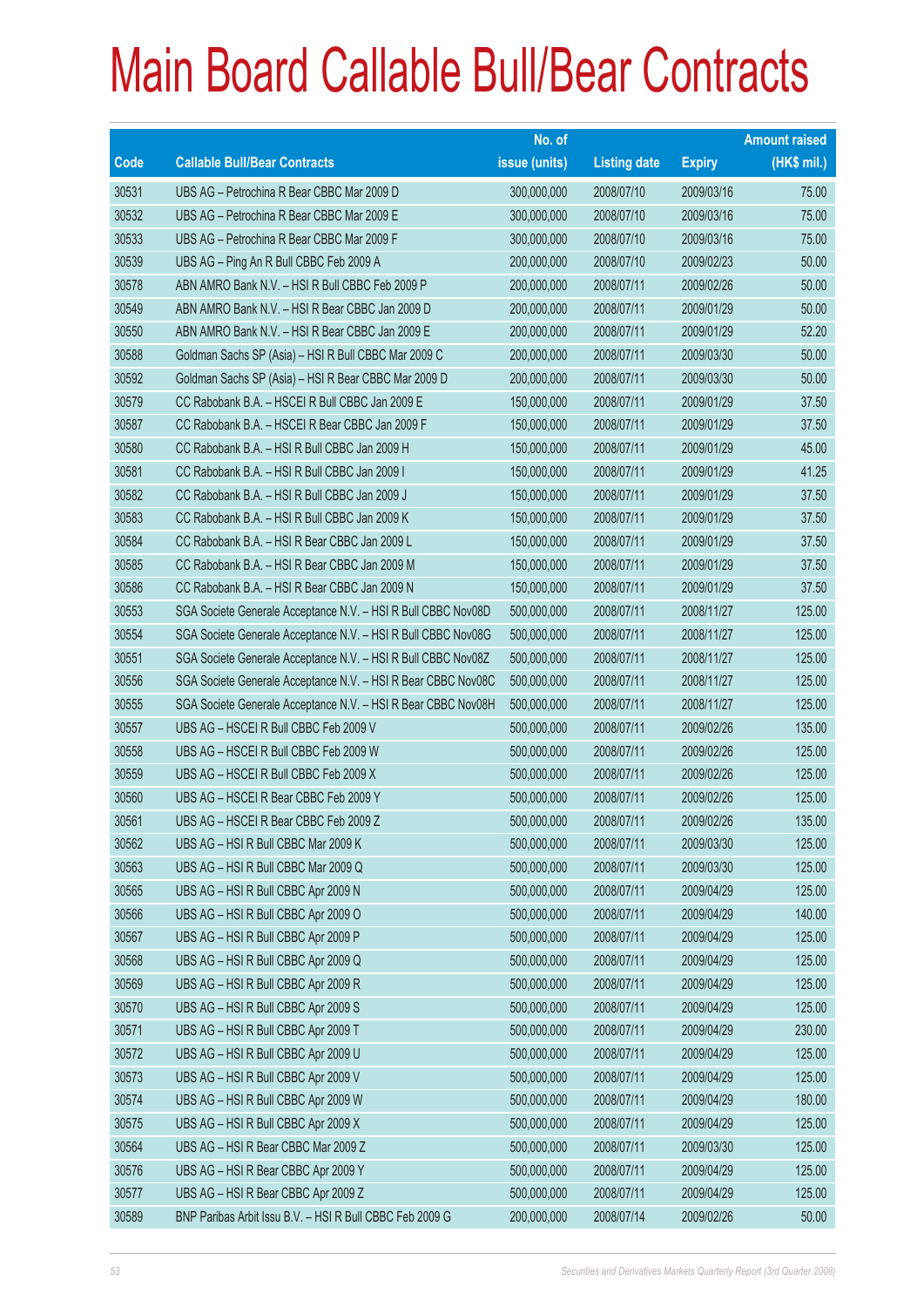# Main Board Callable Bull/Bear Contracts

| Code | Callable Bull/Bear Contracts | No. of issue (units) | Listing date | Expiry | Amount raised (HK$ mil.) |
|---|---|---|---|---|---|
| 30531 | UBS AG – Petrochina R Bear CBBC Mar 2009 D | 300,000,000 | 2008/07/10 | 2009/03/16 | 75.00 |
| 30532 | UBS AG – Petrochina R Bear CBBC Mar 2009 E | 300,000,000 | 2008/07/10 | 2009/03/16 | 75.00 |
| 30533 | UBS AG – Petrochina R Bear CBBC Mar 2009 F | 300,000,000 | 2008/07/10 | 2009/03/16 | 75.00 |
| 30539 | UBS AG – Ping An R Bull CBBC Feb 2009 A | 200,000,000 | 2008/07/10 | 2009/02/23 | 50.00 |
| 30578 | ABN AMRO Bank N.V. – HSI R Bull CBBC Feb 2009 P | 200,000,000 | 2008/07/11 | 2009/02/26 | 50.00 |
| 30549 | ABN AMRO Bank N.V. – HSI R Bear CBBC Jan 2009 D | 200,000,000 | 2008/07/11 | 2009/01/29 | 50.00 |
| 30550 | ABN AMRO Bank N.V. – HSI R Bear CBBC Jan 2009 E | 200,000,000 | 2008/07/11 | 2009/01/29 | 52.20 |
| 30588 | Goldman Sachs SP (Asia) – HSI R Bull CBBC Mar 2009 C | 200,000,000 | 2008/07/11 | 2009/03/30 | 50.00 |
| 30592 | Goldman Sachs SP (Asia) – HSI R Bear CBBC Mar 2009 D | 200,000,000 | 2008/07/11 | 2009/03/30 | 50.00 |
| 30579 | CC Rabobank B.A. – HSCEI R Bull CBBC Jan 2009 E | 150,000,000 | 2008/07/11 | 2009/01/29 | 37.50 |
| 30587 | CC Rabobank B.A. – HSCEI R Bear CBBC Jan 2009 F | 150,000,000 | 2008/07/11 | 2009/01/29 | 37.50 |
| 30580 | CC Rabobank B.A. – HSI R Bull CBBC Jan 2009 H | 150,000,000 | 2008/07/11 | 2009/01/29 | 45.00 |
| 30581 | CC Rabobank B.A. – HSI R Bull CBBC Jan 2009 I | 150,000,000 | 2008/07/11 | 2009/01/29 | 41.25 |
| 30582 | CC Rabobank B.A. – HSI R Bull CBBC Jan 2009 J | 150,000,000 | 2008/07/11 | 2009/01/29 | 37.50 |
| 30583 | CC Rabobank B.A. – HSI R Bull CBBC Jan 2009 K | 150,000,000 | 2008/07/11 | 2009/01/29 | 37.50 |
| 30584 | CC Rabobank B.A. – HSI R Bear CBBC Jan 2009 L | 150,000,000 | 2008/07/11 | 2009/01/29 | 37.50 |
| 30585 | CC Rabobank B.A. – HSI R Bear CBBC Jan 2009 M | 150,000,000 | 2008/07/11 | 2009/01/29 | 37.50 |
| 30586 | CC Rabobank B.A. – HSI R Bear CBBC Jan 2009 N | 150,000,000 | 2008/07/11 | 2009/01/29 | 37.50 |
| 30553 | SGA Societe Generale Acceptance N.V. – HSI R Bull CBBC Nov08D | 500,000,000 | 2008/07/11 | 2008/11/27 | 125.00 |
| 30554 | SGA Societe Generale Acceptance N.V. – HSI R Bull CBBC Nov08G | 500,000,000 | 2008/07/11 | 2008/11/27 | 125.00 |
| 30551 | SGA Societe Generale Acceptance N.V. – HSI R Bull CBBC Nov08Z | 500,000,000 | 2008/07/11 | 2008/11/27 | 125.00 |
| 30556 | SGA Societe Generale Acceptance N.V. – HSI R Bear CBBC Nov08C | 500,000,000 | 2008/07/11 | 2008/11/27 | 125.00 |
| 30555 | SGA Societe Generale Acceptance N.V. – HSI R Bear CBBC Nov08H | 500,000,000 | 2008/07/11 | 2008/11/27 | 125.00 |
| 30557 | UBS AG – HSCEI R Bull CBBC Feb 2009 V | 500,000,000 | 2008/07/11 | 2009/02/26 | 135.00 |
| 30558 | UBS AG – HSCEI R Bull CBBC Feb 2009 W | 500,000,000 | 2008/07/11 | 2009/02/26 | 125.00 |
| 30559 | UBS AG – HSCEI R Bull CBBC Feb 2009 X | 500,000,000 | 2008/07/11 | 2009/02/26 | 125.00 |
| 30560 | UBS AG – HSCEI R Bear CBBC Feb 2009 Y | 500,000,000 | 2008/07/11 | 2009/02/26 | 125.00 |
| 30561 | UBS AG – HSCEI R Bear CBBC Feb 2009 Z | 500,000,000 | 2008/07/11 | 2009/02/26 | 135.00 |
| 30562 | UBS AG – HSI R Bull CBBC Mar 2009 K | 500,000,000 | 2008/07/11 | 2009/03/30 | 125.00 |
| 30563 | UBS AG – HSI R Bull CBBC Mar 2009 Q | 500,000,000 | 2008/07/11 | 2009/03/30 | 125.00 |
| 30565 | UBS AG – HSI R Bull CBBC Apr 2009 N | 500,000,000 | 2008/07/11 | 2009/04/29 | 125.00 |
| 30566 | UBS AG – HSI R Bull CBBC Apr 2009 O | 500,000,000 | 2008/07/11 | 2009/04/29 | 140.00 |
| 30567 | UBS AG – HSI R Bull CBBC Apr 2009 P | 500,000,000 | 2008/07/11 | 2009/04/29 | 125.00 |
| 30568 | UBS AG – HSI R Bull CBBC Apr 2009 Q | 500,000,000 | 2008/07/11 | 2009/04/29 | 125.00 |
| 30569 | UBS AG – HSI R Bull CBBC Apr 2009 R | 500,000,000 | 2008/07/11 | 2009/04/29 | 125.00 |
| 30570 | UBS AG – HSI R Bull CBBC Apr 2009 S | 500,000,000 | 2008/07/11 | 2009/04/29 | 125.00 |
| 30571 | UBS AG – HSI R Bull CBBC Apr 2009 T | 500,000,000 | 2008/07/11 | 2009/04/29 | 230.00 |
| 30572 | UBS AG – HSI R Bull CBBC Apr 2009 U | 500,000,000 | 2008/07/11 | 2009/04/29 | 125.00 |
| 30573 | UBS AG – HSI R Bull CBBC Apr 2009 V | 500,000,000 | 2008/07/11 | 2009/04/29 | 125.00 |
| 30574 | UBS AG – HSI R Bull CBBC Apr 2009 W | 500,000,000 | 2008/07/11 | 2009/04/29 | 180.00 |
| 30575 | UBS AG – HSI R Bull CBBC Apr 2009 X | 500,000,000 | 2008/07/11 | 2009/04/29 | 125.00 |
| 30564 | UBS AG – HSI R Bear CBBC Mar 2009 Z | 500,000,000 | 2008/07/11 | 2009/03/30 | 125.00 |
| 30576 | UBS AG – HSI R Bear CBBC Apr 2009 Y | 500,000,000 | 2008/07/11 | 2009/04/29 | 125.00 |
| 30577 | UBS AG – HSI R Bear CBBC Apr 2009 Z | 500,000,000 | 2008/07/11 | 2009/04/29 | 125.00 |
| 30589 | BNP Paribas Arbit Issu B.V. – HSI R Bull CBBC Feb 2009 G | 200,000,000 | 2008/07/14 | 2009/02/26 | 50.00 |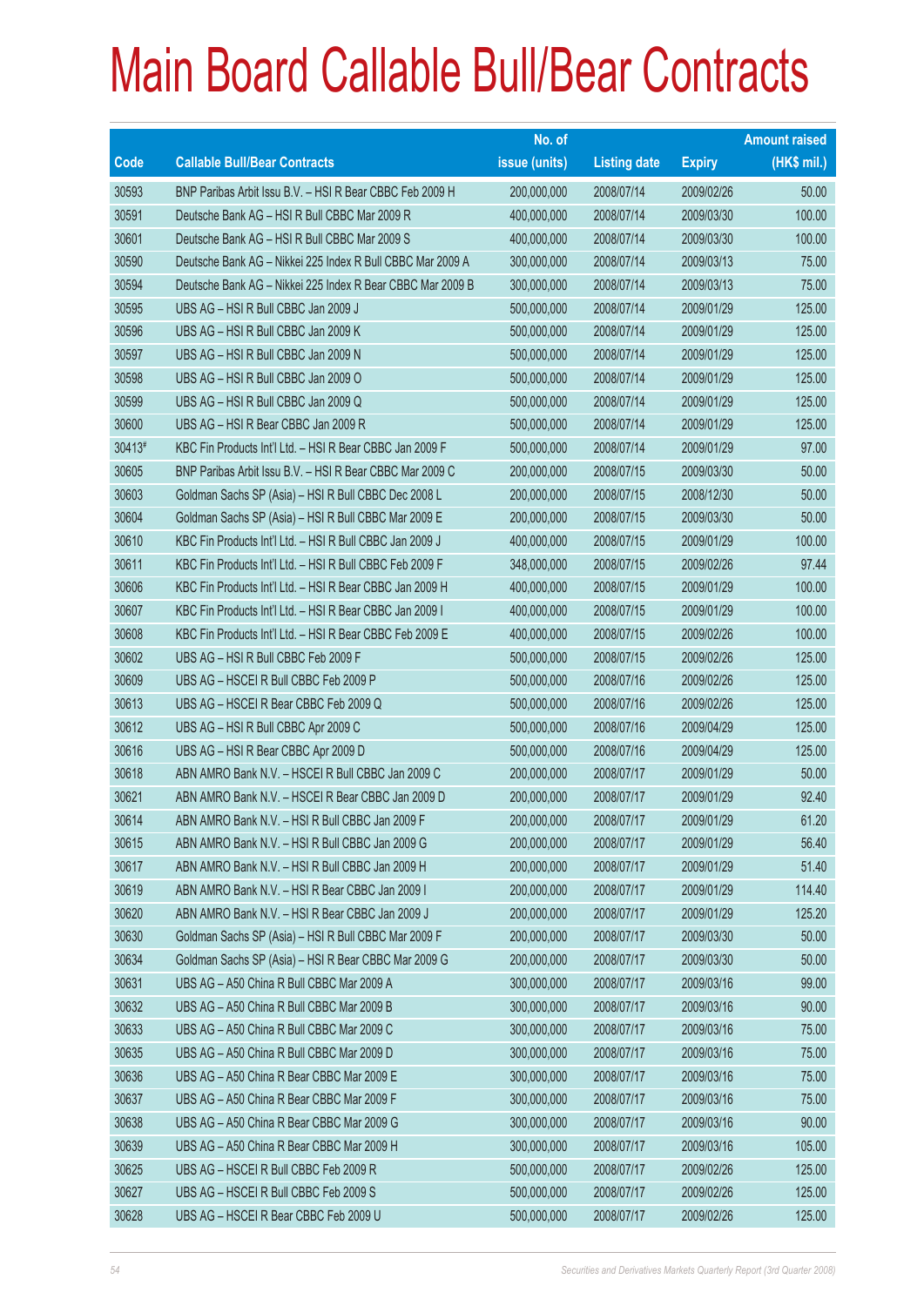# Main Board Callable Bull/Bear Contracts

| Code | Callable Bull/Bear Contracts | No. of issue (units) | Listing date | Expiry | Amount raised (HK$ mil.) |
|---|---|---|---|---|---|
| 30593 | BNP Paribas Arbit Issu B.V. – HSI R Bear CBBC Feb 2009 H | 200,000,000 | 2008/07/14 | 2009/02/26 | 50.00 |
| 30591 | Deutsche Bank AG – HSI R Bull CBBC Mar 2009 R | 400,000,000 | 2008/07/14 | 2009/03/30 | 100.00 |
| 30601 | Deutsche Bank AG – HSI R Bull CBBC Mar 2009 S | 400,000,000 | 2008/07/14 | 2009/03/30 | 100.00 |
| 30590 | Deutsche Bank AG – Nikkei 225 Index R Bull CBBC Mar 2009 A | 300,000,000 | 2008/07/14 | 2009/03/13 | 75.00 |
| 30594 | Deutsche Bank AG – Nikkei 225 Index R Bear CBBC Mar 2009 B | 300,000,000 | 2008/07/14 | 2009/03/13 | 75.00 |
| 30595 | UBS AG – HSI R Bull CBBC Jan 2009 J | 500,000,000 | 2008/07/14 | 2009/01/29 | 125.00 |
| 30596 | UBS AG – HSI R Bull CBBC Jan 2009 K | 500,000,000 | 2008/07/14 | 2009/01/29 | 125.00 |
| 30597 | UBS AG – HSI R Bull CBBC Jan 2009 N | 500,000,000 | 2008/07/14 | 2009/01/29 | 125.00 |
| 30598 | UBS AG – HSI R Bull CBBC Jan 2009 O | 500,000,000 | 2008/07/14 | 2009/01/29 | 125.00 |
| 30599 | UBS AG – HSI R Bull CBBC Jan 2009 Q | 500,000,000 | 2008/07/14 | 2009/01/29 | 125.00 |
| 30600 | UBS AG – HSI R Bear CBBC Jan 2009 R | 500,000,000 | 2008/07/14 | 2009/01/29 | 125.00 |
| 30413# | KBC Fin Products Int'l Ltd. – HSI R Bear CBBC Jan 2009 F | 500,000,000 | 2008/07/14 | 2009/01/29 | 97.00 |
| 30605 | BNP Paribas Arbit Issu B.V. – HSI R Bear CBBC Mar 2009 C | 200,000,000 | 2008/07/15 | 2009/03/30 | 50.00 |
| 30603 | Goldman Sachs SP (Asia) – HSI R Bull CBBC Dec 2008 L | 200,000,000 | 2008/07/15 | 2008/12/30 | 50.00 |
| 30604 | Goldman Sachs SP (Asia) – HSI R Bull CBBC Mar 2009 E | 200,000,000 | 2008/07/15 | 2009/03/30 | 50.00 |
| 30610 | KBC Fin Products Int'l Ltd. – HSI R Bull CBBC Jan 2009 J | 400,000,000 | 2008/07/15 | 2009/01/29 | 100.00 |
| 30611 | KBC Fin Products Int'l Ltd. – HSI R Bull CBBC Feb 2009 F | 348,000,000 | 2008/07/15 | 2009/02/26 | 97.44 |
| 30606 | KBC Fin Products Int'l Ltd. – HSI R Bear CBBC Jan 2009 H | 400,000,000 | 2008/07/15 | 2009/01/29 | 100.00 |
| 30607 | KBC Fin Products Int'l Ltd. – HSI R Bear CBBC Jan 2009 I | 400,000,000 | 2008/07/15 | 2009/01/29 | 100.00 |
| 30608 | KBC Fin Products Int'l Ltd. – HSI R Bear CBBC Feb 2009 E | 400,000,000 | 2008/07/15 | 2009/02/26 | 100.00 |
| 30602 | UBS AG – HSI R Bull CBBC Feb 2009 F | 500,000,000 | 2008/07/15 | 2009/02/26 | 125.00 |
| 30609 | UBS AG – HSCEI R Bull CBBC Feb 2009 P | 500,000,000 | 2008/07/16 | 2009/02/26 | 125.00 |
| 30613 | UBS AG – HSCEI R Bear CBBC Feb 2009 Q | 500,000,000 | 2008/07/16 | 2009/02/26 | 125.00 |
| 30612 | UBS AG – HSI R Bull CBBC Apr 2009 C | 500,000,000 | 2008/07/16 | 2009/04/29 | 125.00 |
| 30616 | UBS AG – HSI R Bear CBBC Apr 2009 D | 500,000,000 | 2008/07/16 | 2009/04/29 | 125.00 |
| 30618 | ABN AMRO Bank N.V. – HSCEI R Bull CBBC Jan 2009 C | 200,000,000 | 2008/07/17 | 2009/01/29 | 50.00 |
| 30621 | ABN AMRO Bank N.V. – HSCEI R Bear CBBC Jan 2009 D | 200,000,000 | 2008/07/17 | 2009/01/29 | 92.40 |
| 30614 | ABN AMRO Bank N.V. – HSI R Bull CBBC Jan 2009 F | 200,000,000 | 2008/07/17 | 2009/01/29 | 61.20 |
| 30615 | ABN AMRO Bank N.V. – HSI R Bull CBBC Jan 2009 G | 200,000,000 | 2008/07/17 | 2009/01/29 | 56.40 |
| 30617 | ABN AMRO Bank N.V. – HSI R Bull CBBC Jan 2009 H | 200,000,000 | 2008/07/17 | 2009/01/29 | 51.40 |
| 30619 | ABN AMRO Bank N.V. – HSI R Bear CBBC Jan 2009 I | 200,000,000 | 2008/07/17 | 2009/01/29 | 114.40 |
| 30620 | ABN AMRO Bank N.V. – HSI R Bear CBBC Jan 2009 J | 200,000,000 | 2008/07/17 | 2009/01/29 | 125.20 |
| 30630 | Goldman Sachs SP (Asia) – HSI R Bull CBBC Mar 2009 F | 200,000,000 | 2008/07/17 | 2009/03/30 | 50.00 |
| 30634 | Goldman Sachs SP (Asia) – HSI R Bear CBBC Mar 2009 G | 200,000,000 | 2008/07/17 | 2009/03/30 | 50.00 |
| 30631 | UBS AG – A50 China R Bull CBBC Mar 2009 A | 300,000,000 | 2008/07/17 | 2009/03/16 | 99.00 |
| 30632 | UBS AG – A50 China R Bull CBBC Mar 2009 B | 300,000,000 | 2008/07/17 | 2009/03/16 | 90.00 |
| 30633 | UBS AG – A50 China R Bull CBBC Mar 2009 C | 300,000,000 | 2008/07/17 | 2009/03/16 | 75.00 |
| 30635 | UBS AG – A50 China R Bull CBBC Mar 2009 D | 300,000,000 | 2008/07/17 | 2009/03/16 | 75.00 |
| 30636 | UBS AG – A50 China R Bear CBBC Mar 2009 E | 300,000,000 | 2008/07/17 | 2009/03/16 | 75.00 |
| 30637 | UBS AG – A50 China R Bear CBBC Mar 2009 F | 300,000,000 | 2008/07/17 | 2009/03/16 | 75.00 |
| 30638 | UBS AG – A50 China R Bear CBBC Mar 2009 G | 300,000,000 | 2008/07/17 | 2009/03/16 | 90.00 |
| 30639 | UBS AG – A50 China R Bear CBBC Mar 2009 H | 300,000,000 | 2008/07/17 | 2009/03/16 | 105.00 |
| 30625 | UBS AG – HSCEI R Bull CBBC Feb 2009 R | 500,000,000 | 2008/07/17 | 2009/02/26 | 125.00 |
| 30627 | UBS AG – HSCEI R Bull CBBC Feb 2009 S | 500,000,000 | 2008/07/17 | 2009/02/26 | 125.00 |
| 30628 | UBS AG – HSCEI R Bear CBBC Feb 2009 U | 500,000,000 | 2008/07/17 | 2009/02/26 | 125.00 |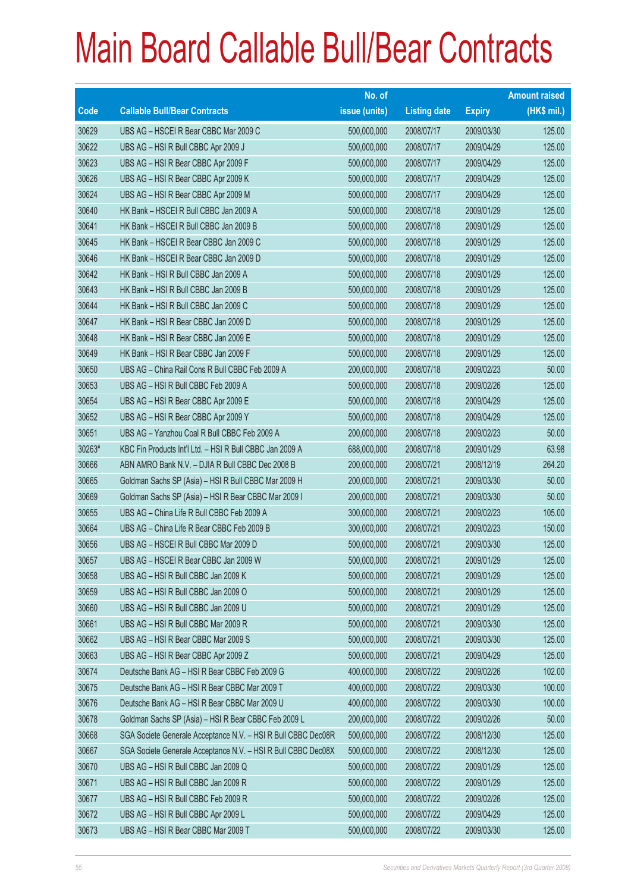# Main Board Callable Bull/Bear Contracts

| Code | Callable Bull/Bear Contracts | No. of issue (units) | Listing date | Expiry | Amount raised (HK$ mil.) |
|---|---|---|---|---|---|
| 30629 | UBS AG – HSCEI R Bear CBBC Mar 2009 C | 500,000,000 | 2008/07/17 | 2009/03/30 | 125.00 |
| 30622 | UBS AG – HSI R Bull CBBC Apr 2009 J | 500,000,000 | 2008/07/17 | 2009/04/29 | 125.00 |
| 30623 | UBS AG – HSI R Bear CBBC Apr 2009 F | 500,000,000 | 2008/07/17 | 2009/04/29 | 125.00 |
| 30626 | UBS AG – HSI R Bear CBBC Apr 2009 K | 500,000,000 | 2008/07/17 | 2009/04/29 | 125.00 |
| 30624 | UBS AG – HSI R Bear CBBC Apr 2009 M | 500,000,000 | 2008/07/17 | 2009/04/29 | 125.00 |
| 30640 | HK Bank – HSCEI R Bull CBBC Jan 2009 A | 500,000,000 | 2008/07/18 | 2009/01/29 | 125.00 |
| 30641 | HK Bank – HSCEI R Bull CBBC Jan 2009 B | 500,000,000 | 2008/07/18 | 2009/01/29 | 125.00 |
| 30645 | HK Bank – HSCEI R Bear CBBC Jan 2009 C | 500,000,000 | 2008/07/18 | 2009/01/29 | 125.00 |
| 30646 | HK Bank – HSCEI R Bear CBBC Jan 2009 D | 500,000,000 | 2008/07/18 | 2009/01/29 | 125.00 |
| 30642 | HK Bank – HSI R Bull CBBC Jan 2009 A | 500,000,000 | 2008/07/18 | 2009/01/29 | 125.00 |
| 30643 | HK Bank – HSI R Bull CBBC Jan 2009 B | 500,000,000 | 2008/07/18 | 2009/01/29 | 125.00 |
| 30644 | HK Bank – HSI R Bull CBBC Jan 2009 C | 500,000,000 | 2008/07/18 | 2009/01/29 | 125.00 |
| 30647 | HK Bank – HSI R Bear CBBC Jan 2009 D | 500,000,000 | 2008/07/18 | 2009/01/29 | 125.00 |
| 30648 | HK Bank – HSI R Bear CBBC Jan 2009 E | 500,000,000 | 2008/07/18 | 2009/01/29 | 125.00 |
| 30649 | HK Bank – HSI R Bear CBBC Jan 2009 F | 500,000,000 | 2008/07/18 | 2009/01/29 | 125.00 |
| 30650 | UBS AG – China Rail Cons R Bull CBBC Feb 2009 A | 200,000,000 | 2008/07/18 | 2009/02/23 | 50.00 |
| 30653 | UBS AG – HSI R Bull CBBC Feb 2009 A | 500,000,000 | 2008/07/18 | 2009/02/26 | 125.00 |
| 30654 | UBS AG – HSI R Bear CBBC Apr 2009 E | 500,000,000 | 2008/07/18 | 2009/04/29 | 125.00 |
| 30652 | UBS AG – HSI R Bear CBBC Apr 2009 Y | 500,000,000 | 2008/07/18 | 2009/04/29 | 125.00 |
| 30651 | UBS AG – Yanzhou Coal R Bull CBBC Feb 2009 A | 200,000,000 | 2008/07/18 | 2009/02/23 | 50.00 |
| 30263# | KBC Fin Products Int'l Ltd. – HSI R Bull CBBC Jan 2009 A | 688,000,000 | 2008/07/18 | 2009/01/29 | 63.98 |
| 30666 | ABN AMRO Bank N.V. – DJIA R Bull CBBC Dec 2008 B | 200,000,000 | 2008/07/21 | 2008/12/19 | 264.20 |
| 30665 | Goldman Sachs SP (Asia) – HSI R Bull CBBC Mar 2009 H | 200,000,000 | 2008/07/21 | 2009/03/30 | 50.00 |
| 30669 | Goldman Sachs SP (Asia) – HSI R Bear CBBC Mar 2009 I | 200,000,000 | 2008/07/21 | 2009/03/30 | 50.00 |
| 30655 | UBS AG – China Life R Bull CBBC Feb 2009 A | 300,000,000 | 2008/07/21 | 2009/02/23 | 105.00 |
| 30664 | UBS AG – China Life R Bear CBBC Feb 2009 B | 300,000,000 | 2008/07/21 | 2009/02/23 | 150.00 |
| 30656 | UBS AG – HSCEI R Bull CBBC Mar 2009 D | 500,000,000 | 2008/07/21 | 2009/03/30 | 125.00 |
| 30657 | UBS AG – HSCEI R Bear CBBC Jan 2009 W | 500,000,000 | 2008/07/21 | 2009/01/29 | 125.00 |
| 30658 | UBS AG – HSI R Bull CBBC Jan 2009 K | 500,000,000 | 2008/07/21 | 2009/01/29 | 125.00 |
| 30659 | UBS AG – HSI R Bull CBBC Jan 2009 O | 500,000,000 | 2008/07/21 | 2009/01/29 | 125.00 |
| 30660 | UBS AG – HSI R Bull CBBC Jan 2009 U | 500,000,000 | 2008/07/21 | 2009/01/29 | 125.00 |
| 30661 | UBS AG – HSI R Bull CBBC Mar 2009 R | 500,000,000 | 2008/07/21 | 2009/03/30 | 125.00 |
| 30662 | UBS AG – HSI R Bear CBBC Mar 2009 S | 500,000,000 | 2008/07/21 | 2009/03/30 | 125.00 |
| 30663 | UBS AG – HSI R Bear CBBC Apr 2009 Z | 500,000,000 | 2008/07/21 | 2009/04/29 | 125.00 |
| 30674 | Deutsche Bank AG – HSI R Bear CBBC Feb 2009 G | 400,000,000 | 2008/07/22 | 2009/02/26 | 102.00 |
| 30675 | Deutsche Bank AG – HSI R Bear CBBC Mar 2009 T | 400,000,000 | 2008/07/22 | 2009/03/30 | 100.00 |
| 30676 | Deutsche Bank AG – HSI R Bear CBBC Mar 2009 U | 400,000,000 | 2008/07/22 | 2009/03/30 | 100.00 |
| 30678 | Goldman Sachs SP (Asia) – HSI R Bear CBBC Feb 2009 L | 200,000,000 | 2008/07/22 | 2009/02/26 | 50.00 |
| 30668 | SGA Societe Generale Acceptance N.V. – HSI R Bull CBBC Dec08R | 500,000,000 | 2008/07/22 | 2008/12/30 | 125.00 |
| 30667 | SGA Societe Generale Acceptance N.V. – HSI R Bull CBBC Dec08X | 500,000,000 | 2008/07/22 | 2008/12/30 | 125.00 |
| 30670 | UBS AG – HSI R Bull CBBC Jan 2009 Q | 500,000,000 | 2008/07/22 | 2009/01/29 | 125.00 |
| 30671 | UBS AG – HSI R Bull CBBC Jan 2009 R | 500,000,000 | 2008/07/22 | 2009/01/29 | 125.00 |
| 30677 | UBS AG – HSI R Bull CBBC Feb 2009 R | 500,000,000 | 2008/07/22 | 2009/02/26 | 125.00 |
| 30672 | UBS AG – HSI R Bull CBBC Apr 2009 L | 500,000,000 | 2008/07/22 | 2009/04/29 | 125.00 |
| 30673 | UBS AG – HSI R Bear CBBC Mar 2009 T | 500,000,000 | 2008/07/22 | 2009/03/30 | 125.00 |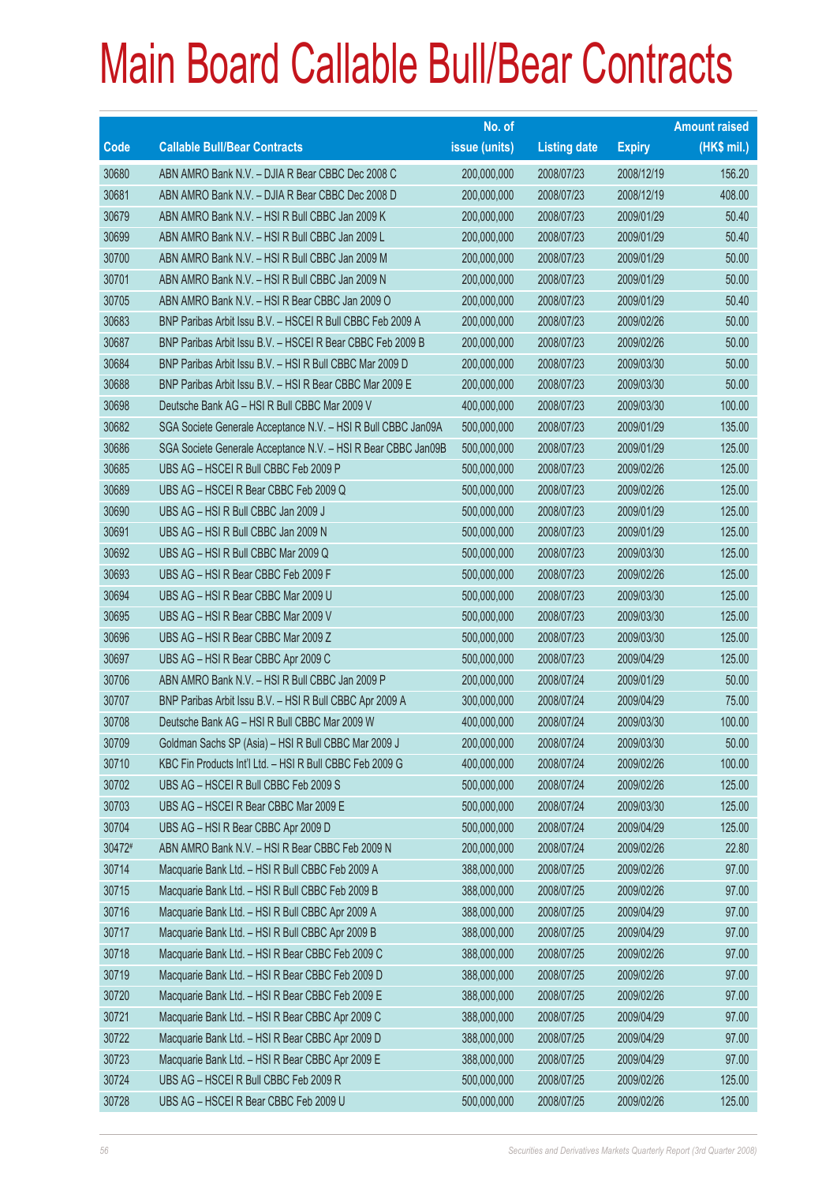# Main Board Callable Bull/Bear Contracts

| Code | Callable Bull/Bear Contracts | No. of issue (units) | Listing date | Expiry | Amount raised (HK$ mil.) |
|---|---|---|---|---|---|
| 30680 | ABN AMRO Bank N.V. – DJIA R Bear CBBC Dec 2008 C | 200,000,000 | 2008/07/23 | 2008/12/19 | 156.20 |
| 30681 | ABN AMRO Bank N.V. – DJIA R Bear CBBC Dec 2008 D | 200,000,000 | 2008/07/23 | 2008/12/19 | 408.00 |
| 30679 | ABN AMRO Bank N.V. – HSI R Bull CBBC Jan 2009 K | 200,000,000 | 2008/07/23 | 2009/01/29 | 50.40 |
| 30699 | ABN AMRO Bank N.V. – HSI R Bull CBBC Jan 2009 L | 200,000,000 | 2008/07/23 | 2009/01/29 | 50.40 |
| 30700 | ABN AMRO Bank N.V. – HSI R Bull CBBC Jan 2009 M | 200,000,000 | 2008/07/23 | 2009/01/29 | 50.00 |
| 30701 | ABN AMRO Bank N.V. – HSI R Bull CBBC Jan 2009 N | 200,000,000 | 2008/07/23 | 2009/01/29 | 50.00 |
| 30705 | ABN AMRO Bank N.V. – HSI R Bear CBBC Jan 2009 O | 200,000,000 | 2008/07/23 | 2009/01/29 | 50.40 |
| 30683 | BNP Paribas Arbit Issu B.V. – HSCEI R Bull CBBC Feb 2009 A | 200,000,000 | 2008/07/23 | 2009/02/26 | 50.00 |
| 30687 | BNP Paribas Arbit Issu B.V. – HSCEI R Bear CBBC Feb 2009 B | 200,000,000 | 2008/07/23 | 2009/02/26 | 50.00 |
| 30684 | BNP Paribas Arbit Issu B.V. – HSI R Bull CBBC Mar 2009 D | 200,000,000 | 2008/07/23 | 2009/03/30 | 50.00 |
| 30688 | BNP Paribas Arbit Issu B.V. – HSI R Bear CBBC Mar 2009 E | 200,000,000 | 2008/07/23 | 2009/03/30 | 50.00 |
| 30698 | Deutsche Bank AG – HSI R Bull CBBC Mar 2009 V | 400,000,000 | 2008/07/23 | 2009/03/30 | 100.00 |
| 30682 | SGA Societe Generale Acceptance N.V. – HSI R Bull CBBC Jan09A | 500,000,000 | 2008/07/23 | 2009/01/29 | 135.00 |
| 30686 | SGA Societe Generale Acceptance N.V. – HSI R Bear CBBC Jan09B | 500,000,000 | 2008/07/23 | 2009/01/29 | 125.00 |
| 30685 | UBS AG – HSCEI R Bull CBBC Feb 2009 P | 500,000,000 | 2008/07/23 | 2009/02/26 | 125.00 |
| 30689 | UBS AG – HSCEI R Bear CBBC Feb 2009 Q | 500,000,000 | 2008/07/23 | 2009/02/26 | 125.00 |
| 30690 | UBS AG – HSI R Bull CBBC Jan 2009 J | 500,000,000 | 2008/07/23 | 2009/01/29 | 125.00 |
| 30691 | UBS AG – HSI R Bull CBBC Jan 2009 N | 500,000,000 | 2008/07/23 | 2009/01/29 | 125.00 |
| 30692 | UBS AG – HSI R Bull CBBC Mar 2009 Q | 500,000,000 | 2008/07/23 | 2009/03/30 | 125.00 |
| 30693 | UBS AG – HSI R Bear CBBC Feb 2009 F | 500,000,000 | 2008/07/23 | 2009/02/26 | 125.00 |
| 30694 | UBS AG – HSI R Bear CBBC Mar 2009 U | 500,000,000 | 2008/07/23 | 2009/03/30 | 125.00 |
| 30695 | UBS AG – HSI R Bear CBBC Mar 2009 V | 500,000,000 | 2008/07/23 | 2009/03/30 | 125.00 |
| 30696 | UBS AG – HSI R Bear CBBC Mar 2009 Z | 500,000,000 | 2008/07/23 | 2009/03/30 | 125.00 |
| 30697 | UBS AG – HSI R Bear CBBC Apr 2009 C | 500,000,000 | 2008/07/23 | 2009/04/29 | 125.00 |
| 30706 | ABN AMRO Bank N.V. – HSI R Bull CBBC Jan 2009 P | 200,000,000 | 2008/07/24 | 2009/01/29 | 50.00 |
| 30707 | BNP Paribas Arbit Issu B.V. – HSI R Bull CBBC Apr 2009 A | 300,000,000 | 2008/07/24 | 2009/04/29 | 75.00 |
| 30708 | Deutsche Bank AG – HSI R Bull CBBC Mar 2009 W | 400,000,000 | 2008/07/24 | 2009/03/30 | 100.00 |
| 30709 | Goldman Sachs SP (Asia) – HSI R Bull CBBC Mar 2009 J | 200,000,000 | 2008/07/24 | 2009/03/30 | 50.00 |
| 30710 | KBC Fin Products Int'l Ltd. – HSI R Bull CBBC Feb 2009 G | 400,000,000 | 2008/07/24 | 2009/02/26 | 100.00 |
| 30702 | UBS AG – HSCEI R Bull CBBC Feb 2009 S | 500,000,000 | 2008/07/24 | 2009/02/26 | 125.00 |
| 30703 | UBS AG – HSCEI R Bear CBBC Mar 2009 E | 500,000,000 | 2008/07/24 | 2009/03/30 | 125.00 |
| 30704 | UBS AG – HSI R Bear CBBC Apr 2009 D | 500,000,000 | 2008/07/24 | 2009/04/29 | 125.00 |
| 30472# | ABN AMRO Bank N.V. – HSI R Bear CBBC Feb 2009 N | 200,000,000 | 2008/07/24 | 2009/02/26 | 22.80 |
| 30714 | Macquarie Bank Ltd. – HSI R Bull CBBC Feb 2009 A | 388,000,000 | 2008/07/25 | 2009/02/26 | 97.00 |
| 30715 | Macquarie Bank Ltd. – HSI R Bull CBBC Feb 2009 B | 388,000,000 | 2008/07/25 | 2009/02/26 | 97.00 |
| 30716 | Macquarie Bank Ltd. – HSI R Bull CBBC Apr 2009 A | 388,000,000 | 2008/07/25 | 2009/04/29 | 97.00 |
| 30717 | Macquarie Bank Ltd. – HSI R Bull CBBC Apr 2009 B | 388,000,000 | 2008/07/25 | 2009/04/29 | 97.00 |
| 30718 | Macquarie Bank Ltd. – HSI R Bear CBBC Feb 2009 C | 388,000,000 | 2008/07/25 | 2009/02/26 | 97.00 |
| 30719 | Macquarie Bank Ltd. – HSI R Bear CBBC Feb 2009 D | 388,000,000 | 2008/07/25 | 2009/02/26 | 97.00 |
| 30720 | Macquarie Bank Ltd. – HSI R Bear CBBC Feb 2009 E | 388,000,000 | 2008/07/25 | 2009/02/26 | 97.00 |
| 30721 | Macquarie Bank Ltd. – HSI R Bear CBBC Apr 2009 C | 388,000,000 | 2008/07/25 | 2009/04/29 | 97.00 |
| 30722 | Macquarie Bank Ltd. – HSI R Bear CBBC Apr 2009 D | 388,000,000 | 2008/07/25 | 2009/04/29 | 97.00 |
| 30723 | Macquarie Bank Ltd. – HSI R Bear CBBC Apr 2009 E | 388,000,000 | 2008/07/25 | 2009/04/29 | 97.00 |
| 30724 | UBS AG – HSCEI R Bull CBBC Feb 2009 R | 500,000,000 | 2008/07/25 | 2009/02/26 | 125.00 |
| 30728 | UBS AG – HSCEI R Bear CBBC Feb 2009 U | 500,000,000 | 2008/07/25 | 2009/02/26 | 125.00 |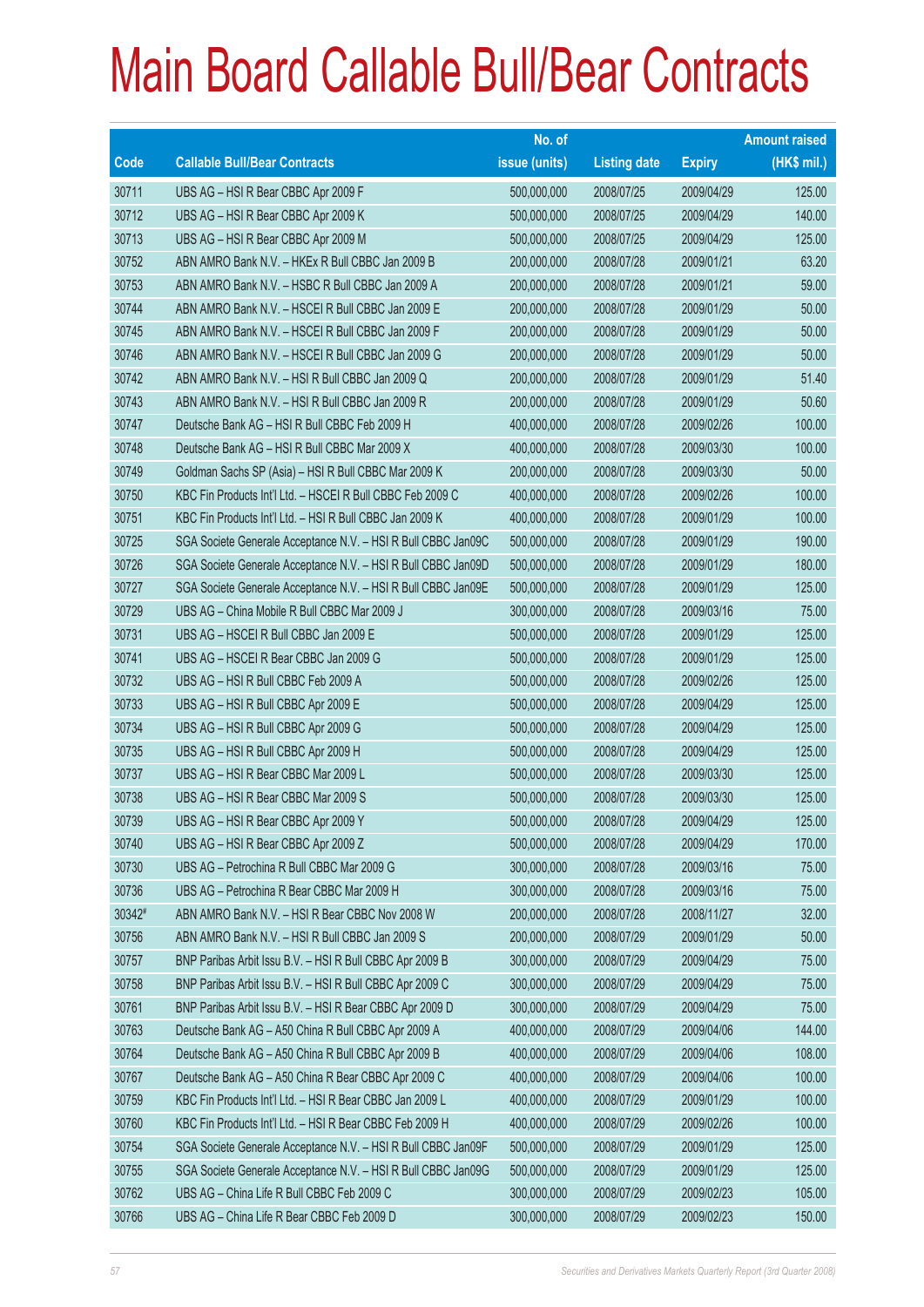# Main Board Callable Bull/Bear Contracts

| Code | Callable Bull/Bear Contracts | No. of issue (units) | Listing date | Expiry | Amount raised (HK$ mil.) |
|---|---|---|---|---|---|
| 30711 | UBS AG – HSI R Bear CBBC Apr 2009 F | 500,000,000 | 2008/07/25 | 2009/04/29 | 125.00 |
| 30712 | UBS AG – HSI R Bear CBBC Apr 2009 K | 500,000,000 | 2008/07/25 | 2009/04/29 | 140.00 |
| 30713 | UBS AG – HSI R Bear CBBC Apr 2009 M | 500,000,000 | 2008/07/25 | 2009/04/29 | 125.00 |
| 30752 | ABN AMRO Bank N.V. – HKEx R Bull CBBC Jan 2009 B | 200,000,000 | 2008/07/28 | 2009/01/21 | 63.20 |
| 30753 | ABN AMRO Bank N.V. – HSBC R Bull CBBC Jan 2009 A | 200,000,000 | 2008/07/28 | 2009/01/21 | 59.00 |
| 30744 | ABN AMRO Bank N.V. – HSCEI R Bull CBBC Jan 2009 E | 200,000,000 | 2008/07/28 | 2009/01/29 | 50.00 |
| 30745 | ABN AMRO Bank N.V. – HSCEI R Bull CBBC Jan 2009 F | 200,000,000 | 2008/07/28 | 2009/01/29 | 50.00 |
| 30746 | ABN AMRO Bank N.V. – HSCEI R Bull CBBC Jan 2009 G | 200,000,000 | 2008/07/28 | 2009/01/29 | 50.00 |
| 30742 | ABN AMRO Bank N.V. – HSI R Bull CBBC Jan 2009 Q | 200,000,000 | 2008/07/28 | 2009/01/29 | 51.40 |
| 30743 | ABN AMRO Bank N.V. – HSI R Bull CBBC Jan 2009 R | 200,000,000 | 2008/07/28 | 2009/01/29 | 50.60 |
| 30747 | Deutsche Bank AG – HSI R Bull CBBC Feb 2009 H | 400,000,000 | 2008/07/28 | 2009/02/26 | 100.00 |
| 30748 | Deutsche Bank AG – HSI R Bull CBBC Mar 2009 X | 400,000,000 | 2008/07/28 | 2009/03/30 | 100.00 |
| 30749 | Goldman Sachs SP (Asia) – HSI R Bull CBBC Mar 2009 K | 200,000,000 | 2008/07/28 | 2009/03/30 | 50.00 |
| 30750 | KBC Fin Products Int'l Ltd. – HSCEI R Bull CBBC Feb 2009 C | 400,000,000 | 2008/07/28 | 2009/02/26 | 100.00 |
| 30751 | KBC Fin Products Int'l Ltd. – HSI R Bull CBBC Jan 2009 K | 400,000,000 | 2008/07/28 | 2009/01/29 | 100.00 |
| 30725 | SGA Societe Generale Acceptance N.V. – HSI R Bull CBBC Jan09C | 500,000,000 | 2008/07/28 | 2009/01/29 | 190.00 |
| 30726 | SGA Societe Generale Acceptance N.V. – HSI R Bull CBBC Jan09D | 500,000,000 | 2008/07/28 | 2009/01/29 | 180.00 |
| 30727 | SGA Societe Generale Acceptance N.V. – HSI R Bull CBBC Jan09E | 500,000,000 | 2008/07/28 | 2009/01/29 | 125.00 |
| 30729 | UBS AG – China Mobile R Bull CBBC Mar 2009 J | 300,000,000 | 2008/07/28 | 2009/03/16 | 75.00 |
| 30731 | UBS AG – HSCEI R Bull CBBC Jan 2009 E | 500,000,000 | 2008/07/28 | 2009/01/29 | 125.00 |
| 30741 | UBS AG – HSCEI R Bear CBBC Jan 2009 G | 500,000,000 | 2008/07/28 | 2009/01/29 | 125.00 |
| 30732 | UBS AG – HSI R Bull CBBC Feb 2009 A | 500,000,000 | 2008/07/28 | 2009/02/26 | 125.00 |
| 30733 | UBS AG – HSI R Bull CBBC Apr 2009 E | 500,000,000 | 2008/07/28 | 2009/04/29 | 125.00 |
| 30734 | UBS AG – HSI R Bull CBBC Apr 2009 G | 500,000,000 | 2008/07/28 | 2009/04/29 | 125.00 |
| 30735 | UBS AG – HSI R Bull CBBC Apr 2009 H | 500,000,000 | 2008/07/28 | 2009/04/29 | 125.00 |
| 30737 | UBS AG – HSI R Bear CBBC Mar 2009 L | 500,000,000 | 2008/07/28 | 2009/03/30 | 125.00 |
| 30738 | UBS AG – HSI R Bear CBBC Mar 2009 S | 500,000,000 | 2008/07/28 | 2009/03/30 | 125.00 |
| 30739 | UBS AG – HSI R Bear CBBC Apr 2009 Y | 500,000,000 | 2008/07/28 | 2009/04/29 | 125.00 |
| 30740 | UBS AG – HSI R Bear CBBC Apr 2009 Z | 500,000,000 | 2008/07/28 | 2009/04/29 | 170.00 |
| 30730 | UBS AG – Petrochina R Bull CBBC Mar 2009 G | 300,000,000 | 2008/07/28 | 2009/03/16 | 75.00 |
| 30736 | UBS AG – Petrochina R Bear CBBC Mar 2009 H | 300,000,000 | 2008/07/28 | 2009/03/16 | 75.00 |
| 30342# | ABN AMRO Bank N.V. – HSI R Bear CBBC Nov 2008 W | 200,000,000 | 2008/07/28 | 2008/11/27 | 32.00 |
| 30756 | ABN AMRO Bank N.V. – HSI R Bull CBBC Jan 2009 S | 200,000,000 | 2008/07/29 | 2009/01/29 | 50.00 |
| 30757 | BNP Paribas Arbit Issu B.V. – HSI R Bull CBBC Apr 2009 B | 300,000,000 | 2008/07/29 | 2009/04/29 | 75.00 |
| 30758 | BNP Paribas Arbit Issu B.V. – HSI R Bull CBBC Apr 2009 C | 300,000,000 | 2008/07/29 | 2009/04/29 | 75.00 |
| 30761 | BNP Paribas Arbit Issu B.V. – HSI R Bear CBBC Apr 2009 D | 300,000,000 | 2008/07/29 | 2009/04/29 | 75.00 |
| 30763 | Deutsche Bank AG – A50 China R Bull CBBC Apr 2009 A | 400,000,000 | 2008/07/29 | 2009/04/06 | 144.00 |
| 30764 | Deutsche Bank AG – A50 China R Bull CBBC Apr 2009 B | 400,000,000 | 2008/07/29 | 2009/04/06 | 108.00 |
| 30767 | Deutsche Bank AG – A50 China R Bear CBBC Apr 2009 C | 400,000,000 | 2008/07/29 | 2009/04/06 | 100.00 |
| 30759 | KBC Fin Products Int'l Ltd. – HSI R Bear CBBC Jan 2009 L | 400,000,000 | 2008/07/29 | 2009/01/29 | 100.00 |
| 30760 | KBC Fin Products Int'l Ltd. – HSI R Bear CBBC Feb 2009 H | 400,000,000 | 2008/07/29 | 2009/02/26 | 100.00 |
| 30754 | SGA Societe Generale Acceptance N.V. – HSI R Bull CBBC Jan09F | 500,000,000 | 2008/07/29 | 2009/01/29 | 125.00 |
| 30755 | SGA Societe Generale Acceptance N.V. – HSI R Bull CBBC Jan09G | 500,000,000 | 2008/07/29 | 2009/01/29 | 125.00 |
| 30762 | UBS AG – China Life R Bull CBBC Feb 2009 C | 300,000,000 | 2008/07/29 | 2009/02/23 | 105.00 |
| 30766 | UBS AG – China Life R Bear CBBC Feb 2009 D | 300,000,000 | 2008/07/29 | 2009/02/23 | 150.00 |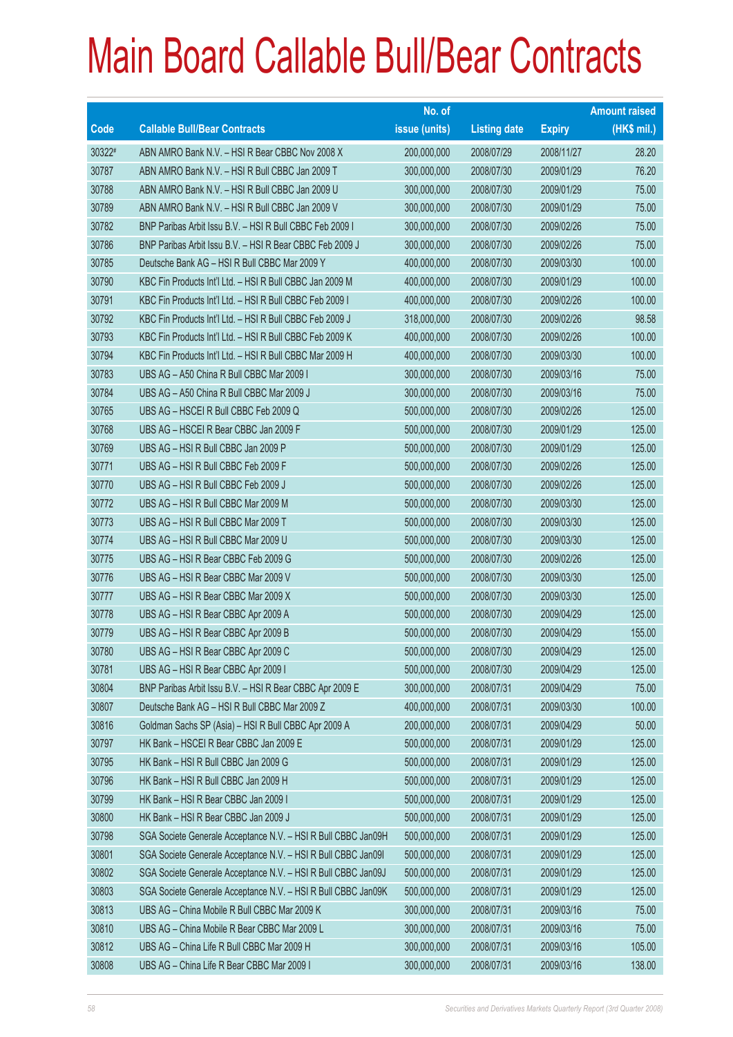# Main Board Callable Bull/Bear Contracts

| Code | Callable Bull/Bear Contracts | No. of issue (units) | Listing date | Expiry | Amount raised (HK$ mil.) |
|---|---|---|---|---|---|
| 30322# | ABN AMRO Bank N.V. – HSI R Bear CBBC Nov 2008 X | 200,000,000 | 2008/07/29 | 2008/11/27 | 28.20 |
| 30787 | ABN AMRO Bank N.V. – HSI R Bull CBBC Jan 2009 T | 300,000,000 | 2008/07/30 | 2009/01/29 | 76.20 |
| 30788 | ABN AMRO Bank N.V. – HSI R Bull CBBC Jan 2009 U | 300,000,000 | 2008/07/30 | 2009/01/29 | 75.00 |
| 30789 | ABN AMRO Bank N.V. – HSI R Bull CBBC Jan 2009 V | 300,000,000 | 2008/07/30 | 2009/01/29 | 75.00 |
| 30782 | BNP Paribas Arbit Issu B.V. – HSI R Bull CBBC Feb 2009 I | 300,000,000 | 2008/07/30 | 2009/02/26 | 75.00 |
| 30786 | BNP Paribas Arbit Issu B.V. – HSI R Bear CBBC Feb 2009 J | 300,000,000 | 2008/07/30 | 2009/02/26 | 75.00 |
| 30785 | Deutsche Bank AG – HSI R Bull CBBC Mar 2009 Y | 400,000,000 | 2008/07/30 | 2009/03/30 | 100.00 |
| 30790 | KBC Fin Products Int'l Ltd. – HSI R Bull CBBC Jan 2009 M | 400,000,000 | 2008/07/30 | 2009/01/29 | 100.00 |
| 30791 | KBC Fin Products Int'l Ltd. – HSI R Bull CBBC Feb 2009 I | 400,000,000 | 2008/07/30 | 2009/02/26 | 100.00 |
| 30792 | KBC Fin Products Int'l Ltd. – HSI R Bull CBBC Feb 2009 J | 318,000,000 | 2008/07/30 | 2009/02/26 | 98.58 |
| 30793 | KBC Fin Products Int'l Ltd. – HSI R Bull CBBC Feb 2009 K | 400,000,000 | 2008/07/30 | 2009/02/26 | 100.00 |
| 30794 | KBC Fin Products Int'l Ltd. – HSI R Bull CBBC Mar 2009 H | 400,000,000 | 2008/07/30 | 2009/03/30 | 100.00 |
| 30783 | UBS AG – A50 China R Bull CBBC Mar 2009 I | 300,000,000 | 2008/07/30 | 2009/03/16 | 75.00 |
| 30784 | UBS AG – A50 China R Bull CBBC Mar 2009 J | 300,000,000 | 2008/07/30 | 2009/03/16 | 75.00 |
| 30765 | UBS AG – HSCEI R Bull CBBC Feb 2009 Q | 500,000,000 | 2008/07/30 | 2009/02/26 | 125.00 |
| 30768 | UBS AG – HSCEI R Bear CBBC Jan 2009 F | 500,000,000 | 2008/07/30 | 2009/01/29 | 125.00 |
| 30769 | UBS AG – HSI R Bull CBBC Jan 2009 P | 500,000,000 | 2008/07/30 | 2009/01/29 | 125.00 |
| 30771 | UBS AG – HSI R Bull CBBC Feb 2009 F | 500,000,000 | 2008/07/30 | 2009/02/26 | 125.00 |
| 30770 | UBS AG – HSI R Bull CBBC Feb 2009 J | 500,000,000 | 2008/07/30 | 2009/02/26 | 125.00 |
| 30772 | UBS AG – HSI R Bull CBBC Mar 2009 M | 500,000,000 | 2008/07/30 | 2009/03/30 | 125.00 |
| 30773 | UBS AG – HSI R Bull CBBC Mar 2009 T | 500,000,000 | 2008/07/30 | 2009/03/30 | 125.00 |
| 30774 | UBS AG – HSI R Bull CBBC Mar 2009 U | 500,000,000 | 2008/07/30 | 2009/03/30 | 125.00 |
| 30775 | UBS AG – HSI R Bear CBBC Feb 2009 G | 500,000,000 | 2008/07/30 | 2009/02/26 | 125.00 |
| 30776 | UBS AG – HSI R Bear CBBC Mar 2009 V | 500,000,000 | 2008/07/30 | 2009/03/30 | 125.00 |
| 30777 | UBS AG – HSI R Bear CBBC Mar 2009 X | 500,000,000 | 2008/07/30 | 2009/03/30 | 125.00 |
| 30778 | UBS AG – HSI R Bear CBBC Apr 2009 A | 500,000,000 | 2008/07/30 | 2009/04/29 | 125.00 |
| 30779 | UBS AG – HSI R Bear CBBC Apr 2009 B | 500,000,000 | 2008/07/30 | 2009/04/29 | 155.00 |
| 30780 | UBS AG – HSI R Bear CBBC Apr 2009 C | 500,000,000 | 2008/07/30 | 2009/04/29 | 125.00 |
| 30781 | UBS AG – HSI R Bear CBBC Apr 2009 I | 500,000,000 | 2008/07/30 | 2009/04/29 | 125.00 |
| 30804 | BNP Paribas Arbit Issu B.V. – HSI R Bear CBBC Apr 2009 E | 300,000,000 | 2008/07/31 | 2009/04/29 | 75.00 |
| 30807 | Deutsche Bank AG – HSI R Bull CBBC Mar 2009 Z | 400,000,000 | 2008/07/31 | 2009/03/30 | 100.00 |
| 30816 | Goldman Sachs SP (Asia) – HSI R Bull CBBC Apr 2009 A | 200,000,000 | 2008/07/31 | 2009/04/29 | 50.00 |
| 30797 | HK Bank – HSCEI R Bear CBBC Jan 2009 E | 500,000,000 | 2008/07/31 | 2009/01/29 | 125.00 |
| 30795 | HK Bank – HSI R Bull CBBC Jan 2009 G | 500,000,000 | 2008/07/31 | 2009/01/29 | 125.00 |
| 30796 | HK Bank – HSI R Bull CBBC Jan 2009 H | 500,000,000 | 2008/07/31 | 2009/01/29 | 125.00 |
| 30799 | HK Bank – HSI R Bear CBBC Jan 2009 I | 500,000,000 | 2008/07/31 | 2009/01/29 | 125.00 |
| 30800 | HK Bank – HSI R Bear CBBC Jan 2009 J | 500,000,000 | 2008/07/31 | 2009/01/29 | 125.00 |
| 30798 | SGA Societe Generale Acceptance N.V. – HSI R Bull CBBC Jan09H | 500,000,000 | 2008/07/31 | 2009/01/29 | 125.00 |
| 30801 | SGA Societe Generale Acceptance N.V. – HSI R Bull CBBC Jan09I | 500,000,000 | 2008/07/31 | 2009/01/29 | 125.00 |
| 30802 | SGA Societe Generale Acceptance N.V. – HSI R Bull CBBC Jan09J | 500,000,000 | 2008/07/31 | 2009/01/29 | 125.00 |
| 30803 | SGA Societe Generale Acceptance N.V. – HSI R Bull CBBC Jan09K | 500,000,000 | 2008/07/31 | 2009/01/29 | 125.00 |
| 30813 | UBS AG – China Mobile R Bull CBBC Mar 2009 K | 300,000,000 | 2008/07/31 | 2009/03/16 | 75.00 |
| 30810 | UBS AG – China Mobile R Bear CBBC Mar 2009 L | 300,000,000 | 2008/07/31 | 2009/03/16 | 75.00 |
| 30812 | UBS AG – China Life R Bull CBBC Mar 2009 H | 300,000,000 | 2008/07/31 | 2009/03/16 | 105.00 |
| 30808 | UBS AG – China Life R Bear CBBC Mar 2009 I | 300,000,000 | 2008/07/31 | 2009/03/16 | 138.00 |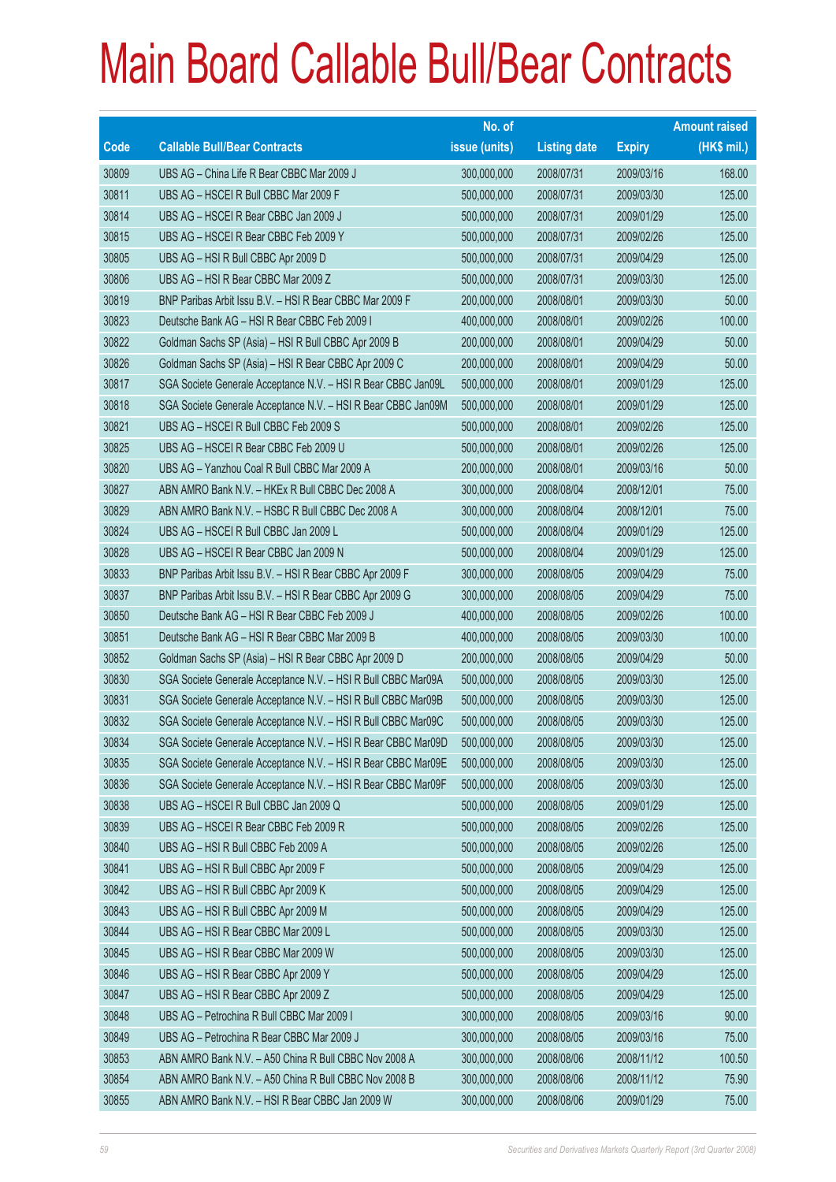# Main Board Callable Bull/Bear Contracts

| Code | Callable Bull/Bear Contracts | No. of issue (units) | Listing date | Expiry | Amount raised (HK$ mil.) |
|---|---|---|---|---|---|
| 30809 | UBS AG – China Life R Bear CBBC Mar 2009 J | 300,000,000 | 2008/07/31 | 2009/03/16 | 168.00 |
| 30811 | UBS AG – HSCEI R Bull CBBC Mar 2009 F | 500,000,000 | 2008/07/31 | 2009/03/30 | 125.00 |
| 30814 | UBS AG – HSCEI R Bear CBBC Jan 2009 J | 500,000,000 | 2008/07/31 | 2009/01/29 | 125.00 |
| 30815 | UBS AG – HSCEI R Bear CBBC Feb 2009 Y | 500,000,000 | 2008/07/31 | 2009/02/26 | 125.00 |
| 30805 | UBS AG – HSI R Bull CBBC Apr 2009 D | 500,000,000 | 2008/07/31 | 2009/04/29 | 125.00 |
| 30806 | UBS AG – HSI R Bear CBBC Mar 2009 Z | 500,000,000 | 2008/07/31 | 2009/03/30 | 125.00 |
| 30819 | BNP Paribas Arbit Issu B.V. – HSI R Bear CBBC Mar 2009 F | 200,000,000 | 2008/08/01 | 2009/03/30 | 50.00 |
| 30823 | Deutsche Bank AG – HSI R Bear CBBC Feb 2009 I | 400,000,000 | 2008/08/01 | 2009/02/26 | 100.00 |
| 30822 | Goldman Sachs SP (Asia) – HSI R Bull CBBC Apr 2009 B | 200,000,000 | 2008/08/01 | 2009/04/29 | 50.00 |
| 30826 | Goldman Sachs SP (Asia) – HSI R Bear CBBC Apr 2009 C | 200,000,000 | 2008/08/01 | 2009/04/29 | 50.00 |
| 30817 | SGA Societe Generale Acceptance N.V. – HSI R Bear CBBC Jan09L | 500,000,000 | 2008/08/01 | 2009/01/29 | 125.00 |
| 30818 | SGA Societe Generale Acceptance N.V. – HSI R Bear CBBC Jan09M | 500,000,000 | 2008/08/01 | 2009/01/29 | 125.00 |
| 30821 | UBS AG – HSCEI R Bull CBBC Feb 2009 S | 500,000,000 | 2008/08/01 | 2009/02/26 | 125.00 |
| 30825 | UBS AG – HSCEI R Bear CBBC Feb 2009 U | 500,000,000 | 2008/08/01 | 2009/02/26 | 125.00 |
| 30820 | UBS AG – Yanzhou Coal R Bull CBBC Mar 2009 A | 200,000,000 | 2008/08/01 | 2009/03/16 | 50.00 |
| 30827 | ABN AMRO Bank N.V. – HKEx R Bull CBBC Dec 2008 A | 300,000,000 | 2008/08/04 | 2008/12/01 | 75.00 |
| 30829 | ABN AMRO Bank N.V. – HSBC R Bull CBBC Dec 2008 A | 300,000,000 | 2008/08/04 | 2008/12/01 | 75.00 |
| 30824 | UBS AG – HSCEI R Bull CBBC Jan 2009 L | 500,000,000 | 2008/08/04 | 2009/01/29 | 125.00 |
| 30828 | UBS AG – HSCEI R Bear CBBC Jan 2009 N | 500,000,000 | 2008/08/04 | 2009/01/29 | 125.00 |
| 30833 | BNP Paribas Arbit Issu B.V. – HSI R Bear CBBC Apr 2009 F | 300,000,000 | 2008/08/05 | 2009/04/29 | 75.00 |
| 30837 | BNP Paribas Arbit Issu B.V. – HSI R Bear CBBC Apr 2009 G | 300,000,000 | 2008/08/05 | 2009/04/29 | 75.00 |
| 30850 | Deutsche Bank AG – HSI R Bear CBBC Feb 2009 J | 400,000,000 | 2008/08/05 | 2009/02/26 | 100.00 |
| 30851 | Deutsche Bank AG – HSI R Bear CBBC Mar 2009 B | 400,000,000 | 2008/08/05 | 2009/03/30 | 100.00 |
| 30852 | Goldman Sachs SP (Asia) – HSI R Bear CBBC Apr 2009 D | 200,000,000 | 2008/08/05 | 2009/04/29 | 50.00 |
| 30830 | SGA Societe Generale Acceptance N.V. – HSI R Bull CBBC Mar09A | 500,000,000 | 2008/08/05 | 2009/03/30 | 125.00 |
| 30831 | SGA Societe Generale Acceptance N.V. – HSI R Bull CBBC Mar09B | 500,000,000 | 2008/08/05 | 2009/03/30 | 125.00 |
| 30832 | SGA Societe Generale Acceptance N.V. – HSI R Bull CBBC Mar09C | 500,000,000 | 2008/08/05 | 2009/03/30 | 125.00 |
| 30834 | SGA Societe Generale Acceptance N.V. – HSI R Bear CBBC Mar09D | 500,000,000 | 2008/08/05 | 2009/03/30 | 125.00 |
| 30835 | SGA Societe Generale Acceptance N.V. – HSI R Bear CBBC Mar09E | 500,000,000 | 2008/08/05 | 2009/03/30 | 125.00 |
| 30836 | SGA Societe Generale Acceptance N.V. – HSI R Bear CBBC Mar09F | 500,000,000 | 2008/08/05 | 2009/03/30 | 125.00 |
| 30838 | UBS AG – HSCEI R Bull CBBC Jan 2009 Q | 500,000,000 | 2008/08/05 | 2009/01/29 | 125.00 |
| 30839 | UBS AG – HSCEI R Bear CBBC Feb 2009 R | 500,000,000 | 2008/08/05 | 2009/02/26 | 125.00 |
| 30840 | UBS AG – HSI R Bull CBBC Feb 2009 A | 500,000,000 | 2008/08/05 | 2009/02/26 | 125.00 |
| 30841 | UBS AG – HSI R Bull CBBC Apr 2009 F | 500,000,000 | 2008/08/05 | 2009/04/29 | 125.00 |
| 30842 | UBS AG – HSI R Bull CBBC Apr 2009 K | 500,000,000 | 2008/08/05 | 2009/04/29 | 125.00 |
| 30843 | UBS AG – HSI R Bull CBBC Apr 2009 M | 500,000,000 | 2008/08/05 | 2009/04/29 | 125.00 |
| 30844 | UBS AG – HSI R Bear CBBC Mar 2009 L | 500,000,000 | 2008/08/05 | 2009/03/30 | 125.00 |
| 30845 | UBS AG – HSI R Bear CBBC Mar 2009 W | 500,000,000 | 2008/08/05 | 2009/03/30 | 125.00 |
| 30846 | UBS AG – HSI R Bear CBBC Apr 2009 Y | 500,000,000 | 2008/08/05 | 2009/04/29 | 125.00 |
| 30847 | UBS AG – HSI R Bear CBBC Apr 2009 Z | 500,000,000 | 2008/08/05 | 2009/04/29 | 125.00 |
| 30848 | UBS AG – Petrochina R Bull CBBC Mar 2009 I | 300,000,000 | 2008/08/05 | 2009/03/16 | 90.00 |
| 30849 | UBS AG – Petrochina R Bear CBBC Mar 2009 J | 300,000,000 | 2008/08/05 | 2009/03/16 | 75.00 |
| 30853 | ABN AMRO Bank N.V. – A50 China R Bull CBBC Nov 2008 A | 300,000,000 | 2008/08/06 | 2008/11/12 | 100.50 |
| 30854 | ABN AMRO Bank N.V. – A50 China R Bull CBBC Nov 2008 B | 300,000,000 | 2008/08/06 | 2008/11/12 | 75.90 |
| 30855 | ABN AMRO Bank N.V. – HSI R Bear CBBC Jan 2009 W | 300,000,000 | 2008/08/06 | 2009/01/29 | 75.00 |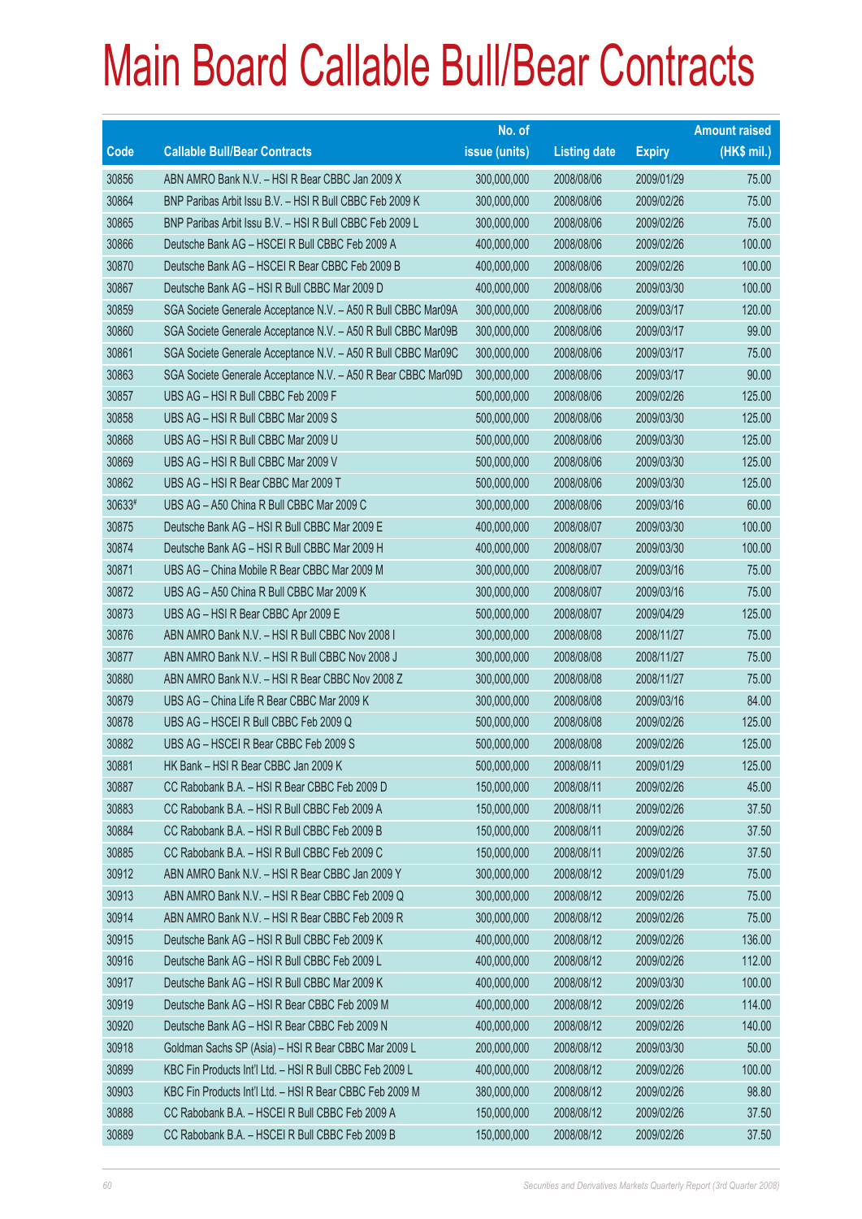# Main Board Callable Bull/Bear Contracts

| Code | Callable Bull/Bear Contracts | No. of issue (units) | Listing date | Expiry | Amount raised (HK$ mil.) |
|---|---|---|---|---|---|
| 30856 | ABN AMRO Bank N.V. – HSI R Bear CBBC Jan 2009 X | 300,000,000 | 2008/08/06 | 2009/01/29 | 75.00 |
| 30864 | BNP Paribas Arbit Issu B.V. – HSI R Bull CBBC Feb 2009 K | 300,000,000 | 2008/08/06 | 2009/02/26 | 75.00 |
| 30865 | BNP Paribas Arbit Issu B.V. – HSI R Bull CBBC Feb 2009 L | 300,000,000 | 2008/08/06 | 2009/02/26 | 75.00 |
| 30866 | Deutsche Bank AG – HSCEI R Bull CBBC Feb 2009 A | 400,000,000 | 2008/08/06 | 2009/02/26 | 100.00 |
| 30870 | Deutsche Bank AG – HSCEI R Bear CBBC Feb 2009 B | 400,000,000 | 2008/08/06 | 2009/02/26 | 100.00 |
| 30867 | Deutsche Bank AG – HSI R Bull CBBC Mar 2009 D | 400,000,000 | 2008/08/06 | 2009/03/30 | 100.00 |
| 30859 | SGA Societe Generale Acceptance N.V. – A50 R Bull CBBC Mar09A | 300,000,000 | 2008/08/06 | 2009/03/17 | 120.00 |
| 30860 | SGA Societe Generale Acceptance N.V. – A50 R Bull CBBC Mar09B | 300,000,000 | 2008/08/06 | 2009/03/17 | 99.00 |
| 30861 | SGA Societe Generale Acceptance N.V. – A50 R Bull CBBC Mar09C | 300,000,000 | 2008/08/06 | 2009/03/17 | 75.00 |
| 30863 | SGA Societe Generale Acceptance N.V. – A50 R Bear CBBC Mar09D | 300,000,000 | 2008/08/06 | 2009/03/17 | 90.00 |
| 30857 | UBS AG – HSI R Bull CBBC Feb 2009 F | 500,000,000 | 2008/08/06 | 2009/02/26 | 125.00 |
| 30858 | UBS AG – HSI R Bull CBBC Mar 2009 S | 500,000,000 | 2008/08/06 | 2009/03/30 | 125.00 |
| 30868 | UBS AG – HSI R Bull CBBC Mar 2009 U | 500,000,000 | 2008/08/06 | 2009/03/30 | 125.00 |
| 30869 | UBS AG – HSI R Bull CBBC Mar 2009 V | 500,000,000 | 2008/08/06 | 2009/03/30 | 125.00 |
| 30862 | UBS AG – HSI R Bear CBBC Mar 2009 T | 500,000,000 | 2008/08/06 | 2009/03/30 | 125.00 |
| 30633# | UBS AG – A50 China R Bull CBBC Mar 2009 C | 300,000,000 | 2008/08/06 | 2009/03/16 | 60.00 |
| 30875 | Deutsche Bank AG – HSI R Bull CBBC Mar 2009 E | 400,000,000 | 2008/08/07 | 2009/03/30 | 100.00 |
| 30874 | Deutsche Bank AG – HSI R Bull CBBC Mar 2009 H | 400,000,000 | 2008/08/07 | 2009/03/30 | 100.00 |
| 30871 | UBS AG – China Mobile R Bear CBBC Mar 2009 M | 300,000,000 | 2008/08/07 | 2009/03/16 | 75.00 |
| 30872 | UBS AG – A50 China R Bull CBBC Mar 2009 K | 300,000,000 | 2008/08/07 | 2009/03/16 | 75.00 |
| 30873 | UBS AG – HSI R Bear CBBC Apr 2009 E | 500,000,000 | 2008/08/07 | 2009/04/29 | 125.00 |
| 30876 | ABN AMRO Bank N.V. – HSI R Bull CBBC Nov 2008 I | 300,000,000 | 2008/08/08 | 2008/11/27 | 75.00 |
| 30877 | ABN AMRO Bank N.V. – HSI R Bull CBBC Nov 2008 J | 300,000,000 | 2008/08/08 | 2008/11/27 | 75.00 |
| 30880 | ABN AMRO Bank N.V. – HSI R Bear CBBC Nov 2008 Z | 300,000,000 | 2008/08/08 | 2008/11/27 | 75.00 |
| 30879 | UBS AG – China Life R Bear CBBC Mar 2009 K | 300,000,000 | 2008/08/08 | 2009/03/16 | 84.00 |
| 30878 | UBS AG – HSCEI R Bull CBBC Feb 2009 Q | 500,000,000 | 2008/08/08 | 2009/02/26 | 125.00 |
| 30882 | UBS AG – HSCEI R Bear CBBC Feb 2009 S | 500,000,000 | 2008/08/08 | 2009/02/26 | 125.00 |
| 30881 | HK Bank – HSI R Bear CBBC Jan 2009 K | 500,000,000 | 2008/08/11 | 2009/01/29 | 125.00 |
| 30887 | CC Rabobank B.A. – HSI R Bear CBBC Feb 2009 D | 150,000,000 | 2008/08/11 | 2009/02/26 | 45.00 |
| 30883 | CC Rabobank B.A. – HSI R Bull CBBC Feb 2009 A | 150,000,000 | 2008/08/11 | 2009/02/26 | 37.50 |
| 30884 | CC Rabobank B.A. – HSI R Bull CBBC Feb 2009 B | 150,000,000 | 2008/08/11 | 2009/02/26 | 37.50 |
| 30885 | CC Rabobank B.A. – HSI R Bull CBBC Feb 2009 C | 150,000,000 | 2008/08/11 | 2009/02/26 | 37.50 |
| 30912 | ABN AMRO Bank N.V. – HSI R Bear CBBC Jan 2009 Y | 300,000,000 | 2008/08/12 | 2009/01/29 | 75.00 |
| 30913 | ABN AMRO Bank N.V. – HSI R Bear CBBC Feb 2009 Q | 300,000,000 | 2008/08/12 | 2009/02/26 | 75.00 |
| 30914 | ABN AMRO Bank N.V. – HSI R Bear CBBC Feb 2009 R | 300,000,000 | 2008/08/12 | 2009/02/26 | 75.00 |
| 30915 | Deutsche Bank AG – HSI R Bull CBBC Feb 2009 K | 400,000,000 | 2008/08/12 | 2009/02/26 | 136.00 |
| 30916 | Deutsche Bank AG – HSI R Bull CBBC Feb 2009 L | 400,000,000 | 2008/08/12 | 2009/02/26 | 112.00 |
| 30917 | Deutsche Bank AG – HSI R Bull CBBC Mar 2009 K | 400,000,000 | 2008/08/12 | 2009/03/30 | 100.00 |
| 30919 | Deutsche Bank AG – HSI R Bear CBBC Feb 2009 M | 400,000,000 | 2008/08/12 | 2009/02/26 | 114.00 |
| 30920 | Deutsche Bank AG – HSI R Bear CBBC Feb 2009 N | 400,000,000 | 2008/08/12 | 2009/02/26 | 140.00 |
| 30918 | Goldman Sachs SP (Asia) – HSI R Bear CBBC Mar 2009 L | 200,000,000 | 2008/08/12 | 2009/03/30 | 50.00 |
| 30899 | KBC Fin Products Int'l Ltd. – HSI R Bull CBBC Feb 2009 L | 400,000,000 | 2008/08/12 | 2009/02/26 | 100.00 |
| 30903 | KBC Fin Products Int'l Ltd. – HSI R Bear CBBC Feb 2009 M | 380,000,000 | 2008/08/12 | 2009/02/26 | 98.80 |
| 30888 | CC Rabobank B.A. – HSCEI R Bull CBBC Feb 2009 A | 150,000,000 | 2008/08/12 | 2009/02/26 | 37.50 |
| 30889 | CC Rabobank B.A. – HSCEI R Bull CBBC Feb 2009 B | 150,000,000 | 2008/08/12 | 2009/02/26 | 37.50 |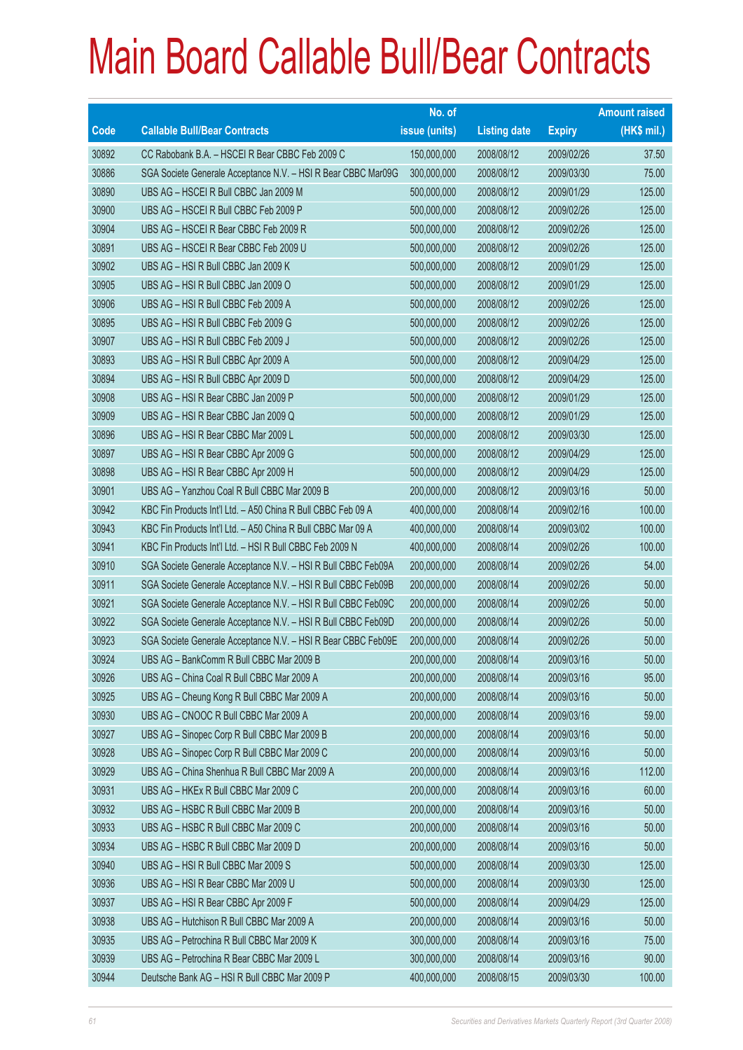# Main Board Callable Bull/Bear Contracts

| Code | Callable Bull/Bear Contracts | No. of issue (units) | Listing date | Expiry | Amount raised (HK$ mil.) |
|---|---|---|---|---|---|
| 30892 | CC Rabobank B.A. – HSCEI R Bear CBBC Feb 2009 C | 150,000,000 | 2008/08/12 | 2009/02/26 | 37.50 |
| 30886 | SGA Societe Generale Acceptance N.V. – HSI R Bear CBBC Mar09G | 300,000,000 | 2008/08/12 | 2009/03/30 | 75.00 |
| 30890 | UBS AG – HSCEI R Bull CBBC Jan 2009 M | 500,000,000 | 2008/08/12 | 2009/01/29 | 125.00 |
| 30900 | UBS AG – HSCEI R Bull CBBC Feb 2009 P | 500,000,000 | 2008/08/12 | 2009/02/26 | 125.00 |
| 30904 | UBS AG – HSCEI R Bear CBBC Feb 2009 R | 500,000,000 | 2008/08/12 | 2009/02/26 | 125.00 |
| 30891 | UBS AG – HSCEI R Bear CBBC Feb 2009 U | 500,000,000 | 2008/08/12 | 2009/02/26 | 125.00 |
| 30902 | UBS AG – HSI R Bull CBBC Jan 2009 K | 500,000,000 | 2008/08/12 | 2009/01/29 | 125.00 |
| 30905 | UBS AG – HSI R Bull CBBC Jan 2009 O | 500,000,000 | 2008/08/12 | 2009/01/29 | 125.00 |
| 30906 | UBS AG – HSI R Bull CBBC Feb 2009 A | 500,000,000 | 2008/08/12 | 2009/02/26 | 125.00 |
| 30895 | UBS AG – HSI R Bull CBBC Feb 2009 G | 500,000,000 | 2008/08/12 | 2009/02/26 | 125.00 |
| 30907 | UBS AG – HSI R Bull CBBC Feb 2009 J | 500,000,000 | 2008/08/12 | 2009/02/26 | 125.00 |
| 30893 | UBS AG – HSI R Bull CBBC Apr 2009 A | 500,000,000 | 2008/08/12 | 2009/04/29 | 125.00 |
| 30894 | UBS AG – HSI R Bull CBBC Apr 2009 D | 500,000,000 | 2008/08/12 | 2009/04/29 | 125.00 |
| 30908 | UBS AG – HSI R Bear CBBC Jan 2009 P | 500,000,000 | 2008/08/12 | 2009/01/29 | 125.00 |
| 30909 | UBS AG – HSI R Bear CBBC Jan 2009 Q | 500,000,000 | 2008/08/12 | 2009/01/29 | 125.00 |
| 30896 | UBS AG – HSI R Bear CBBC Mar 2009 L | 500,000,000 | 2008/08/12 | 2009/03/30 | 125.00 |
| 30897 | UBS AG – HSI R Bear CBBC Apr 2009 G | 500,000,000 | 2008/08/12 | 2009/04/29 | 125.00 |
| 30898 | UBS AG – HSI R Bear CBBC Apr 2009 H | 500,000,000 | 2008/08/12 | 2009/04/29 | 125.00 |
| 30901 | UBS AG – Yanzhou Coal R Bull CBBC Mar 2009 B | 200,000,000 | 2008/08/12 | 2009/03/16 | 50.00 |
| 30942 | KBC Fin Products Int'l Ltd. – A50 China R Bull CBBC Feb 09 A | 400,000,000 | 2008/08/14 | 2009/02/16 | 100.00 |
| 30943 | KBC Fin Products Int'l Ltd. – A50 China R Bull CBBC Mar 09 A | 400,000,000 | 2008/08/14 | 2009/03/02 | 100.00 |
| 30941 | KBC Fin Products Int'l Ltd. – HSI R Bull CBBC Feb 2009 N | 400,000,000 | 2008/08/14 | 2009/02/26 | 100.00 |
| 30910 | SGA Societe Generale Acceptance N.V. – HSI R Bull CBBC Feb09A | 200,000,000 | 2008/08/14 | 2009/02/26 | 54.00 |
| 30911 | SGA Societe Generale Acceptance N.V. – HSI R Bull CBBC Feb09B | 200,000,000 | 2008/08/14 | 2009/02/26 | 50.00 |
| 30921 | SGA Societe Generale Acceptance N.V. – HSI R Bull CBBC Feb09C | 200,000,000 | 2008/08/14 | 2009/02/26 | 50.00 |
| 30922 | SGA Societe Generale Acceptance N.V. – HSI R Bull CBBC Feb09D | 200,000,000 | 2008/08/14 | 2009/02/26 | 50.00 |
| 30923 | SGA Societe Generale Acceptance N.V. – HSI R Bear CBBC Feb09E | 200,000,000 | 2008/08/14 | 2009/02/26 | 50.00 |
| 30924 | UBS AG – BankComm R Bull CBBC Mar 2009 B | 200,000,000 | 2008/08/14 | 2009/03/16 | 50.00 |
| 30926 | UBS AG – China Coal R Bull CBBC Mar 2009 A | 200,000,000 | 2008/08/14 | 2009/03/16 | 95.00 |
| 30925 | UBS AG – Cheung Kong R Bull CBBC Mar 2009 A | 200,000,000 | 2008/08/14 | 2009/03/16 | 50.00 |
| 30930 | UBS AG – CNOOC R Bull CBBC Mar 2009 A | 200,000,000 | 2008/08/14 | 2009/03/16 | 59.00 |
| 30927 | UBS AG – Sinopec Corp R Bull CBBC Mar 2009 B | 200,000,000 | 2008/08/14 | 2009/03/16 | 50.00 |
| 30928 | UBS AG – Sinopec Corp R Bull CBBC Mar 2009 C | 200,000,000 | 2008/08/14 | 2009/03/16 | 50.00 |
| 30929 | UBS AG – China Shenhua R Bull CBBC Mar 2009 A | 200,000,000 | 2008/08/14 | 2009/03/16 | 112.00 |
| 30931 | UBS AG – HKEx R Bull CBBC Mar 2009 C | 200,000,000 | 2008/08/14 | 2009/03/16 | 60.00 |
| 30932 | UBS AG – HSBC R Bull CBBC Mar 2009 B | 200,000,000 | 2008/08/14 | 2009/03/16 | 50.00 |
| 30933 | UBS AG – HSBC R Bull CBBC Mar 2009 C | 200,000,000 | 2008/08/14 | 2009/03/16 | 50.00 |
| 30934 | UBS AG – HSBC R Bull CBBC Mar 2009 D | 200,000,000 | 2008/08/14 | 2009/03/16 | 50.00 |
| 30940 | UBS AG – HSI R Bull CBBC Mar 2009 S | 500,000,000 | 2008/08/14 | 2009/03/30 | 125.00 |
| 30936 | UBS AG – HSI R Bear CBBC Mar 2009 U | 500,000,000 | 2008/08/14 | 2009/03/30 | 125.00 |
| 30937 | UBS AG – HSI R Bear CBBC Apr 2009 F | 500,000,000 | 2008/08/14 | 2009/04/29 | 125.00 |
| 30938 | UBS AG – Hutchison R Bull CBBC Mar 2009 A | 200,000,000 | 2008/08/14 | 2009/03/16 | 50.00 |
| 30935 | UBS AG – Petrochina R Bull CBBC Mar 2009 K | 300,000,000 | 2008/08/14 | 2009/03/16 | 75.00 |
| 30939 | UBS AG – Petrochina R Bear CBBC Mar 2009 L | 300,000,000 | 2008/08/14 | 2009/03/16 | 90.00 |
| 30944 | Deutsche Bank AG – HSI R Bull CBBC Mar 2009 P | 400,000,000 | 2008/08/15 | 2009/03/30 | 100.00 |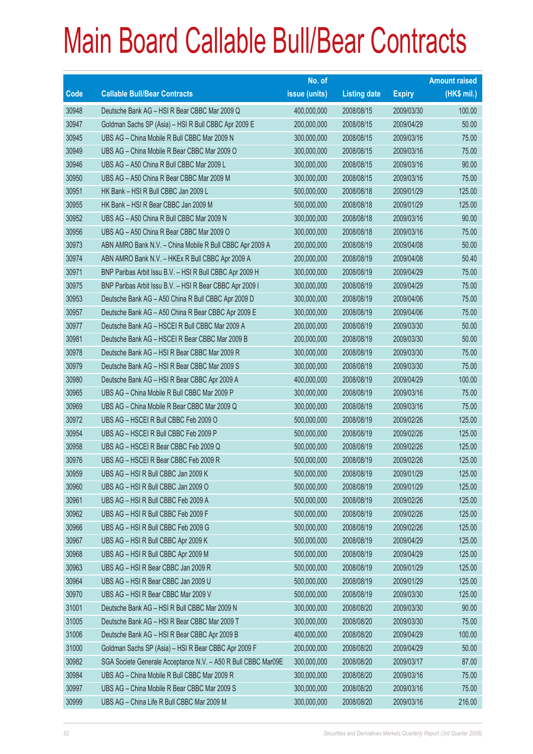# Main Board Callable Bull/Bear Contracts

| Code | Callable Bull/Bear Contracts | No. of issue (units) | Listing date | Expiry | Amount raised (HK$ mil.) |
|---|---|---|---|---|---|
| 30948 | Deutsche Bank AG – HSI R Bear CBBC Mar 2009 Q | 400,000,000 | 2008/08/15 | 2009/03/30 | 100.00 |
| 30947 | Goldman Sachs SP (Asia) – HSI R Bull CBBC Apr 2009 E | 200,000,000 | 2008/08/15 | 2009/04/29 | 50.00 |
| 30945 | UBS AG – China Mobile R Bull CBBC Mar 2009 N | 300,000,000 | 2008/08/15 | 2009/03/16 | 75.00 |
| 30949 | UBS AG – China Mobile R Bear CBBC Mar 2009 O | 300,000,000 | 2008/08/15 | 2009/03/16 | 75.00 |
| 30946 | UBS AG – A50 China R Bull CBBC Mar 2009 L | 300,000,000 | 2008/08/15 | 2009/03/16 | 90.00 |
| 30950 | UBS AG – A50 China R Bear CBBC Mar 2009 M | 300,000,000 | 2008/08/15 | 2009/03/16 | 75.00 |
| 30951 | HK Bank – HSI R Bull CBBC Jan 2009 L | 500,000,000 | 2008/08/18 | 2009/01/29 | 125.00 |
| 30955 | HK Bank – HSI R Bear CBBC Jan 2009 M | 500,000,000 | 2008/08/18 | 2009/01/29 | 125.00 |
| 30952 | UBS AG – A50 China R Bull CBBC Mar 2009 N | 300,000,000 | 2008/08/18 | 2009/03/16 | 90.00 |
| 30956 | UBS AG – A50 China R Bear CBBC Mar 2009 O | 300,000,000 | 2008/08/18 | 2009/03/16 | 75.00 |
| 30973 | ABN AMRO Bank N.V. – China Mobile R Bull CBBC Apr 2009 A | 200,000,000 | 2008/08/19 | 2009/04/08 | 50.00 |
| 30974 | ABN AMRO Bank N.V. – HKEx R Bull CBBC Apr 2009 A | 200,000,000 | 2008/08/19 | 2009/04/08 | 50.40 |
| 30971 | BNP Paribas Arbit Issu B.V. – HSI R Bull CBBC Apr 2009 H | 300,000,000 | 2008/08/19 | 2009/04/29 | 75.00 |
| 30975 | BNP Paribas Arbit Issu B.V. – HSI R Bear CBBC Apr 2009 I | 300,000,000 | 2008/08/19 | 2009/04/29 | 75.00 |
| 30953 | Deutsche Bank AG – A50 China R Bull CBBC Apr 2009 D | 300,000,000 | 2008/08/19 | 2009/04/06 | 75.00 |
| 30957 | Deutsche Bank AG – A50 China R Bear CBBC Apr 2009 E | 300,000,000 | 2008/08/19 | 2009/04/06 | 75.00 |
| 30977 | Deutsche Bank AG – HSCEI R Bull CBBC Mar 2009 A | 200,000,000 | 2008/08/19 | 2009/03/30 | 50.00 |
| 30981 | Deutsche Bank AG – HSCEI R Bear CBBC Mar 2009 B | 200,000,000 | 2008/08/19 | 2009/03/30 | 50.00 |
| 30978 | Deutsche Bank AG – HSI R Bear CBBC Mar 2009 R | 300,000,000 | 2008/08/19 | 2009/03/30 | 75.00 |
| 30979 | Deutsche Bank AG – HSI R Bear CBBC Mar 2009 S | 300,000,000 | 2008/08/19 | 2009/03/30 | 75.00 |
| 30980 | Deutsche Bank AG – HSI R Bear CBBC Apr 2009 A | 400,000,000 | 2008/08/19 | 2009/04/29 | 100.00 |
| 30965 | UBS AG – China Mobile R Bull CBBC Mar 2009 P | 300,000,000 | 2008/08/19 | 2009/03/16 | 75.00 |
| 30969 | UBS AG – China Mobile R Bear CBBC Mar 2009 Q | 300,000,000 | 2008/08/19 | 2009/03/16 | 75.00 |
| 30972 | UBS AG – HSCEI R Bull CBBC Feb 2009 O | 500,000,000 | 2008/08/19 | 2009/02/26 | 125.00 |
| 30954 | UBS AG – HSCEI R Bull CBBC Feb 2009 P | 500,000,000 | 2008/08/19 | 2009/02/26 | 125.00 |
| 30958 | UBS AG – HSCEI R Bear CBBC Feb 2009 Q | 500,000,000 | 2008/08/19 | 2009/02/26 | 125.00 |
| 30976 | UBS AG – HSCEI R Bear CBBC Feb 2009 R | 500,000,000 | 2008/08/19 | 2009/02/26 | 125.00 |
| 30959 | UBS AG – HSI R Bull CBBC Jan 2009 K | 500,000,000 | 2008/08/19 | 2009/01/29 | 125.00 |
| 30960 | UBS AG – HSI R Bull CBBC Jan 2009 O | 500,000,000 | 2008/08/19 | 2009/01/29 | 125.00 |
| 30961 | UBS AG – HSI R Bull CBBC Feb 2009 A | 500,000,000 | 2008/08/19 | 2009/02/26 | 125.00 |
| 30962 | UBS AG – HSI R Bull CBBC Feb 2009 F | 500,000,000 | 2008/08/19 | 2009/02/26 | 125.00 |
| 30966 | UBS AG – HSI R Bull CBBC Feb 2009 G | 500,000,000 | 2008/08/19 | 2009/02/26 | 125.00 |
| 30967 | UBS AG – HSI R Bull CBBC Apr 2009 K | 500,000,000 | 2008/08/19 | 2009/04/29 | 125.00 |
| 30968 | UBS AG – HSI R Bull CBBC Apr 2009 M | 500,000,000 | 2008/08/19 | 2009/04/29 | 125.00 |
| 30963 | UBS AG – HSI R Bear CBBC Jan 2009 R | 500,000,000 | 2008/08/19 | 2009/01/29 | 125.00 |
| 30964 | UBS AG – HSI R Bear CBBC Jan 2009 U | 500,000,000 | 2008/08/19 | 2009/01/29 | 125.00 |
| 30970 | UBS AG – HSI R Bear CBBC Mar 2009 V | 500,000,000 | 2008/08/19 | 2009/03/30 | 125.00 |
| 31001 | Deutsche Bank AG – HSI R Bull CBBC Mar 2009 N | 300,000,000 | 2008/08/20 | 2009/03/30 | 90.00 |
| 31005 | Deutsche Bank AG – HSI R Bear CBBC Mar 2009 T | 300,000,000 | 2008/08/20 | 2009/03/30 | 75.00 |
| 31006 | Deutsche Bank AG – HSI R Bear CBBC Apr 2009 B | 400,000,000 | 2008/08/20 | 2009/04/29 | 100.00 |
| 31000 | Goldman Sachs SP (Asia) – HSI R Bear CBBC Apr 2009 F | 200,000,000 | 2008/08/20 | 2009/04/29 | 50.00 |
| 30982 | SGA Societe Generale Acceptance N.V. – A50 R Bull CBBC Mar09E | 300,000,000 | 2008/08/20 | 2009/03/17 | 87.00 |
| 30984 | UBS AG – China Mobile R Bull CBBC Mar 2009 R | 300,000,000 | 2008/08/20 | 2009/03/16 | 75.00 |
| 30997 | UBS AG – China Mobile R Bear CBBC Mar 2009 S | 300,000,000 | 2008/08/20 | 2009/03/16 | 75.00 |
| 30999 | UBS AG – China Life R Bull CBBC Mar 2009 M | 300,000,000 | 2008/08/20 | 2009/03/16 | 216.00 |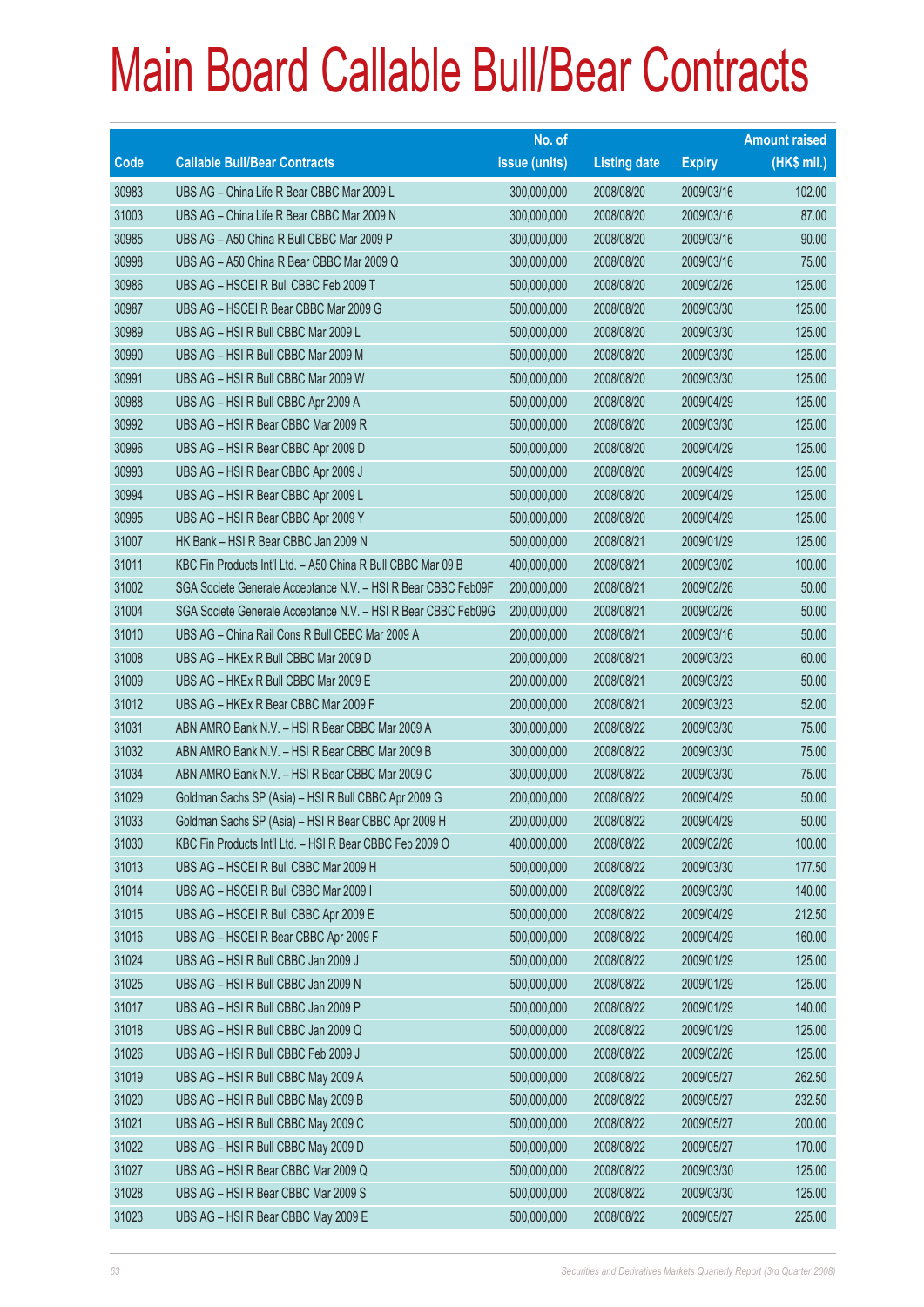# Main Board Callable Bull/Bear Contracts

| Code | Callable Bull/Bear Contracts | No. of issue (units) | Listing date | Expiry | Amount raised (HK$ mil.) |
|---|---|---|---|---|---|
| 30983 | UBS AG – China Life R Bear CBBC Mar 2009 L | 300,000,000 | 2008/08/20 | 2009/03/16 | 102.00 |
| 31003 | UBS AG – China Life R Bear CBBC Mar 2009 N | 300,000,000 | 2008/08/20 | 2009/03/16 | 87.00 |
| 30985 | UBS AG – A50 China R Bull CBBC Mar 2009 P | 300,000,000 | 2008/08/20 | 2009/03/16 | 90.00 |
| 30998 | UBS AG – A50 China R Bear CBBC Mar 2009 Q | 300,000,000 | 2008/08/20 | 2009/03/16 | 75.00 |
| 30986 | UBS AG – HSCEI R Bull CBBC Feb 2009 T | 500,000,000 | 2008/08/20 | 2009/02/26 | 125.00 |
| 30987 | UBS AG – HSCEI R Bear CBBC Mar 2009 G | 500,000,000 | 2008/08/20 | 2009/03/30 | 125.00 |
| 30989 | UBS AG – HSI R Bull CBBC Mar 2009 L | 500,000,000 | 2008/08/20 | 2009/03/30 | 125.00 |
| 30990 | UBS AG – HSI R Bull CBBC Mar 2009 M | 500,000,000 | 2008/08/20 | 2009/03/30 | 125.00 |
| 30991 | UBS AG – HSI R Bull CBBC Mar 2009 W | 500,000,000 | 2008/08/20 | 2009/03/30 | 125.00 |
| 30988 | UBS AG – HSI R Bull CBBC Apr 2009 A | 500,000,000 | 2008/08/20 | 2009/04/29 | 125.00 |
| 30992 | UBS AG – HSI R Bear CBBC Mar 2009 R | 500,000,000 | 2008/08/20 | 2009/03/30 | 125.00 |
| 30996 | UBS AG – HSI R Bear CBBC Apr 2009 D | 500,000,000 | 2008/08/20 | 2009/04/29 | 125.00 |
| 30993 | UBS AG – HSI R Bear CBBC Apr 2009 J | 500,000,000 | 2008/08/20 | 2009/04/29 | 125.00 |
| 30994 | UBS AG – HSI R Bear CBBC Apr 2009 L | 500,000,000 | 2008/08/20 | 2009/04/29 | 125.00 |
| 30995 | UBS AG – HSI R Bear CBBC Apr 2009 Y | 500,000,000 | 2008/08/20 | 2009/04/29 | 125.00 |
| 31007 | HK Bank – HSI R Bear CBBC Jan 2009 N | 500,000,000 | 2008/08/21 | 2009/01/29 | 125.00 |
| 31011 | KBC Fin Products Int'l Ltd. – A50 China R Bull CBBC Mar 09 B | 400,000,000 | 2008/08/21 | 2009/03/02 | 100.00 |
| 31002 | SGA Societe Generale Acceptance N.V. – HSI R Bear CBBC Feb09F | 200,000,000 | 2008/08/21 | 2009/02/26 | 50.00 |
| 31004 | SGA Societe Generale Acceptance N.V. – HSI R Bear CBBC Feb09G | 200,000,000 | 2008/08/21 | 2009/02/26 | 50.00 |
| 31010 | UBS AG – China Rail Cons R Bull CBBC Mar 2009 A | 200,000,000 | 2008/08/21 | 2009/03/16 | 50.00 |
| 31008 | UBS AG – HKEx R Bull CBBC Mar 2009 D | 200,000,000 | 2008/08/21 | 2009/03/23 | 60.00 |
| 31009 | UBS AG – HKEx R Bull CBBC Mar 2009 E | 200,000,000 | 2008/08/21 | 2009/03/23 | 50.00 |
| 31012 | UBS AG – HKEx R Bear CBBC Mar 2009 F | 200,000,000 | 2008/08/21 | 2009/03/23 | 52.00 |
| 31031 | ABN AMRO Bank N.V. – HSI R Bear CBBC Mar 2009 A | 300,000,000 | 2008/08/22 | 2009/03/30 | 75.00 |
| 31032 | ABN AMRO Bank N.V. – HSI R Bear CBBC Mar 2009 B | 300,000,000 | 2008/08/22 | 2009/03/30 | 75.00 |
| 31034 | ABN AMRO Bank N.V. – HSI R Bear CBBC Mar 2009 C | 300,000,000 | 2008/08/22 | 2009/03/30 | 75.00 |
| 31029 | Goldman Sachs SP (Asia) – HSI R Bull CBBC Apr 2009 G | 200,000,000 | 2008/08/22 | 2009/04/29 | 50.00 |
| 31033 | Goldman Sachs SP (Asia) – HSI R Bear CBBC Apr 2009 H | 200,000,000 | 2008/08/22 | 2009/04/29 | 50.00 |
| 31030 | KBC Fin Products Int'l Ltd. – HSI R Bear CBBC Feb 2009 O | 400,000,000 | 2008/08/22 | 2009/02/26 | 100.00 |
| 31013 | UBS AG – HSCEI R Bull CBBC Mar 2009 H | 500,000,000 | 2008/08/22 | 2009/03/30 | 177.50 |
| 31014 | UBS AG – HSCEI R Bull CBBC Mar 2009 I | 500,000,000 | 2008/08/22 | 2009/03/30 | 140.00 |
| 31015 | UBS AG – HSCEI R Bull CBBC Apr 2009 E | 500,000,000 | 2008/08/22 | 2009/04/29 | 212.50 |
| 31016 | UBS AG – HSCEI R Bear CBBC Apr 2009 F | 500,000,000 | 2008/08/22 | 2009/04/29 | 160.00 |
| 31024 | UBS AG – HSI R Bull CBBC Jan 2009 J | 500,000,000 | 2008/08/22 | 2009/01/29 | 125.00 |
| 31025 | UBS AG – HSI R Bull CBBC Jan 2009 N | 500,000,000 | 2008/08/22 | 2009/01/29 | 125.00 |
| 31017 | UBS AG – HSI R Bull CBBC Jan 2009 P | 500,000,000 | 2008/08/22 | 2009/01/29 | 140.00 |
| 31018 | UBS AG – HSI R Bull CBBC Jan 2009 Q | 500,000,000 | 2008/08/22 | 2009/01/29 | 125.00 |
| 31026 | UBS AG – HSI R Bull CBBC Feb 2009 J | 500,000,000 | 2008/08/22 | 2009/02/26 | 125.00 |
| 31019 | UBS AG – HSI R Bull CBBC May 2009 A | 500,000,000 | 2008/08/22 | 2009/05/27 | 262.50 |
| 31020 | UBS AG – HSI R Bull CBBC May 2009 B | 500,000,000 | 2008/08/22 | 2009/05/27 | 232.50 |
| 31021 | UBS AG – HSI R Bull CBBC May 2009 C | 500,000,000 | 2008/08/22 | 2009/05/27 | 200.00 |
| 31022 | UBS AG – HSI R Bull CBBC May 2009 D | 500,000,000 | 2008/08/22 | 2009/05/27 | 170.00 |
| 31027 | UBS AG – HSI R Bear CBBC Mar 2009 Q | 500,000,000 | 2008/08/22 | 2009/03/30 | 125.00 |
| 31028 | UBS AG – HSI R Bear CBBC Mar 2009 S | 500,000,000 | 2008/08/22 | 2009/03/30 | 125.00 |
| 31023 | UBS AG – HSI R Bear CBBC May 2009 E | 500,000,000 | 2008/08/22 | 2009/05/27 | 225.00 |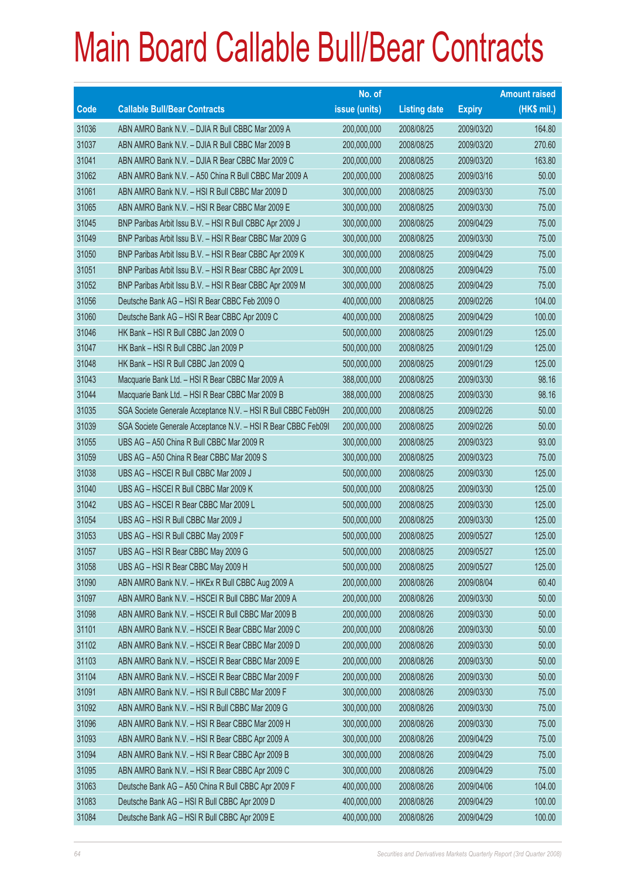# Main Board Callable Bull/Bear Contracts

| Code | Callable Bull/Bear Contracts | No. of issue (units) | Listing date | Expiry | Amount raised (HK$ mil.) |
|---|---|---|---|---|---|
| 31036 | ABN AMRO Bank N.V. – DJIA R Bull CBBC Mar 2009 A | 200,000,000 | 2008/08/25 | 2009/03/20 | 164.80 |
| 31037 | ABN AMRO Bank N.V. – DJIA R Bull CBBC Mar 2009 B | 200,000,000 | 2008/08/25 | 2009/03/20 | 270.60 |
| 31041 | ABN AMRO Bank N.V. – DJIA R Bear CBBC Mar 2009 C | 200,000,000 | 2008/08/25 | 2009/03/20 | 163.80 |
| 31062 | ABN AMRO Bank N.V. – A50 China R Bull CBBC Mar 2009 A | 200,000,000 | 2008/08/25 | 2009/03/16 | 50.00 |
| 31061 | ABN AMRO Bank N.V. – HSI R Bull CBBC Mar 2009 D | 300,000,000 | 2008/08/25 | 2009/03/30 | 75.00 |
| 31065 | ABN AMRO Bank N.V. – HSI R Bear CBBC Mar 2009 E | 300,000,000 | 2008/08/25 | 2009/03/30 | 75.00 |
| 31045 | BNP Paribas Arbit Issu B.V. – HSI R Bull CBBC Apr 2009 J | 300,000,000 | 2008/08/25 | 2009/04/29 | 75.00 |
| 31049 | BNP Paribas Arbit Issu B.V. – HSI R Bear CBBC Mar 2009 G | 300,000,000 | 2008/08/25 | 2009/03/30 | 75.00 |
| 31050 | BNP Paribas Arbit Issu B.V. – HSI R Bear CBBC Apr 2009 K | 300,000,000 | 2008/08/25 | 2009/04/29 | 75.00 |
| 31051 | BNP Paribas Arbit Issu B.V. – HSI R Bear CBBC Apr 2009 L | 300,000,000 | 2008/08/25 | 2009/04/29 | 75.00 |
| 31052 | BNP Paribas Arbit Issu B.V. – HSI R Bear CBBC Apr 2009 M | 300,000,000 | 2008/08/25 | 2009/04/29 | 75.00 |
| 31056 | Deutsche Bank AG – HSI R Bear CBBC Feb 2009 O | 400,000,000 | 2008/08/25 | 2009/02/26 | 104.00 |
| 31060 | Deutsche Bank AG – HSI R Bear CBBC Apr 2009 C | 400,000,000 | 2008/08/25 | 2009/04/29 | 100.00 |
| 31046 | HK Bank – HSI R Bull CBBC Jan 2009 O | 500,000,000 | 2008/08/25 | 2009/01/29 | 125.00 |
| 31047 | HK Bank – HSI R Bull CBBC Jan 2009 P | 500,000,000 | 2008/08/25 | 2009/01/29 | 125.00 |
| 31048 | HK Bank – HSI R Bull CBBC Jan 2009 Q | 500,000,000 | 2008/08/25 | 2009/01/29 | 125.00 |
| 31043 | Macquarie Bank Ltd. – HSI R Bear CBBC Mar 2009 A | 388,000,000 | 2008/08/25 | 2009/03/30 | 98.16 |
| 31044 | Macquarie Bank Ltd. – HSI R Bear CBBC Mar 2009 B | 388,000,000 | 2008/08/25 | 2009/03/30 | 98.16 |
| 31035 | SGA Societe Generale Acceptance N.V. – HSI R Bull CBBC Feb09H | 200,000,000 | 2008/08/25 | 2009/02/26 | 50.00 |
| 31039 | SGA Societe Generale Acceptance N.V. – HSI R Bear CBBC Feb09I | 200,000,000 | 2008/08/25 | 2009/02/26 | 50.00 |
| 31055 | UBS AG – A50 China R Bull CBBC Mar 2009 R | 300,000,000 | 2008/08/25 | 2009/03/23 | 93.00 |
| 31059 | UBS AG – A50 China R Bear CBBC Mar 2009 S | 300,000,000 | 2008/08/25 | 2009/03/23 | 75.00 |
| 31038 | UBS AG – HSCEI R Bull CBBC Mar 2009 J | 500,000,000 | 2008/08/25 | 2009/03/30 | 125.00 |
| 31040 | UBS AG – HSCEI R Bull CBBC Mar 2009 K | 500,000,000 | 2008/08/25 | 2009/03/30 | 125.00 |
| 31042 | UBS AG – HSCEI R Bear CBBC Mar 2009 L | 500,000,000 | 2008/08/25 | 2009/03/30 | 125.00 |
| 31054 | UBS AG – HSI R Bull CBBC Mar 2009 J | 500,000,000 | 2008/08/25 | 2009/03/30 | 125.00 |
| 31053 | UBS AG – HSI R Bull CBBC May 2009 F | 500,000,000 | 2008/08/25 | 2009/05/27 | 125.00 |
| 31057 | UBS AG – HSI R Bear CBBC May 2009 G | 500,000,000 | 2008/08/25 | 2009/05/27 | 125.00 |
| 31058 | UBS AG – HSI R Bear CBBC May 2009 H | 500,000,000 | 2008/08/25 | 2009/05/27 | 125.00 |
| 31090 | ABN AMRO Bank N.V. – HKEx R Bull CBBC Aug 2009 A | 200,000,000 | 2008/08/26 | 2009/08/04 | 60.40 |
| 31097 | ABN AMRO Bank N.V. – HSCEI R Bull CBBC Mar 2009 A | 200,000,000 | 2008/08/26 | 2009/03/30 | 50.00 |
| 31098 | ABN AMRO Bank N.V. – HSCEI R Bull CBBC Mar 2009 B | 200,000,000 | 2008/08/26 | 2009/03/30 | 50.00 |
| 31101 | ABN AMRO Bank N.V. – HSCEI R Bear CBBC Mar 2009 C | 200,000,000 | 2008/08/26 | 2009/03/30 | 50.00 |
| 31102 | ABN AMRO Bank N.V. – HSCEI R Bear CBBC Mar 2009 D | 200,000,000 | 2008/08/26 | 2009/03/30 | 50.00 |
| 31103 | ABN AMRO Bank N.V. – HSCEI R Bear CBBC Mar 2009 E | 200,000,000 | 2008/08/26 | 2009/03/30 | 50.00 |
| 31104 | ABN AMRO Bank N.V. – HSCEI R Bear CBBC Mar 2009 F | 200,000,000 | 2008/08/26 | 2009/03/30 | 50.00 |
| 31091 | ABN AMRO Bank N.V. – HSI R Bull CBBC Mar 2009 F | 300,000,000 | 2008/08/26 | 2009/03/30 | 75.00 |
| 31092 | ABN AMRO Bank N.V. – HSI R Bull CBBC Mar 2009 G | 300,000,000 | 2008/08/26 | 2009/03/30 | 75.00 |
| 31096 | ABN AMRO Bank N.V. – HSI R Bear CBBC Mar 2009 H | 300,000,000 | 2008/08/26 | 2009/03/30 | 75.00 |
| 31093 | ABN AMRO Bank N.V. – HSI R Bear CBBC Apr 2009 A | 300,000,000 | 2008/08/26 | 2009/04/29 | 75.00 |
| 31094 | ABN AMRO Bank N.V. – HSI R Bear CBBC Apr 2009 B | 300,000,000 | 2008/08/26 | 2009/04/29 | 75.00 |
| 31095 | ABN AMRO Bank N.V. – HSI R Bear CBBC Apr 2009 C | 300,000,000 | 2008/08/26 | 2009/04/29 | 75.00 |
| 31063 | Deutsche Bank AG – A50 China R Bull CBBC Apr 2009 F | 400,000,000 | 2008/08/26 | 2009/04/06 | 104.00 |
| 31083 | Deutsche Bank AG – HSI R Bull CBBC Apr 2009 D | 400,000,000 | 2008/08/26 | 2009/04/29 | 100.00 |
| 31084 | Deutsche Bank AG – HSI R Bull CBBC Apr 2009 E | 400,000,000 | 2008/08/26 | 2009/04/29 | 100.00 |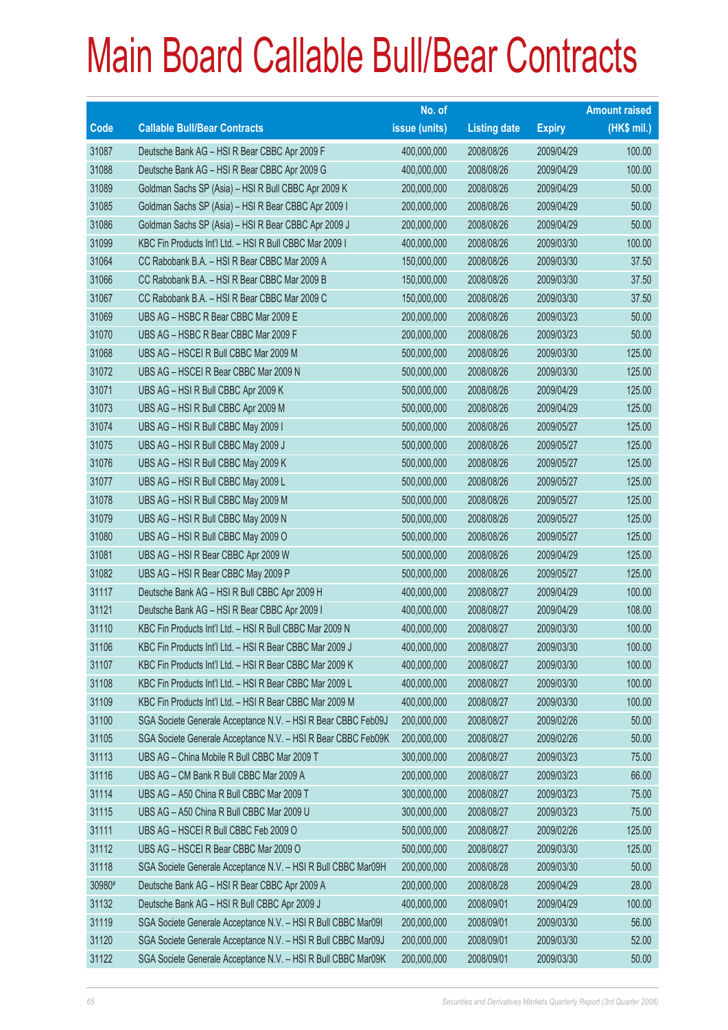# Main Board Callable Bull/Bear Contracts

| Code | Callable Bull/Bear Contracts | No. of issue (units) | Listing date | Expiry | Amount raised (HK$ mil.) |
|---|---|---|---|---|---|
| 31087 | Deutsche Bank AG – HSI R Bear CBBC Apr 2009 F | 400,000,000 | 2008/08/26 | 2009/04/29 | 100.00 |
| 31088 | Deutsche Bank AG – HSI R Bear CBBC Apr 2009 G | 400,000,000 | 2008/08/26 | 2009/04/29 | 100.00 |
| 31089 | Goldman Sachs SP (Asia) – HSI R Bull CBBC Apr 2009 K | 200,000,000 | 2008/08/26 | 2009/04/29 | 50.00 |
| 31085 | Goldman Sachs SP (Asia) – HSI R Bear CBBC Apr 2009 I | 200,000,000 | 2008/08/26 | 2009/04/29 | 50.00 |
| 31086 | Goldman Sachs SP (Asia) – HSI R Bear CBBC Apr 2009 J | 200,000,000 | 2008/08/26 | 2009/04/29 | 50.00 |
| 31099 | KBC Fin Products Int'l Ltd. – HSI R Bull CBBC Mar 2009 I | 400,000,000 | 2008/08/26 | 2009/03/30 | 100.00 |
| 31064 | CC Rabobank B.A. – HSI R Bear CBBC Mar 2009 A | 150,000,000 | 2008/08/26 | 2009/03/30 | 37.50 |
| 31066 | CC Rabobank B.A. – HSI R Bear CBBC Mar 2009 B | 150,000,000 | 2008/08/26 | 2009/03/30 | 37.50 |
| 31067 | CC Rabobank B.A. – HSI R Bear CBBC Mar 2009 C | 150,000,000 | 2008/08/26 | 2009/03/30 | 37.50 |
| 31069 | UBS AG – HSBC R Bear CBBC Mar 2009 E | 200,000,000 | 2008/08/26 | 2009/03/23 | 50.00 |
| 31070 | UBS AG – HSBC R Bear CBBC Mar 2009 F | 200,000,000 | 2008/08/26 | 2009/03/23 | 50.00 |
| 31068 | UBS AG – HSCEI R Bull CBBC Mar 2009 M | 500,000,000 | 2008/08/26 | 2009/03/30 | 125.00 |
| 31072 | UBS AG – HSCEI R Bear CBBC Mar 2009 N | 500,000,000 | 2008/08/26 | 2009/03/30 | 125.00 |
| 31071 | UBS AG – HSI R Bull CBBC Apr 2009 K | 500,000,000 | 2008/08/26 | 2009/04/29 | 125.00 |
| 31073 | UBS AG – HSI R Bull CBBC Apr 2009 M | 500,000,000 | 2008/08/26 | 2009/04/29 | 125.00 |
| 31074 | UBS AG – HSI R Bull CBBC May 2009 I | 500,000,000 | 2008/08/26 | 2009/05/27 | 125.00 |
| 31075 | UBS AG – HSI R Bull CBBC May 2009 J | 500,000,000 | 2008/08/26 | 2009/05/27 | 125.00 |
| 31076 | UBS AG – HSI R Bull CBBC May 2009 K | 500,000,000 | 2008/08/26 | 2009/05/27 | 125.00 |
| 31077 | UBS AG – HSI R Bull CBBC May 2009 L | 500,000,000 | 2008/08/26 | 2009/05/27 | 125.00 |
| 31078 | UBS AG – HSI R Bull CBBC May 2009 M | 500,000,000 | 2008/08/26 | 2009/05/27 | 125.00 |
| 31079 | UBS AG – HSI R Bull CBBC May 2009 N | 500,000,000 | 2008/08/26 | 2009/05/27 | 125.00 |
| 31080 | UBS AG – HSI R Bull CBBC May 2009 O | 500,000,000 | 2008/08/26 | 2009/05/27 | 125.00 |
| 31081 | UBS AG – HSI R Bear CBBC Apr 2009 W | 500,000,000 | 2008/08/26 | 2009/04/29 | 125.00 |
| 31082 | UBS AG – HSI R Bear CBBC May 2009 P | 500,000,000 | 2008/08/26 | 2009/05/27 | 125.00 |
| 31117 | Deutsche Bank AG – HSI R Bull CBBC Apr 2009 H | 400,000,000 | 2008/08/27 | 2009/04/29 | 100.00 |
| 31121 | Deutsche Bank AG – HSI R Bear CBBC Apr 2009 I | 400,000,000 | 2008/08/27 | 2009/04/29 | 108.00 |
| 31110 | KBC Fin Products Int'l Ltd. – HSI R Bull CBBC Mar 2009 N | 400,000,000 | 2008/08/27 | 2009/03/30 | 100.00 |
| 31106 | KBC Fin Products Int'l Ltd. – HSI R Bear CBBC Mar 2009 J | 400,000,000 | 2008/08/27 | 2009/03/30 | 100.00 |
| 31107 | KBC Fin Products Int'l Ltd. – HSI R Bear CBBC Mar 2009 K | 400,000,000 | 2008/08/27 | 2009/03/30 | 100.00 |
| 31108 | KBC Fin Products Int'l Ltd. – HSI R Bear CBBC Mar 2009 L | 400,000,000 | 2008/08/27 | 2009/03/30 | 100.00 |
| 31109 | KBC Fin Products Int'l Ltd. – HSI R Bear CBBC Mar 2009 M | 400,000,000 | 2008/08/27 | 2009/03/30 | 100.00 |
| 31100 | SGA Societe Generale Acceptance N.V. – HSI R Bear CBBC Feb09J | 200,000,000 | 2008/08/27 | 2009/02/26 | 50.00 |
| 31105 | SGA Societe Generale Acceptance N.V. – HSI R Bear CBBC Feb09K | 200,000,000 | 2008/08/27 | 2009/02/26 | 50.00 |
| 31113 | UBS AG – China Mobile R Bull CBBC Mar 2009 T | 300,000,000 | 2008/08/27 | 2009/03/23 | 75.00 |
| 31116 | UBS AG – CM Bank R Bull CBBC Mar 2009 A | 200,000,000 | 2008/08/27 | 2009/03/23 | 66.00 |
| 31114 | UBS AG – A50 China R Bull CBBC Mar 2009 T | 300,000,000 | 2008/08/27 | 2009/03/23 | 75.00 |
| 31115 | UBS AG – A50 China R Bull CBBC Mar 2009 U | 300,000,000 | 2008/08/27 | 2009/03/23 | 75.00 |
| 31111 | UBS AG – HSCEI R Bull CBBC Feb 2009 O | 500,000,000 | 2008/08/27 | 2009/02/26 | 125.00 |
| 31112 | UBS AG – HSCEI R Bear CBBC Mar 2009 O | 500,000,000 | 2008/08/27 | 2009/03/30 | 125.00 |
| 31118 | SGA Societe Generale Acceptance N.V. – HSI R Bull CBBC Mar09H | 200,000,000 | 2008/08/28 | 2009/03/30 | 50.00 |
| 30980# | Deutsche Bank AG – HSI R Bear CBBC Apr 2009 A | 200,000,000 | 2008/08/28 | 2009/04/29 | 28.00 |
| 31132 | Deutsche Bank AG – HSI R Bull CBBC Apr 2009 J | 400,000,000 | 2008/09/01 | 2009/04/29 | 100.00 |
| 31119 | SGA Societe Generale Acceptance N.V. – HSI R Bull CBBC Mar09I | 200,000,000 | 2008/09/01 | 2009/03/30 | 56.00 |
| 31120 | SGA Societe Generale Acceptance N.V. – HSI R Bull CBBC Mar09J | 200,000,000 | 2008/09/01 | 2009/03/30 | 52.00 |
| 31122 | SGA Societe Generale Acceptance N.V. – HSI R Bull CBBC Mar09K | 200,000,000 | 2008/09/01 | 2009/03/30 | 50.00 |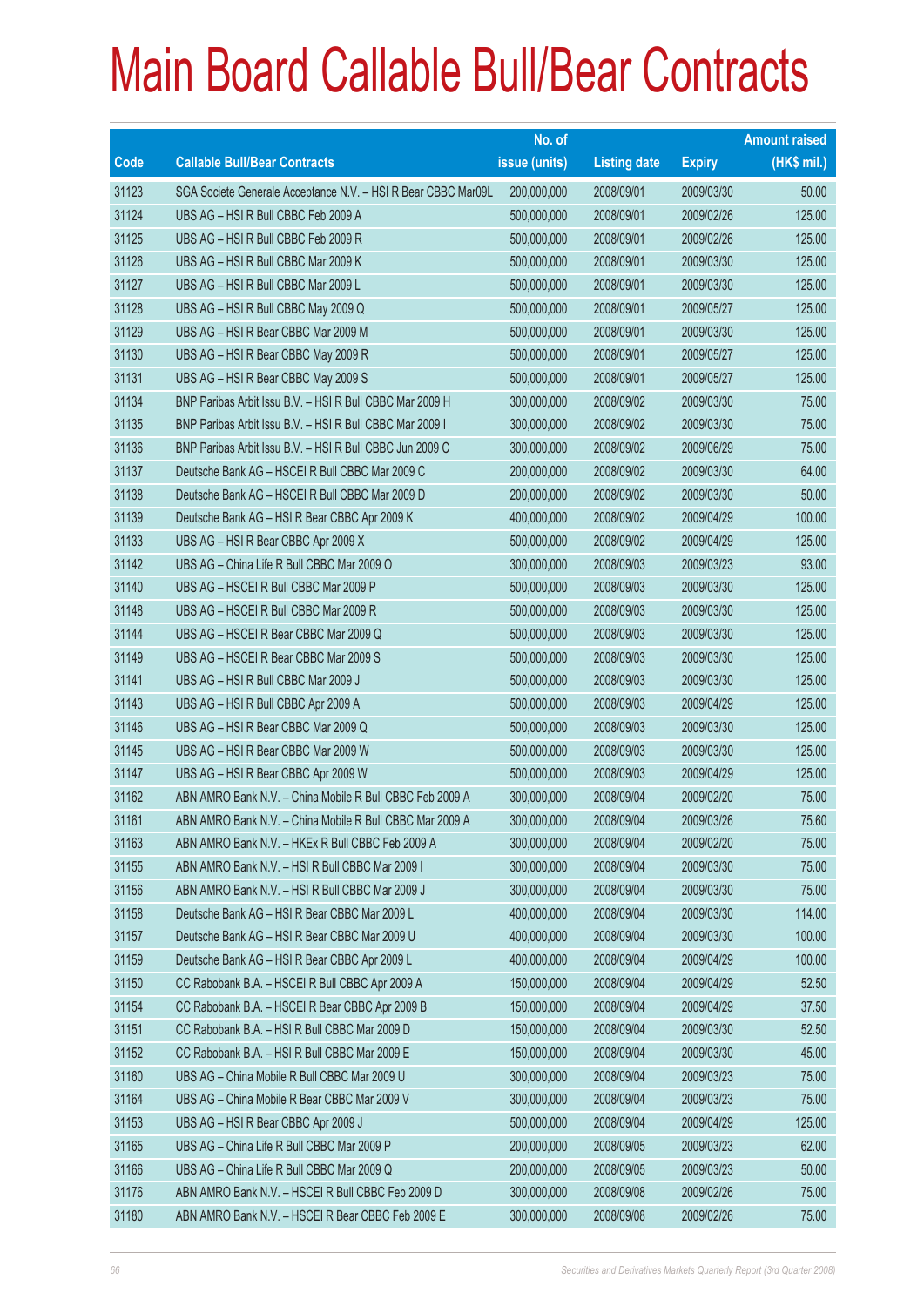# Main Board Callable Bull/Bear Contracts

| Code | Callable Bull/Bear Contracts | No. of issue (units) | Listing date | Expiry | Amount raised (HK$ mil.) |
|---|---|---|---|---|---|
| 31123 | SGA Societe Generale Acceptance N.V. – HSI R Bear CBBC Mar09L | 200,000,000 | 2008/09/01 | 2009/03/30 | 50.00 |
| 31124 | UBS AG – HSI R Bull CBBC Feb 2009 A | 500,000,000 | 2008/09/01 | 2009/02/26 | 125.00 |
| 31125 | UBS AG – HSI R Bull CBBC Feb 2009 R | 500,000,000 | 2008/09/01 | 2009/02/26 | 125.00 |
| 31126 | UBS AG – HSI R Bull CBBC Mar 2009 K | 500,000,000 | 2008/09/01 | 2009/03/30 | 125.00 |
| 31127 | UBS AG – HSI R Bull CBBC Mar 2009 L | 500,000,000 | 2008/09/01 | 2009/03/30 | 125.00 |
| 31128 | UBS AG – HSI R Bull CBBC May 2009 Q | 500,000,000 | 2008/09/01 | 2009/05/27 | 125.00 |
| 31129 | UBS AG – HSI R Bear CBBC Mar 2009 M | 500,000,000 | 2008/09/01 | 2009/03/30 | 125.00 |
| 31130 | UBS AG – HSI R Bear CBBC May 2009 R | 500,000,000 | 2008/09/01 | 2009/05/27 | 125.00 |
| 31131 | UBS AG – HSI R Bear CBBC May 2009 S | 500,000,000 | 2008/09/01 | 2009/05/27 | 125.00 |
| 31134 | BNP Paribas Arbit Issu B.V. – HSI R Bull CBBC Mar 2009 H | 300,000,000 | 2008/09/02 | 2009/03/30 | 75.00 |
| 31135 | BNP Paribas Arbit Issu B.V. – HSI R Bull CBBC Mar 2009 I | 300,000,000 | 2008/09/02 | 2009/03/30 | 75.00 |
| 31136 | BNP Paribas Arbit Issu B.V. – HSI R Bull CBBC Jun 2009 C | 300,000,000 | 2008/09/02 | 2009/06/29 | 75.00 |
| 31137 | Deutsche Bank AG – HSCEI R Bull CBBC Mar 2009 C | 200,000,000 | 2008/09/02 | 2009/03/30 | 64.00 |
| 31138 | Deutsche Bank AG – HSCEI R Bull CBBC Mar 2009 D | 200,000,000 | 2008/09/02 | 2009/03/30 | 50.00 |
| 31139 | Deutsche Bank AG – HSI R Bear CBBC Apr 2009 K | 400,000,000 | 2008/09/02 | 2009/04/29 | 100.00 |
| 31133 | UBS AG – HSI R Bear CBBC Apr 2009 X | 500,000,000 | 2008/09/02 | 2009/04/29 | 125.00 |
| 31142 | UBS AG – China Life R Bull CBBC Mar 2009 O | 300,000,000 | 2008/09/03 | 2009/03/23 | 93.00 |
| 31140 | UBS AG – HSCEI R Bull CBBC Mar 2009 P | 500,000,000 | 2008/09/03 | 2009/03/30 | 125.00 |
| 31148 | UBS AG – HSCEI R Bull CBBC Mar 2009 R | 500,000,000 | 2008/09/03 | 2009/03/30 | 125.00 |
| 31144 | UBS AG – HSCEI R Bear CBBC Mar 2009 Q | 500,000,000 | 2008/09/03 | 2009/03/30 | 125.00 |
| 31149 | UBS AG – HSCEI R Bear CBBC Mar 2009 S | 500,000,000 | 2008/09/03 | 2009/03/30 | 125.00 |
| 31141 | UBS AG – HSI R Bull CBBC Mar 2009 J | 500,000,000 | 2008/09/03 | 2009/03/30 | 125.00 |
| 31143 | UBS AG – HSI R Bull CBBC Apr 2009 A | 500,000,000 | 2008/09/03 | 2009/04/29 | 125.00 |
| 31146 | UBS AG – HSI R Bear CBBC Mar 2009 Q | 500,000,000 | 2008/09/03 | 2009/03/30 | 125.00 |
| 31145 | UBS AG – HSI R Bear CBBC Mar 2009 W | 500,000,000 | 2008/09/03 | 2009/03/30 | 125.00 |
| 31147 | UBS AG – HSI R Bear CBBC Apr 2009 W | 500,000,000 | 2008/09/03 | 2009/04/29 | 125.00 |
| 31162 | ABN AMRO Bank N.V. – China Mobile R Bull CBBC Feb 2009 A | 300,000,000 | 2008/09/04 | 2009/02/20 | 75.00 |
| 31161 | ABN AMRO Bank N.V. – China Mobile R Bull CBBC Mar 2009 A | 300,000,000 | 2008/09/04 | 2009/03/26 | 75.60 |
| 31163 | ABN AMRO Bank N.V. – HKEx R Bull CBBC Feb 2009 A | 300,000,000 | 2008/09/04 | 2009/02/20 | 75.00 |
| 31155 | ABN AMRO Bank N.V. – HSI R Bull CBBC Mar 2009 I | 300,000,000 | 2008/09/04 | 2009/03/30 | 75.00 |
| 31156 | ABN AMRO Bank N.V. – HSI R Bull CBBC Mar 2009 J | 300,000,000 | 2008/09/04 | 2009/03/30 | 75.00 |
| 31158 | Deutsche Bank AG – HSI R Bear CBBC Mar 2009 L | 400,000,000 | 2008/09/04 | 2009/03/30 | 114.00 |
| 31157 | Deutsche Bank AG – HSI R Bear CBBC Mar 2009 U | 400,000,000 | 2008/09/04 | 2009/03/30 | 100.00 |
| 31159 | Deutsche Bank AG – HSI R Bear CBBC Apr 2009 L | 400,000,000 | 2008/09/04 | 2009/04/29 | 100.00 |
| 31150 | CC Rabobank B.A. – HSCEI R Bull CBBC Apr 2009 A | 150,000,000 | 2008/09/04 | 2009/04/29 | 52.50 |
| 31154 | CC Rabobank B.A. – HSCEI R Bear CBBC Apr 2009 B | 150,000,000 | 2008/09/04 | 2009/04/29 | 37.50 |
| 31151 | CC Rabobank B.A. – HSI R Bull CBBC Mar 2009 D | 150,000,000 | 2008/09/04 | 2009/03/30 | 52.50 |
| 31152 | CC Rabobank B.A. – HSI R Bull CBBC Mar 2009 E | 150,000,000 | 2008/09/04 | 2009/03/30 | 45.00 |
| 31160 | UBS AG – China Mobile R Bull CBBC Mar 2009 U | 300,000,000 | 2008/09/04 | 2009/03/23 | 75.00 |
| 31164 | UBS AG – China Mobile R Bear CBBC Mar 2009 V | 300,000,000 | 2008/09/04 | 2009/03/23 | 75.00 |
| 31153 | UBS AG – HSI R Bear CBBC Apr 2009 J | 500,000,000 | 2008/09/04 | 2009/04/29 | 125.00 |
| 31165 | UBS AG – China Life R Bull CBBC Mar 2009 P | 200,000,000 | 2008/09/05 | 2009/03/23 | 62.00 |
| 31166 | UBS AG – China Life R Bull CBBC Mar 2009 Q | 200,000,000 | 2008/09/05 | 2009/03/23 | 50.00 |
| 31176 | ABN AMRO Bank N.V. – HSCEI R Bull CBBC Feb 2009 D | 300,000,000 | 2008/09/08 | 2009/02/26 | 75.00 |
| 31180 | ABN AMRO Bank N.V. – HSCEI R Bear CBBC Feb 2009 E | 300,000,000 | 2008/09/08 | 2009/02/26 | 75.00 |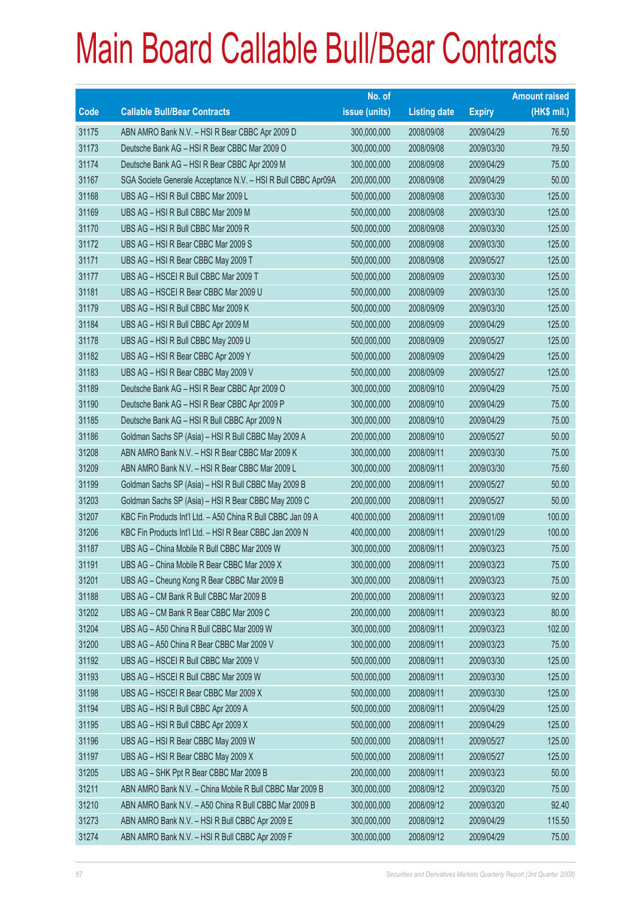# Main Board Callable Bull/Bear Contracts

| Code | Callable Bull/Bear Contracts | No. of issue (units) | Listing date | Expiry | Amount raised (HK$ mil.) |
|---|---|---|---|---|---|
| 31175 | ABN AMRO Bank N.V. – HSI R Bear CBBC Apr 2009 D | 300,000,000 | 2008/09/08 | 2009/04/29 | 76.50 |
| 31173 | Deutsche Bank AG – HSI R Bear CBBC Mar 2009 O | 300,000,000 | 2008/09/08 | 2009/03/30 | 79.50 |
| 31174 | Deutsche Bank AG – HSI R Bear CBBC Apr 2009 M | 300,000,000 | 2008/09/08 | 2009/04/29 | 75.00 |
| 31167 | SGA Societe Generale Acceptance N.V. – HSI R Bull CBBC Apr09A | 200,000,000 | 2008/09/08 | 2009/04/29 | 50.00 |
| 31168 | UBS AG – HSI R Bull CBBC Mar 2009 L | 500,000,000 | 2008/09/08 | 2009/03/30 | 125.00 |
| 31169 | UBS AG – HSI R Bull CBBC Mar 2009 M | 500,000,000 | 2008/09/08 | 2009/03/30 | 125.00 |
| 31170 | UBS AG – HSI R Bull CBBC Mar 2009 R | 500,000,000 | 2008/09/08 | 2009/03/30 | 125.00 |
| 31172 | UBS AG – HSI R Bear CBBC Mar 2009 S | 500,000,000 | 2008/09/08 | 2009/03/30 | 125.00 |
| 31171 | UBS AG – HSI R Bear CBBC May 2009 T | 500,000,000 | 2008/09/08 | 2009/05/27 | 125.00 |
| 31177 | UBS AG – HSCEI R Bull CBBC Mar 2009 T | 500,000,000 | 2008/09/09 | 2009/03/30 | 125.00 |
| 31181 | UBS AG – HSCEI R Bear CBBC Mar 2009 U | 500,000,000 | 2008/09/09 | 2009/03/30 | 125.00 |
| 31179 | UBS AG – HSI R Bull CBBC Mar 2009 K | 500,000,000 | 2008/09/09 | 2009/03/30 | 125.00 |
| 31184 | UBS AG – HSI R Bull CBBC Apr 2009 M | 500,000,000 | 2008/09/09 | 2009/04/29 | 125.00 |
| 31178 | UBS AG – HSI R Bull CBBC May 2009 U | 500,000,000 | 2008/09/09 | 2009/05/27 | 125.00 |
| 31182 | UBS AG – HSI R Bear CBBC Apr 2009 Y | 500,000,000 | 2008/09/09 | 2009/04/29 | 125.00 |
| 31183 | UBS AG – HSI R Bear CBBC May 2009 V | 500,000,000 | 2008/09/09 | 2009/05/27 | 125.00 |
| 31189 | Deutsche Bank AG – HSI R Bear CBBC Apr 2009 O | 300,000,000 | 2008/09/10 | 2009/04/29 | 75.00 |
| 31190 | Deutsche Bank AG – HSI R Bear CBBC Apr 2009 P | 300,000,000 | 2008/09/10 | 2009/04/29 | 75.00 |
| 31185 | Deutsche Bank AG – HSI R Bull CBBC Apr 2009 N | 300,000,000 | 2008/09/10 | 2009/04/29 | 75.00 |
| 31186 | Goldman Sachs SP (Asia) – HSI R Bull CBBC May 2009 A | 200,000,000 | 2008/09/10 | 2009/05/27 | 50.00 |
| 31208 | ABN AMRO Bank N.V. – HSI R Bear CBBC Mar 2009 K | 300,000,000 | 2008/09/11 | 2009/03/30 | 75.00 |
| 31209 | ABN AMRO Bank N.V. – HSI R Bear CBBC Mar 2009 L | 300,000,000 | 2008/09/11 | 2009/03/30 | 75.60 |
| 31199 | Goldman Sachs SP (Asia) – HSI R Bull CBBC May 2009 B | 200,000,000 | 2008/09/11 | 2009/05/27 | 50.00 |
| 31203 | Goldman Sachs SP (Asia) – HSI R Bear CBBC May 2009 C | 200,000,000 | 2008/09/11 | 2009/05/27 | 50.00 |
| 31207 | KBC Fin Products Int'l Ltd. – A50 China R Bull CBBC Jan 09 A | 400,000,000 | 2008/09/11 | 2009/01/09 | 100.00 |
| 31206 | KBC Fin Products Int'l Ltd. – HSI R Bear CBBC Jan 2009 N | 400,000,000 | 2008/09/11 | 2009/01/29 | 100.00 |
| 31187 | UBS AG – China Mobile R Bull CBBC Mar 2009 W | 300,000,000 | 2008/09/11 | 2009/03/23 | 75.00 |
| 31191 | UBS AG – China Mobile R Bear CBBC Mar 2009 X | 300,000,000 | 2008/09/11 | 2009/03/23 | 75.00 |
| 31201 | UBS AG – Cheung Kong R Bear CBBC Mar 2009 B | 300,000,000 | 2008/09/11 | 2009/03/23 | 75.00 |
| 31188 | UBS AG – CM Bank R Bull CBBC Mar 2009 B | 200,000,000 | 2008/09/11 | 2009/03/23 | 92.00 |
| 31202 | UBS AG – CM Bank R Bear CBBC Mar 2009 C | 200,000,000 | 2008/09/11 | 2009/03/23 | 80.00 |
| 31204 | UBS AG – A50 China R Bull CBBC Mar 2009 W | 300,000,000 | 2008/09/11 | 2009/03/23 | 102.00 |
| 31200 | UBS AG – A50 China R Bear CBBC Mar 2009 V | 300,000,000 | 2008/09/11 | 2009/03/23 | 75.00 |
| 31192 | UBS AG – HSCEI R Bull CBBC Mar 2009 V | 500,000,000 | 2008/09/11 | 2009/03/30 | 125.00 |
| 31193 | UBS AG – HSCEI R Bull CBBC Mar 2009 W | 500,000,000 | 2008/09/11 | 2009/03/30 | 125.00 |
| 31198 | UBS AG – HSCEI R Bear CBBC Mar 2009 X | 500,000,000 | 2008/09/11 | 2009/03/30 | 125.00 |
| 31194 | UBS AG – HSI R Bull CBBC Apr 2009 A | 500,000,000 | 2008/09/11 | 2009/04/29 | 125.00 |
| 31195 | UBS AG – HSI R Bull CBBC Apr 2009 X | 500,000,000 | 2008/09/11 | 2009/04/29 | 125.00 |
| 31196 | UBS AG – HSI R Bear CBBC May 2009 W | 500,000,000 | 2008/09/11 | 2009/05/27 | 125.00 |
| 31197 | UBS AG – HSI R Bear CBBC May 2009 X | 500,000,000 | 2008/09/11 | 2009/05/27 | 125.00 |
| 31205 | UBS AG – SHK Ppt R Bear CBBC Mar 2009 B | 200,000,000 | 2008/09/11 | 2009/03/23 | 50.00 |
| 31211 | ABN AMRO Bank N.V. – China Mobile R Bull CBBC Mar 2009 B | 300,000,000 | 2008/09/12 | 2009/03/20 | 75.00 |
| 31210 | ABN AMRO Bank N.V. – A50 China R Bull CBBC Mar 2009 B | 300,000,000 | 2008/09/12 | 2009/03/20 | 92.40 |
| 31273 | ABN AMRO Bank N.V. – HSI R Bull CBBC Apr 2009 E | 300,000,000 | 2008/09/12 | 2009/04/29 | 115.50 |
| 31274 | ABN AMRO Bank N.V. – HSI R Bull CBBC Apr 2009 F | 300,000,000 | 2008/09/12 | 2009/04/29 | 75.00 |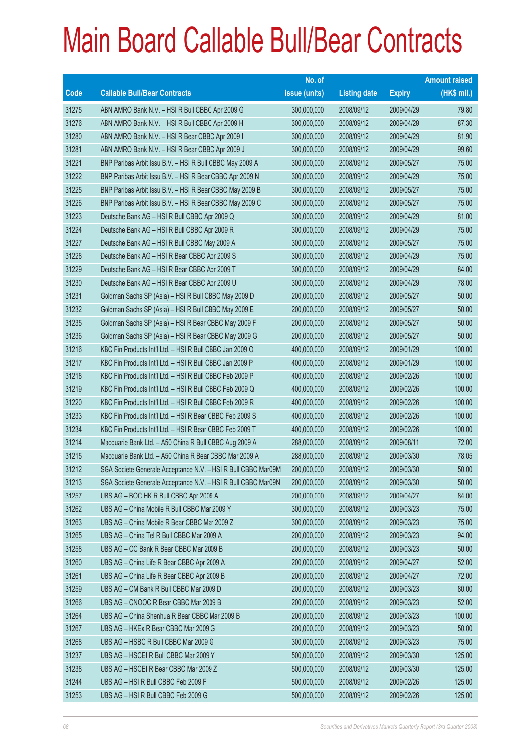# Main Board Callable Bull/Bear Contracts

| Code | Callable Bull/Bear Contracts | No. of issue (units) | Listing date | Expiry | Amount raised (HK$ mil.) |
|---|---|---|---|---|---|
| 31275 | ABN AMRO Bank N.V. – HSI R Bull CBBC Apr 2009 G | 300,000,000 | 2008/09/12 | 2009/04/29 | 79.80 |
| 31276 | ABN AMRO Bank N.V. – HSI R Bull CBBC Apr 2009 H | 300,000,000 | 2008/09/12 | 2009/04/29 | 87.30 |
| 31280 | ABN AMRO Bank N.V. – HSI R Bear CBBC Apr 2009 I | 300,000,000 | 2008/09/12 | 2009/04/29 | 81.90 |
| 31281 | ABN AMRO Bank N.V. – HSI R Bear CBBC Apr 2009 J | 300,000,000 | 2008/09/12 | 2009/04/29 | 99.60 |
| 31221 | BNP Paribas Arbit Issu B.V. – HSI R Bull CBBC May 2009 A | 300,000,000 | 2008/09/12 | 2009/05/27 | 75.00 |
| 31222 | BNP Paribas Arbit Issu B.V. – HSI R Bear CBBC Apr 2009 N | 300,000,000 | 2008/09/12 | 2009/04/29 | 75.00 |
| 31225 | BNP Paribas Arbit Issu B.V. – HSI R Bear CBBC May 2009 B | 300,000,000 | 2008/09/12 | 2009/05/27 | 75.00 |
| 31226 | BNP Paribas Arbit Issu B.V. – HSI R Bear CBBC May 2009 C | 300,000,000 | 2008/09/12 | 2009/05/27 | 75.00 |
| 31223 | Deutsche Bank AG – HSI R Bull CBBC Apr 2009 Q | 300,000,000 | 2008/09/12 | 2009/04/29 | 81.00 |
| 31224 | Deutsche Bank AG – HSI R Bull CBBC Apr 2009 R | 300,000,000 | 2008/09/12 | 2009/04/29 | 75.00 |
| 31227 | Deutsche Bank AG – HSI R Bull CBBC May 2009 A | 300,000,000 | 2008/09/12 | 2009/05/27 | 75.00 |
| 31228 | Deutsche Bank AG – HSI R Bear CBBC Apr 2009 S | 300,000,000 | 2008/09/12 | 2009/04/29 | 75.00 |
| 31229 | Deutsche Bank AG – HSI R Bear CBBC Apr 2009 T | 300,000,000 | 2008/09/12 | 2009/04/29 | 84.00 |
| 31230 | Deutsche Bank AG – HSI R Bear CBBC Apr 2009 U | 300,000,000 | 2008/09/12 | 2009/04/29 | 78.00 |
| 31231 | Goldman Sachs SP (Asia) – HSI R Bull CBBC May 2009 D | 200,000,000 | 2008/09/12 | 2009/05/27 | 50.00 |
| 31232 | Goldman Sachs SP (Asia) – HSI R Bull CBBC May 2009 E | 200,000,000 | 2008/09/12 | 2009/05/27 | 50.00 |
| 31235 | Goldman Sachs SP (Asia) – HSI R Bear CBBC May 2009 F | 200,000,000 | 2008/09/12 | 2009/05/27 | 50.00 |
| 31236 | Goldman Sachs SP (Asia) – HSI R Bear CBBC May 2009 G | 200,000,000 | 2008/09/12 | 2009/05/27 | 50.00 |
| 31216 | KBC Fin Products Int'l Ltd. – HSI R Bull CBBC Jan 2009 O | 400,000,000 | 2008/09/12 | 2009/01/29 | 100.00 |
| 31217 | KBC Fin Products Int'l Ltd. – HSI R Bull CBBC Jan 2009 P | 400,000,000 | 2008/09/12 | 2009/01/29 | 100.00 |
| 31218 | KBC Fin Products Int'l Ltd. – HSI R Bull CBBC Feb 2009 P | 400,000,000 | 2008/09/12 | 2009/02/26 | 100.00 |
| 31219 | KBC Fin Products Int'l Ltd. – HSI R Bull CBBC Feb 2009 Q | 400,000,000 | 2008/09/12 | 2009/02/26 | 100.00 |
| 31220 | KBC Fin Products Int'l Ltd. – HSI R Bull CBBC Feb 2009 R | 400,000,000 | 2008/09/12 | 2009/02/26 | 100.00 |
| 31233 | KBC Fin Products Int'l Ltd. – HSI R Bear CBBC Feb 2009 S | 400,000,000 | 2008/09/12 | 2009/02/26 | 100.00 |
| 31234 | KBC Fin Products Int'l Ltd. – HSI R Bear CBBC Feb 2009 T | 400,000,000 | 2008/09/12 | 2009/02/26 | 100.00 |
| 31214 | Macquarie Bank Ltd. – A50 China R Bull CBBC Aug 2009 A | 288,000,000 | 2008/09/12 | 2009/08/11 | 72.00 |
| 31215 | Macquarie Bank Ltd. – A50 China R Bear CBBC Mar 2009 A | 288,000,000 | 2008/09/12 | 2009/03/30 | 78.05 |
| 31212 | SGA Societe Generale Acceptance N.V. – HSI R Bull CBBC Mar09M | 200,000,000 | 2008/09/12 | 2009/03/30 | 50.00 |
| 31213 | SGA Societe Generale Acceptance N.V. – HSI R Bull CBBC Mar09N | 200,000,000 | 2008/09/12 | 2009/03/30 | 50.00 |
| 31257 | UBS AG – BOC HK R Bull CBBC Apr 2009 A | 200,000,000 | 2008/09/12 | 2009/04/27 | 84.00 |
| 31262 | UBS AG – China Mobile R Bull CBBC Mar 2009 Y | 300,000,000 | 2008/09/12 | 2009/03/23 | 75.00 |
| 31263 | UBS AG – China Mobile R Bear CBBC Mar 2009 Z | 300,000,000 | 2008/09/12 | 2009/03/23 | 75.00 |
| 31265 | UBS AG – China Tel R Bull CBBC Mar 2009 A | 200,000,000 | 2008/09/12 | 2009/03/23 | 94.00 |
| 31258 | UBS AG – CC Bank R Bear CBBC Mar 2009 B | 200,000,000 | 2008/09/12 | 2009/03/23 | 50.00 |
| 31260 | UBS AG – China Life R Bear CBBC Apr 2009 A | 200,000,000 | 2008/09/12 | 2009/04/27 | 52.00 |
| 31261 | UBS AG – China Life R Bear CBBC Apr 2009 B | 200,000,000 | 2008/09/12 | 2009/04/27 | 72.00 |
| 31259 | UBS AG – CM Bank R Bull CBBC Mar 2009 D | 200,000,000 | 2008/09/12 | 2009/03/23 | 80.00 |
| 31266 | UBS AG – CNOOC R Bear CBBC Mar 2009 B | 200,000,000 | 2008/09/12 | 2009/03/23 | 52.00 |
| 31264 | UBS AG – China Shenhua R Bear CBBC Mar 2009 B | 200,000,000 | 2008/09/12 | 2009/03/23 | 100.00 |
| 31267 | UBS AG – HKEx R Bear CBBC Mar 2009 G | 200,000,000 | 2008/09/12 | 2009/03/23 | 50.00 |
| 31268 | UBS AG – HSBC R Bull CBBC Mar 2009 G | 300,000,000 | 2008/09/12 | 2009/03/23 | 75.00 |
| 31237 | UBS AG – HSCEI R Bull CBBC Mar 2009 Y | 500,000,000 | 2008/09/12 | 2009/03/30 | 125.00 |
| 31238 | UBS AG – HSCEI R Bear CBBC Mar 2009 Z | 500,000,000 | 2008/09/12 | 2009/03/30 | 125.00 |
| 31244 | UBS AG – HSI R Bull CBBC Feb 2009 F | 500,000,000 | 2008/09/12 | 2009/02/26 | 125.00 |
| 31253 | UBS AG – HSI R Bull CBBC Feb 2009 G | 500,000,000 | 2008/09/12 | 2009/02/26 | 125.00 |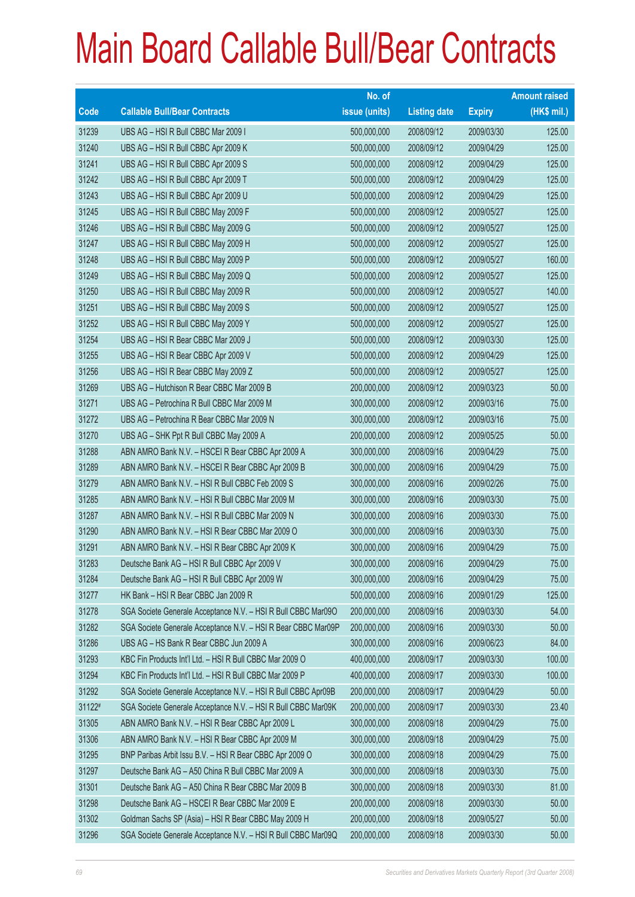# Main Board Callable Bull/Bear Contracts

| Code | Callable Bull/Bear Contracts | No. of issue (units) | Listing date | Expiry | Amount raised (HK$ mil.) |
|---|---|---|---|---|---|
| 31239 | UBS AG – HSI R Bull CBBC Mar 2009 I | 500,000,000 | 2008/09/12 | 2009/03/30 | 125.00 |
| 31240 | UBS AG – HSI R Bull CBBC Apr 2009 K | 500,000,000 | 2008/09/12 | 2009/04/29 | 125.00 |
| 31241 | UBS AG – HSI R Bull CBBC Apr 2009 S | 500,000,000 | 2008/09/12 | 2009/04/29 | 125.00 |
| 31242 | UBS AG – HSI R Bull CBBC Apr 2009 T | 500,000,000 | 2008/09/12 | 2009/04/29 | 125.00 |
| 31243 | UBS AG – HSI R Bull CBBC Apr 2009 U | 500,000,000 | 2008/09/12 | 2009/04/29 | 125.00 |
| 31245 | UBS AG – HSI R Bull CBBC May 2009 F | 500,000,000 | 2008/09/12 | 2009/05/27 | 125.00 |
| 31246 | UBS AG – HSI R Bull CBBC May 2009 G | 500,000,000 | 2008/09/12 | 2009/05/27 | 125.00 |
| 31247 | UBS AG – HSI R Bull CBBC May 2009 H | 500,000,000 | 2008/09/12 | 2009/05/27 | 125.00 |
| 31248 | UBS AG – HSI R Bull CBBC May 2009 P | 500,000,000 | 2008/09/12 | 2009/05/27 | 160.00 |
| 31249 | UBS AG – HSI R Bull CBBC May 2009 Q | 500,000,000 | 2008/09/12 | 2009/05/27 | 125.00 |
| 31250 | UBS AG – HSI R Bull CBBC May 2009 R | 500,000,000 | 2008/09/12 | 2009/05/27 | 140.00 |
| 31251 | UBS AG – HSI R Bull CBBC May 2009 S | 500,000,000 | 2008/09/12 | 2009/05/27 | 125.00 |
| 31252 | UBS AG – HSI R Bull CBBC May 2009 Y | 500,000,000 | 2008/09/12 | 2009/05/27 | 125.00 |
| 31254 | UBS AG – HSI R Bear CBBC Mar 2009 J | 500,000,000 | 2008/09/12 | 2009/03/30 | 125.00 |
| 31255 | UBS AG – HSI R Bear CBBC Apr 2009 V | 500,000,000 | 2008/09/12 | 2009/04/29 | 125.00 |
| 31256 | UBS AG – HSI R Bear CBBC May 2009 Z | 500,000,000 | 2008/09/12 | 2009/05/27 | 125.00 |
| 31269 | UBS AG – Hutchison R Bear CBBC Mar 2009 B | 200,000,000 | 2008/09/12 | 2009/03/23 | 50.00 |
| 31271 | UBS AG – Petrochina R Bull CBBC Mar 2009 M | 300,000,000 | 2008/09/12 | 2009/03/16 | 75.00 |
| 31272 | UBS AG – Petrochina R Bear CBBC Mar 2009 N | 300,000,000 | 2008/09/12 | 2009/03/16 | 75.00 |
| 31270 | UBS AG – SHK Ppt R Bull CBBC May 2009 A | 200,000,000 | 2008/09/12 | 2009/05/25 | 50.00 |
| 31288 | ABN AMRO Bank N.V. – HSCEI R Bear CBBC Apr 2009 A | 300,000,000 | 2008/09/16 | 2009/04/29 | 75.00 |
| 31289 | ABN AMRO Bank N.V. – HSCEI R Bear CBBC Apr 2009 B | 300,000,000 | 2008/09/16 | 2009/04/29 | 75.00 |
| 31279 | ABN AMRO Bank N.V. – HSI R Bull CBBC Feb 2009 S | 300,000,000 | 2008/09/16 | 2009/02/26 | 75.00 |
| 31285 | ABN AMRO Bank N.V. – HSI R Bull CBBC Mar 2009 M | 300,000,000 | 2008/09/16 | 2009/03/30 | 75.00 |
| 31287 | ABN AMRO Bank N.V. – HSI R Bull CBBC Mar 2009 N | 300,000,000 | 2008/09/16 | 2009/03/30 | 75.00 |
| 31290 | ABN AMRO Bank N.V. – HSI R Bear CBBC Mar 2009 O | 300,000,000 | 2008/09/16 | 2009/03/30 | 75.00 |
| 31291 | ABN AMRO Bank N.V. – HSI R Bear CBBC Apr 2009 K | 300,000,000 | 2008/09/16 | 2009/04/29 | 75.00 |
| 31283 | Deutsche Bank AG – HSI R Bull CBBC Apr 2009 V | 300,000,000 | 2008/09/16 | 2009/04/29 | 75.00 |
| 31284 | Deutsche Bank AG – HSI R Bull CBBC Apr 2009 W | 300,000,000 | 2008/09/16 | 2009/04/29 | 75.00 |
| 31277 | HK Bank – HSI R Bear CBBC Jan 2009 R | 500,000,000 | 2008/09/16 | 2009/01/29 | 125.00 |
| 31278 | SGA Societe Generale Acceptance N.V. – HSI R Bull CBBC Mar09O | 200,000,000 | 2008/09/16 | 2009/03/30 | 54.00 |
| 31282 | SGA Societe Generale Acceptance N.V. – HSI R Bear CBBC Mar09P | 200,000,000 | 2008/09/16 | 2009/03/30 | 50.00 |
| 31286 | UBS AG – HS Bank R Bear CBBC Jun 2009 A | 300,000,000 | 2008/09/16 | 2009/06/23 | 84.00 |
| 31293 | KBC Fin Products Int'l Ltd. – HSI R Bull CBBC Mar 2009 O | 400,000,000 | 2008/09/17 | 2009/03/30 | 100.00 |
| 31294 | KBC Fin Products Int'l Ltd. – HSI R Bull CBBC Mar 2009 P | 400,000,000 | 2008/09/17 | 2009/03/30 | 100.00 |
| 31292 | SGA Societe Generale Acceptance N.V. – HSI R Bull CBBC Apr09B | 200,000,000 | 2008/09/17 | 2009/04/29 | 50.00 |
| 31122# | SGA Societe Generale Acceptance N.V. – HSI R Bull CBBC Mar09K | 200,000,000 | 2008/09/17 | 2009/03/30 | 23.40 |
| 31305 | ABN AMRO Bank N.V. – HSI R Bear CBBC Apr 2009 L | 300,000,000 | 2008/09/18 | 2009/04/29 | 75.00 |
| 31306 | ABN AMRO Bank N.V. – HSI R Bear CBBC Apr 2009 M | 300,000,000 | 2008/09/18 | 2009/04/29 | 75.00 |
| 31295 | BNP Paribas Arbit Issu B.V. – HSI R Bear CBBC Apr 2009 O | 300,000,000 | 2008/09/18 | 2009/04/29 | 75.00 |
| 31297 | Deutsche Bank AG – A50 China R Bull CBBC Mar 2009 A | 300,000,000 | 2008/09/18 | 2009/03/30 | 75.00 |
| 31301 | Deutsche Bank AG – A50 China R Bear CBBC Mar 2009 B | 300,000,000 | 2008/09/18 | 2009/03/30 | 81.00 |
| 31298 | Deutsche Bank AG – HSCEI R Bear CBBC Mar 2009 E | 200,000,000 | 2008/09/18 | 2009/03/30 | 50.00 |
| 31302 | Goldman Sachs SP (Asia) – HSI R Bear CBBC May 2009 H | 200,000,000 | 2008/09/18 | 2009/05/27 | 50.00 |
| 31296 | SGA Societe Generale Acceptance N.V. – HSI R Bull CBBC Mar09Q | 200,000,000 | 2008/09/18 | 2009/03/30 | 50.00 |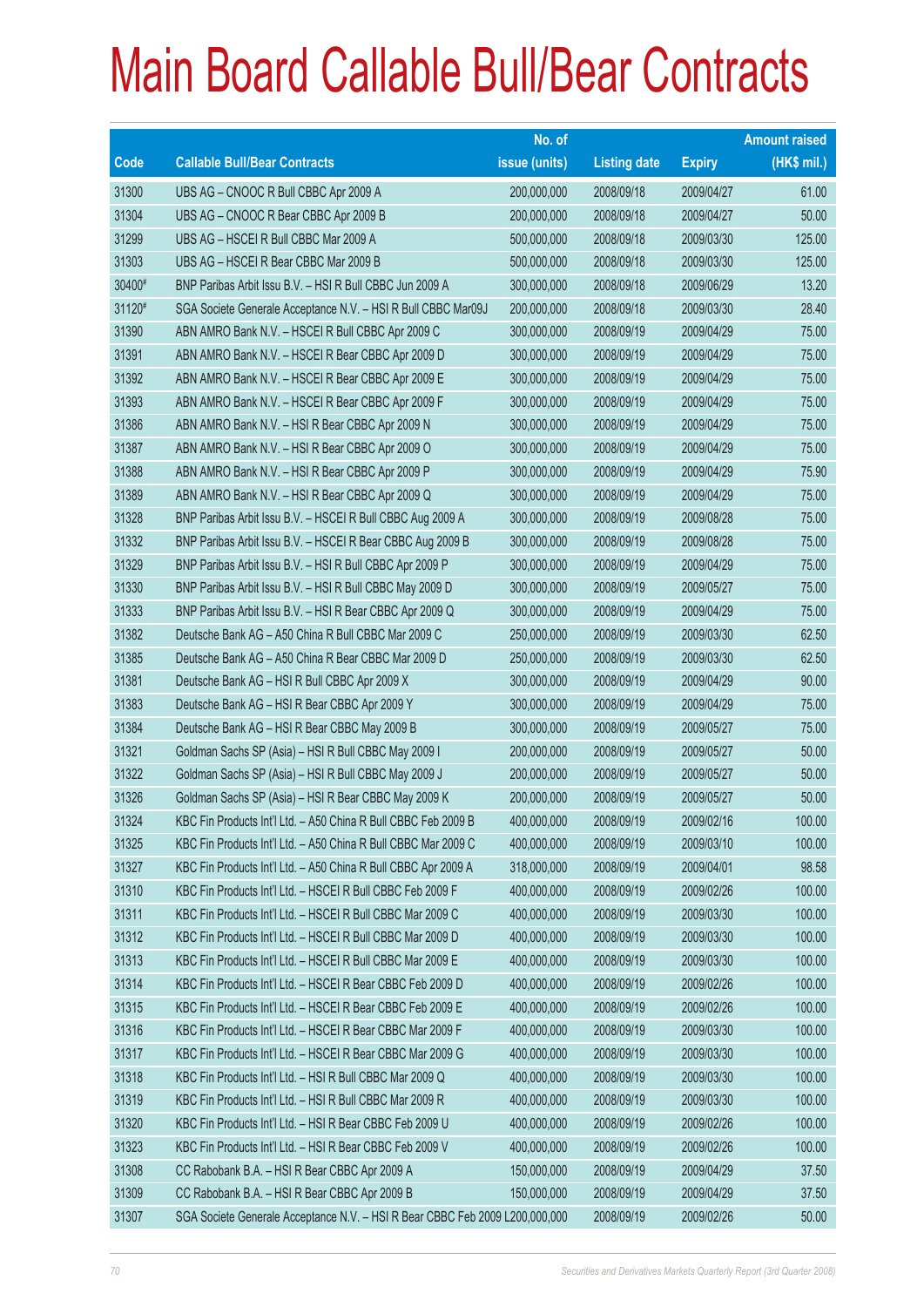# Main Board Callable Bull/Bear Contracts

| Code | Callable Bull/Bear Contracts | No. of issue (units) | Listing date | Expiry | Amount raised (HK$ mil.) |
|---|---|---|---|---|---|
| 31300 | UBS AG – CNOOC R Bull CBBC Apr 2009 A | 200,000,000 | 2008/09/18 | 2009/04/27 | 61.00 |
| 31304 | UBS AG – CNOOC R Bear CBBC Apr 2009 B | 200,000,000 | 2008/09/18 | 2009/04/27 | 50.00 |
| 31299 | UBS AG – HSCEI R Bull CBBC Mar 2009 A | 500,000,000 | 2008/09/18 | 2009/03/30 | 125.00 |
| 31303 | UBS AG – HSCEI R Bear CBBC Mar 2009 B | 500,000,000 | 2008/09/18 | 2009/03/30 | 125.00 |
| 30400# | BNP Paribas Arbit Issu B.V. – HSI R Bull CBBC Jun 2009 A | 300,000,000 | 2008/09/18 | 2009/06/29 | 13.20 |
| 31120# | SGA Societe Generale Acceptance N.V. – HSI R Bull CBBC Mar09J | 200,000,000 | 2008/09/18 | 2009/03/30 | 28.40 |
| 31390 | ABN AMRO Bank N.V. – HSCEI R Bull CBBC Apr 2009 C | 300,000,000 | 2008/09/19 | 2009/04/29 | 75.00 |
| 31391 | ABN AMRO Bank N.V. – HSCEI R Bear CBBC Apr 2009 D | 300,000,000 | 2008/09/19 | 2009/04/29 | 75.00 |
| 31392 | ABN AMRO Bank N.V. – HSCEI R Bear CBBC Apr 2009 E | 300,000,000 | 2008/09/19 | 2009/04/29 | 75.00 |
| 31393 | ABN AMRO Bank N.V. – HSCEI R Bear CBBC Apr 2009 F | 300,000,000 | 2008/09/19 | 2009/04/29 | 75.00 |
| 31386 | ABN AMRO Bank N.V. – HSI R Bear CBBC Apr 2009 N | 300,000,000 | 2008/09/19 | 2009/04/29 | 75.00 |
| 31387 | ABN AMRO Bank N.V. – HSI R Bear CBBC Apr 2009 O | 300,000,000 | 2008/09/19 | 2009/04/29 | 75.00 |
| 31388 | ABN AMRO Bank N.V. – HSI R Bear CBBC Apr 2009 P | 300,000,000 | 2008/09/19 | 2009/04/29 | 75.90 |
| 31389 | ABN AMRO Bank N.V. – HSI R Bear CBBC Apr 2009 Q | 300,000,000 | 2008/09/19 | 2009/04/29 | 75.00 |
| 31328 | BNP Paribas Arbit Issu B.V. – HSCEI R Bull CBBC Aug 2009 A | 300,000,000 | 2008/09/19 | 2009/08/28 | 75.00 |
| 31332 | BNP Paribas Arbit Issu B.V. – HSCEI R Bear CBBC Aug 2009 B | 300,000,000 | 2008/09/19 | 2009/08/28 | 75.00 |
| 31329 | BNP Paribas Arbit Issu B.V. – HSI R Bull CBBC Apr 2009 P | 300,000,000 | 2008/09/19 | 2009/04/29 | 75.00 |
| 31330 | BNP Paribas Arbit Issu B.V. – HSI R Bull CBBC May 2009 D | 300,000,000 | 2008/09/19 | 2009/05/27 | 75.00 |
| 31333 | BNP Paribas Arbit Issu B.V. – HSI R Bear CBBC Apr 2009 Q | 300,000,000 | 2008/09/19 | 2009/04/29 | 75.00 |
| 31382 | Deutsche Bank AG – A50 China R Bull CBBC Mar 2009 C | 250,000,000 | 2008/09/19 | 2009/03/30 | 62.50 |
| 31385 | Deutsche Bank AG – A50 China R Bear CBBC Mar 2009 D | 250,000,000 | 2008/09/19 | 2009/03/30 | 62.50 |
| 31381 | Deutsche Bank AG – HSI R Bull CBBC Apr 2009 X | 300,000,000 | 2008/09/19 | 2009/04/29 | 90.00 |
| 31383 | Deutsche Bank AG – HSI R Bear CBBC Apr 2009 Y | 300,000,000 | 2008/09/19 | 2009/04/29 | 75.00 |
| 31384 | Deutsche Bank AG – HSI R Bear CBBC May 2009 B | 300,000,000 | 2008/09/19 | 2009/05/27 | 75.00 |
| 31321 | Goldman Sachs SP (Asia) – HSI R Bull CBBC May 2009 I | 200,000,000 | 2008/09/19 | 2009/05/27 | 50.00 |
| 31322 | Goldman Sachs SP (Asia) – HSI R Bull CBBC May 2009 J | 200,000,000 | 2008/09/19 | 2009/05/27 | 50.00 |
| 31326 | Goldman Sachs SP (Asia) – HSI R Bear CBBC May 2009 K | 200,000,000 | 2008/09/19 | 2009/05/27 | 50.00 |
| 31324 | KBC Fin Products Int'l Ltd. – A50 China R Bull CBBC Feb 2009 B | 400,000,000 | 2008/09/19 | 2009/02/16 | 100.00 |
| 31325 | KBC Fin Products Int'l Ltd. – A50 China R Bull CBBC Mar 2009 C | 400,000,000 | 2008/09/19 | 2009/03/10 | 100.00 |
| 31327 | KBC Fin Products Int'l Ltd. – A50 China R Bull CBBC Apr 2009 A | 318,000,000 | 2008/09/19 | 2009/04/01 | 98.58 |
| 31310 | KBC Fin Products Int'l Ltd. – HSCEI R Bull CBBC Feb 2009 F | 400,000,000 | 2008/09/19 | 2009/02/26 | 100.00 |
| 31311 | KBC Fin Products Int'l Ltd. – HSCEI R Bull CBBC Mar 2009 C | 400,000,000 | 2008/09/19 | 2009/03/30 | 100.00 |
| 31312 | KBC Fin Products Int'l Ltd. – HSCEI R Bull CBBC Mar 2009 D | 400,000,000 | 2008/09/19 | 2009/03/30 | 100.00 |
| 31313 | KBC Fin Products Int'l Ltd. – HSCEI R Bull CBBC Mar 2009 E | 400,000,000 | 2008/09/19 | 2009/03/30 | 100.00 |
| 31314 | KBC Fin Products Int'l Ltd. – HSCEI R Bear CBBC Feb 2009 D | 400,000,000 | 2008/09/19 | 2009/02/26 | 100.00 |
| 31315 | KBC Fin Products Int'l Ltd. – HSCEI R Bear CBBC Feb 2009 E | 400,000,000 | 2008/09/19 | 2009/02/26 | 100.00 |
| 31316 | KBC Fin Products Int'l Ltd. – HSCEI R Bear CBBC Mar 2009 F | 400,000,000 | 2008/09/19 | 2009/03/30 | 100.00 |
| 31317 | KBC Fin Products Int'l Ltd. – HSCEI R Bear CBBC Mar 2009 G | 400,000,000 | 2008/09/19 | 2009/03/30 | 100.00 |
| 31318 | KBC Fin Products Int'l Ltd. – HSI R Bull CBBC Mar 2009 Q | 400,000,000 | 2008/09/19 | 2009/03/30 | 100.00 |
| 31319 | KBC Fin Products Int'l Ltd. – HSI R Bull CBBC Mar 2009 R | 400,000,000 | 2008/09/19 | 2009/03/30 | 100.00 |
| 31320 | KBC Fin Products Int'l Ltd. – HSI R Bear CBBC Feb 2009 U | 400,000,000 | 2008/09/19 | 2009/02/26 | 100.00 |
| 31323 | KBC Fin Products Int'l Ltd. – HSI R Bear CBBC Feb 2009 V | 400,000,000 | 2008/09/19 | 2009/02/26 | 100.00 |
| 31308 | CC Rabobank B.A. – HSI R Bear CBBC Apr 2009 A | 150,000,000 | 2008/09/19 | 2009/04/29 | 37.50 |
| 31309 | CC Rabobank B.A. – HSI R Bear CBBC Apr 2009 B | 150,000,000 | 2008/09/19 | 2009/04/29 | 37.50 |
| 31307 | SGA Societe Generale Acceptance N.V. – HSI R Bear CBBC Feb 2009 L | 200,000,000 | 2008/09/19 | 2009/02/26 | 50.00 |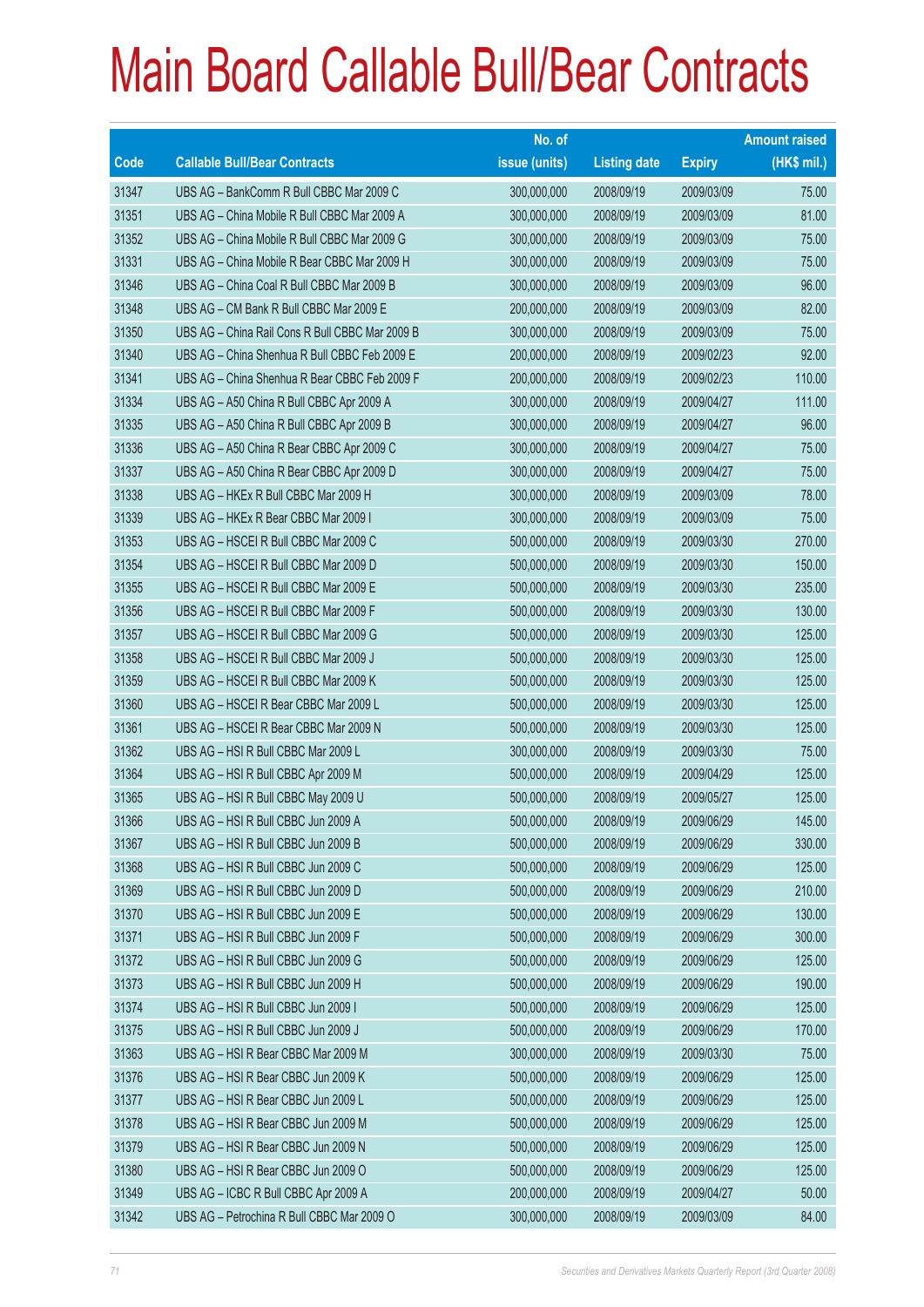# Main Board Callable Bull/Bear Contracts

| Code | Callable Bull/Bear Contracts | No. of issue (units) | Listing date | Expiry | Amount raised (HK$ mil.) |
|---|---|---|---|---|---|
| 31347 | UBS AG – BankComm R Bull CBBC Mar 2009 C | 300,000,000 | 2008/09/19 | 2009/03/09 | 75.00 |
| 31351 | UBS AG – China Mobile R Bull CBBC Mar 2009 A | 300,000,000 | 2008/09/19 | 2009/03/09 | 81.00 |
| 31352 | UBS AG – China Mobile R Bull CBBC Mar 2009 G | 300,000,000 | 2008/09/19 | 2009/03/09 | 75.00 |
| 31331 | UBS AG – China Mobile R Bear CBBC Mar 2009 H | 300,000,000 | 2008/09/19 | 2009/03/09 | 75.00 |
| 31346 | UBS AG – China Coal R Bull CBBC Mar 2009 B | 300,000,000 | 2008/09/19 | 2009/03/09 | 96.00 |
| 31348 | UBS AG – CM Bank R Bull CBBC Mar 2009 E | 200,000,000 | 2008/09/19 | 2009/03/09 | 82.00 |
| 31350 | UBS AG – China Rail Cons R Bull CBBC Mar 2009 B | 300,000,000 | 2008/09/19 | 2009/03/09 | 75.00 |
| 31340 | UBS AG – China Shenhua R Bull CBBC Feb 2009 E | 200,000,000 | 2008/09/19 | 2009/02/23 | 92.00 |
| 31341 | UBS AG – China Shenhua R Bear CBBC Feb 2009 F | 200,000,000 | 2008/09/19 | 2009/02/23 | 110.00 |
| 31334 | UBS AG – A50 China R Bull CBBC Apr 2009 A | 300,000,000 | 2008/09/19 | 2009/04/27 | 111.00 |
| 31335 | UBS AG – A50 China R Bull CBBC Apr 2009 B | 300,000,000 | 2008/09/19 | 2009/04/27 | 96.00 |
| 31336 | UBS AG – A50 China R Bear CBBC Apr 2009 C | 300,000,000 | 2008/09/19 | 2009/04/27 | 75.00 |
| 31337 | UBS AG – A50 China R Bear CBBC Apr 2009 D | 300,000,000 | 2008/09/19 | 2009/04/27 | 75.00 |
| 31338 | UBS AG – HKEx R Bull CBBC Mar 2009 H | 300,000,000 | 2008/09/19 | 2009/03/09 | 78.00 |
| 31339 | UBS AG – HKEx R Bear CBBC Mar 2009 I | 300,000,000 | 2008/09/19 | 2009/03/09 | 75.00 |
| 31353 | UBS AG – HSCEI R Bull CBBC Mar 2009 C | 500,000,000 | 2008/09/19 | 2009/03/30 | 270.00 |
| 31354 | UBS AG – HSCEI R Bull CBBC Mar 2009 D | 500,000,000 | 2008/09/19 | 2009/03/30 | 150.00 |
| 31355 | UBS AG – HSCEI R Bull CBBC Mar 2009 E | 500,000,000 | 2008/09/19 | 2009/03/30 | 235.00 |
| 31356 | UBS AG – HSCEI R Bull CBBC Mar 2009 F | 500,000,000 | 2008/09/19 | 2009/03/30 | 130.00 |
| 31357 | UBS AG – HSCEI R Bull CBBC Mar 2009 G | 500,000,000 | 2008/09/19 | 2009/03/30 | 125.00 |
| 31358 | UBS AG – HSCEI R Bull CBBC Mar 2009 J | 500,000,000 | 2008/09/19 | 2009/03/30 | 125.00 |
| 31359 | UBS AG – HSCEI R Bull CBBC Mar 2009 K | 500,000,000 | 2008/09/19 | 2009/03/30 | 125.00 |
| 31360 | UBS AG – HSCEI R Bear CBBC Mar 2009 L | 500,000,000 | 2008/09/19 | 2009/03/30 | 125.00 |
| 31361 | UBS AG – HSCEI R Bear CBBC Mar 2009 N | 500,000,000 | 2008/09/19 | 2009/03/30 | 125.00 |
| 31362 | UBS AG – HSI R Bull CBBC Mar 2009 L | 300,000,000 | 2008/09/19 | 2009/03/30 | 75.00 |
| 31364 | UBS AG – HSI R Bull CBBC Apr 2009 M | 500,000,000 | 2008/09/19 | 2009/04/29 | 125.00 |
| 31365 | UBS AG – HSI R Bull CBBC May 2009 U | 500,000,000 | 2008/09/19 | 2009/05/27 | 125.00 |
| 31366 | UBS AG – HSI R Bull CBBC Jun 2009 A | 500,000,000 | 2008/09/19 | 2009/06/29 | 145.00 |
| 31367 | UBS AG – HSI R Bull CBBC Jun 2009 B | 500,000,000 | 2008/09/19 | 2009/06/29 | 330.00 |
| 31368 | UBS AG – HSI R Bull CBBC Jun 2009 C | 500,000,000 | 2008/09/19 | 2009/06/29 | 125.00 |
| 31369 | UBS AG – HSI R Bull CBBC Jun 2009 D | 500,000,000 | 2008/09/19 | 2009/06/29 | 210.00 |
| 31370 | UBS AG – HSI R Bull CBBC Jun 2009 E | 500,000,000 | 2008/09/19 | 2009/06/29 | 130.00 |
| 31371 | UBS AG – HSI R Bull CBBC Jun 2009 F | 500,000,000 | 2008/09/19 | 2009/06/29 | 300.00 |
| 31372 | UBS AG – HSI R Bull CBBC Jun 2009 G | 500,000,000 | 2008/09/19 | 2009/06/29 | 125.00 |
| 31373 | UBS AG – HSI R Bull CBBC Jun 2009 H | 500,000,000 | 2008/09/19 | 2009/06/29 | 190.00 |
| 31374 | UBS AG – HSI R Bull CBBC Jun 2009 I | 500,000,000 | 2008/09/19 | 2009/06/29 | 125.00 |
| 31375 | UBS AG – HSI R Bull CBBC Jun 2009 J | 500,000,000 | 2008/09/19 | 2009/06/29 | 170.00 |
| 31363 | UBS AG – HSI R Bear CBBC Mar 2009 M | 300,000,000 | 2008/09/19 | 2009/03/30 | 75.00 |
| 31376 | UBS AG – HSI R Bear CBBC Jun 2009 K | 500,000,000 | 2008/09/19 | 2009/06/29 | 125.00 |
| 31377 | UBS AG – HSI R Bear CBBC Jun 2009 L | 500,000,000 | 2008/09/19 | 2009/06/29 | 125.00 |
| 31378 | UBS AG – HSI R Bear CBBC Jun 2009 M | 500,000,000 | 2008/09/19 | 2009/06/29 | 125.00 |
| 31379 | UBS AG – HSI R Bear CBBC Jun 2009 N | 500,000,000 | 2008/09/19 | 2009/06/29 | 125.00 |
| 31380 | UBS AG – HSI R Bear CBBC Jun 2009 O | 500,000,000 | 2008/09/19 | 2009/06/29 | 125.00 |
| 31349 | UBS AG – ICBC R Bull CBBC Apr 2009 A | 200,000,000 | 2008/09/19 | 2009/04/27 | 50.00 |
| 31342 | UBS AG – Petrochina R Bull CBBC Mar 2009 O | 300,000,000 | 2008/09/19 | 2009/03/09 | 84.00 |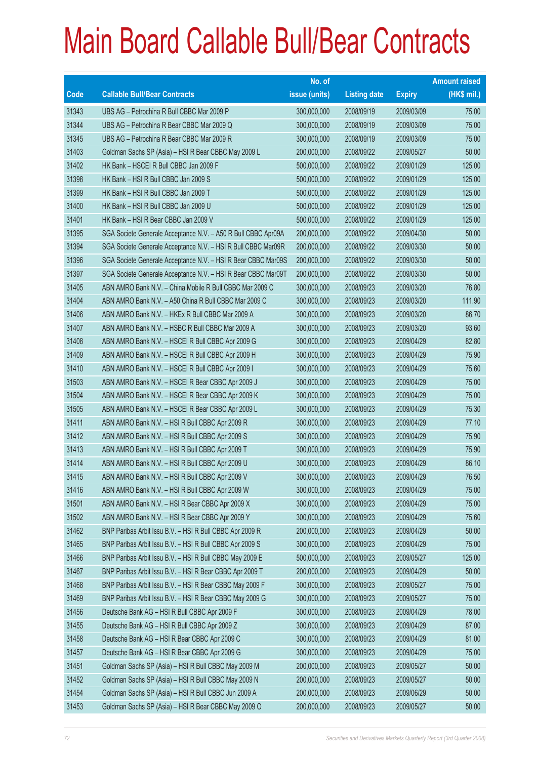# Main Board Callable Bull/Bear Contracts

| Code | Callable Bull/Bear Contracts | No. of issue (units) | Listing date | Expiry | Amount raised (HK$ mil.) |
|---|---|---|---|---|---|
| 31343 | UBS AG – Petrochina R Bull CBBC Mar 2009 P | 300,000,000 | 2008/09/19 | 2009/03/09 | 75.00 |
| 31344 | UBS AG – Petrochina R Bear CBBC Mar 2009 Q | 300,000,000 | 2008/09/19 | 2009/03/09 | 75.00 |
| 31345 | UBS AG – Petrochina R Bear CBBC Mar 2009 R | 300,000,000 | 2008/09/19 | 2009/03/09 | 75.00 |
| 31403 | Goldman Sachs SP (Asia) – HSI R Bear CBBC May 2009 L | 200,000,000 | 2008/09/22 | 2009/05/27 | 50.00 |
| 31402 | HK Bank – HSCEI R Bull CBBC Jan 2009 F | 500,000,000 | 2008/09/22 | 2009/01/29 | 125.00 |
| 31398 | HK Bank – HSI R Bull CBBC Jan 2009 S | 500,000,000 | 2008/09/22 | 2009/01/29 | 125.00 |
| 31399 | HK Bank – HSI R Bull CBBC Jan 2009 T | 500,000,000 | 2008/09/22 | 2009/01/29 | 125.00 |
| 31400 | HK Bank – HSI R Bull CBBC Jan 2009 U | 500,000,000 | 2008/09/22 | 2009/01/29 | 125.00 |
| 31401 | HK Bank – HSI R Bear CBBC Jan 2009 V | 500,000,000 | 2008/09/22 | 2009/01/29 | 125.00 |
| 31395 | SGA Societe Generale Acceptance N.V. – A50 R Bull CBBC Apr09A | 200,000,000 | 2008/09/22 | 2009/04/30 | 50.00 |
| 31394 | SGA Societe Generale Acceptance N.V. – HSI R Bull CBBC Mar09R | 200,000,000 | 2008/09/22 | 2009/03/30 | 50.00 |
| 31396 | SGA Societe Generale Acceptance N.V. – HSI R Bear CBBC Mar09S | 200,000,000 | 2008/09/22 | 2009/03/30 | 50.00 |
| 31397 | SGA Societe Generale Acceptance N.V. – HSI R Bear CBBC Mar09T | 200,000,000 | 2008/09/22 | 2009/03/30 | 50.00 |
| 31405 | ABN AMRO Bank N.V. – China Mobile R Bull CBBC Mar 2009 C | 300,000,000 | 2008/09/23 | 2009/03/20 | 76.80 |
| 31404 | ABN AMRO Bank N.V. – A50 China R Bull CBBC Mar 2009 C | 300,000,000 | 2008/09/23 | 2009/03/20 | 111.90 |
| 31406 | ABN AMRO Bank N.V. – HKEx R Bull CBBC Mar 2009 A | 300,000,000 | 2008/09/23 | 2009/03/20 | 86.70 |
| 31407 | ABN AMRO Bank N.V. – HSBC R Bull CBBC Mar 2009 A | 300,000,000 | 2008/09/23 | 2009/03/20 | 93.60 |
| 31408 | ABN AMRO Bank N.V. – HSCEI R Bull CBBC Apr 2009 G | 300,000,000 | 2008/09/23 | 2009/04/29 | 82.80 |
| 31409 | ABN AMRO Bank N.V. – HSCEI R Bull CBBC Apr 2009 H | 300,000,000 | 2008/09/23 | 2009/04/29 | 75.90 |
| 31410 | ABN AMRO Bank N.V. – HSCEI R Bull CBBC Apr 2009 I | 300,000,000 | 2008/09/23 | 2009/04/29 | 75.60 |
| 31503 | ABN AMRO Bank N.V. – HSCEI R Bear CBBC Apr 2009 J | 300,000,000 | 2008/09/23 | 2009/04/29 | 75.00 |
| 31504 | ABN AMRO Bank N.V. – HSCEI R Bear CBBC Apr 2009 K | 300,000,000 | 2008/09/23 | 2009/04/29 | 75.00 |
| 31505 | ABN AMRO Bank N.V. – HSCEI R Bear CBBC Apr 2009 L | 300,000,000 | 2008/09/23 | 2009/04/29 | 75.30 |
| 31411 | ABN AMRO Bank N.V. – HSI R Bull CBBC Apr 2009 R | 300,000,000 | 2008/09/23 | 2009/04/29 | 77.10 |
| 31412 | ABN AMRO Bank N.V. – HSI R Bull CBBC Apr 2009 S | 300,000,000 | 2008/09/23 | 2009/04/29 | 75.90 |
| 31413 | ABN AMRO Bank N.V. – HSI R Bull CBBC Apr 2009 T | 300,000,000 | 2008/09/23 | 2009/04/29 | 75.90 |
| 31414 | ABN AMRO Bank N.V. – HSI R Bull CBBC Apr 2009 U | 300,000,000 | 2008/09/23 | 2009/04/29 | 86.10 |
| 31415 | ABN AMRO Bank N.V. – HSI R Bull CBBC Apr 2009 V | 300,000,000 | 2008/09/23 | 2009/04/29 | 76.50 |
| 31416 | ABN AMRO Bank N.V. – HSI R Bull CBBC Apr 2009 W | 300,000,000 | 2008/09/23 | 2009/04/29 | 75.00 |
| 31501 | ABN AMRO Bank N.V. – HSI R Bear CBBC Apr 2009 X | 300,000,000 | 2008/09/23 | 2009/04/29 | 75.00 |
| 31502 | ABN AMRO Bank N.V. – HSI R Bear CBBC Apr 2009 Y | 300,000,000 | 2008/09/23 | 2009/04/29 | 75.60 |
| 31462 | BNP Paribas Arbit Issu B.V. – HSI R Bull CBBC Apr 2009 R | 200,000,000 | 2008/09/23 | 2009/04/29 | 50.00 |
| 31465 | BNP Paribas Arbit Issu B.V. – HSI R Bull CBBC Apr 2009 S | 300,000,000 | 2008/09/23 | 2009/04/29 | 75.00 |
| 31466 | BNP Paribas Arbit Issu B.V. – HSI R Bull CBBC May 2009 E | 500,000,000 | 2008/09/23 | 2009/05/27 | 125.00 |
| 31467 | BNP Paribas Arbit Issu B.V. – HSI R Bear CBBC Apr 2009 T | 200,000,000 | 2008/09/23 | 2009/04/29 | 50.00 |
| 31468 | BNP Paribas Arbit Issu B.V. – HSI R Bear CBBC May 2009 F | 300,000,000 | 2008/09/23 | 2009/05/27 | 75.00 |
| 31469 | BNP Paribas Arbit Issu B.V. – HSI R Bear CBBC May 2009 G | 300,000,000 | 2008/09/23 | 2009/05/27 | 75.00 |
| 31456 | Deutsche Bank AG – HSI R Bull CBBC Apr 2009 F | 300,000,000 | 2008/09/23 | 2009/04/29 | 78.00 |
| 31455 | Deutsche Bank AG – HSI R Bull CBBC Apr 2009 Z | 300,000,000 | 2008/09/23 | 2009/04/29 | 87.00 |
| 31458 | Deutsche Bank AG – HSI R Bear CBBC Apr 2009 C | 300,000,000 | 2008/09/23 | 2009/04/29 | 81.00 |
| 31457 | Deutsche Bank AG – HSI R Bear CBBC Apr 2009 G | 300,000,000 | 2008/09/23 | 2009/04/29 | 75.00 |
| 31451 | Goldman Sachs SP (Asia) – HSI R Bull CBBC May 2009 M | 200,000,000 | 2008/09/23 | 2009/05/27 | 50.00 |
| 31452 | Goldman Sachs SP (Asia) – HSI R Bull CBBC May 2009 N | 200,000,000 | 2008/09/23 | 2009/05/27 | 50.00 |
| 31454 | Goldman Sachs SP (Asia) – HSI R Bull CBBC Jun 2009 A | 200,000,000 | 2008/09/23 | 2009/06/29 | 50.00 |
| 31453 | Goldman Sachs SP (Asia) – HSI R Bear CBBC May 2009 O | 200,000,000 | 2008/09/23 | 2009/05/27 | 50.00 |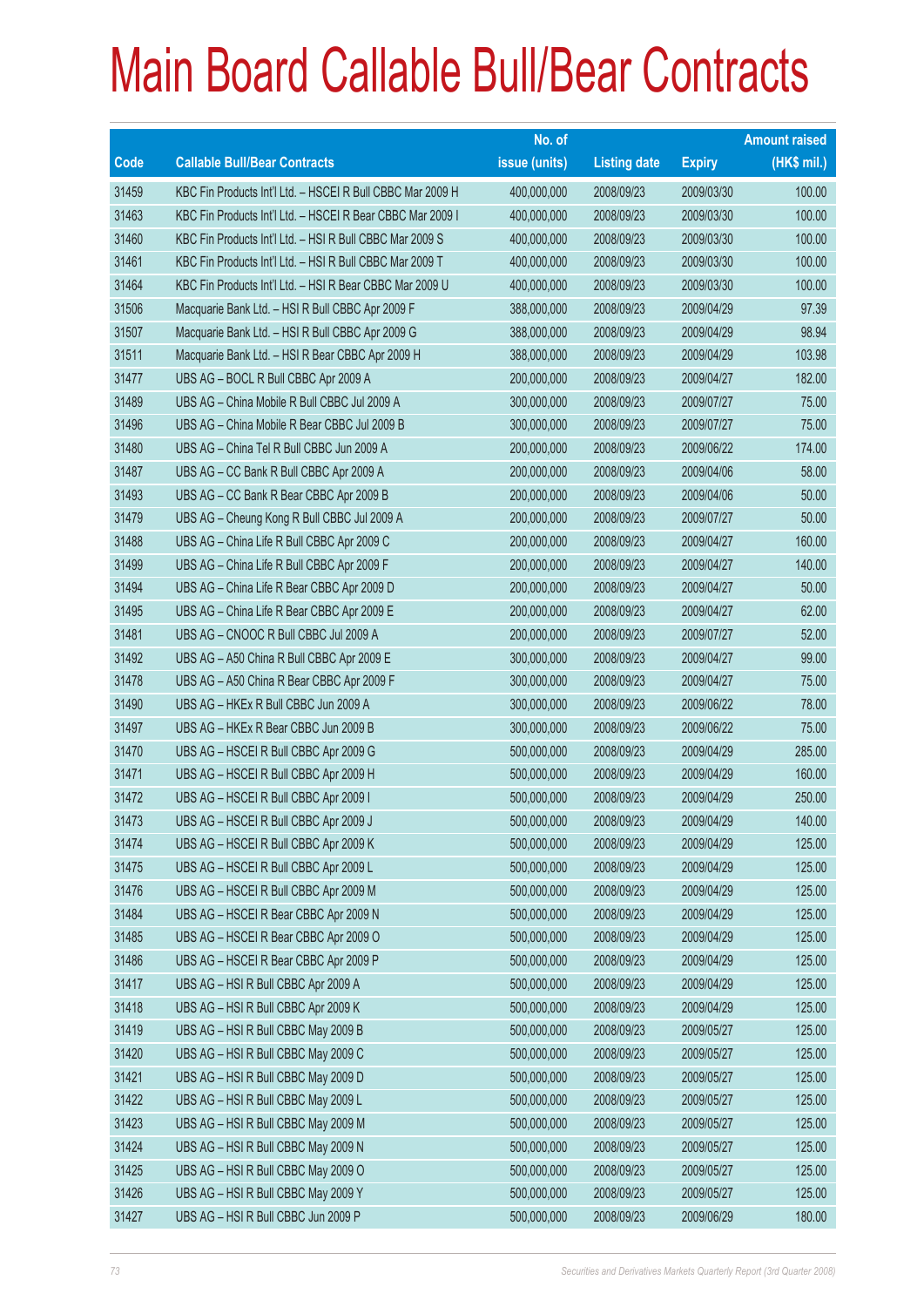# Main Board Callable Bull/Bear Contracts

| Code | Callable Bull/Bear Contracts | No. of issue (units) | Listing date | Expiry | Amount raised (HK$ mil.) |
|---|---|---|---|---|---|
| 31459 | KBC Fin Products Int'l Ltd. – HSCEI R Bull CBBC Mar 2009 H | 400,000,000 | 2008/09/23 | 2009/03/30 | 100.00 |
| 31463 | KBC Fin Products Int'l Ltd. – HSCEI R Bear CBBC Mar 2009 I | 400,000,000 | 2008/09/23 | 2009/03/30 | 100.00 |
| 31460 | KBC Fin Products Int'l Ltd. – HSI R Bull CBBC Mar 2009 S | 400,000,000 | 2008/09/23 | 2009/03/30 | 100.00 |
| 31461 | KBC Fin Products Int'l Ltd. – HSI R Bull CBBC Mar 2009 T | 400,000,000 | 2008/09/23 | 2009/03/30 | 100.00 |
| 31464 | KBC Fin Products Int'l Ltd. – HSI R Bear CBBC Mar 2009 U | 400,000,000 | 2008/09/23 | 2009/03/30 | 100.00 |
| 31506 | Macquarie Bank Ltd. – HSI R Bull CBBC Apr 2009 F | 388,000,000 | 2008/09/23 | 2009/04/29 | 97.39 |
| 31507 | Macquarie Bank Ltd. – HSI R Bull CBBC Apr 2009 G | 388,000,000 | 2008/09/23 | 2009/04/29 | 98.94 |
| 31511 | Macquarie Bank Ltd. – HSI R Bear CBBC Apr 2009 H | 388,000,000 | 2008/09/23 | 2009/04/29 | 103.98 |
| 31477 | UBS AG – BOCL R Bull CBBC Apr 2009 A | 200,000,000 | 2008/09/23 | 2009/04/27 | 182.00 |
| 31489 | UBS AG – China Mobile R Bull CBBC Jul 2009 A | 300,000,000 | 2008/09/23 | 2009/07/27 | 75.00 |
| 31496 | UBS AG – China Mobile R Bear CBBC Jul 2009 B | 300,000,000 | 2008/09/23 | 2009/07/27 | 75.00 |
| 31480 | UBS AG – China Tel R Bull CBBC Jun 2009 A | 200,000,000 | 2008/09/23 | 2009/06/22 | 174.00 |
| 31487 | UBS AG – CC Bank R Bull CBBC Apr 2009 A | 200,000,000 | 2008/09/23 | 2009/04/06 | 58.00 |
| 31493 | UBS AG – CC Bank R Bear CBBC Apr 2009 B | 200,000,000 | 2008/09/23 | 2009/04/06 | 50.00 |
| 31479 | UBS AG – Cheung Kong R Bull CBBC Jul 2009 A | 200,000,000 | 2008/09/23 | 2009/07/27 | 50.00 |
| 31488 | UBS AG – China Life R Bull CBBC Apr 2009 C | 200,000,000 | 2008/09/23 | 2009/04/27 | 160.00 |
| 31499 | UBS AG – China Life R Bull CBBC Apr 2009 F | 200,000,000 | 2008/09/23 | 2009/04/27 | 140.00 |
| 31494 | UBS AG – China Life R Bear CBBC Apr 2009 D | 200,000,000 | 2008/09/23 | 2009/04/27 | 50.00 |
| 31495 | UBS AG – China Life R Bear CBBC Apr 2009 E | 200,000,000 | 2008/09/23 | 2009/04/27 | 62.00 |
| 31481 | UBS AG – CNOOC R Bull CBBC Jul 2009 A | 200,000,000 | 2008/09/23 | 2009/07/27 | 52.00 |
| 31492 | UBS AG – A50 China R Bull CBBC Apr 2009 E | 300,000,000 | 2008/09/23 | 2009/04/27 | 99.00 |
| 31478 | UBS AG – A50 China R Bear CBBC Apr 2009 F | 300,000,000 | 2008/09/23 | 2009/04/27 | 75.00 |
| 31490 | UBS AG – HKEx R Bull CBBC Jun 2009 A | 300,000,000 | 2008/09/23 | 2009/06/22 | 78.00 |
| 31497 | UBS AG – HKEx R Bear CBBC Jun 2009 B | 300,000,000 | 2008/09/23 | 2009/06/22 | 75.00 |
| 31470 | UBS AG – HSCEI R Bull CBBC Apr 2009 G | 500,000,000 | 2008/09/23 | 2009/04/29 | 285.00 |
| 31471 | UBS AG – HSCEI R Bull CBBC Apr 2009 H | 500,000,000 | 2008/09/23 | 2009/04/29 | 160.00 |
| 31472 | UBS AG – HSCEI R Bull CBBC Apr 2009 I | 500,000,000 | 2008/09/23 | 2009/04/29 | 250.00 |
| 31473 | UBS AG – HSCEI R Bull CBBC Apr 2009 J | 500,000,000 | 2008/09/23 | 2009/04/29 | 140.00 |
| 31474 | UBS AG – HSCEI R Bull CBBC Apr 2009 K | 500,000,000 | 2008/09/23 | 2009/04/29 | 125.00 |
| 31475 | UBS AG – HSCEI R Bull CBBC Apr 2009 L | 500,000,000 | 2008/09/23 | 2009/04/29 | 125.00 |
| 31476 | UBS AG – HSCEI R Bull CBBC Apr 2009 M | 500,000,000 | 2008/09/23 | 2009/04/29 | 125.00 |
| 31484 | UBS AG – HSCEI R Bear CBBC Apr 2009 N | 500,000,000 | 2008/09/23 | 2009/04/29 | 125.00 |
| 31485 | UBS AG – HSCEI R Bear CBBC Apr 2009 O | 500,000,000 | 2008/09/23 | 2009/04/29 | 125.00 |
| 31486 | UBS AG – HSCEI R Bear CBBC Apr 2009 P | 500,000,000 | 2008/09/23 | 2009/04/29 | 125.00 |
| 31417 | UBS AG – HSI R Bull CBBC Apr 2009 A | 500,000,000 | 2008/09/23 | 2009/04/29 | 125.00 |
| 31418 | UBS AG – HSI R Bull CBBC Apr 2009 K | 500,000,000 | 2008/09/23 | 2009/04/29 | 125.00 |
| 31419 | UBS AG – HSI R Bull CBBC May 2009 B | 500,000,000 | 2008/09/23 | 2009/05/27 | 125.00 |
| 31420 | UBS AG – HSI R Bull CBBC May 2009 C | 500,000,000 | 2008/09/23 | 2009/05/27 | 125.00 |
| 31421 | UBS AG – HSI R Bull CBBC May 2009 D | 500,000,000 | 2008/09/23 | 2009/05/27 | 125.00 |
| 31422 | UBS AG – HSI R Bull CBBC May 2009 L | 500,000,000 | 2008/09/23 | 2009/05/27 | 125.00 |
| 31423 | UBS AG – HSI R Bull CBBC May 2009 M | 500,000,000 | 2008/09/23 | 2009/05/27 | 125.00 |
| 31424 | UBS AG – HSI R Bull CBBC May 2009 N | 500,000,000 | 2008/09/23 | 2009/05/27 | 125.00 |
| 31425 | UBS AG – HSI R Bull CBBC May 2009 O | 500,000,000 | 2008/09/23 | 2009/05/27 | 125.00 |
| 31426 | UBS AG – HSI R Bull CBBC May 2009 Y | 500,000,000 | 2008/09/23 | 2009/05/27 | 125.00 |
| 31427 | UBS AG – HSI R Bull CBBC Jun 2009 P | 500,000,000 | 2008/09/23 | 2009/06/29 | 180.00 |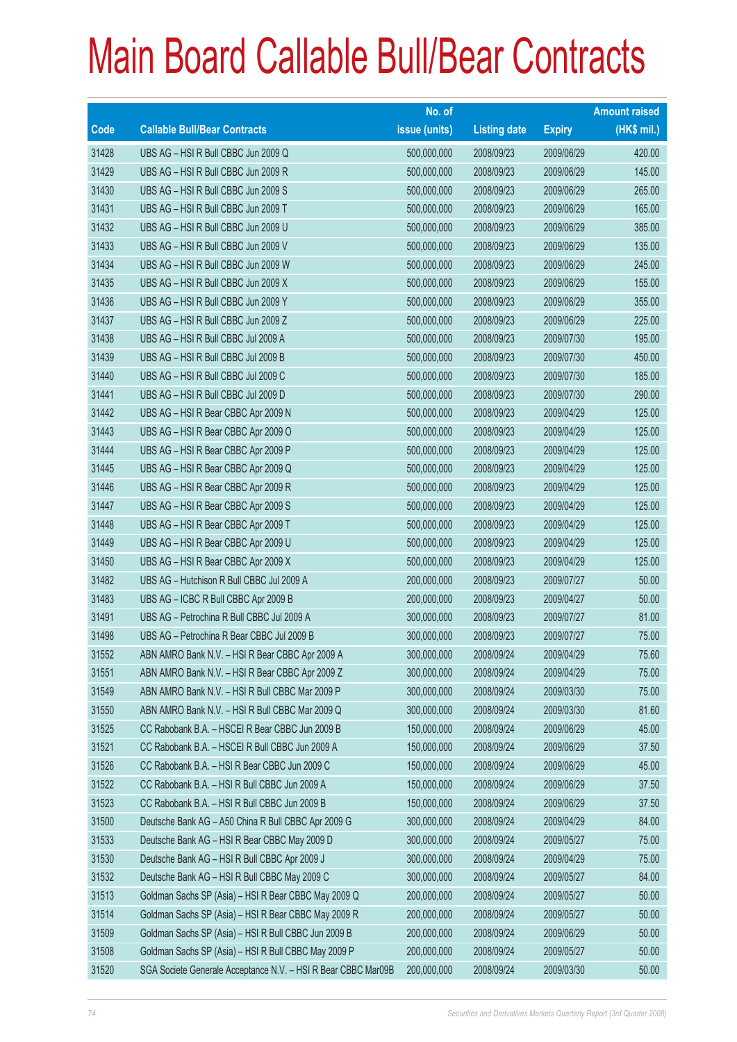# Main Board Callable Bull/Bear Contracts

| Code | Callable Bull/Bear Contracts | No. of issue (units) | Listing date | Expiry | Amount raised (HK$ mil.) |
|---|---|---|---|---|---|
| 31428 | UBS AG – HSI R Bull CBBC Jun 2009 Q | 500,000,000 | 2008/09/23 | 2009/06/29 | 420.00 |
| 31429 | UBS AG – HSI R Bull CBBC Jun 2009 R | 500,000,000 | 2008/09/23 | 2009/06/29 | 145.00 |
| 31430 | UBS AG – HSI R Bull CBBC Jun 2009 S | 500,000,000 | 2008/09/23 | 2009/06/29 | 265.00 |
| 31431 | UBS AG – HSI R Bull CBBC Jun 2009 T | 500,000,000 | 2008/09/23 | 2009/06/29 | 165.00 |
| 31432 | UBS AG – HSI R Bull CBBC Jun 2009 U | 500,000,000 | 2008/09/23 | 2009/06/29 | 385.00 |
| 31433 | UBS AG – HSI R Bull CBBC Jun 2009 V | 500,000,000 | 2008/09/23 | 2009/06/29 | 135.00 |
| 31434 | UBS AG – HSI R Bull CBBC Jun 2009 W | 500,000,000 | 2008/09/23 | 2009/06/29 | 245.00 |
| 31435 | UBS AG – HSI R Bull CBBC Jun 2009 X | 500,000,000 | 2008/09/23 | 2009/06/29 | 155.00 |
| 31436 | UBS AG – HSI R Bull CBBC Jun 2009 Y | 500,000,000 | 2008/09/23 | 2009/06/29 | 355.00 |
| 31437 | UBS AG – HSI R Bull CBBC Jun 2009 Z | 500,000,000 | 2008/09/23 | 2009/06/29 | 225.00 |
| 31438 | UBS AG – HSI R Bull CBBC Jul 2009 A | 500,000,000 | 2008/09/23 | 2009/07/30 | 195.00 |
| 31439 | UBS AG – HSI R Bull CBBC Jul 2009 B | 500,000,000 | 2008/09/23 | 2009/07/30 | 450.00 |
| 31440 | UBS AG – HSI R Bull CBBC Jul 2009 C | 500,000,000 | 2008/09/23 | 2009/07/30 | 185.00 |
| 31441 | UBS AG – HSI R Bull CBBC Jul 2009 D | 500,000,000 | 2008/09/23 | 2009/07/30 | 290.00 |
| 31442 | UBS AG – HSI R Bear CBBC Apr 2009 N | 500,000,000 | 2008/09/23 | 2009/04/29 | 125.00 |
| 31443 | UBS AG – HSI R Bear CBBC Apr 2009 O | 500,000,000 | 2008/09/23 | 2009/04/29 | 125.00 |
| 31444 | UBS AG – HSI R Bear CBBC Apr 2009 P | 500,000,000 | 2008/09/23 | 2009/04/29 | 125.00 |
| 31445 | UBS AG – HSI R Bear CBBC Apr 2009 Q | 500,000,000 | 2008/09/23 | 2009/04/29 | 125.00 |
| 31446 | UBS AG – HSI R Bear CBBC Apr 2009 R | 500,000,000 | 2008/09/23 | 2009/04/29 | 125.00 |
| 31447 | UBS AG – HSI R Bear CBBC Apr 2009 S | 500,000,000 | 2008/09/23 | 2009/04/29 | 125.00 |
| 31448 | UBS AG – HSI R Bear CBBC Apr 2009 T | 500,000,000 | 2008/09/23 | 2009/04/29 | 125.00 |
| 31449 | UBS AG – HSI R Bear CBBC Apr 2009 U | 500,000,000 | 2008/09/23 | 2009/04/29 | 125.00 |
| 31450 | UBS AG – HSI R Bear CBBC Apr 2009 X | 500,000,000 | 2008/09/23 | 2009/04/29 | 125.00 |
| 31482 | UBS AG – Hutchison R Bull CBBC Jul 2009 A | 200,000,000 | 2008/09/23 | 2009/07/27 | 50.00 |
| 31483 | UBS AG – ICBC R Bull CBBC Apr 2009 B | 200,000,000 | 2008/09/23 | 2009/04/27 | 50.00 |
| 31491 | UBS AG – Petrochina R Bull CBBC Jul 2009 A | 300,000,000 | 2008/09/23 | 2009/07/27 | 81.00 |
| 31498 | UBS AG – Petrochina R Bear CBBC Jul 2009 B | 300,000,000 | 2008/09/23 | 2009/07/27 | 75.00 |
| 31552 | ABN AMRO Bank N.V. – HSI R Bear CBBC Apr 2009 A | 300,000,000 | 2008/09/24 | 2009/04/29 | 75.60 |
| 31551 | ABN AMRO Bank N.V. – HSI R Bear CBBC Apr 2009 Z | 300,000,000 | 2008/09/24 | 2009/04/29 | 75.00 |
| 31549 | ABN AMRO Bank N.V. – HSI R Bull CBBC Mar 2009 P | 300,000,000 | 2008/09/24 | 2009/03/30 | 75.00 |
| 31550 | ABN AMRO Bank N.V. – HSI R Bull CBBC Mar 2009 Q | 300,000,000 | 2008/09/24 | 2009/03/30 | 81.60 |
| 31525 | CC Rabobank B.A. – HSCEI R Bear CBBC Jun 2009 B | 150,000,000 | 2008/09/24 | 2009/06/29 | 45.00 |
| 31521 | CC Rabobank B.A. – HSCEI R Bull CBBC Jun 2009 A | 150,000,000 | 2008/09/24 | 2009/06/29 | 37.50 |
| 31526 | CC Rabobank B.A. – HSI R Bear CBBC Jun 2009 C | 150,000,000 | 2008/09/24 | 2009/06/29 | 45.00 |
| 31522 | CC Rabobank B.A. – HSI R Bull CBBC Jun 2009 A | 150,000,000 | 2008/09/24 | 2009/06/29 | 37.50 |
| 31523 | CC Rabobank B.A. – HSI R Bull CBBC Jun 2009 B | 150,000,000 | 2008/09/24 | 2009/06/29 | 37.50 |
| 31500 | Deutsche Bank AG – A50 China R Bull CBBC Apr 2009 G | 300,000,000 | 2008/09/24 | 2009/04/29 | 84.00 |
| 31533 | Deutsche Bank AG – HSI R Bear CBBC May 2009 D | 300,000,000 | 2008/09/24 | 2009/05/27 | 75.00 |
| 31530 | Deutsche Bank AG – HSI R Bull CBBC Apr 2009 J | 300,000,000 | 2008/09/24 | 2009/04/29 | 75.00 |
| 31532 | Deutsche Bank AG – HSI R Bull CBBC May 2009 C | 300,000,000 | 2008/09/24 | 2009/05/27 | 84.00 |
| 31513 | Goldman Sachs SP (Asia) – HSI R Bear CBBC May 2009 Q | 200,000,000 | 2008/09/24 | 2009/05/27 | 50.00 |
| 31514 | Goldman Sachs SP (Asia) – HSI R Bear CBBC May 2009 R | 200,000,000 | 2008/09/24 | 2009/05/27 | 50.00 |
| 31509 | Goldman Sachs SP (Asia) – HSI R Bull CBBC Jun 2009 B | 200,000,000 | 2008/09/24 | 2009/06/29 | 50.00 |
| 31508 | Goldman Sachs SP (Asia) – HSI R Bull CBBC May 2009 P | 200,000,000 | 2008/09/24 | 2009/05/27 | 50.00 |
| 31520 | SGA Societe Generale Acceptance N.V. – HSI R Bear CBBC Mar09B | 200,000,000 | 2008/09/24 | 2009/03/30 | 50.00 |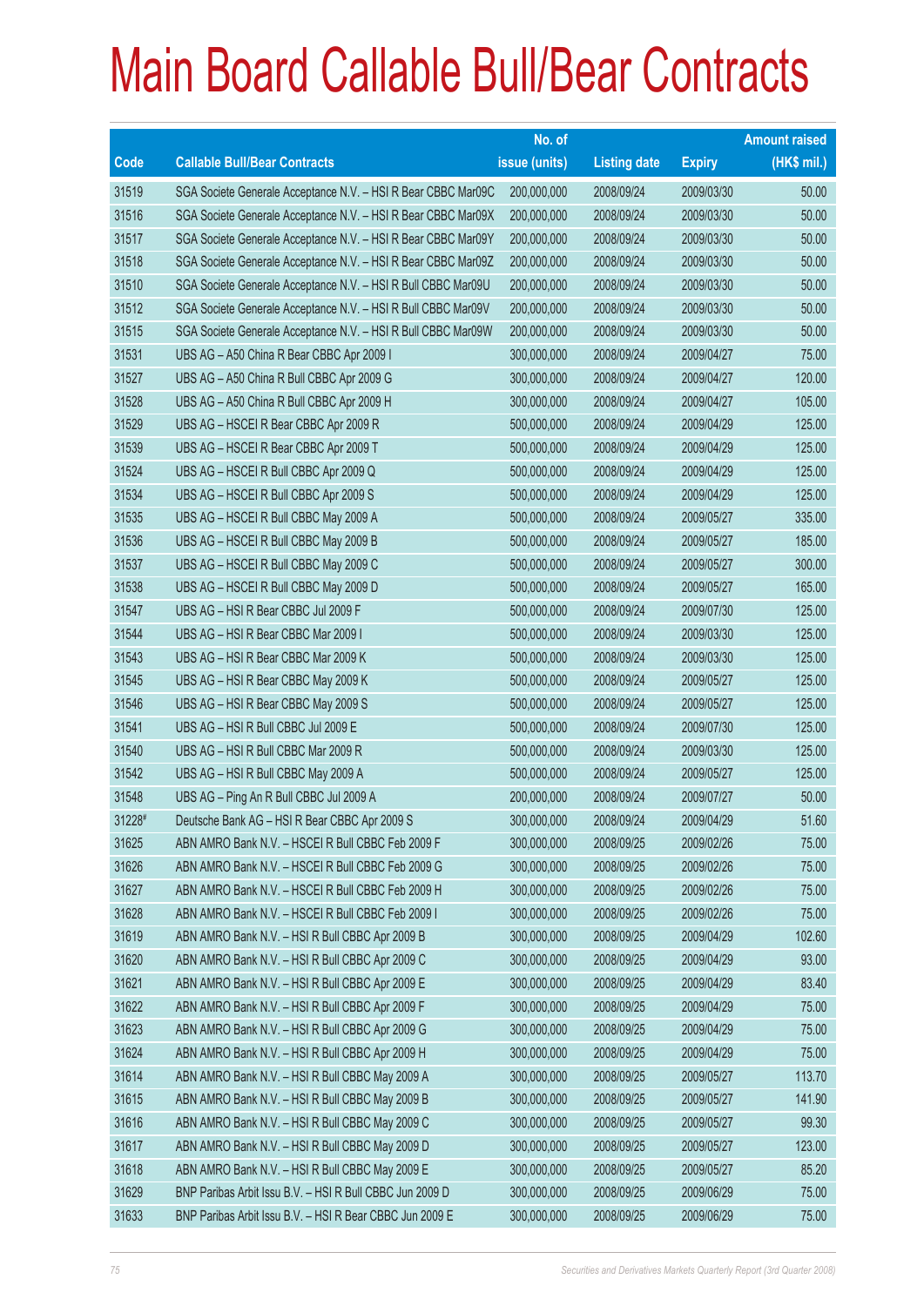# Main Board Callable Bull/Bear Contracts

| Code | Callable Bull/Bear Contracts | No. of issue (units) | Listing date | Expiry | Amount raised (HK$ mil.) |
|---|---|---|---|---|---|
| 31519 | SGA Societe Generale Acceptance N.V. – HSI R Bear CBBC Mar09C | 200,000,000 | 2008/09/24 | 2009/03/30 | 50.00 |
| 31516 | SGA Societe Generale Acceptance N.V. – HSI R Bear CBBC Mar09X | 200,000,000 | 2008/09/24 | 2009/03/30 | 50.00 |
| 31517 | SGA Societe Generale Acceptance N.V. – HSI R Bear CBBC Mar09Y | 200,000,000 | 2008/09/24 | 2009/03/30 | 50.00 |
| 31518 | SGA Societe Generale Acceptance N.V. – HSI R Bear CBBC Mar09Z | 200,000,000 | 2008/09/24 | 2009/03/30 | 50.00 |
| 31510 | SGA Societe Generale Acceptance N.V. – HSI R Bull CBBC Mar09U | 200,000,000 | 2008/09/24 | 2009/03/30 | 50.00 |
| 31512 | SGA Societe Generale Acceptance N.V. – HSI R Bull CBBC Mar09V | 200,000,000 | 2008/09/24 | 2009/03/30 | 50.00 |
| 31515 | SGA Societe Generale Acceptance N.V. – HSI R Bull CBBC Mar09W | 200,000,000 | 2008/09/24 | 2009/03/30 | 50.00 |
| 31531 | UBS AG – A50 China R Bear CBBC Apr 2009 I | 300,000,000 | 2008/09/24 | 2009/04/27 | 75.00 |
| 31527 | UBS AG – A50 China R Bull CBBC Apr 2009 G | 300,000,000 | 2008/09/24 | 2009/04/27 | 120.00 |
| 31528 | UBS AG – A50 China R Bull CBBC Apr 2009 H | 300,000,000 | 2008/09/24 | 2009/04/27 | 105.00 |
| 31529 | UBS AG – HSCEI R Bear CBBC Apr 2009 R | 500,000,000 | 2008/09/24 | 2009/04/29 | 125.00 |
| 31539 | UBS AG – HSCEI R Bear CBBC Apr 2009 T | 500,000,000 | 2008/09/24 | 2009/04/29 | 125.00 |
| 31524 | UBS AG – HSCEI R Bull CBBC Apr 2009 Q | 500,000,000 | 2008/09/24 | 2009/04/29 | 125.00 |
| 31534 | UBS AG – HSCEI R Bull CBBC Apr 2009 S | 500,000,000 | 2008/09/24 | 2009/04/29 | 125.00 |
| 31535 | UBS AG – HSCEI R Bull CBBC May 2009 A | 500,000,000 | 2008/09/24 | 2009/05/27 | 335.00 |
| 31536 | UBS AG – HSCEI R Bull CBBC May 2009 B | 500,000,000 | 2008/09/24 | 2009/05/27 | 185.00 |
| 31537 | UBS AG – HSCEI R Bull CBBC May 2009 C | 500,000,000 | 2008/09/24 | 2009/05/27 | 300.00 |
| 31538 | UBS AG – HSCEI R Bull CBBC May 2009 D | 500,000,000 | 2008/09/24 | 2009/05/27 | 165.00 |
| 31547 | UBS AG – HSI R Bear CBBC Jul 2009 F | 500,000,000 | 2008/09/24 | 2009/07/30 | 125.00 |
| 31544 | UBS AG – HSI R Bear CBBC Mar 2009 I | 500,000,000 | 2008/09/24 | 2009/03/30 | 125.00 |
| 31543 | UBS AG – HSI R Bear CBBC Mar 2009 K | 500,000,000 | 2008/09/24 | 2009/03/30 | 125.00 |
| 31545 | UBS AG – HSI R Bear CBBC May 2009 K | 500,000,000 | 2008/09/24 | 2009/05/27 | 125.00 |
| 31546 | UBS AG – HSI R Bear CBBC May 2009 S | 500,000,000 | 2008/09/24 | 2009/05/27 | 125.00 |
| 31541 | UBS AG – HSI R Bull CBBC Jul 2009 E | 500,000,000 | 2008/09/24 | 2009/07/30 | 125.00 |
| 31540 | UBS AG – HSI R Bull CBBC Mar 2009 R | 500,000,000 | 2008/09/24 | 2009/03/30 | 125.00 |
| 31542 | UBS AG – HSI R Bull CBBC May 2009 A | 500,000,000 | 2008/09/24 | 2009/05/27 | 125.00 |
| 31548 | UBS AG – Ping An R Bull CBBC Jul 2009 A | 200,000,000 | 2008/09/24 | 2009/07/27 | 50.00 |
| 31228# | Deutsche Bank AG – HSI R Bear CBBC Apr 2009 S | 300,000,000 | 2008/09/24 | 2009/04/29 | 51.60 |
| 31625 | ABN AMRO Bank N.V. – HSCEI R Bull CBBC Feb 2009 F | 300,000,000 | 2008/09/25 | 2009/02/26 | 75.00 |
| 31626 | ABN AMRO Bank N.V. – HSCEI R Bull CBBC Feb 2009 G | 300,000,000 | 2008/09/25 | 2009/02/26 | 75.00 |
| 31627 | ABN AMRO Bank N.V. – HSCEI R Bull CBBC Feb 2009 H | 300,000,000 | 2008/09/25 | 2009/02/26 | 75.00 |
| 31628 | ABN AMRO Bank N.V. – HSCEI R Bull CBBC Feb 2009 I | 300,000,000 | 2008/09/25 | 2009/02/26 | 75.00 |
| 31619 | ABN AMRO Bank N.V. – HSI R Bull CBBC Apr 2009 B | 300,000,000 | 2008/09/25 | 2009/04/29 | 102.60 |
| 31620 | ABN AMRO Bank N.V. – HSI R Bull CBBC Apr 2009 C | 300,000,000 | 2008/09/25 | 2009/04/29 | 93.00 |
| 31621 | ABN AMRO Bank N.V. – HSI R Bull CBBC Apr 2009 E | 300,000,000 | 2008/09/25 | 2009/04/29 | 83.40 |
| 31622 | ABN AMRO Bank N.V. – HSI R Bull CBBC Apr 2009 F | 300,000,000 | 2008/09/25 | 2009/04/29 | 75.00 |
| 31623 | ABN AMRO Bank N.V. – HSI R Bull CBBC Apr 2009 G | 300,000,000 | 2008/09/25 | 2009/04/29 | 75.00 |
| 31624 | ABN AMRO Bank N.V. – HSI R Bull CBBC Apr 2009 H | 300,000,000 | 2008/09/25 | 2009/04/29 | 75.00 |
| 31614 | ABN AMRO Bank N.V. – HSI R Bull CBBC May 2009 A | 300,000,000 | 2008/09/25 | 2009/05/27 | 113.70 |
| 31615 | ABN AMRO Bank N.V. – HSI R Bull CBBC May 2009 B | 300,000,000 | 2008/09/25 | 2009/05/27 | 141.90 |
| 31616 | ABN AMRO Bank N.V. – HSI R Bull CBBC May 2009 C | 300,000,000 | 2008/09/25 | 2009/05/27 | 99.30 |
| 31617 | ABN AMRO Bank N.V. – HSI R Bull CBBC May 2009 D | 300,000,000 | 2008/09/25 | 2009/05/27 | 123.00 |
| 31618 | ABN AMRO Bank N.V. – HSI R Bull CBBC May 2009 E | 300,000,000 | 2008/09/25 | 2009/05/27 | 85.20 |
| 31629 | BNP Paribas Arbit Issu B.V. – HSI R Bull CBBC Jun 2009 D | 300,000,000 | 2008/09/25 | 2009/06/29 | 75.00 |
| 31633 | BNP Paribas Arbit Issu B.V. – HSI R Bear CBBC Jun 2009 E | 300,000,000 | 2008/09/25 | 2009/06/29 | 75.00 |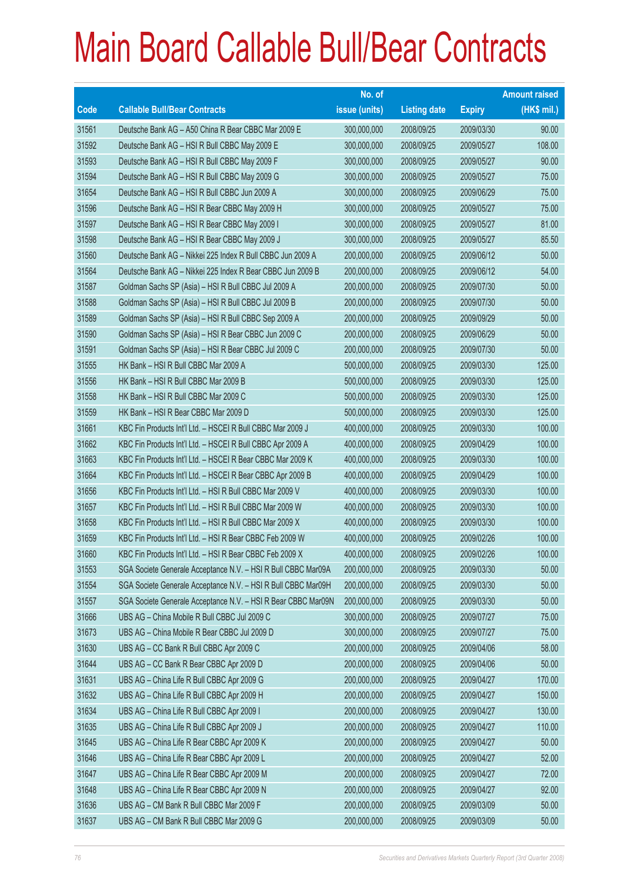# Main Board Callable Bull/Bear Contracts

| Code | Callable Bull/Bear Contracts | No. of issue (units) | Listing date | Expiry | Amount raised (HK$ mil.) |
|---|---|---|---|---|---|
| 31561 | Deutsche Bank AG – A50 China R Bear CBBC Mar 2009 E | 300,000,000 | 2008/09/25 | 2009/03/30 | 90.00 |
| 31592 | Deutsche Bank AG – HSI R Bull CBBC May 2009 E | 300,000,000 | 2008/09/25 | 2009/05/27 | 108.00 |
| 31593 | Deutsche Bank AG – HSI R Bull CBBC May 2009 F | 300,000,000 | 2008/09/25 | 2009/05/27 | 90.00 |
| 31594 | Deutsche Bank AG – HSI R Bull CBBC May 2009 G | 300,000,000 | 2008/09/25 | 2009/05/27 | 75.00 |
| 31654 | Deutsche Bank AG – HSI R Bull CBBC Jun 2009 A | 300,000,000 | 2008/09/25 | 2009/06/29 | 75.00 |
| 31596 | Deutsche Bank AG – HSI R Bear CBBC May 2009 H | 300,000,000 | 2008/09/25 | 2009/05/27 | 75.00 |
| 31597 | Deutsche Bank AG – HSI R Bear CBBC May 2009 I | 300,000,000 | 2008/09/25 | 2009/05/27 | 81.00 |
| 31598 | Deutsche Bank AG – HSI R Bear CBBC May 2009 J | 300,000,000 | 2008/09/25 | 2009/05/27 | 85.50 |
| 31560 | Deutsche Bank AG – Nikkei 225 Index R Bull CBBC Jun 2009 A | 200,000,000 | 2008/09/25 | 2009/06/12 | 50.00 |
| 31564 | Deutsche Bank AG – Nikkei 225 Index R Bear CBBC Jun 2009 B | 200,000,000 | 2008/09/25 | 2009/06/12 | 54.00 |
| 31587 | Goldman Sachs SP (Asia) – HSI R Bull CBBC Jul 2009 A | 200,000,000 | 2008/09/25 | 2009/07/30 | 50.00 |
| 31588 | Goldman Sachs SP (Asia) – HSI R Bull CBBC Jul 2009 B | 200,000,000 | 2008/09/25 | 2009/07/30 | 50.00 |
| 31589 | Goldman Sachs SP (Asia) – HSI R Bull CBBC Sep 2009 A | 200,000,000 | 2008/09/25 | 2009/09/29 | 50.00 |
| 31590 | Goldman Sachs SP (Asia) – HSI R Bear CBBC Jun 2009 C | 200,000,000 | 2008/09/25 | 2009/06/29 | 50.00 |
| 31591 | Goldman Sachs SP (Asia) – HSI R Bear CBBC Jul 2009 C | 200,000,000 | 2008/09/25 | 2009/07/30 | 50.00 |
| 31555 | HK Bank – HSI R Bull CBBC Mar 2009 A | 500,000,000 | 2008/09/25 | 2009/03/30 | 125.00 |
| 31556 | HK Bank – HSI R Bull CBBC Mar 2009 B | 500,000,000 | 2008/09/25 | 2009/03/30 | 125.00 |
| 31558 | HK Bank – HSI R Bull CBBC Mar 2009 C | 500,000,000 | 2008/09/25 | 2009/03/30 | 125.00 |
| 31559 | HK Bank – HSI R Bear CBBC Mar 2009 D | 500,000,000 | 2008/09/25 | 2009/03/30 | 125.00 |
| 31661 | KBC Fin Products Int'l Ltd. – HSCEI R Bull CBBC Mar 2009 J | 400,000,000 | 2008/09/25 | 2009/03/30 | 100.00 |
| 31662 | KBC Fin Products Int'l Ltd. – HSCEI R Bull CBBC Apr 2009 A | 400,000,000 | 2008/09/25 | 2009/04/29 | 100.00 |
| 31663 | KBC Fin Products Int'l Ltd. – HSCEI R Bear CBBC Mar 2009 K | 400,000,000 | 2008/09/25 | 2009/03/30 | 100.00 |
| 31664 | KBC Fin Products Int'l Ltd. – HSCEI R Bear CBBC Apr 2009 B | 400,000,000 | 2008/09/25 | 2009/04/29 | 100.00 |
| 31656 | KBC Fin Products Int'l Ltd. – HSI R Bull CBBC Mar 2009 V | 400,000,000 | 2008/09/25 | 2009/03/30 | 100.00 |
| 31657 | KBC Fin Products Int'l Ltd. – HSI R Bull CBBC Mar 2009 W | 400,000,000 | 2008/09/25 | 2009/03/30 | 100.00 |
| 31658 | KBC Fin Products Int'l Ltd. – HSI R Bull CBBC Mar 2009 X | 400,000,000 | 2008/09/25 | 2009/03/30 | 100.00 |
| 31659 | KBC Fin Products Int'l Ltd. – HSI R Bear CBBC Feb 2009 W | 400,000,000 | 2008/09/25 | 2009/02/26 | 100.00 |
| 31660 | KBC Fin Products Int'l Ltd. – HSI R Bear CBBC Feb 2009 X | 400,000,000 | 2008/09/25 | 2009/02/26 | 100.00 |
| 31553 | SGA Societe Generale Acceptance N.V. – HSI R Bull CBBC Mar09A | 200,000,000 | 2008/09/25 | 2009/03/30 | 50.00 |
| 31554 | SGA Societe Generale Acceptance N.V. – HSI R Bull CBBC Mar09H | 200,000,000 | 2008/09/25 | 2009/03/30 | 50.00 |
| 31557 | SGA Societe Generale Acceptance N.V. – HSI R Bear CBBC Mar09N | 200,000,000 | 2008/09/25 | 2009/03/30 | 50.00 |
| 31666 | UBS AG – China Mobile R Bull CBBC Jul 2009 C | 300,000,000 | 2008/09/25 | 2009/07/27 | 75.00 |
| 31673 | UBS AG – China Mobile R Bear CBBC Jul 2009 D | 300,000,000 | 2008/09/25 | 2009/07/27 | 75.00 |
| 31630 | UBS AG – CC Bank R Bull CBBC Apr 2009 C | 200,000,000 | 2008/09/25 | 2009/04/06 | 58.00 |
| 31644 | UBS AG – CC Bank R Bear CBBC Apr 2009 D | 200,000,000 | 2008/09/25 | 2009/04/06 | 50.00 |
| 31631 | UBS AG – China Life R Bull CBBC Apr 2009 G | 200,000,000 | 2008/09/25 | 2009/04/27 | 170.00 |
| 31632 | UBS AG – China Life R Bull CBBC Apr 2009 H | 200,000,000 | 2008/09/25 | 2009/04/27 | 150.00 |
| 31634 | UBS AG – China Life R Bull CBBC Apr 2009 I | 200,000,000 | 2008/09/25 | 2009/04/27 | 130.00 |
| 31635 | UBS AG – China Life R Bull CBBC Apr 2009 J | 200,000,000 | 2008/09/25 | 2009/04/27 | 110.00 |
| 31645 | UBS AG – China Life R Bear CBBC Apr 2009 K | 200,000,000 | 2008/09/25 | 2009/04/27 | 50.00 |
| 31646 | UBS AG – China Life R Bear CBBC Apr 2009 L | 200,000,000 | 2008/09/25 | 2009/04/27 | 52.00 |
| 31647 | UBS AG – China Life R Bear CBBC Apr 2009 M | 200,000,000 | 2008/09/25 | 2009/04/27 | 72.00 |
| 31648 | UBS AG – China Life R Bear CBBC Apr 2009 N | 200,000,000 | 2008/09/25 | 2009/04/27 | 92.00 |
| 31636 | UBS AG – CM Bank R Bull CBBC Mar 2009 F | 200,000,000 | 2008/09/25 | 2009/03/09 | 50.00 |
| 31637 | UBS AG – CM Bank R Bull CBBC Mar 2009 G | 200,000,000 | 2008/09/25 | 2009/03/09 | 50.00 |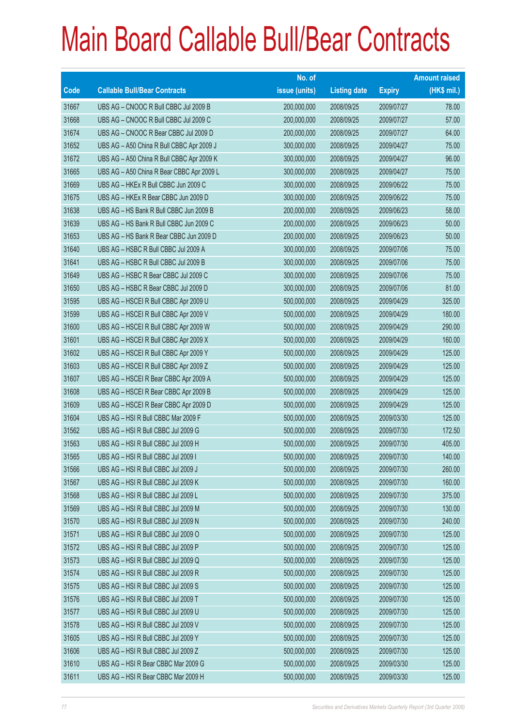# Main Board Callable Bull/Bear Contracts

| Code | Callable Bull/Bear Contracts | No. of issue (units) | Listing date | Expiry | Amount raised (HK$ mil.) |
|---|---|---|---|---|---|
| 31667 | UBS AG – CNOOC R Bull CBBC Jul 2009 B | 200,000,000 | 2008/09/25 | 2009/07/27 | 78.00 |
| 31668 | UBS AG – CNOOC R Bull CBBC Jul 2009 C | 200,000,000 | 2008/09/25 | 2009/07/27 | 57.00 |
| 31674 | UBS AG – CNOOC R Bear CBBC Jul 2009 D | 200,000,000 | 2008/09/25 | 2009/07/27 | 64.00 |
| 31652 | UBS AG – A50 China R Bull CBBC Apr 2009 J | 300,000,000 | 2008/09/25 | 2009/04/27 | 75.00 |
| 31672 | UBS AG – A50 China R Bull CBBC Apr 2009 K | 300,000,000 | 2008/09/25 | 2009/04/27 | 96.00 |
| 31665 | UBS AG – A50 China R Bear CBBC Apr 2009 L | 300,000,000 | 2008/09/25 | 2009/04/27 | 75.00 |
| 31669 | UBS AG – HKEx R Bull CBBC Jun 2009 C | 300,000,000 | 2008/09/25 | 2009/06/22 | 75.00 |
| 31675 | UBS AG – HKEx R Bear CBBC Jun 2009 D | 300,000,000 | 2008/09/25 | 2009/06/22 | 75.00 |
| 31638 | UBS AG – HS Bank R Bull CBBC Jun 2009 B | 200,000,000 | 2008/09/25 | 2009/06/23 | 58.00 |
| 31639 | UBS AG – HS Bank R Bull CBBC Jun 2009 C | 200,000,000 | 2008/09/25 | 2009/06/23 | 50.00 |
| 31653 | UBS AG – HS Bank R Bear CBBC Jun 2009 D | 200,000,000 | 2008/09/25 | 2009/06/23 | 50.00 |
| 31640 | UBS AG – HSBC R Bull CBBC Jul 2009 A | 300,000,000 | 2008/09/25 | 2009/07/06 | 75.00 |
| 31641 | UBS AG – HSBC R Bull CBBC Jul 2009 B | 300,000,000 | 2008/09/25 | 2009/07/06 | 75.00 |
| 31649 | UBS AG – HSBC R Bear CBBC Jul 2009 C | 300,000,000 | 2008/09/25 | 2009/07/06 | 75.00 |
| 31650 | UBS AG – HSBC R Bear CBBC Jul 2009 D | 300,000,000 | 2008/09/25 | 2009/07/06 | 81.00 |
| 31595 | UBS AG – HSCEI R Bull CBBC Apr 2009 U | 500,000,000 | 2008/09/25 | 2009/04/29 | 325.00 |
| 31599 | UBS AG – HSCEI R Bull CBBC Apr 2009 V | 500,000,000 | 2008/09/25 | 2009/04/29 | 180.00 |
| 31600 | UBS AG – HSCEI R Bull CBBC Apr 2009 W | 500,000,000 | 2008/09/25 | 2009/04/29 | 290.00 |
| 31601 | UBS AG – HSCEI R Bull CBBC Apr 2009 X | 500,000,000 | 2008/09/25 | 2009/04/29 | 160.00 |
| 31602 | UBS AG – HSCEI R Bull CBBC Apr 2009 Y | 500,000,000 | 2008/09/25 | 2009/04/29 | 125.00 |
| 31603 | UBS AG – HSCEI R Bull CBBC Apr 2009 Z | 500,000,000 | 2008/09/25 | 2009/04/29 | 125.00 |
| 31607 | UBS AG – HSCEI R Bear CBBC Apr 2009 A | 500,000,000 | 2008/09/25 | 2009/04/29 | 125.00 |
| 31608 | UBS AG – HSCEI R Bear CBBC Apr 2009 B | 500,000,000 | 2008/09/25 | 2009/04/29 | 125.00 |
| 31609 | UBS AG – HSCEI R Bear CBBC Apr 2009 D | 500,000,000 | 2008/09/25 | 2009/04/29 | 125.00 |
| 31604 | UBS AG – HSI R Bull CBBC Mar 2009 F | 500,000,000 | 2008/09/25 | 2009/03/30 | 125.00 |
| 31562 | UBS AG – HSI R Bull CBBC Jul 2009 G | 500,000,000 | 2008/09/25 | 2009/07/30 | 172.50 |
| 31563 | UBS AG – HSI R Bull CBBC Jul 2009 H | 500,000,000 | 2008/09/25 | 2009/07/30 | 405.00 |
| 31565 | UBS AG – HSI R Bull CBBC Jul 2009 I | 500,000,000 | 2008/09/25 | 2009/07/30 | 140.00 |
| 31566 | UBS AG – HSI R Bull CBBC Jul 2009 J | 500,000,000 | 2008/09/25 | 2009/07/30 | 260.00 |
| 31567 | UBS AG – HSI R Bull CBBC Jul 2009 K | 500,000,000 | 2008/09/25 | 2009/07/30 | 160.00 |
| 31568 | UBS AG – HSI R Bull CBBC Jul 2009 L | 500,000,000 | 2008/09/25 | 2009/07/30 | 375.00 |
| 31569 | UBS AG – HSI R Bull CBBC Jul 2009 M | 500,000,000 | 2008/09/25 | 2009/07/30 | 130.00 |
| 31570 | UBS AG – HSI R Bull CBBC Jul 2009 N | 500,000,000 | 2008/09/25 | 2009/07/30 | 240.00 |
| 31571 | UBS AG – HSI R Bull CBBC Jul 2009 O | 500,000,000 | 2008/09/25 | 2009/07/30 | 125.00 |
| 31572 | UBS AG – HSI R Bull CBBC Jul 2009 P | 500,000,000 | 2008/09/25 | 2009/07/30 | 125.00 |
| 31573 | UBS AG – HSI R Bull CBBC Jul 2009 Q | 500,000,000 | 2008/09/25 | 2009/07/30 | 125.00 |
| 31574 | UBS AG – HSI R Bull CBBC Jul 2009 R | 500,000,000 | 2008/09/25 | 2009/07/30 | 125.00 |
| 31575 | UBS AG – HSI R Bull CBBC Jul 2009 S | 500,000,000 | 2008/09/25 | 2009/07/30 | 125.00 |
| 31576 | UBS AG – HSI R Bull CBBC Jul 2009 T | 500,000,000 | 2008/09/25 | 2009/07/30 | 125.00 |
| 31577 | UBS AG – HSI R Bull CBBC Jul 2009 U | 500,000,000 | 2008/09/25 | 2009/07/30 | 125.00 |
| 31578 | UBS AG – HSI R Bull CBBC Jul 2009 V | 500,000,000 | 2008/09/25 | 2009/07/30 | 125.00 |
| 31605 | UBS AG – HSI R Bull CBBC Jul 2009 Y | 500,000,000 | 2008/09/25 | 2009/07/30 | 125.00 |
| 31606 | UBS AG – HSI R Bull CBBC Jul 2009 Z | 500,000,000 | 2008/09/25 | 2009/07/30 | 125.00 |
| 31610 | UBS AG – HSI R Bear CBBC Mar 2009 G | 500,000,000 | 2008/09/25 | 2009/03/30 | 125.00 |
| 31611 | UBS AG – HSI R Bear CBBC Mar 2009 H | 500,000,000 | 2008/09/25 | 2009/03/30 | 125.00 |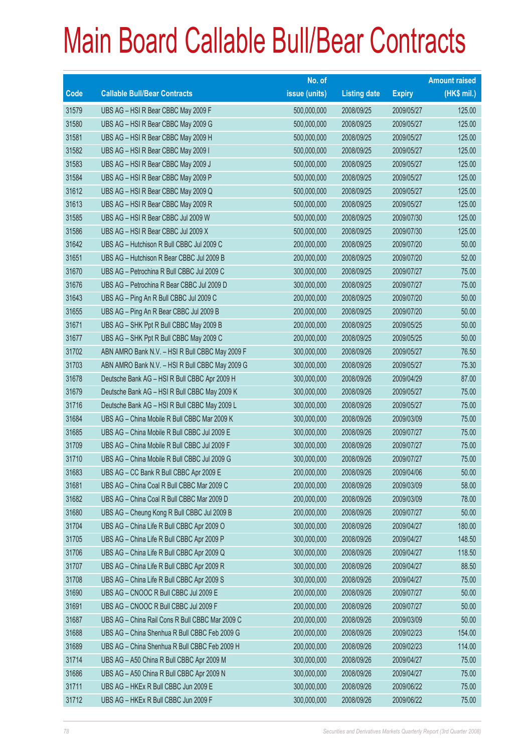# Main Board Callable Bull/Bear Contracts

| Code | Callable Bull/Bear Contracts | No. of issue (units) | Listing date | Expiry | Amount raised (HK$ mil.) |
|---|---|---|---|---|---|
| 31579 | UBS AG – HSI R Bear CBBC May 2009 F | 500,000,000 | 2008/09/25 | 2009/05/27 | 125.00 |
| 31580 | UBS AG – HSI R Bear CBBC May 2009 G | 500,000,000 | 2008/09/25 | 2009/05/27 | 125.00 |
| 31581 | UBS AG – HSI R Bear CBBC May 2009 H | 500,000,000 | 2008/09/25 | 2009/05/27 | 125.00 |
| 31582 | UBS AG – HSI R Bear CBBC May 2009 I | 500,000,000 | 2008/09/25 | 2009/05/27 | 125.00 |
| 31583 | UBS AG – HSI R Bear CBBC May 2009 J | 500,000,000 | 2008/09/25 | 2009/05/27 | 125.00 |
| 31584 | UBS AG – HSI R Bear CBBC May 2009 P | 500,000,000 | 2008/09/25 | 2009/05/27 | 125.00 |
| 31612 | UBS AG – HSI R Bear CBBC May 2009 Q | 500,000,000 | 2008/09/25 | 2009/05/27 | 125.00 |
| 31613 | UBS AG – HSI R Bear CBBC May 2009 R | 500,000,000 | 2008/09/25 | 2009/05/27 | 125.00 |
| 31585 | UBS AG – HSI R Bear CBBC Jul 2009 W | 500,000,000 | 2008/09/25 | 2009/07/30 | 125.00 |
| 31586 | UBS AG – HSI R Bear CBBC Jul 2009 X | 500,000,000 | 2008/09/25 | 2009/07/30 | 125.00 |
| 31642 | UBS AG – Hutchison R Bull CBBC Jul 2009 C | 200,000,000 | 2008/09/25 | 2009/07/20 | 50.00 |
| 31651 | UBS AG – Hutchison R Bear CBBC Jul 2009 B | 200,000,000 | 2008/09/25 | 2009/07/20 | 52.00 |
| 31670 | UBS AG – Petrochina R Bull CBBC Jul 2009 C | 300,000,000 | 2008/09/25 | 2009/07/27 | 75.00 |
| 31676 | UBS AG – Petrochina R Bear CBBC Jul 2009 D | 300,000,000 | 2008/09/25 | 2009/07/27 | 75.00 |
| 31643 | UBS AG – Ping An R Bull CBBC Jul 2009 C | 200,000,000 | 2008/09/25 | 2009/07/20 | 50.00 |
| 31655 | UBS AG – Ping An R Bear CBBC Jul 2009 B | 200,000,000 | 2008/09/25 | 2009/07/20 | 50.00 |
| 31671 | UBS AG – SHK Ppt R Bull CBBC May 2009 B | 200,000,000 | 2008/09/25 | 2009/05/25 | 50.00 |
| 31677 | UBS AG – SHK Ppt R Bull CBBC May 2009 C | 200,000,000 | 2008/09/25 | 2009/05/25 | 50.00 |
| 31702 | ABN AMRO Bank N.V. – HSI R Bull CBBC May 2009 F | 300,000,000 | 2008/09/26 | 2009/05/27 | 76.50 |
| 31703 | ABN AMRO Bank N.V. – HSI R Bull CBBC May 2009 G | 300,000,000 | 2008/09/26 | 2009/05/27 | 75.30 |
| 31678 | Deutsche Bank AG – HSI R Bull CBBC Apr 2009 H | 300,000,000 | 2008/09/26 | 2009/04/29 | 87.00 |
| 31679 | Deutsche Bank AG – HSI R Bull CBBC May 2009 K | 300,000,000 | 2008/09/26 | 2009/05/27 | 75.00 |
| 31716 | Deutsche Bank AG – HSI R Bull CBBC May 2009 L | 300,000,000 | 2008/09/26 | 2009/05/27 | 75.00 |
| 31684 | UBS AG – China Mobile R Bull CBBC Mar 2009 K | 300,000,000 | 2008/09/26 | 2009/03/09 | 75.00 |
| 31685 | UBS AG – China Mobile R Bull CBBC Jul 2009 E | 300,000,000 | 2008/09/26 | 2009/07/27 | 75.00 |
| 31709 | UBS AG – China Mobile R Bull CBBC Jul 2009 F | 300,000,000 | 2008/09/26 | 2009/07/27 | 75.00 |
| 31710 | UBS AG – China Mobile R Bull CBBC Jul 2009 G | 300,000,000 | 2008/09/26 | 2009/07/27 | 75.00 |
| 31683 | UBS AG – CC Bank R Bull CBBC Apr 2009 E | 200,000,000 | 2008/09/26 | 2009/04/06 | 50.00 |
| 31681 | UBS AG – China Coal R Bull CBBC Mar 2009 C | 200,000,000 | 2008/09/26 | 2009/03/09 | 58.00 |
| 31682 | UBS AG – China Coal R Bull CBBC Mar 2009 D | 200,000,000 | 2008/09/26 | 2009/03/09 | 78.00 |
| 31680 | UBS AG – Cheung Kong R Bull CBBC Jul 2009 B | 200,000,000 | 2008/09/26 | 2009/07/27 | 50.00 |
| 31704 | UBS AG – China Life R Bull CBBC Apr 2009 O | 300,000,000 | 2008/09/26 | 2009/04/27 | 180.00 |
| 31705 | UBS AG – China Life R Bull CBBC Apr 2009 P | 300,000,000 | 2008/09/26 | 2009/04/27 | 148.50 |
| 31706 | UBS AG – China Life R Bull CBBC Apr 2009 Q | 300,000,000 | 2008/09/26 | 2009/04/27 | 118.50 |
| 31707 | UBS AG – China Life R Bull CBBC Apr 2009 R | 300,000,000 | 2008/09/26 | 2009/04/27 | 88.50 |
| 31708 | UBS AG – China Life R Bull CBBC Apr 2009 S | 300,000,000 | 2008/09/26 | 2009/04/27 | 75.00 |
| 31690 | UBS AG – CNOOC R Bull CBBC Jul 2009 E | 200,000,000 | 2008/09/26 | 2009/07/27 | 50.00 |
| 31691 | UBS AG – CNOOC R Bull CBBC Jul 2009 F | 200,000,000 | 2008/09/26 | 2009/07/27 | 50.00 |
| 31687 | UBS AG – China Rail Cons R Bull CBBC Mar 2009 C | 200,000,000 | 2008/09/26 | 2009/03/09 | 50.00 |
| 31688 | UBS AG – China Shenhua R Bull CBBC Feb 2009 G | 200,000,000 | 2008/09/26 | 2009/02/23 | 154.00 |
| 31689 | UBS AG – China Shenhua R Bull CBBC Feb 2009 H | 200,000,000 | 2008/09/26 | 2009/02/23 | 114.00 |
| 31714 | UBS AG – A50 China R Bull CBBC Apr 2009 M | 300,000,000 | 2008/09/26 | 2009/04/27 | 75.00 |
| 31686 | UBS AG – A50 China R Bull CBBC Apr 2009 N | 300,000,000 | 2008/09/26 | 2009/04/27 | 75.00 |
| 31711 | UBS AG – HKEx R Bull CBBC Jun 2009 E | 300,000,000 | 2008/09/26 | 2009/06/22 | 75.00 |
| 31712 | UBS AG – HKEx R Bull CBBC Jun 2009 F | 300,000,000 | 2008/09/26 | 2009/06/22 | 75.00 |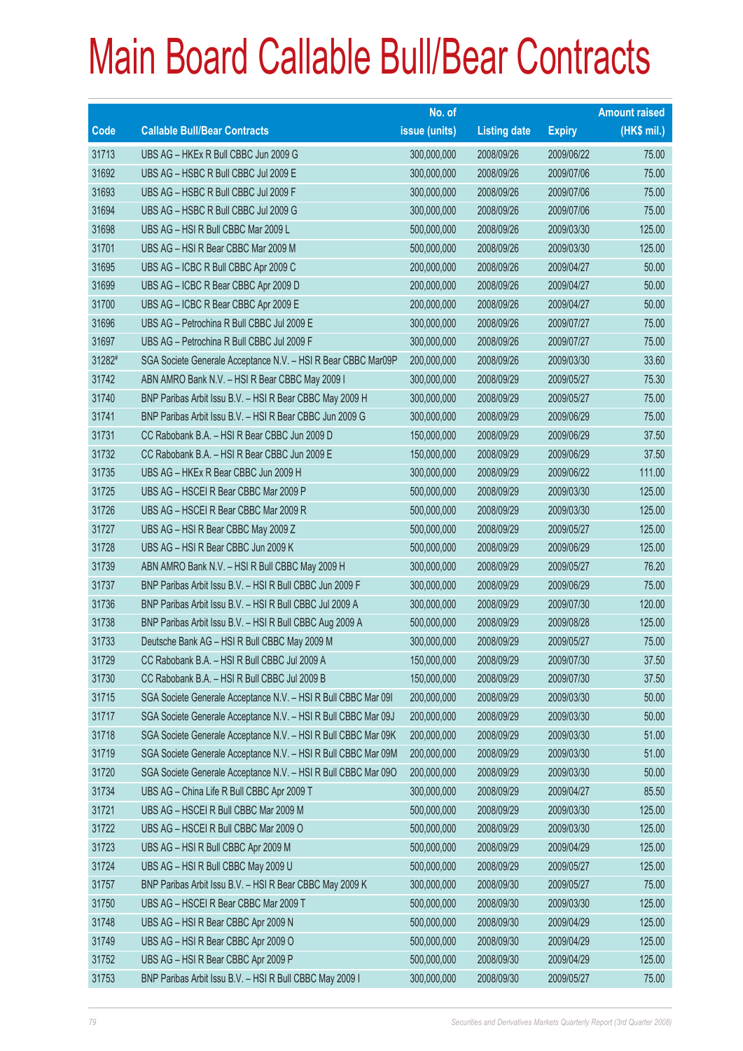# Main Board Callable Bull/Bear Contracts

| Code | Callable Bull/Bear Contracts | No. of issue (units) | Listing date | Expiry | Amount raised (HK$ mil.) |
|---|---|---|---|---|---|
| 31713 | UBS AG – HKEx R Bull CBBC Jun 2009 G | 300,000,000 | 2008/09/26 | 2009/06/22 | 75.00 |
| 31692 | UBS AG – HSBC R Bull CBBC Jul 2009 E | 300,000,000 | 2008/09/26 | 2009/07/06 | 75.00 |
| 31693 | UBS AG – HSBC R Bull CBBC Jul 2009 F | 300,000,000 | 2008/09/26 | 2009/07/06 | 75.00 |
| 31694 | UBS AG – HSBC R Bull CBBC Jul 2009 G | 300,000,000 | 2008/09/26 | 2009/07/06 | 75.00 |
| 31698 | UBS AG – HSI R Bull CBBC Mar 2009 L | 500,000,000 | 2008/09/26 | 2009/03/30 | 125.00 |
| 31701 | UBS AG – HSI R Bear CBBC Mar 2009 M | 500,000,000 | 2008/09/26 | 2009/03/30 | 125.00 |
| 31695 | UBS AG – ICBC R Bull CBBC Apr 2009 C | 200,000,000 | 2008/09/26 | 2009/04/27 | 50.00 |
| 31699 | UBS AG – ICBC R Bear CBBC Apr 2009 D | 200,000,000 | 2008/09/26 | 2009/04/27 | 50.00 |
| 31700 | UBS AG – ICBC R Bear CBBC Apr 2009 E | 200,000,000 | 2008/09/26 | 2009/04/27 | 50.00 |
| 31696 | UBS AG – Petrochina R Bull CBBC Jul 2009 E | 300,000,000 | 2008/09/26 | 2009/07/27 | 75.00 |
| 31697 | UBS AG – Petrochina R Bull CBBC Jul 2009 F | 300,000,000 | 2008/09/26 | 2009/07/27 | 75.00 |
| 31282# | SGA Societe Generale Acceptance N.V. – HSI R Bear CBBC Mar09P | 200,000,000 | 2008/09/26 | 2009/03/30 | 33.60 |
| 31742 | ABN AMRO Bank N.V. – HSI R Bear CBBC May 2009 I | 300,000,000 | 2008/09/29 | 2009/05/27 | 75.30 |
| 31740 | BNP Paribas Arbit Issu B.V. – HSI R Bear CBBC May 2009 H | 300,000,000 | 2008/09/29 | 2009/05/27 | 75.00 |
| 31741 | BNP Paribas Arbit Issu B.V. – HSI R Bear CBBC Jun 2009 G | 300,000,000 | 2008/09/29 | 2009/06/29 | 75.00 |
| 31731 | CC Rabobank B.A. – HSI R Bear CBBC Jun 2009 D | 150,000,000 | 2008/09/29 | 2009/06/29 | 37.50 |
| 31732 | CC Rabobank B.A. – HSI R Bear CBBC Jun 2009 E | 150,000,000 | 2008/09/29 | 2009/06/29 | 37.50 |
| 31735 | UBS AG – HKEx R Bear CBBC Jun 2009 H | 300,000,000 | 2008/09/29 | 2009/06/22 | 111.00 |
| 31725 | UBS AG – HSCEI R Bear CBBC Mar 2009 P | 500,000,000 | 2008/09/29 | 2009/03/30 | 125.00 |
| 31726 | UBS AG – HSCEI R Bear CBBC Mar 2009 R | 500,000,000 | 2008/09/29 | 2009/03/30 | 125.00 |
| 31727 | UBS AG – HSI R Bear CBBC May 2009 Z | 500,000,000 | 2008/09/29 | 2009/05/27 | 125.00 |
| 31728 | UBS AG – HSI R Bear CBBC Jun 2009 K | 500,000,000 | 2008/09/29 | 2009/06/29 | 125.00 |
| 31739 | ABN AMRO Bank N.V. – HSI R Bull CBBC May 2009 H | 300,000,000 | 2008/09/29 | 2009/05/27 | 76.20 |
| 31737 | BNP Paribas Arbit Issu B.V. – HSI R Bull CBBC Jun 2009 F | 300,000,000 | 2008/09/29 | 2009/06/29 | 75.00 |
| 31736 | BNP Paribas Arbit Issu B.V. – HSI R Bull CBBC Jul 2009 A | 300,000,000 | 2008/09/29 | 2009/07/30 | 120.00 |
| 31738 | BNP Paribas Arbit Issu B.V. – HSI R Bull CBBC Aug 2009 A | 500,000,000 | 2008/09/29 | 2009/08/28 | 125.00 |
| 31733 | Deutsche Bank AG – HSI R Bull CBBC May 2009 M | 300,000,000 | 2008/09/29 | 2009/05/27 | 75.00 |
| 31729 | CC Rabobank B.A. – HSI R Bull CBBC Jul 2009 A | 150,000,000 | 2008/09/29 | 2009/07/30 | 37.50 |
| 31730 | CC Rabobank B.A. – HSI R Bull CBBC Jul 2009 B | 150,000,000 | 2008/09/29 | 2009/07/30 | 37.50 |
| 31715 | SGA Societe Generale Acceptance N.V. – HSI R Bull CBBC Mar 09I | 200,000,000 | 2008/09/29 | 2009/03/30 | 50.00 |
| 31717 | SGA Societe Generale Acceptance N.V. – HSI R Bull CBBC Mar 09J | 200,000,000 | 2008/09/29 | 2009/03/30 | 50.00 |
| 31718 | SGA Societe Generale Acceptance N.V. – HSI R Bull CBBC Mar 09K | 200,000,000 | 2008/09/29 | 2009/03/30 | 51.00 |
| 31719 | SGA Societe Generale Acceptance N.V. – HSI R Bull CBBC Mar 09M | 200,000,000 | 2008/09/29 | 2009/03/30 | 51.00 |
| 31720 | SGA Societe Generale Acceptance N.V. – HSI R Bull CBBC Mar 09O | 200,000,000 | 2008/09/29 | 2009/03/30 | 50.00 |
| 31734 | UBS AG – China Life R Bull CBBC Apr 2009 T | 300,000,000 | 2008/09/29 | 2009/04/27 | 85.50 |
| 31721 | UBS AG – HSCEI R Bull CBBC Mar 2009 M | 500,000,000 | 2008/09/29 | 2009/03/30 | 125.00 |
| 31722 | UBS AG – HSCEI R Bull CBBC Mar 2009 O | 500,000,000 | 2008/09/29 | 2009/03/30 | 125.00 |
| 31723 | UBS AG – HSI R Bull CBBC Apr 2009 M | 500,000,000 | 2008/09/29 | 2009/04/29 | 125.00 |
| 31724 | UBS AG – HSI R Bull CBBC May 2009 U | 500,000,000 | 2008/09/29 | 2009/05/27 | 125.00 |
| 31757 | BNP Paribas Arbit Issu B.V. – HSI R Bear CBBC May 2009 K | 300,000,000 | 2008/09/30 | 2009/05/27 | 75.00 |
| 31750 | UBS AG – HSCEI R Bear CBBC Mar 2009 T | 500,000,000 | 2008/09/30 | 2009/03/30 | 125.00 |
| 31748 | UBS AG – HSI R Bear CBBC Apr 2009 N | 500,000,000 | 2008/09/30 | 2009/04/29 | 125.00 |
| 31749 | UBS AG – HSI R Bear CBBC Apr 2009 O | 500,000,000 | 2008/09/30 | 2009/04/29 | 125.00 |
| 31752 | UBS AG – HSI R Bear CBBC Apr 2009 P | 500,000,000 | 2008/09/30 | 2009/04/29 | 125.00 |
| 31753 | BNP Paribas Arbit Issu B.V. – HSI R Bull CBBC May 2009 I | 300,000,000 | 2008/09/30 | 2009/05/27 | 75.00 |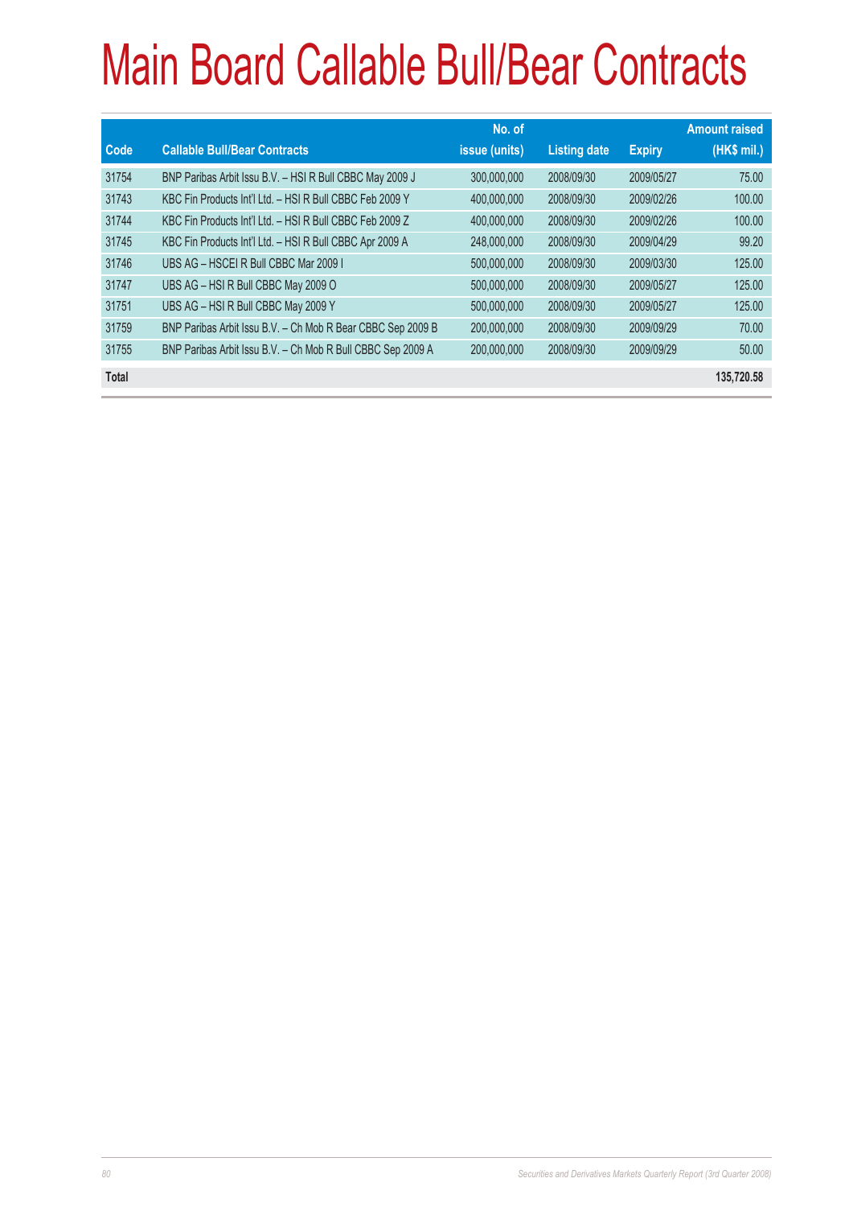# Main Board Callable Bull/Bear Contracts

| Code | Callable Bull/Bear Contracts | No. of issue (units) | Listing date | Expiry | Amount raised (HK$ mil.) |
|---|---|---|---|---|---|
| 31754 | BNP Paribas Arbit Issu B.V. – HSI R Bull CBBC May 2009 J | 300,000,000 | 2008/09/30 | 2009/05/27 | 75.00 |
| 31743 | KBC Fin Products Int'l Ltd. – HSI R Bull CBBC Feb 2009 Y | 400,000,000 | 2008/09/30 | 2009/02/26 | 100.00 |
| 31744 | KBC Fin Products Int'l Ltd. – HSI R Bull CBBC Feb 2009 Z | 400,000,000 | 2008/09/30 | 2009/02/26 | 100.00 |
| 31745 | KBC Fin Products Int'l Ltd. – HSI R Bull CBBC Apr 2009 A | 248,000,000 | 2008/09/30 | 2009/04/29 | 99.20 |
| 31746 | UBS AG – HSCEI R Bull CBBC Mar 2009 I | 500,000,000 | 2008/09/30 | 2009/03/30 | 125.00 |
| 31747 | UBS AG – HSI R Bull CBBC May 2009 O | 500,000,000 | 2008/09/30 | 2009/05/27 | 125.00 |
| 31751 | UBS AG – HSI R Bull CBBC May 2009 Y | 500,000,000 | 2008/09/30 | 2009/05/27 | 125.00 |
| 31759 | BNP Paribas Arbit Issu B.V. – Ch Mob R Bear CBBC Sep 2009 B | 200,000,000 | 2008/09/30 | 2009/09/29 | 70.00 |
| 31755 | BNP Paribas Arbit Issu B.V. – Ch Mob R Bull CBBC Sep 2009 A | 200,000,000 | 2008/09/30 | 2009/09/29 | 50.00 |
| **Total** | | | | | **135,720.58** |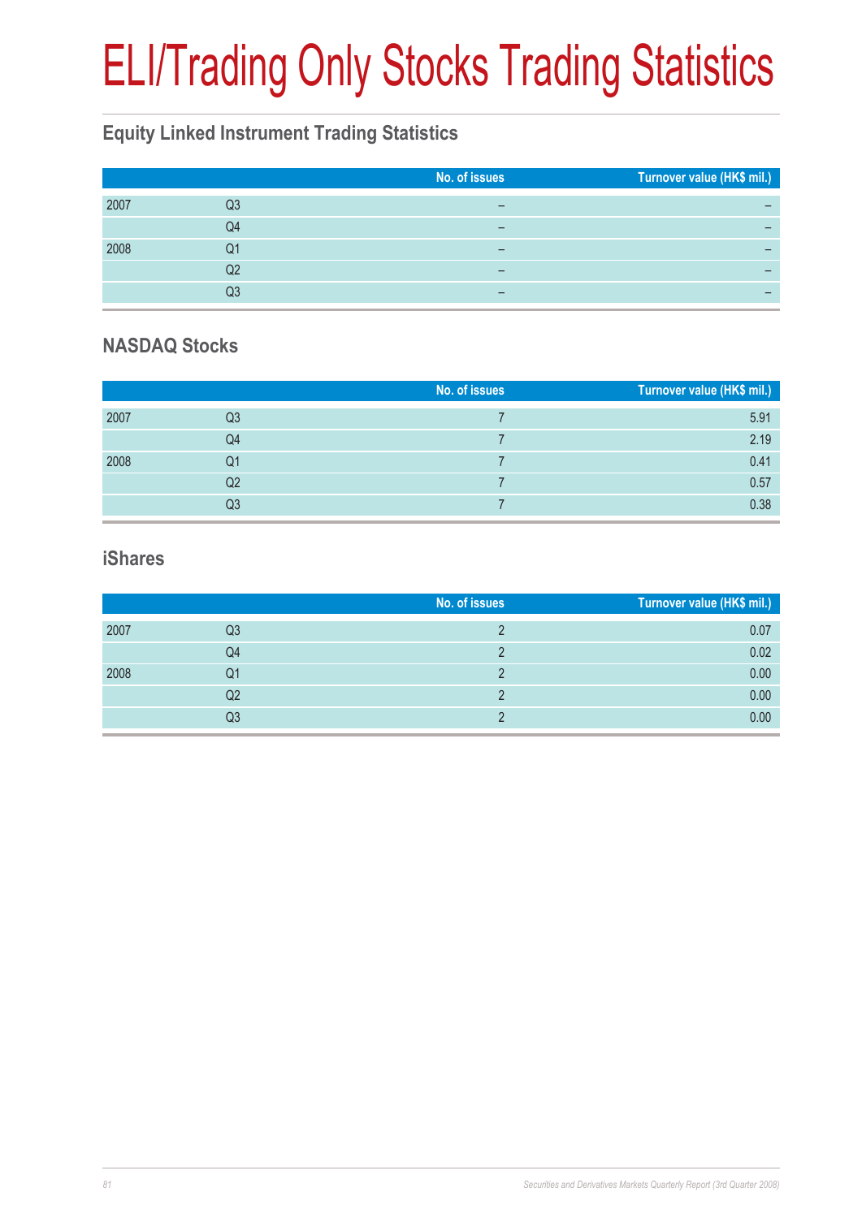# ELI/Trading Only Stocks Trading Statistics

## Equity Linked Instrument Trading Statistics

| | | No. of issues | Turnover value (HK$ mil.) |
|---|---|---|---|
| 2007 | Q3 | – | – |
| | Q4 | – | – |
| 2008 | Q1 | – | – |
| | Q2 | – | – |
| | Q3 | – | – |

## NASDAQ Stocks

| | | No. of issues | Turnover value (HK$ mil.) |
|---|---|---|---|
| 2007 | Q3 | 7 | 5.91 |
| | Q4 | 7 | 2.19 |
| 2008 | Q1 | 7 | 0.41 |
| | Q2 | 7 | 0.57 |
| | Q3 | 7 | 0.38 |

## iShares

| | | No. of issues | Turnover value (HK$ mil.) |
|---|---|---|---|
| 2007 | Q3 | 2 | 0.07 |
| | Q4 | 2 | 0.02 |
| 2008 | Q1 | 2 | 0.00 |
| | Q2 | 2 | 0.00 |
| | Q3 | 2 | 0.00 |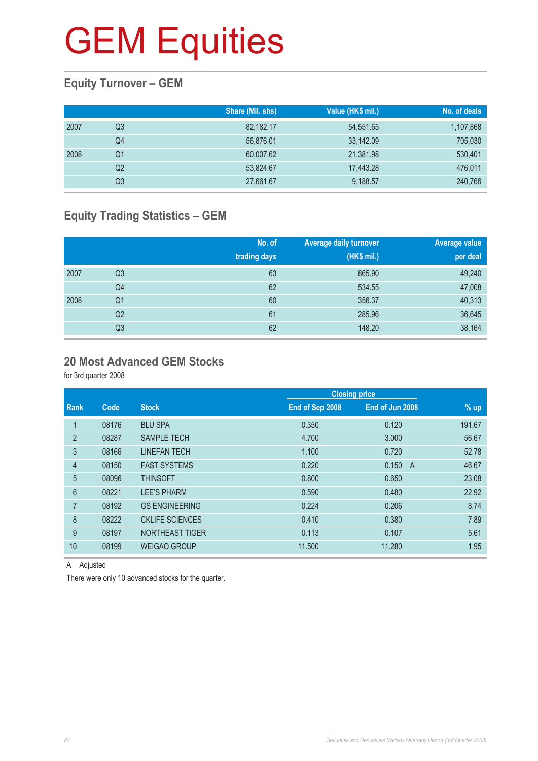# GEM Equities

## Equity Turnover – GEM

| | | Share (Mil. shs) | Value (HK$ mil.) | No. of deals |
|---|---|---|---|---|
| 2007 | Q3 | 82,182.17 | 54,551.65 | 1,107,868 |
| | Q4 | 56,876.01 | 33,142.09 | 705,030 |
| 2008 | Q1 | 60,007.62 | 21,381.98 | 530,401 |
| | Q2 | 53,824.67 | 17,443.28 | 476,011 |
| | Q3 | 27,661.67 | 9,188.57 | 240,766 |

## Equity Trading Statistics – GEM

| | | No. of trading days | Average daily turnover (HK$ mil.) | Average value per deal |
|---|---|---|---|---|
| 2007 | Q3 | 63 | 865.90 | 49,240 |
| | Q4 | 62 | 534.55 | 47,008 |
| 2008 | Q1 | 60 | 356.37 | 40,313 |
| | Q2 | 61 | 285.96 | 36,645 |
| | Q3 | 62 | 148.20 | 38,164 |

## 20 Most Advanced GEM Stocks

for 3rd quarter 2008

| | | | Closing price | | |
|---|---|---|---|---|---|
| Rank | Code | Stock | End of Sep 2008 | End of Jun 2008 | % up |
| 1 | 08176 | BLU SPA | 0.350 | 0.120 | 191.67 |
| 2 | 08287 | SAMPLE TECH | 4.700 | 3.000 | 56.67 |
| 3 | 08166 | LINEFAN TECH | 1.100 | 0.720 | 52.78 |
| 4 | 08150 | FAST SYSTEMS | 0.220 | 0.150 A | 46.67 |
| 5 | 08096 | THINSOFT | 0.800 | 0.650 | 23.08 |
| 6 | 08221 | LEE'S PHARM | 0.590 | 0.480 | 22.92 |
| 7 | 08192 | GS ENGINEERING | 0.224 | 0.206 | 8.74 |
| 8 | 08222 | CKLIFE SCIENCES | 0.410 | 0.380 | 7.89 |
| 9 | 08197 | NORTHEAST TIGER | 0.113 | 0.107 | 5.61 |
| 10 | 08199 | WEIGAO GROUP | 11.500 | 11.280 | 1.95 |

A Adjusted

There were only 10 advanced stocks for the quarter.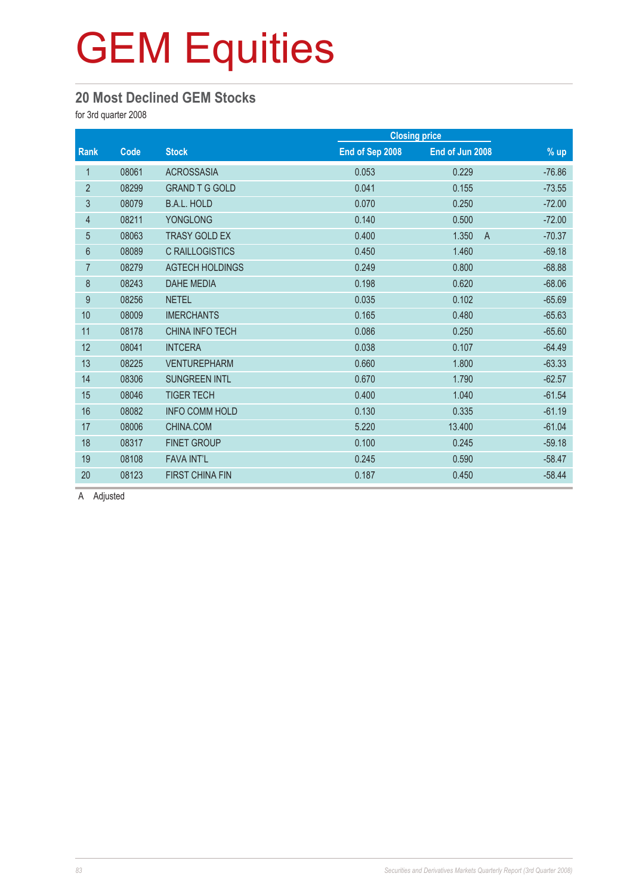# GEM Equities

## 20 Most Declined GEM Stocks

for 3rd quarter 2008

| Rank | Code | Stock | Closing price | | % up |
|---|---|---|---|---|---|
| | | | End of Sep 2008 | End of Jun 2008 | |
| 1 | 08061 | ACROSSASIA | 0.053 | 0.229 | -76.86 |
| 2 | 08299 | GRAND T G GOLD | 0.041 | 0.155 | -73.55 |
| 3 | 08079 | B.A.L. HOLD | 0.070 | 0.250 | -72.00 |
| 4 | 08211 | YONGLONG | 0.140 | 0.500 | -72.00 |
| 5 | 08063 | TRASY GOLD EX | 0.400 | 1.350 A | -70.37 |
| 6 | 08089 | C RAILLOGISTICS | 0.450 | 1.460 | -69.18 |
| 7 | 08279 | AGTECH HOLDINGS | 0.249 | 0.800 | -68.88 |
| 8 | 08243 | DAHE MEDIA | 0.198 | 0.620 | -68.06 |
| 9 | 08256 | NETEL | 0.035 | 0.102 | -65.69 |
| 10 | 08009 | IMERCHANTS | 0.165 | 0.480 | -65.63 |
| 11 | 08178 | CHINA INFO TECH | 0.086 | 0.250 | -65.60 |
| 12 | 08041 | INTCERA | 0.038 | 0.107 | -64.49 |
| 13 | 08225 | VENTUREPHARM | 0.660 | 1.800 | -63.33 |
| 14 | 08306 | SUNGREEN INTL | 0.670 | 1.790 | -62.57 |
| 15 | 08046 | TIGER TECH | 0.400 | 1.040 | -61.54 |
| 16 | 08082 | INFO COMM HOLD | 0.130 | 0.335 | -61.19 |
| 17 | 08006 | CHINA.COM | 5.220 | 13.400 | -61.04 |
| 18 | 08317 | FINET GROUP | 0.100 | 0.245 | -59.18 |
| 19 | 08108 | FAVA INT'L | 0.245 | 0.590 | -58.47 |
| 20 | 08123 | FIRST CHINA FIN | 0.187 | 0.450 | -58.44 |

A Adjusted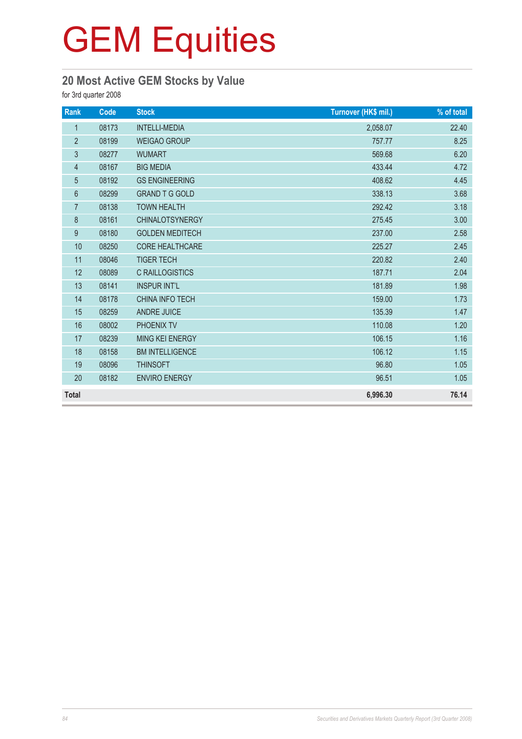# GEM Equities

## 20 Most Active GEM Stocks by Value

for 3rd quarter 2008

| Rank | Code | Stock | Turnover (HK$ mil.) | % of total |
|---|---|---|---|---|
| 1 | 08173 | INTELLI-MEDIA | 2,058.07 | 22.40 |
| 2 | 08199 | WEIGAO GROUP | 757.77 | 8.25 |
| 3 | 08277 | WUMART | 569.68 | 6.20 |
| 4 | 08167 | BIG MEDIA | 433.44 | 4.72 |
| 5 | 08192 | GS ENGINEERING | 408.62 | 4.45 |
| 6 | 08299 | GRAND T G GOLD | 338.13 | 3.68 |
| 7 | 08138 | TOWN HEALTH | 292.42 | 3.18 |
| 8 | 08161 | CHINALOTSYNERGY | 275.45 | 3.00 |
| 9 | 08180 | GOLDEN MEDITECH | 237.00 | 2.58 |
| 10 | 08250 | CORE HEALTHCARE | 225.27 | 2.45 |
| 11 | 08046 | TIGER TECH | 220.82 | 2.40 |
| 12 | 08089 | C RAILLOGISTICS | 187.71 | 2.04 |
| 13 | 08141 | INSPUR INT'L | 181.89 | 1.98 |
| 14 | 08178 | CHINA INFO TECH | 159.00 | 1.73 |
| 15 | 08259 | ANDRE JUICE | 135.39 | 1.47 |
| 16 | 08002 | PHOENIX TV | 110.08 | 1.20 |
| 17 | 08239 | MING KEI ENERGY | 106.15 | 1.16 |
| 18 | 08158 | BM INTELLIGENCE | 106.12 | 1.15 |
| 19 | 08096 | THINSOFT | 96.80 | 1.05 |
| 20 | 08182 | ENVIRO ENERGY | 96.51 | 1.05 |
| **Total** | | | **6,996.30** | **76.14** |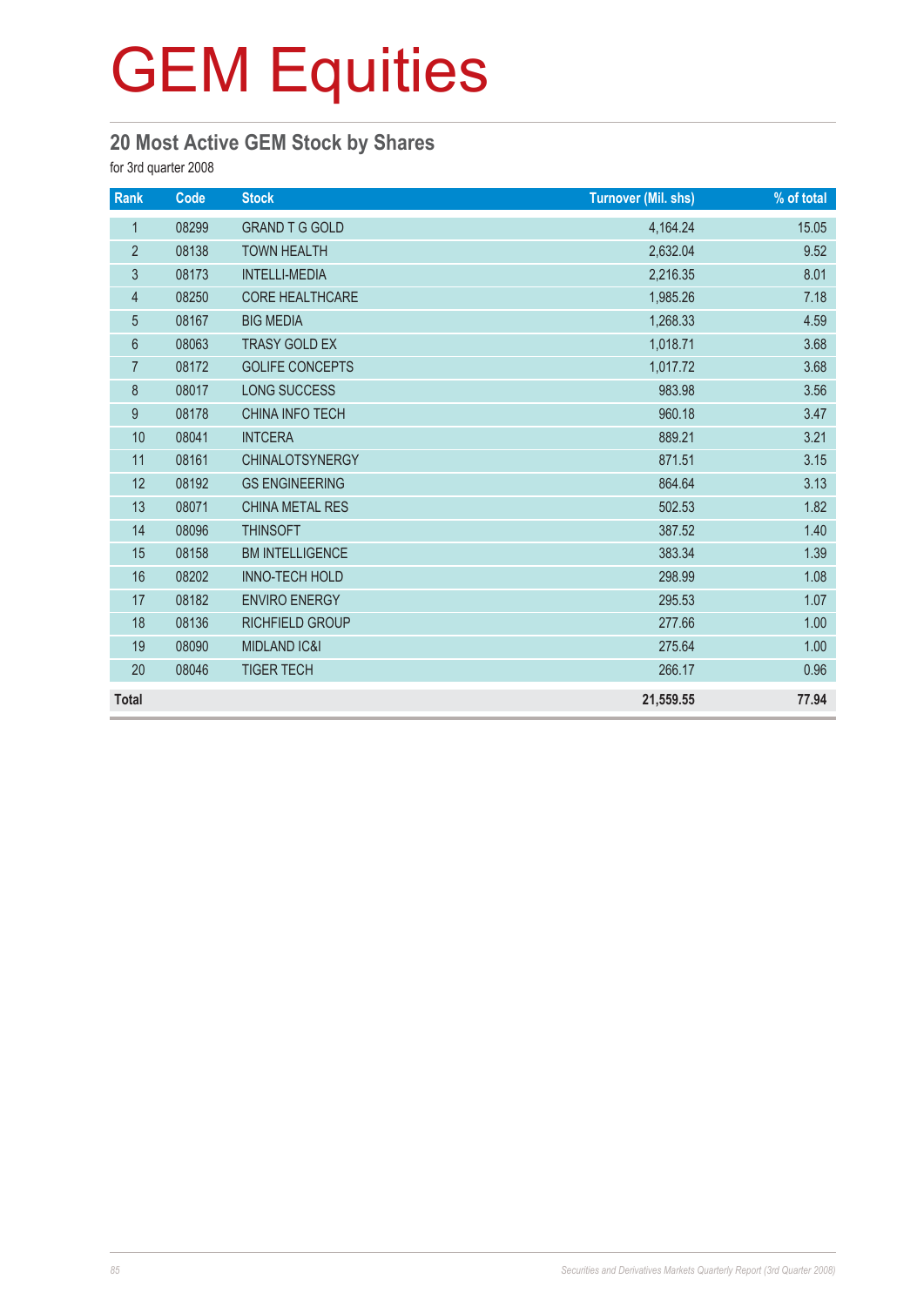# GEM Equities

## 20 Most Active GEM Stock by Shares

for 3rd quarter 2008

| Rank | Code | Stock | Turnover (Mil. shs) | % of total |
|---|---|---|---|---|
| 1 | 08299 | GRAND T G GOLD | 4,164.24 | 15.05 |
| 2 | 08138 | TOWN HEALTH | 2,632.04 | 9.52 |
| 3 | 08173 | INTELLI-MEDIA | 2,216.35 | 8.01 |
| 4 | 08250 | CORE HEALTHCARE | 1,985.26 | 7.18 |
| 5 | 08167 | BIG MEDIA | 1,268.33 | 4.59 |
| 6 | 08063 | TRASY GOLD EX | 1,018.71 | 3.68 |
| 7 | 08172 | GOLIFE CONCEPTS | 1,017.72 | 3.68 |
| 8 | 08017 | LONG SUCCESS | 983.98 | 3.56 |
| 9 | 08178 | CHINA INFO TECH | 960.18 | 3.47 |
| 10 | 08041 | INTCERA | 889.21 | 3.21 |
| 11 | 08161 | CHINALOTSYNERGY | 871.51 | 3.15 |
| 12 | 08192 | GS ENGINEERING | 864.64 | 3.13 |
| 13 | 08071 | CHINA METAL RES | 502.53 | 1.82 |
| 14 | 08096 | THINSOFT | 387.52 | 1.40 |
| 15 | 08158 | BM INTELLIGENCE | 383.34 | 1.39 |
| 16 | 08202 | INNO-TECH HOLD | 298.99 | 1.08 |
| 17 | 08182 | ENVIRO ENERGY | 295.53 | 1.07 |
| 18 | 08136 | RICHFIELD GROUP | 277.66 | 1.00 |
| 19 | 08090 | MIDLAND IC&I | 275.64 | 1.00 |
| 20 | 08046 | TIGER TECH | 266.17 | 0.96 |
| **Total** | | | **21,559.55** | **77.94** |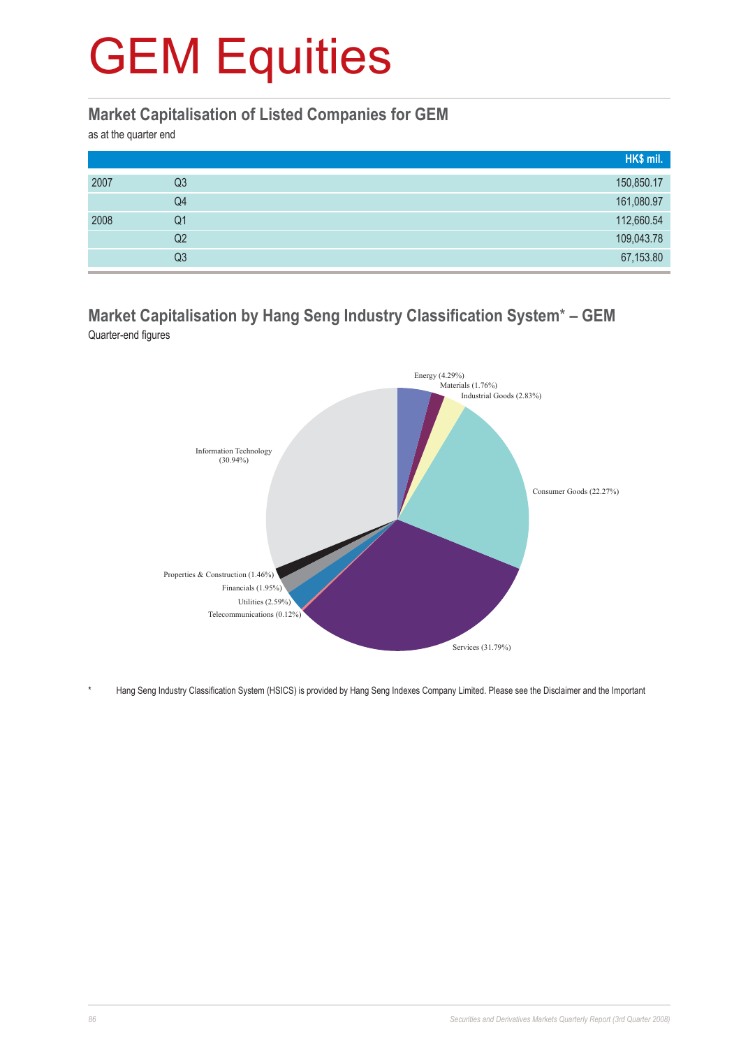# GEM Equities

## Market Capitalisation of Listed Companies for GEM

as at the quarter end

| | | HK$ mil. |
|---|---|---|
| 2007 | Q3 | 150,850.17 |
| | Q4 | 161,080.97 |
| 2008 | Q1 | 112,660.54 |
| | Q2 | 109,043.78 |
| | Q3 | 67,153.80 |

## Market Capitalisation by Hang Seng Industry Classification System* – GEM

Quarter-end figures

Energy (4.29%)
Materials (1.76%)
Industrial Goods (2.83%)
Consumer Goods (22.27%)
Services (31.79%)
Telecommunications (0.12%)
Utilities (2.59%)
Financials (1.95%)
Properties & Construction (1.46%)
Information Technology (30.94%)

\* Hang Seng Industry Classification System (HSICS) is provided by Hang Seng Indexes Company Limited. Please see the Disclaimer and the Important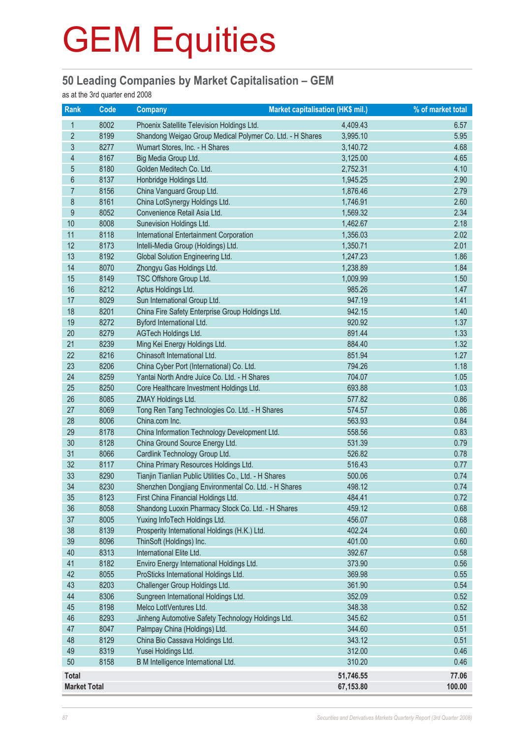# GEM Equities

## 50 Leading Companies by Market Capitalisation – GEM

as at the 3rd quarter end 2008

| Rank | Code | Company | Market capitalisation (HK$ mil.) | % of market total |
|---|---|---|---|---|
| 1 | 8002 | Phoenix Satellite Television Holdings Ltd. | 4,409.43 | 6.57 |
| 2 | 8199 | Shandong Weigao Group Medical Polymer Co. Ltd. - H Shares | 3,995.10 | 5.95 |
| 3 | 8277 | Wumart Stores, Inc. - H Shares | 3,140.72 | 4.68 |
| 4 | 8167 | Big Media Group Ltd. | 3,125.00 | 4.65 |
| 5 | 8180 | Golden Meditech Co. Ltd. | 2,752.31 | 4.10 |
| 6 | 8137 | Honbridge Holdings Ltd. | 1,945.25 | 2.90 |
| 7 | 8156 | China Vanguard Group Ltd. | 1,876.46 | 2.79 |
| 8 | 8161 | China LotSynergy Holdings Ltd. | 1,746.91 | 2.60 |
| 9 | 8052 | Convenience Retail Asia Ltd. | 1,569.32 | 2.34 |
| 10 | 8008 | Sunevision Holdings Ltd. | 1,462.67 | 2.18 |
| 11 | 8118 | International Entertainment Corporation | 1,356.03 | 2.02 |
| 12 | 8173 | Intelli-Media Group (Holdings) Ltd. | 1,350.71 | 2.01 |
| 13 | 8192 | Global Solution Engineering Ltd. | 1,247.23 | 1.86 |
| 14 | 8070 | Zhongyu Gas Holdings Ltd. | 1,238.89 | 1.84 |
| 15 | 8149 | TSC Offshore Group Ltd. | 1,009.99 | 1.50 |
| 16 | 8212 | Aptus Holdings Ltd. | 985.26 | 1.47 |
| 17 | 8029 | Sun International Group Ltd. | 947.19 | 1.41 |
| 18 | 8201 | China Fire Safety Enterprise Group Holdings Ltd. | 942.15 | 1.40 |
| 19 | 8272 | Byford International Ltd. | 920.92 | 1.37 |
| 20 | 8279 | AGTech Holdings Ltd. | 891.44 | 1.33 |
| 21 | 8239 | Ming Kei Energy Holdings Ltd. | 884.40 | 1.32 |
| 22 | 8216 | Chinasoft International Ltd. | 851.94 | 1.27 |
| 23 | 8206 | China Cyber Port (International) Co. Ltd. | 794.26 | 1.18 |
| 24 | 8259 | Yantai North Andre Juice Co. Ltd. - H Shares | 704.07 | 1.05 |
| 25 | 8250 | Core Healthcare Investment Holdings Ltd. | 693.88 | 1.03 |
| 26 | 8085 | ZMAY Holdings Ltd. | 577.82 | 0.86 |
| 27 | 8069 | Tong Ren Tang Technologies Co. Ltd. - H Shares | 574.57 | 0.86 |
| 28 | 8006 | China.com Inc. | 563.93 | 0.84 |
| 29 | 8178 | China Information Technology Development Ltd. | 558.56 | 0.83 |
| 30 | 8128 | China Ground Source Energy Ltd. | 531.39 | 0.79 |
| 31 | 8066 | Cardlink Technology Group Ltd. | 526.82 | 0.78 |
| 32 | 8117 | China Primary Resources Holdings Ltd. | 516.43 | 0.77 |
| 33 | 8290 | Tianjin Tianlian Public Utilities Co., Ltd. - H Shares | 500.06 | 0.74 |
| 34 | 8230 | Shenzhen Dongjiang Environmental Co. Ltd. - H Shares | 498.12 | 0.74 |
| 35 | 8123 | First China Financial Holdings Ltd. | 484.41 | 0.72 |
| 36 | 8058 | Shandong Luoxin Pharmacy Stock Co. Ltd. - H Shares | 459.12 | 0.68 |
| 37 | 8005 | Yuxing InfoTech Holdings Ltd. | 456.07 | 0.68 |
| 38 | 8139 | Prosperity International Holdings (H.K.) Ltd. | 402.24 | 0.60 |
| 39 | 8096 | ThinSoft (Holdings) Inc. | 401.00 | 0.60 |
| 40 | 8313 | International Elite Ltd. | 392.67 | 0.58 |
| 41 | 8182 | Enviro Energy International Holdings Ltd. | 373.90 | 0.56 |
| 42 | 8055 | ProSticks International Holdings Ltd. | 369.98 | 0.55 |
| 43 | 8203 | Challenger Group Holdings Ltd. | 361.90 | 0.54 |
| 44 | 8306 | Sungreen International Holdings Ltd. | 352.09 | 0.52 |
| 45 | 8198 | Melco LottVentures Ltd. | 348.38 | 0.52 |
| 46 | 8293 | Jinheng Automotive Safety Technology Holdings Ltd. | 345.62 | 0.51 |
| 47 | 8047 | Palmpay China (Holdings) Ltd. | 344.60 | 0.51 |
| 48 | 8129 | China Bio Cassava Holdings Ltd. | 343.12 | 0.51 |
| 49 | 8319 | Yusei Holdings Ltd. | 312.00 | 0.46 |
| 50 | 8158 | B M Intelligence International Ltd. | 310.20 | 0.46 |
| **Total** | | | **51,746.55** | **77.06** |
| **Market Total** | | | **67,153.80** | **100.00** |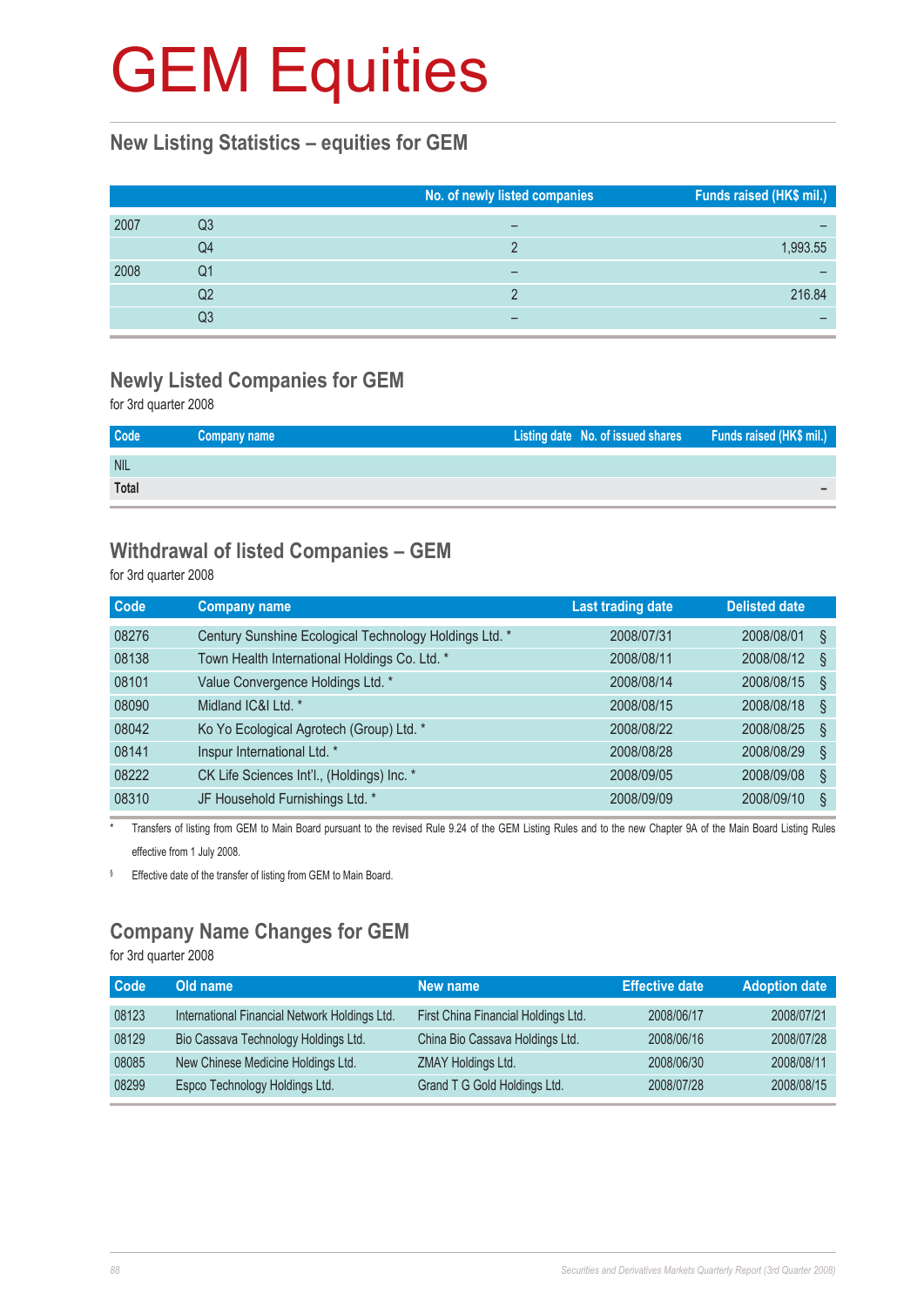# GEM Equities

## New Listing Statistics – equities for GEM

| | | No. of newly listed companies | Funds raised (HK$ mil.) |
|---|---|---|---|
| 2007 | Q3 | – | – |
| | Q4 | 2 | 1,993.55 |
| 2008 | Q1 | – | – |
| | Q2 | 2 | 216.84 |
| | Q3 | – | – |

## Newly Listed Companies for GEM

for 3rd quarter 2008

| Code | Company name | Listing date | No. of issued shares | Funds raised (HK$ mil.) |
|---|---|---|---|---|
| NIL | | | | |
| **Total** | | | | – |

## Withdrawal of listed Companies – GEM

for 3rd quarter 2008

| Code | Company name | Last trading date | Delisted date | |
|---|---|---|---|---|
| 08276 | Century Sunshine Ecological Technology Holdings Ltd. * | 2008/07/31 | 2008/08/01 | § |
| 08138 | Town Health International Holdings Co. Ltd. * | 2008/08/11 | 2008/08/12 | § |
| 08101 | Value Convergence Holdings Ltd. * | 2008/08/14 | 2008/08/15 | § |
| 08090 | Midland IC&I Ltd. * | 2008/08/15 | 2008/08/18 | § |
| 08042 | Ko Yo Ecological Agrotech (Group) Ltd. * | 2008/08/22 | 2008/08/25 | § |
| 08141 | Inspur International Ltd. * | 2008/08/28 | 2008/08/29 | § |
| 08222 | CK Life Sciences Int'l., (Holdings) Inc. * | 2008/09/05 | 2008/09/08 | § |
| 08310 | JF Household Furnishings Ltd. * | 2008/09/09 | 2008/09/10 | § |

\* Transfers of listing from GEM to Main Board pursuant to the revised Rule 9.24 of the GEM Listing Rules and to the new Chapter 9A of the Main Board Listing Rules effective from 1 July 2008.

§ Effective date of the transfer of listing from GEM to Main Board.

## Company Name Changes for GEM

for 3rd quarter 2008

| Code | Old name | New name | Effective date | Adoption date |
|---|---|---|---|---|
| 08123 | International Financial Network Holdings Ltd. | First China Financial Holdings Ltd. | 2008/06/17 | 2008/07/21 |
| 08129 | Bio Cassava Technology Holdings Ltd. | China Bio Cassava Holdings Ltd. | 2008/06/16 | 2008/07/28 |
| 08085 | New Chinese Medicine Holdings Ltd. | ZMAY Holdings Ltd. | 2008/06/30 | 2008/08/11 |
| 08299 | Espco Technology Holdings Ltd. | Grand T G Gold Holdings Ltd. | 2008/07/28 | 2008/08/15 |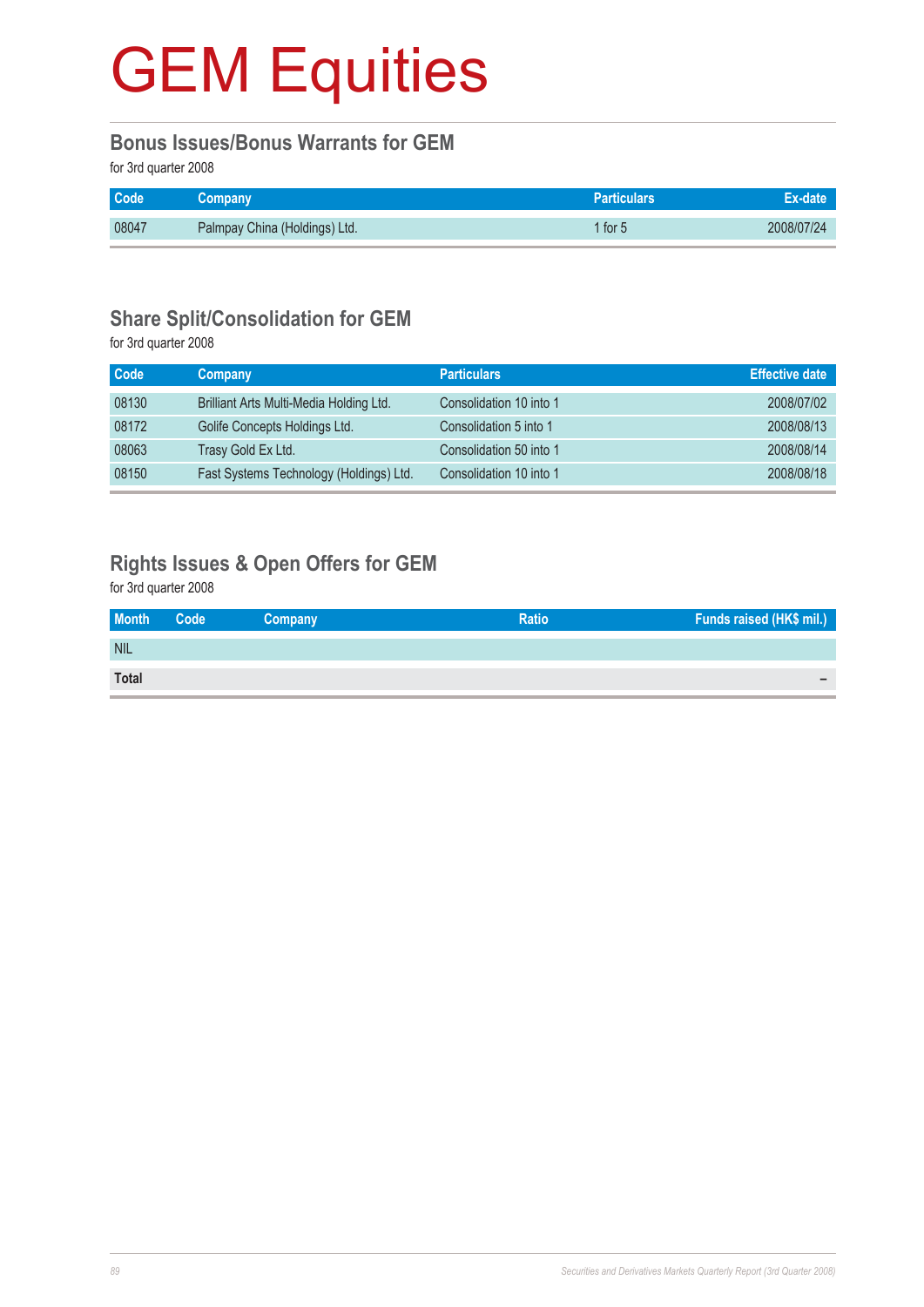# GEM Equities

## Bonus Issues/Bonus Warrants for GEM

for 3rd quarter 2008

| Code | Company | Particulars | Ex-date |
|---|---|---|---|
| 08047 | Palmpay China (Holdings) Ltd. | 1 for 5 | 2008/07/24 |

## Share Split/Consolidation for GEM

for 3rd quarter 2008

| Code | Company | Particulars | Effective date |
|---|---|---|---|
| 08130 | Brilliant Arts Multi-Media Holding Ltd. | Consolidation 10 into 1 | 2008/07/02 |
| 08172 | Golife Concepts Holdings Ltd. | Consolidation 5 into 1 | 2008/08/13 |
| 08063 | Trasy Gold Ex Ltd. | Consolidation 50 into 1 | 2008/08/14 |
| 08150 | Fast Systems Technology (Holdings) Ltd. | Consolidation 10 into 1 | 2008/08/18 |

## Rights Issues & Open Offers for GEM

for 3rd quarter 2008

| Month | Code | Company | Ratio | Funds raised (HK$ mil.) |
|---|---|---|---|---|
| NIL | | | | |
| **Total** | | | | – |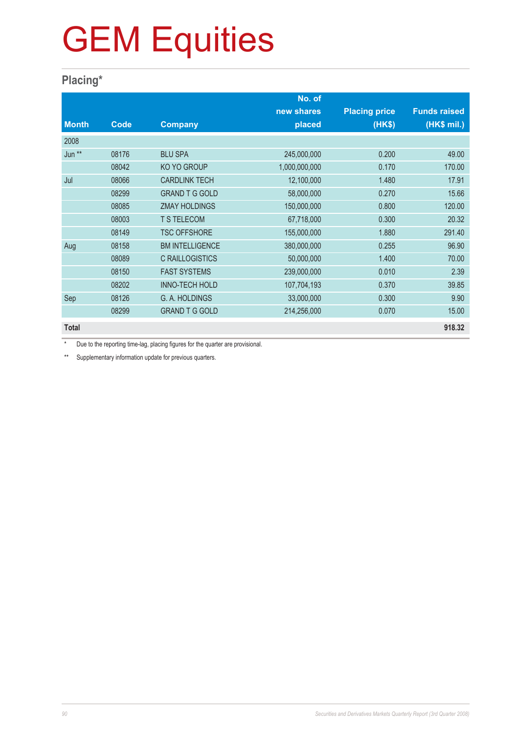# GEM Equities

## Placing*

| Month | Code | Company | No. of new shares placed | Placing price (HK$) | Funds raised (HK$ mil.) |
|---|---|---|---|---|---|
| 2008 | | | | | |
| Jun ** | 08176 | BLU SPA | 245,000,000 | 0.200 | 49.00 |
| | 08042 | KO YO GROUP | 1,000,000,000 | 0.170 | 170.00 |
| Jul | 08066 | CARDLINK TECH | 12,100,000 | 1.480 | 17.91 |
| | 08299 | GRAND T G GOLD | 58,000,000 | 0.270 | 15.66 |
| | 08085 | ZMAY HOLDINGS | 150,000,000 | 0.800 | 120.00 |
| | 08003 | T S TELECOM | 67,718,000 | 0.300 | 20.32 |
| | 08149 | TSC OFFSHORE | 155,000,000 | 1.880 | 291.40 |
| Aug | 08158 | BM INTELLIGENCE | 380,000,000 | 0.255 | 96.90 |
| | 08089 | C RAILLOGISTICS | 50,000,000 | 1.400 | 70.00 |
| | 08150 | FAST SYSTEMS | 239,000,000 | 0.010 | 2.39 |
| | 08202 | INNO-TECH HOLD | 107,704,193 | 0.370 | 39.85 |
| Sep | 08126 | G. A. HOLDINGS | 33,000,000 | 0.300 | 9.90 |
| | 08299 | GRAND T G GOLD | 214,256,000 | 0.070 | 15.00 |
| **Total** | | | | | **918.32** |

\* Due to the reporting time-lag, placing figures for the quarter are provisional.

** Supplementary information update for previous quarters.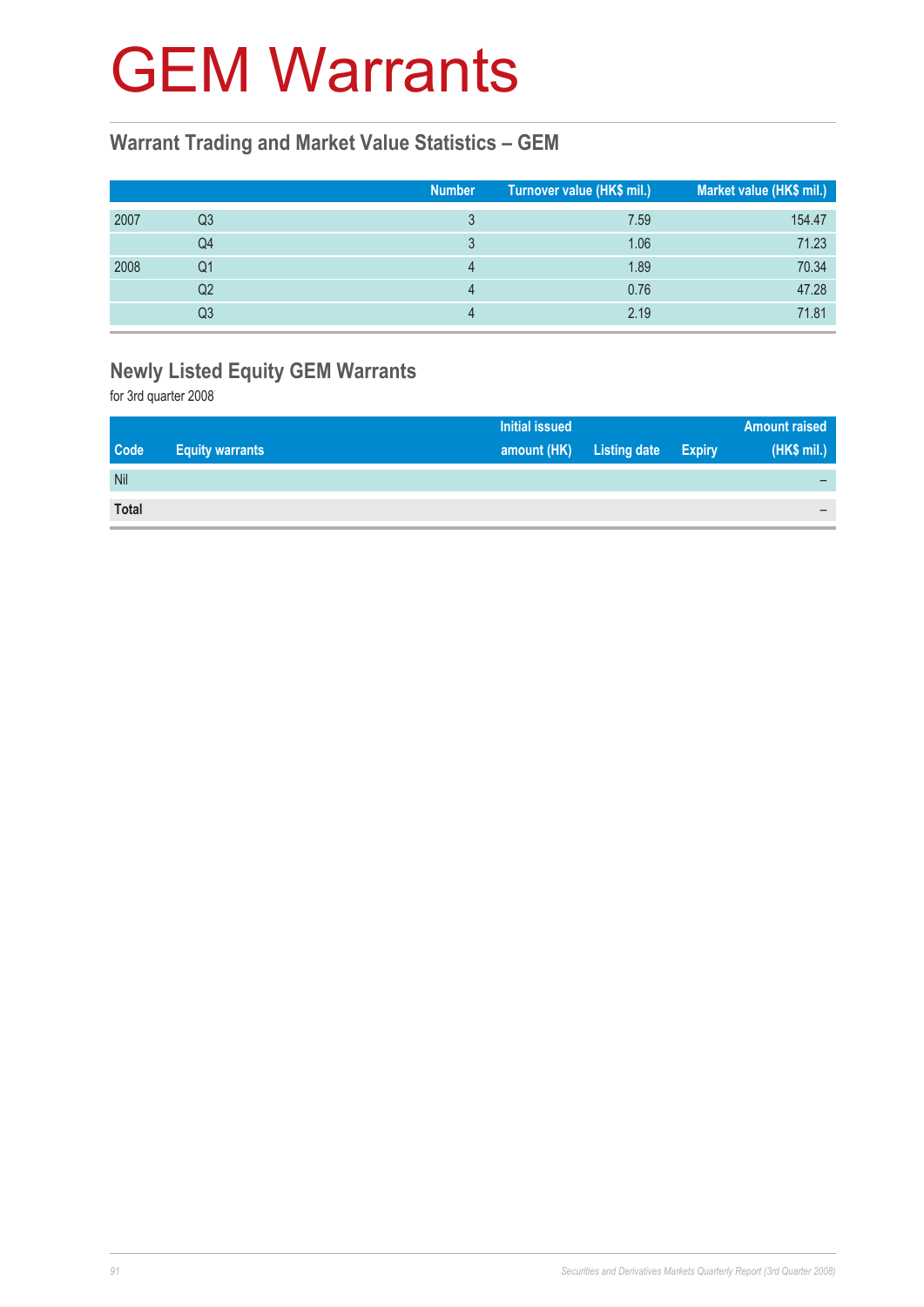# GEM Warrants

## Warrant Trading and Market Value Statistics – GEM

| | | Number | Turnover value (HK$ mil.) | Market value (HK$ mil.) |
|---|---|---|---|---|
| 2007 | Q3 | 3 | 7.59 | 154.47 |
| | Q4 | 3 | 1.06 | 71.23 |
| 2008 | Q1 | 4 | 1.89 | 70.34 |
| | Q2 | 4 | 0.76 | 47.28 |
| | Q3 | 4 | 2.19 | 71.81 |

## Newly Listed Equity GEM Warrants

for 3rd quarter 2008

| Code | Equity warrants | Initial issued amount (HK) | Listing date | Expiry | Amount raised (HK$ mil.) |
|---|---|---|---|---|---|
| Nil | | | | | – |
| **Total** | | | | | – |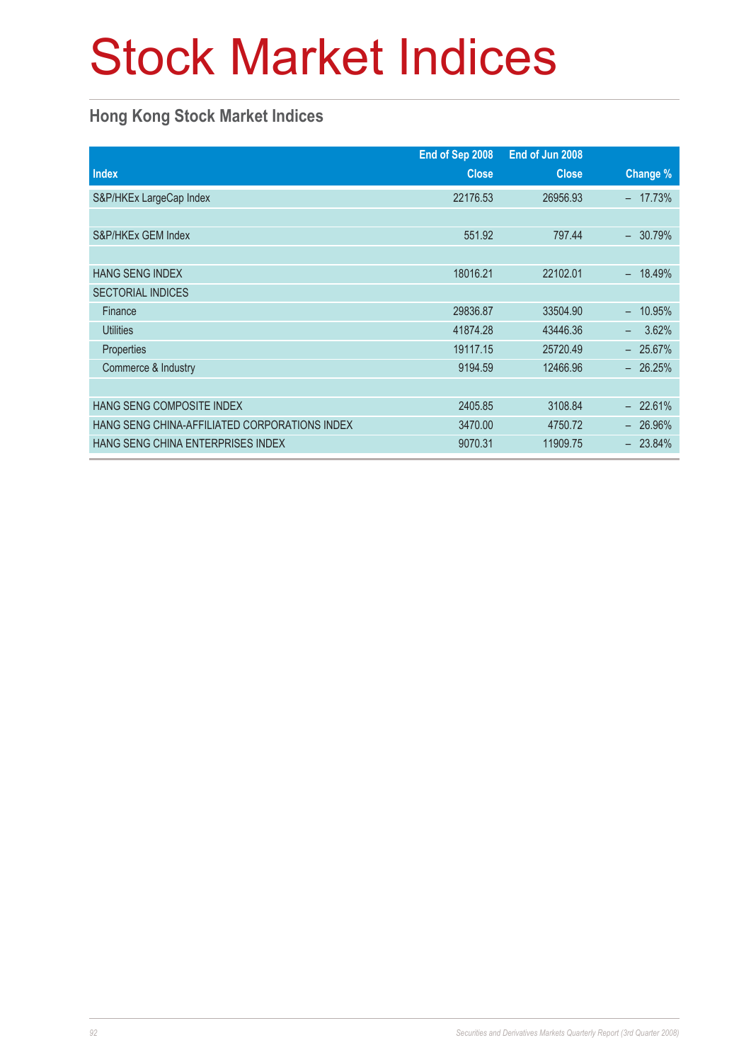# Stock Market Indices

## Hong Kong Stock Market Indices

| Index | End of Sep 2008 Close | End of Jun 2008 Close | Change % |
|---|---|---|---|
| S&P/HKEx LargeCap Index | 22176.53 | 26956.93 | – 17.73% |
| | | | |
| S&P/HKEx GEM Index | 551.92 | 797.44 | – 30.79% |
| | | | |
| HANG SENG INDEX | 18016.21 | 22102.01 | – 18.49% |
| SECTORIAL INDICES | | | |
| Finance | 29836.87 | 33504.90 | – 10.95% |
| Utilities | 41874.28 | 43446.36 | – 3.62% |
| Properties | 19117.15 | 25720.49 | – 25.67% |
| Commerce & Industry | 9194.59 | 12466.96 | – 26.25% |
| | | | |
| HANG SENG COMPOSITE INDEX | 2405.85 | 3108.84 | – 22.61% |
| HANG SENG CHINA-AFFILIATED CORPORATIONS INDEX | 3470.00 | 4750.72 | – 26.96% |
| HANG SENG CHINA ENTERPRISES INDEX | 9070.31 | 11909.75 | – 23.84% |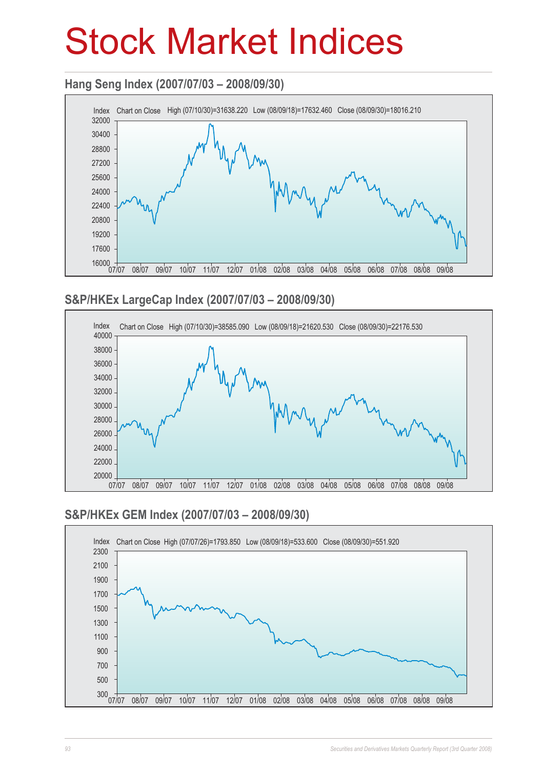# Stock Market Indices

## Hang Seng Index (2007/07/03 – 2008/09/30)

Index Chart on Close High (07/10/30)=31638.220 Low (08/09/18)=17632.460 Close (08/09/30)=18016.210

## S&P/HKEx LargeCap Index (2007/07/03 – 2008/09/30)

Index Chart on Close High (07/10/30)=38585.090 Low (08/09/18)=21620.530 Close (08/09/30)=22176.530

## S&P/HKEx GEM Index (2007/07/03 – 2008/09/30)

Index Chart on Close High (07/07/26)=1793.850 Low (08/09/18)=533.600 Close (08/09/30)=551.920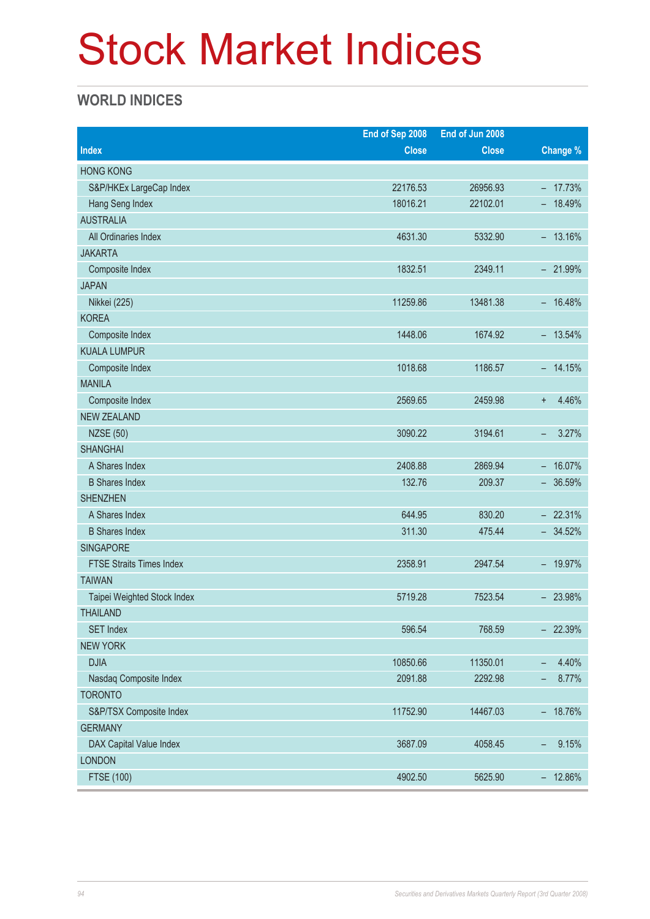# Stock Market Indices

## WORLD INDICES

| Index | End of Sep 2008 Close | End of Jun 2008 Close | Change % |
|---|---|---|---|
| HONG KONG | | | |
| S&P/HKEx LargeCap Index | 22176.53 | 26956.93 | – 17.73% |
| Hang Seng Index | 18016.21 | 22102.01 | – 18.49% |
| AUSTRALIA | | | |
| All Ordinaries Index | 4631.30 | 5332.90 | – 13.16% |
| JAKARTA | | | |
| Composite Index | 1832.51 | 2349.11 | – 21.99% |
| JAPAN | | | |
| Nikkei (225) | 11259.86 | 13481.38 | – 16.48% |
| KOREA | | | |
| Composite Index | 1448.06 | 1674.92 | – 13.54% |
| KUALA LUMPUR | | | |
| Composite Index | 1018.68 | 1186.57 | – 14.15% |
| MANILA | | | |
| Composite Index | 2569.65 | 2459.98 | + 4.46% |
| NEW ZEALAND | | | |
| NZSE (50) | 3090.22 | 3194.61 | – 3.27% |
| SHANGHAI | | | |
| A Shares Index | 2408.88 | 2869.94 | – 16.07% |
| B Shares Index | 132.76 | 209.37 | – 36.59% |
| SHENZHEN | | | |
| A Shares Index | 644.95 | 830.20 | – 22.31% |
| B Shares Index | 311.30 | 475.44 | – 34.52% |
| SINGAPORE | | | |
| FTSE Straits Times Index | 2358.91 | 2947.54 | – 19.97% |
| TAIWAN | | | |
| Taipei Weighted Stock Index | 5719.28 | 7523.54 | – 23.98% |
| THAILAND | | | |
| SET Index | 596.54 | 768.59 | – 22.39% |
| NEW YORK | | | |
| DJIA | 10850.66 | 11350.01 | – 4.40% |
| Nasdaq Composite Index | 2091.88 | 2292.98 | – 8.77% |
| TORONTO | | | |
| S&P/TSX Composite Index | 11752.90 | 14467.03 | – 18.76% |
| GERMANY | | | |
| DAX Capital Value Index | 3687.09 | 4058.45 | – 9.15% |
| LONDON | | | |
| FTSE (100) | 4902.50 | 5625.90 | – 12.86% |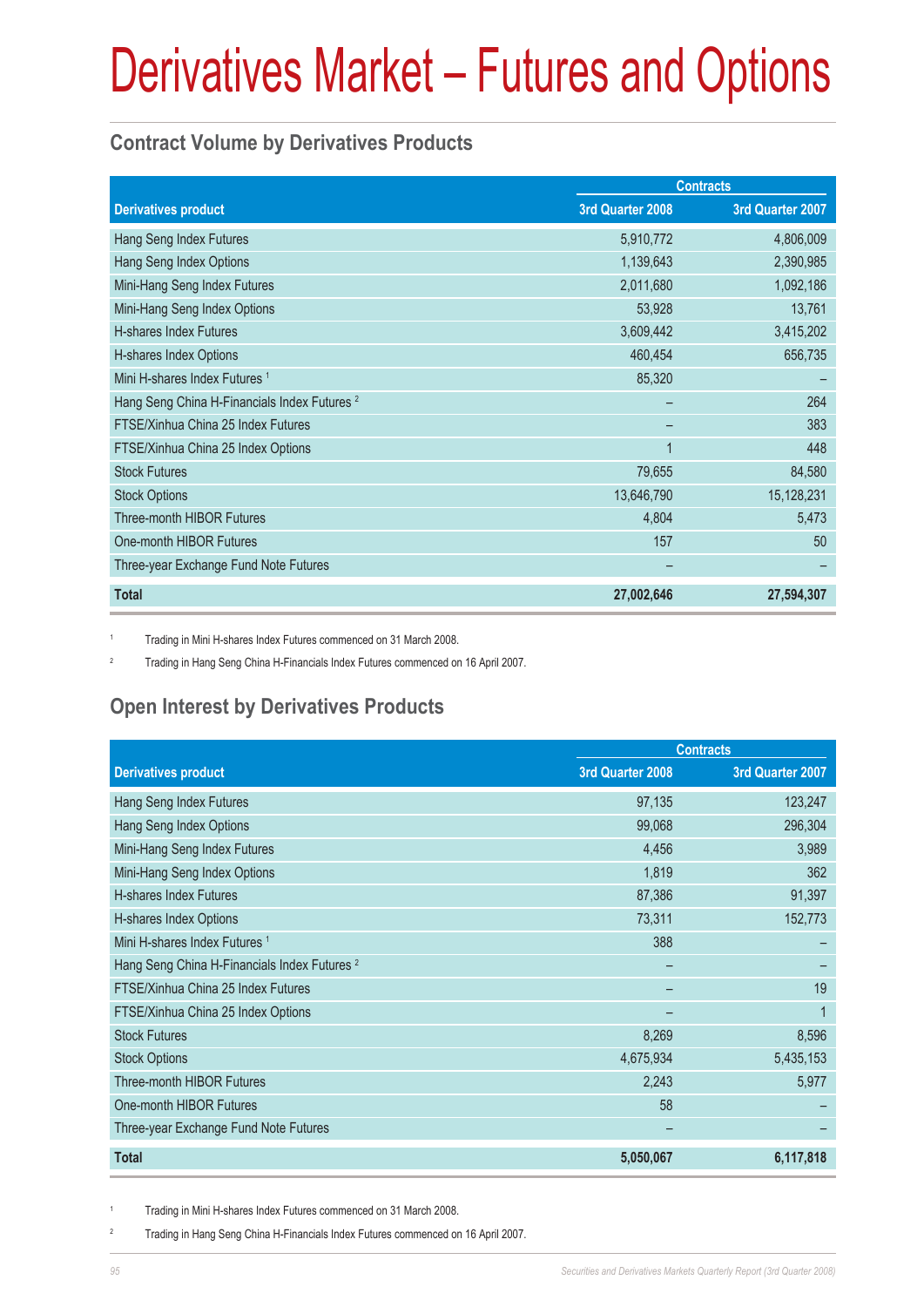# Derivatives Market – Futures and Options

## Contract Volume by Derivatives Products

| Derivatives product | Contracts | |
|---|---|---|
| | 3rd Quarter 2008 | 3rd Quarter 2007 |
| Hang Seng Index Futures | 5,910,772 | 4,806,009 |
| Hang Seng Index Options | 1,139,643 | 2,390,985 |
| Mini-Hang Seng Index Futures | 2,011,680 | 1,092,186 |
| Mini-Hang Seng Index Options | 53,928 | 13,761 |
| H-shares Index Futures | 3,609,442 | 3,415,202 |
| H-shares Index Options | 460,454 | 656,735 |
| Mini H-shares Index Futures [1] | 85,320 | – |
| Hang Seng China H-Financials Index Futures [2] | – | 264 |
| FTSE/Xinhua China 25 Index Futures | – | 383 |
| FTSE/Xinhua China 25 Index Options | 1 | 448 |
| Stock Futures | 79,655 | 84,580 |
| Stock Options | 13,646,790 | 15,128,231 |
| Three-month HIBOR Futures | 4,804 | 5,473 |
| One-month HIBOR Futures | 157 | 50 |
| Three-year Exchange Fund Note Futures | – | – |
| **Total** | **27,002,646** | **27,594,307** |

[1] Trading in Mini H-shares Index Futures commenced on 31 March 2008.

[2] Trading in Hang Seng China H-Financials Index Futures commenced on 16 April 2007.

## Open Interest by Derivatives Products

| Derivatives product | Contracts | |
|---|---|---|
| | 3rd Quarter 2008 | 3rd Quarter 2007 |
| Hang Seng Index Futures | 97,135 | 123,247 |
| Hang Seng Index Options | 99,068 | 296,304 |
| Mini-Hang Seng Index Futures | 4,456 | 3,989 |
| Mini-Hang Seng Index Options | 1,819 | 362 |
| H-shares Index Futures | 87,386 | 91,397 |
| H-shares Index Options | 73,311 | 152,773 |
| Mini H-shares Index Futures [1] | 388 | – |
| Hang Seng China H-Financials Index Futures [2] | – | – |
| FTSE/Xinhua China 25 Index Futures | – | 19 |
| FTSE/Xinhua China 25 Index Options | – | 1 |
| Stock Futures | 8,269 | 8,596 |
| Stock Options | 4,675,934 | 5,435,153 |
| Three-month HIBOR Futures | 2,243 | 5,977 |
| One-month HIBOR Futures | 58 | – |
| Three-year Exchange Fund Note Futures | – | – |
| **Total** | **5,050,067** | **6,117,818** |

[1] Trading in Mini H-shares Index Futures commenced on 31 March 2008.

[2] Trading in Hang Seng China H-Financials Index Futures commenced on 16 April 2007.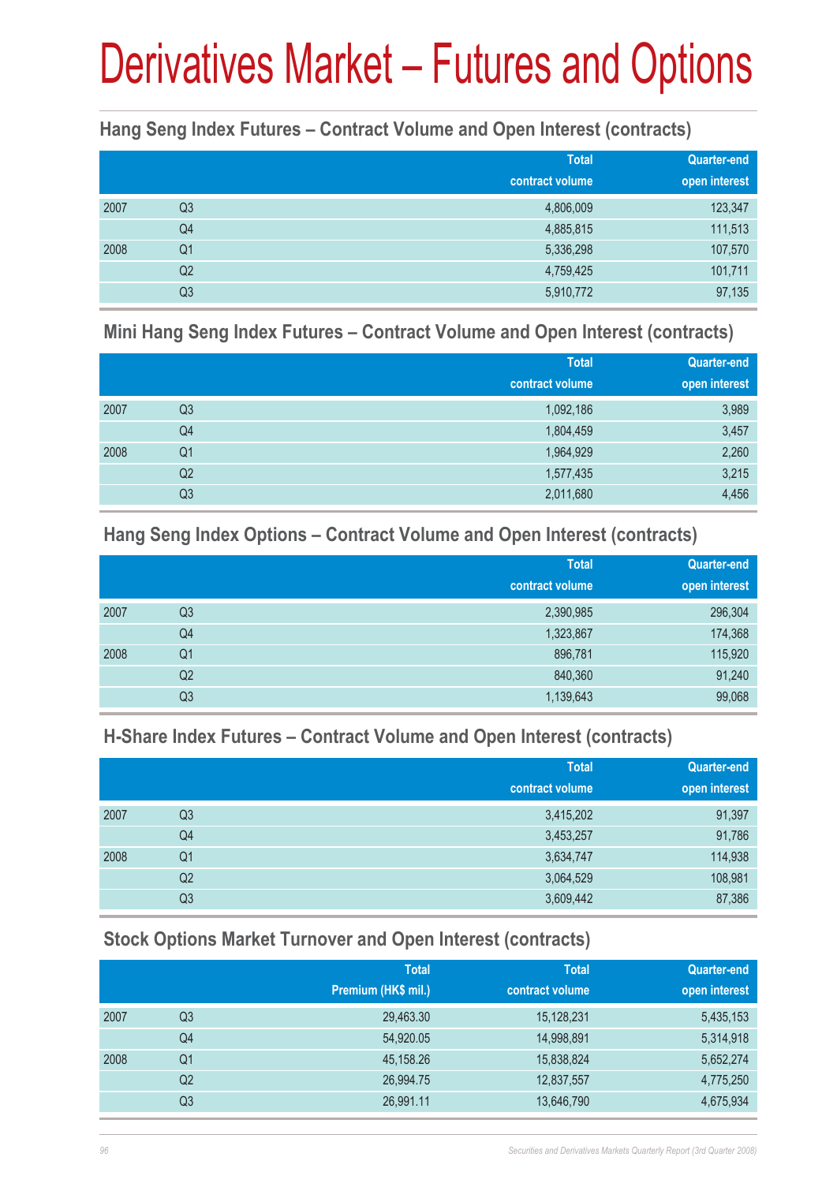# Derivatives Market – Futures and Options

## Hang Seng Index Futures – Contract Volume and Open Interest (contracts)

| | | Total contract volume | Quarter-end open interest |
|---|---|---|---|
| 2007 | Q3 | 4,806,009 | 123,347 |
| | Q4 | 4,885,815 | 111,513 |
| 2008 | Q1 | 5,336,298 | 107,570 |
| | Q2 | 4,759,425 | 101,711 |
| | Q3 | 5,910,772 | 97,135 |

## Mini Hang Seng Index Futures – Contract Volume and Open Interest (contracts)

| | | Total contract volume | Quarter-end open interest |
|---|---|---|---|
| 2007 | Q3 | 1,092,186 | 3,989 |
| | Q4 | 1,804,459 | 3,457 |
| 2008 | Q1 | 1,964,929 | 2,260 |
| | Q2 | 1,577,435 | 3,215 |
| | Q3 | 2,011,680 | 4,456 |

## Hang Seng Index Options – Contract Volume and Open Interest (contracts)

| | | Total contract volume | Quarter-end open interest |
|---|---|---|---|
| 2007 | Q3 | 2,390,985 | 296,304 |
| | Q4 | 1,323,867 | 174,368 |
| 2008 | Q1 | 896,781 | 115,920 |
| | Q2 | 840,360 | 91,240 |
| | Q3 | 1,139,643 | 99,068 |

## H-Share Index Futures – Contract Volume and Open Interest (contracts)

| | | Total contract volume | Quarter-end open interest |
|---|---|---|---|
| 2007 | Q3 | 3,415,202 | 91,397 |
| | Q4 | 3,453,257 | 91,786 |
| 2008 | Q1 | 3,634,747 | 114,938 |
| | Q2 | 3,064,529 | 108,981 |
| | Q3 | 3,609,442 | 87,386 |

## Stock Options Market Turnover and Open Interest (contracts)

| | | Total Premium (HK$ mil.) | Total contract volume | Quarter-end open interest |
|---|---|---|---|---|
| 2007 | Q3 | 29,463.30 | 15,128,231 | 5,435,153 |
| | Q4 | 54,920.05 | 14,998,891 | 5,314,918 |
| 2008 | Q1 | 45,158.26 | 15,838,824 | 5,652,274 |
| | Q2 | 26,994.75 | 12,837,557 | 4,775,250 |
| | Q3 | 26,991.11 | 13,646,790 | 4,675,934 |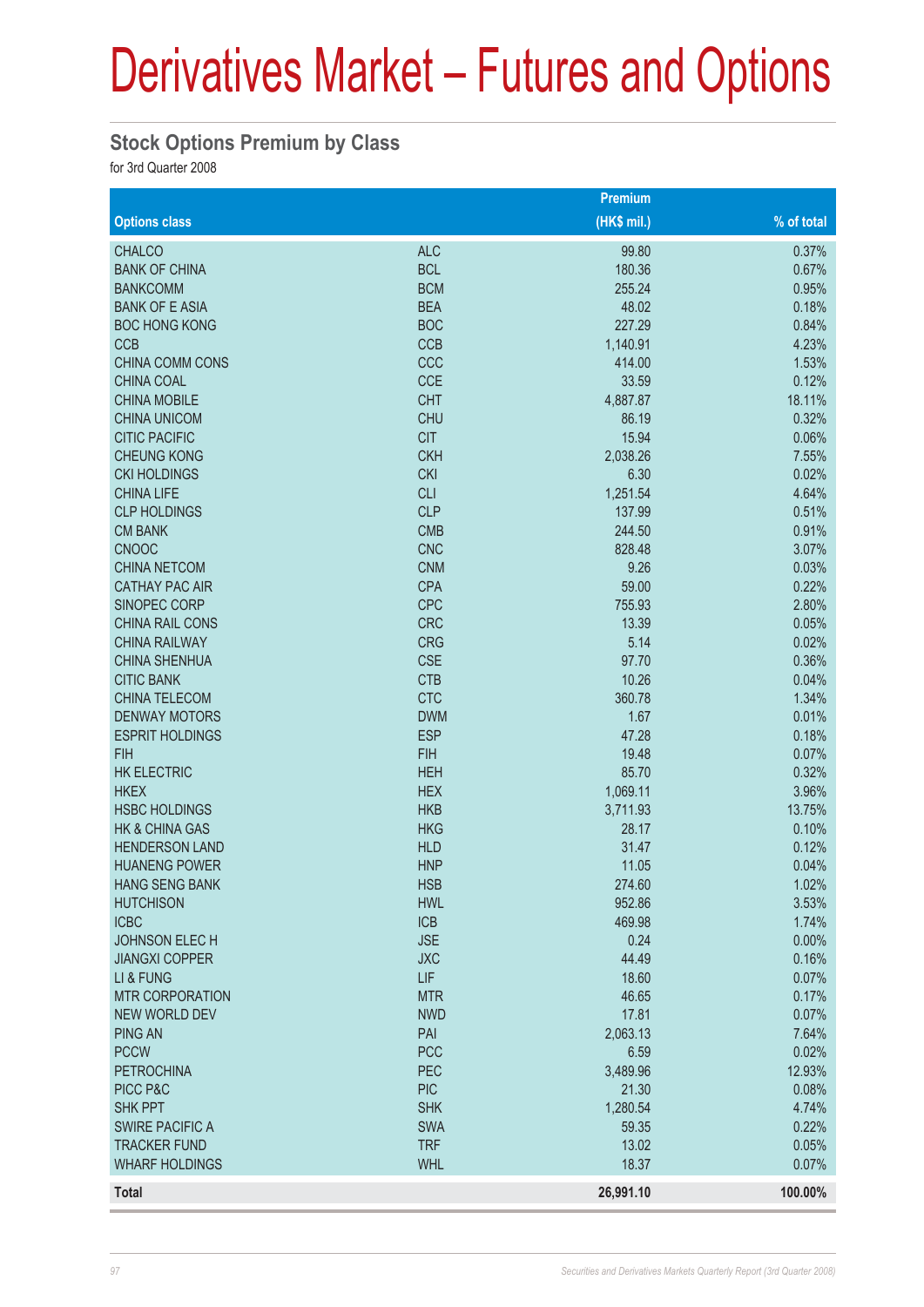# Derivatives Market – Futures and Options

## Stock Options Premium by Class

for 3rd Quarter 2008

| Options class | | Premium (HK$ mil.) | % of total |
|---|---|---|---|
| CHALCO | ALC | 99.80 | 0.37% |
| BANK OF CHINA | BCL | 180.36 | 0.67% |
| BANKCOMM | BCM | 255.24 | 0.95% |
| BANK OF E ASIA | BEA | 48.02 | 0.18% |
| BOC HONG KONG | BOC | 227.29 | 0.84% |
| CCB | CCB | 1,140.91 | 4.23% |
| CHINA COMM CONS | CCC | 414.00 | 1.53% |
| CHINA COAL | CCE | 33.59 | 0.12% |
| CHINA MOBILE | CHT | 4,887.87 | 18.11% |
| CHINA UNICOM | CHU | 86.19 | 0.32% |
| CITIC PACIFIC | CIT | 15.94 | 0.06% |
| CHEUNG KONG | CKH | 2,038.26 | 7.55% |
| CKI HOLDINGS | CKI | 6.30 | 0.02% |
| CHINA LIFE | CLI | 1,251.54 | 4.64% |
| CLP HOLDINGS | CLP | 137.99 | 0.51% |
| CM BANK | CMB | 244.50 | 0.91% |
| CNOOC | CNC | 828.48 | 3.07% |
| CHINA NETCOM | CNM | 9.26 | 0.03% |
| CATHAY PAC AIR | CPA | 59.00 | 0.22% |
| SINOPEC CORP | CPC | 755.93 | 2.80% |
| CHINA RAIL CONS | CRC | 13.39 | 0.05% |
| CHINA RAILWAY | CRG | 5.14 | 0.02% |
| CHINA SHENHUA | CSE | 97.70 | 0.36% |
| CITIC BANK | CTB | 10.26 | 0.04% |
| CHINA TELECOM | CTC | 360.78 | 1.34% |
| DENWAY MOTORS | DWM | 1.67 | 0.01% |
| ESPRIT HOLDINGS | ESP | 47.28 | 0.18% |
| FIH | FIH | 19.48 | 0.07% |
| HK ELECTRIC | HEH | 85.70 | 0.32% |
| HKEX | HEX | 1,069.11 | 3.96% |
| HSBC HOLDINGS | HKB | 3,711.93 | 13.75% |
| HK & CHINA GAS | HKG | 28.17 | 0.10% |
| HENDERSON LAND | HLD | 31.47 | 0.12% |
| HUANENG POWER | HNP | 11.05 | 0.04% |
| HANG SENG BANK | HSB | 274.60 | 1.02% |
| HUTCHISON | HWL | 952.86 | 3.53% |
| ICBC | ICB | 469.98 | 1.74% |
| JOHNSON ELEC H | JSE | 0.24 | 0.00% |
| JIANGXI COPPER | JXC | 44.49 | 0.16% |
| LI & FUNG | LIF | 18.60 | 0.07% |
| MTR CORPORATION | MTR | 46.65 | 0.17% |
| NEW WORLD DEV | NWD | 17.81 | 0.07% |
| PING AN | PAI | 2,063.13 | 7.64% |
| PCCW | PCC | 6.59 | 0.02% |
| PETROCHINA | PEC | 3,489.96 | 12.93% |
| PICC P&C | PIC | 21.30 | 0.08% |
| SHK PPT | SHK | 1,280.54 | 4.74% |
| SWIRE PACIFIC A | SWA | 59.35 | 0.22% |
| TRACKER FUND | TRF | 13.02 | 0.05% |
| WHARF HOLDINGS | WHL | 18.37 | 0.07% |
| **Total** | | **26,991.10** | **100.00%** |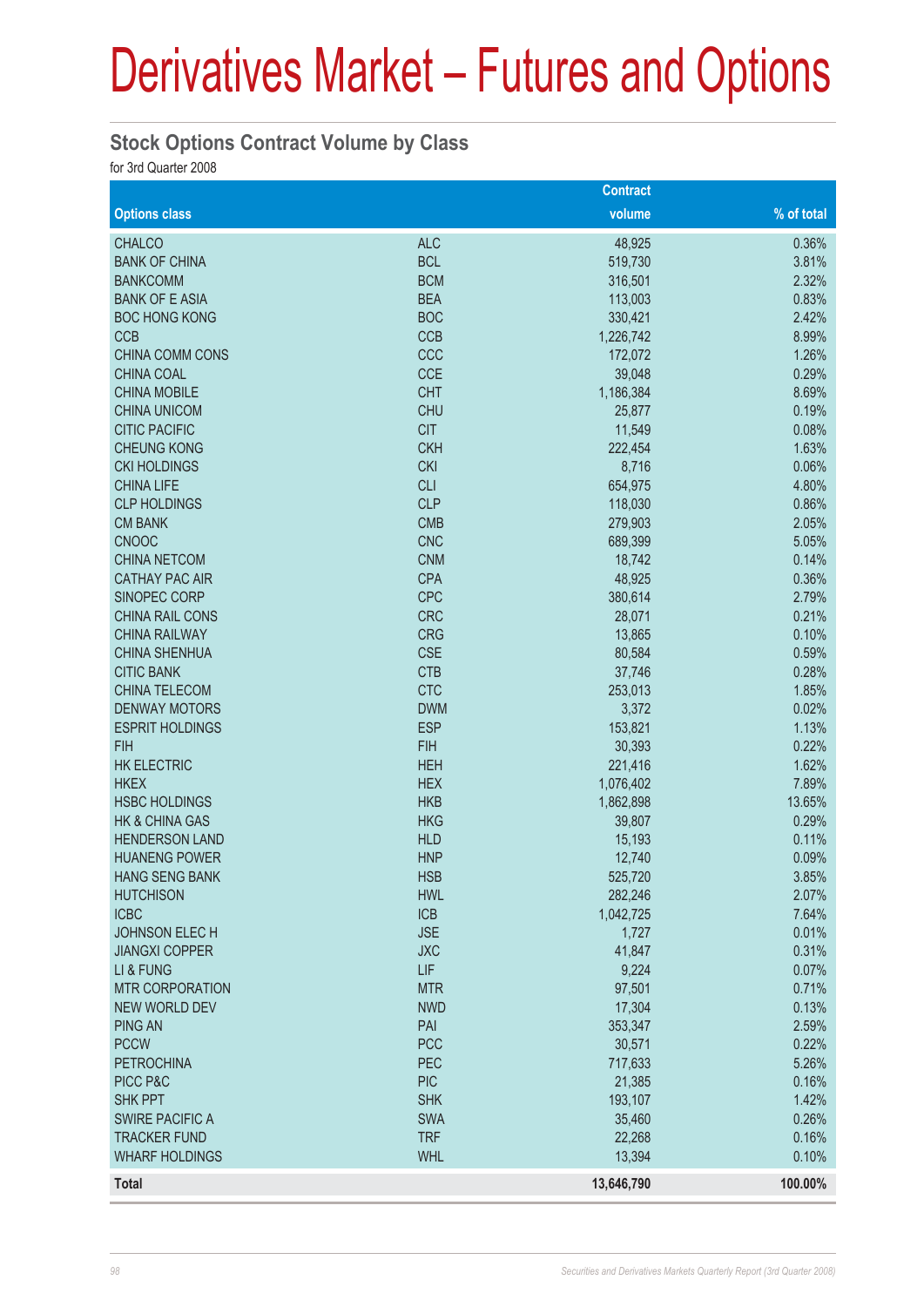# Derivatives Market – Futures and Options

## Stock Options Contract Volume by Class

for 3rd Quarter 2008

| Options class | | Contract volume | % of total |
|---|---|---|---|
| CHALCO | ALC | 48,925 | 0.36% |
| BANK OF CHINA | BCL | 519,730 | 3.81% |
| BANKCOMM | BCM | 316,501 | 2.32% |
| BANK OF E ASIA | BEA | 113,003 | 0.83% |
| BOC HONG KONG | BOC | 330,421 | 2.42% |
| CCB | CCB | 1,226,742 | 8.99% |
| CHINA COMM CONS | CCC | 172,072 | 1.26% |
| CHINA COAL | CCE | 39,048 | 0.29% |
| CHINA MOBILE | CHT | 1,186,384 | 8.69% |
| CHINA UNICOM | CHU | 25,877 | 0.19% |
| CITIC PACIFIC | CIT | 11,549 | 0.08% |
| CHEUNG KONG | CKH | 222,454 | 1.63% |
| CKI HOLDINGS | CKI | 8,716 | 0.06% |
| CHINA LIFE | CLI | 654,975 | 4.80% |
| CLP HOLDINGS | CLP | 118,030 | 0.86% |
| CM BANK | CMB | 279,903 | 2.05% |
| CNOOC | CNC | 689,399 | 5.05% |
| CHINA NETCOM | CNM | 18,742 | 0.14% |
| CATHAY PAC AIR | CPA | 48,925 | 0.36% |
| SINOPEC CORP | CPC | 380,614 | 2.79% |
| CHINA RAIL CONS | CRC | 28,071 | 0.21% |
| CHINA RAILWAY | CRG | 13,865 | 0.10% |
| CHINA SHENHUA | CSE | 80,584 | 0.59% |
| CITIC BANK | CTB | 37,746 | 0.28% |
| CHINA TELECOM | CTC | 253,013 | 1.85% |
| DENWAY MOTORS | DWM | 3,372 | 0.02% |
| ESPRIT HOLDINGS | ESP | 153,821 | 1.13% |
| FIH | FIH | 30,393 | 0.22% |
| HK ELECTRIC | HEH | 221,416 | 1.62% |
| HKEX | HEX | 1,076,402 | 7.89% |
| HSBC HOLDINGS | HKB | 1,862,898 | 13.65% |
| HK & CHINA GAS | HKG | 39,807 | 0.29% |
| HENDERSON LAND | HLD | 15,193 | 0.11% |
| HUANENG POWER | HNP | 12,740 | 0.09% |
| HANG SENG BANK | HSB | 525,720 | 3.85% |
| HUTCHISON | HWL | 282,246 | 2.07% |
| ICBC | ICB | 1,042,725 | 7.64% |
| JOHNSON ELEC H | JSE | 1,727 | 0.01% |
| JIANGXI COPPER | JXC | 41,847 | 0.31% |
| LI & FUNG | LIF | 9,224 | 0.07% |
| MTR CORPORATION | MTR | 97,501 | 0.71% |
| NEW WORLD DEV | NWD | 17,304 | 0.13% |
| PING AN | PAI | 353,347 | 2.59% |
| PCCW | PCC | 30,571 | 0.22% |
| PETROCHINA | PEC | 717,633 | 5.26% |
| PICC P&C | PIC | 21,385 | 0.16% |
| SHK PPT | SHK | 193,107 | 1.42% |
| SWIRE PACIFIC A | SWA | 35,460 | 0.26% |
| TRACKER FUND | TRF | 22,268 | 0.16% |
| WHARF HOLDINGS | WHL | 13,394 | 0.10% |
| **Total** | | **13,646,790** | **100.00%** |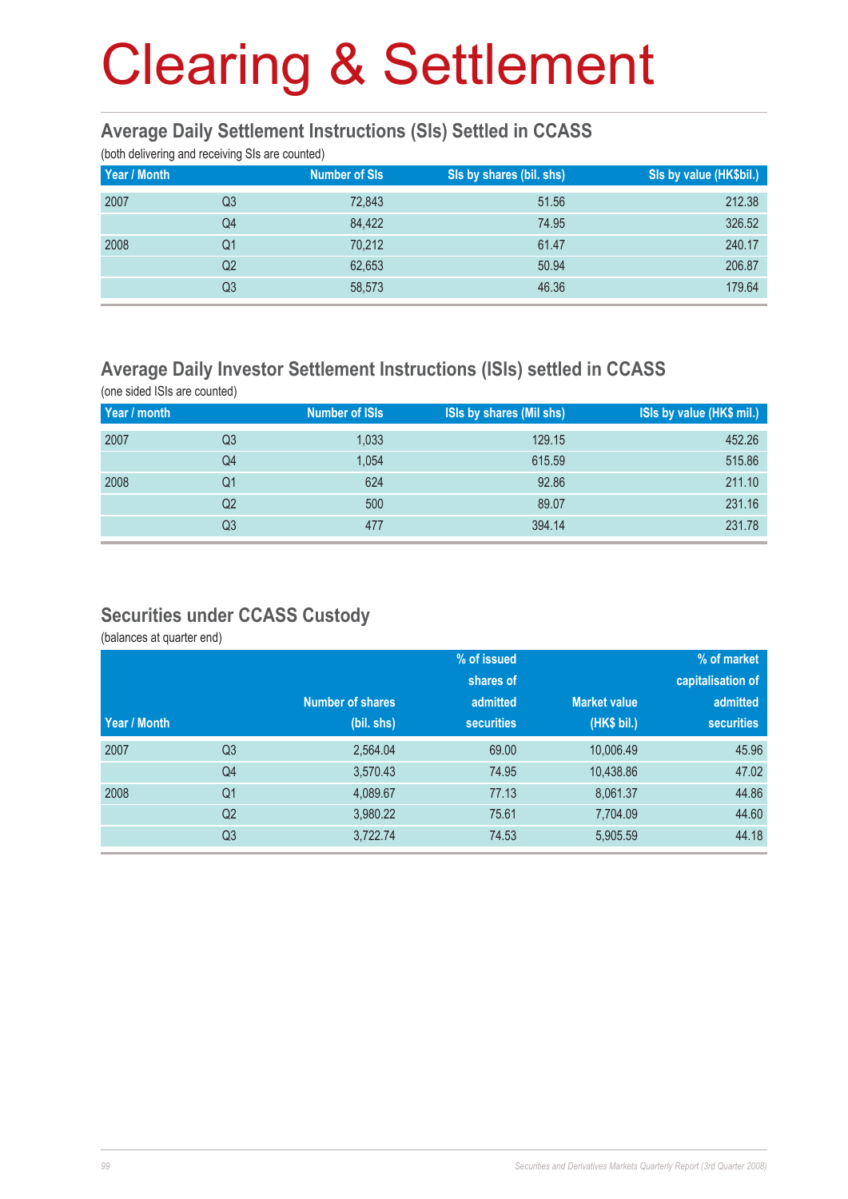# Clearing & Settlement

## Average Daily Settlement Instructions (SIs) Settled in CCASS

(both delivering and receiving SIs are counted)

| Year / Month | | Number of SIs | SIs by shares (bil. shs) | SIs by value (HK$bil.) |
|---|---|---|---|---|
| 2007 | Q3 | 72,843 | 51.56 | 212.38 |
| | Q4 | 84,422 | 74.95 | 326.52 |
| 2008 | Q1 | 70,212 | 61.47 | 240.17 |
| | Q2 | 62,653 | 50.94 | 206.87 |
| | Q3 | 58,573 | 46.36 | 179.64 |

## Average Daily Investor Settlement Instructions (ISIs) settled in CCASS

(one sided ISIs are counted)

| Year / month | | Number of ISIs | ISIs by shares (Mil shs) | ISIs by value (HK$ mil.) |
|---|---|---|---|---|
| 2007 | Q3 | 1,033 | 129.15 | 452.26 |
| | Q4 | 1,054 | 615.59 | 515.86 |
| 2008 | Q1 | 624 | 92.86 | 211.10 |
| | Q2 | 500 | 89.07 | 231.16 |
| | Q3 | 477 | 394.14 | 231.78 |

## Securities under CCASS Custody

(balances at quarter end)

| Year / Month | | Number of shares (bil. shs) | % of issued shares of admitted securities | Market value (HK$ bil.) | % of market capitalisation of admitted securities |
|---|---|---|---|---|---|
| 2007 | Q3 | 2,564.04 | 69.00 | 10,006.49 | 45.96 |
| | Q4 | 3,570.43 | 74.95 | 10,438.86 | 47.02 |
| 2008 | Q1 | 4,089.67 | 77.13 | 8,061.37 | 44.86 |
| | Q2 | 3,980.22 | 75.61 | 7,704.09 | 44.60 |
| | Q3 | 3,722.74 | 74.53 | 5,905.59 | 44.18 |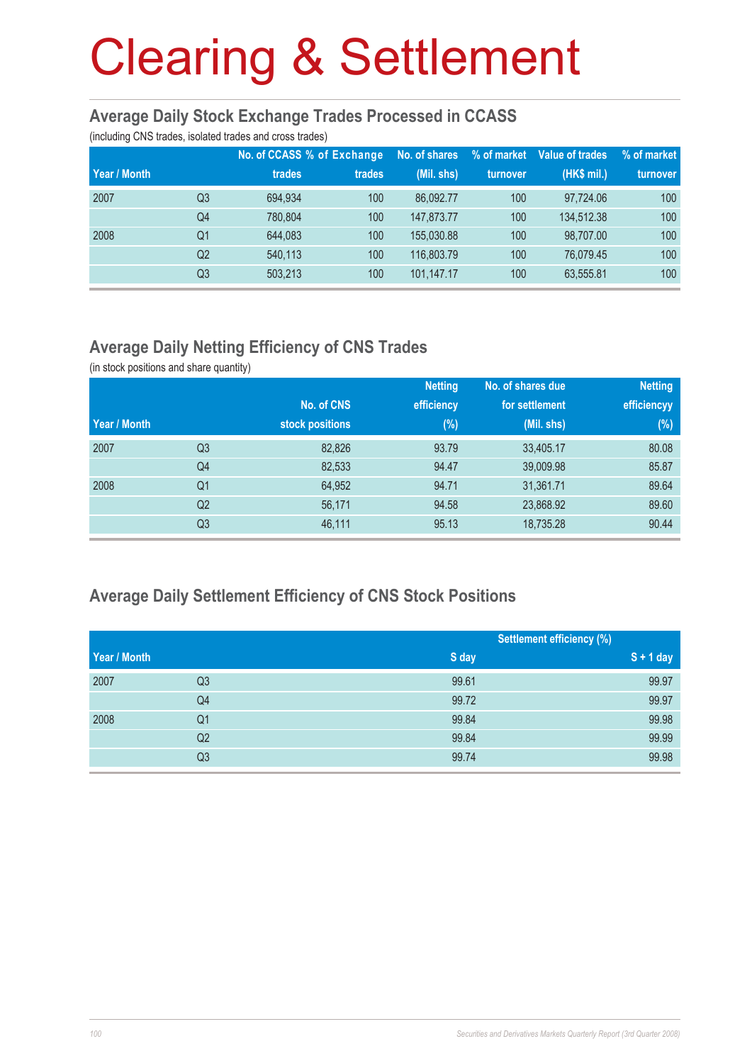# Clearing & Settlement

## Average Daily Stock Exchange Trades Processed in CCASS

(including CNS trades, isolated trades and cross trades)

| Year / Month | | No. of CCASS trades | % of Exchange trades | No. of shares (Mil. shs) | % of market turnover | Value of trades (HK$ mil.) | % of market turnover |
|---|---|---|---|---|---|---|---|
| 2007 | Q3 | 694,934 | 100 | 86,092.77 | 100 | 97,724.06 | 100 |
| | Q4 | 780,804 | 100 | 147,873.77 | 100 | 134,512.38 | 100 |
| 2008 | Q1 | 644,083 | 100 | 155,030.88 | 100 | 98,707.00 | 100 |
| | Q2 | 540,113 | 100 | 116,803.79 | 100 | 76,079.45 | 100 |
| | Q3 | 503,213 | 100 | 101,147.17 | 100 | 63,555.81 | 100 |

## Average Daily Netting Efficiency of CNS Trades

(in stock positions and share quantity)

| Year / Month | | No. of CNS stock positions | Netting efficiency (%) | No. of shares due for settlement (Mil. shs) | Netting efficiencyy (%) |
|---|---|---|---|---|---|
| 2007 | Q3 | 82,826 | 93.79 | 33,405.17 | 80.08 |
| | Q4 | 82,533 | 94.47 | 39,009.98 | 85.87 |
| 2008 | Q1 | 64,952 | 94.71 | 31,361.71 | 89.64 |
| | Q2 | 56,171 | 94.58 | 23,868.92 | 89.60 |
| | Q3 | 46,111 | 95.13 | 18,735.28 | 90.44 |

## Average Daily Settlement Efficiency of CNS Stock Positions

| | | Settlement efficiency (%) | |
|---|---|---|---|
| Year / Month | | S day | S + 1 day |
| 2007 | Q3 | 99.61 | 99.97 |
| | Q4 | 99.72 | 99.97 |
| 2008 | Q1 | 99.84 | 99.98 |
| | Q2 | 99.84 | 99.99 |
| | Q3 | 99.74 | 99.98 |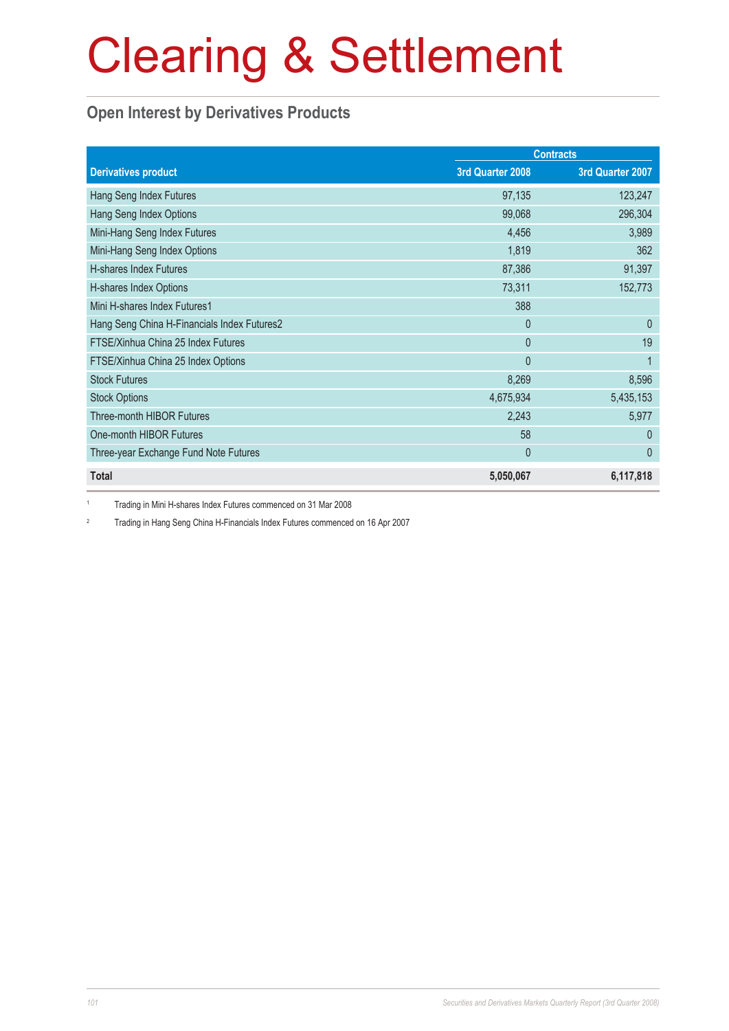# Clearing & Settlement

## Open Interest by Derivatives Products

| Derivatives product | Contracts | |
|---|---|---|
| | 3rd Quarter 2008 | 3rd Quarter 2007 |
| Hang Seng Index Futures | 97,135 | 123,247 |
| Hang Seng Index Options | 99,068 | 296,304 |
| Mini-Hang Seng Index Futures | 4,456 | 3,989 |
| Mini-Hang Seng Index Options | 1,819 | 362 |
| H-shares Index Futures | 87,386 | 91,397 |
| H-shares Index Options | 73,311 | 152,773 |
| Mini H-shares Index Futures[1] | 388 | |
| Hang Seng China H-Financials Index Futures[2] | 0 | 0 |
| FTSE/Xinhua China 25 Index Futures | 0 | 19 |
| FTSE/Xinhua China 25 Index Options | 0 | 1 |
| Stock Futures | 8,269 | 8,596 |
| Stock Options | 4,675,934 | 5,435,153 |
| Three-month HIBOR Futures | 2,243 | 5,977 |
| One-month HIBOR Futures | 58 | 0 |
| Three-year Exchange Fund Note Futures | 0 | 0 |
| **Total** | **5,050,067** | **6,117,818** |

[1] Trading in Mini H-shares Index Futures commenced on 31 Mar 2008

[2] Trading in Hang Seng China H-Financials Index Futures commenced on 16 Apr 2007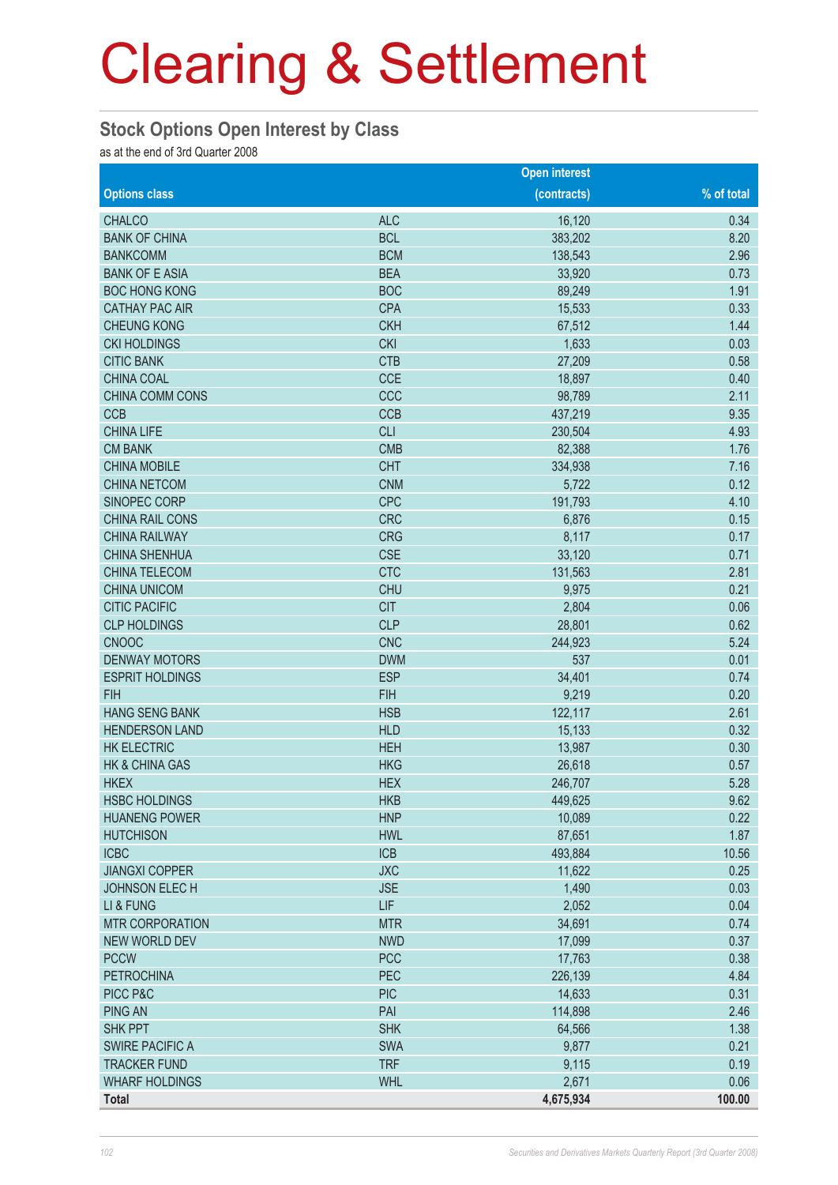# Clearing & Settlement

## Stock Options Open Interest by Class

as at the end of 3rd Quarter 2008

| Options class | | Open interest (contracts) | % of total |
|---|---|---|---|
| CHALCO | ALC | 16,120 | 0.34 |
| BANK OF CHINA | BCL | 383,202 | 8.20 |
| BANKCOMM | BCM | 138,543 | 2.96 |
| BANK OF E ASIA | BEA | 33,920 | 0.73 |
| BOC HONG KONG | BOC | 89,249 | 1.91 |
| CATHAY PAC AIR | CPA | 15,533 | 0.33 |
| CHEUNG KONG | CKH | 67,512 | 1.44 |
| CKI HOLDINGS | CKI | 1,633 | 0.03 |
| CITIC BANK | CTB | 27,209 | 0.58 |
| CHINA COAL | CCE | 18,897 | 0.40 |
| CHINA COMM CONS | CCC | 98,789 | 2.11 |
| CCB | CCB | 437,219 | 9.35 |
| CHINA LIFE | CLI | 230,504 | 4.93 |
| CM BANK | CMB | 82,388 | 1.76 |
| CHINA MOBILE | CHT | 334,938 | 7.16 |
| CHINA NETCOM | CNM | 5,722 | 0.12 |
| SINOPEC CORP | CPC | 191,793 | 4.10 |
| CHINA RAIL CONS | CRC | 6,876 | 0.15 |
| CHINA RAILWAY | CRG | 8,117 | 0.17 |
| CHINA SHENHUA | CSE | 33,120 | 0.71 |
| CHINA TELECOM | CTC | 131,563 | 2.81 |
| CHINA UNICOM | CHU | 9,975 | 0.21 |
| CITIC PACIFIC | CIT | 2,804 | 0.06 |
| CLP HOLDINGS | CLP | 28,801 | 0.62 |
| CNOOC | CNC | 244,923 | 5.24 |
| DENWAY MOTORS | DWM | 537 | 0.01 |
| ESPRIT HOLDINGS | ESP | 34,401 | 0.74 |
| FIH | FIH | 9,219 | 0.20 |
| HANG SENG BANK | HSB | 122,117 | 2.61 |
| HENDERSON LAND | HLD | 15,133 | 0.32 |
| HK ELECTRIC | HEH | 13,987 | 0.30 |
| HK & CHINA GAS | HKG | 26,618 | 0.57 |
| HKEX | HEX | 246,707 | 5.28 |
| HSBC HOLDINGS | HKB | 449,625 | 9.62 |
| HUANENG POWER | HNP | 10,089 | 0.22 |
| HUTCHISON | HWL | 87,651 | 1.87 |
| ICBC | ICB | 493,884 | 10.56 |
| JIANGXI COPPER | JXC | 11,622 | 0.25 |
| JOHNSON ELEC H | JSE | 1,490 | 0.03 |
| LI & FUNG | LIF | 2,052 | 0.04 |
| MTR CORPORATION | MTR | 34,691 | 0.74 |
| NEW WORLD DEV | NWD | 17,099 | 0.37 |
| PCCW | PCC | 17,763 | 0.38 |
| PETROCHINA | PEC | 226,139 | 4.84 |
| PICC P&C | PIC | 14,633 | 0.31 |
| PING AN | PAI | 114,898 | 2.46 |
| SHK PPT | SHK | 64,566 | 1.38 |
| SWIRE PACIFIC A | SWA | 9,877 | 0.21 |
| TRACKER FUND | TRF | 9,115 | 0.19 |
| WHARF HOLDINGS | WHL | 2,671 | 0.06 |
| **Total** | | **4,675,934** | **100.00** |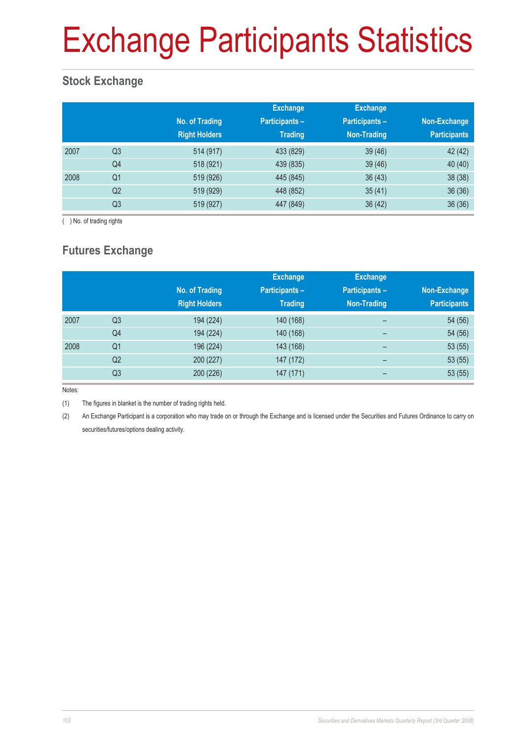# Exchange Participants Statistics

## Stock Exchange

| | | No. of Trading Right Holders | Exchange Participants – Trading | Exchange Participants – Non-Trading | Non-Exchange Participants |
|---|---|---|---|---|---|
| 2007 | Q3 | 514 (917) | 433 (829) | 39 (46) | 42 (42) |
| | Q4 | 518 (921) | 439 (835) | 39 (46) | 40 (40) |
| 2008 | Q1 | 519 (926) | 445 (845) | 36 (43) | 38 (38) |
| | Q2 | 519 (929) | 448 (852) | 35 (41) | 36 (36) |
| | Q3 | 519 (927) | 447 (849) | 36 (42) | 36 (36) |

( ) No. of trading rights

## Futures Exchange

| | | No. of Trading Right Holders | Exchange Participants – Trading | Exchange Participants – Non-Trading | Non-Exchange Participants |
|---|---|---|---|---|---|
| 2007 | Q3 | 194 (224) | 140 (168) | – | 54 (56) |
| | Q4 | 194 (224) | 140 (168) | – | 54 (56) |
| 2008 | Q1 | 196 (224) | 143 (168) | – | 53 (55) |
| | Q2 | 200 (227) | 147 (172) | – | 53 (55) |
| | Q3 | 200 (226) | 147 (171) | – | 53 (55) |

Notes:

(1) The figures in blanket is the number of trading rights held.

(2) An Exchange Participant is a corporation who may trade on or through the Exchange and is licensed under the Securities and Futures Ordinance to carry on securities/futures/options dealing activity.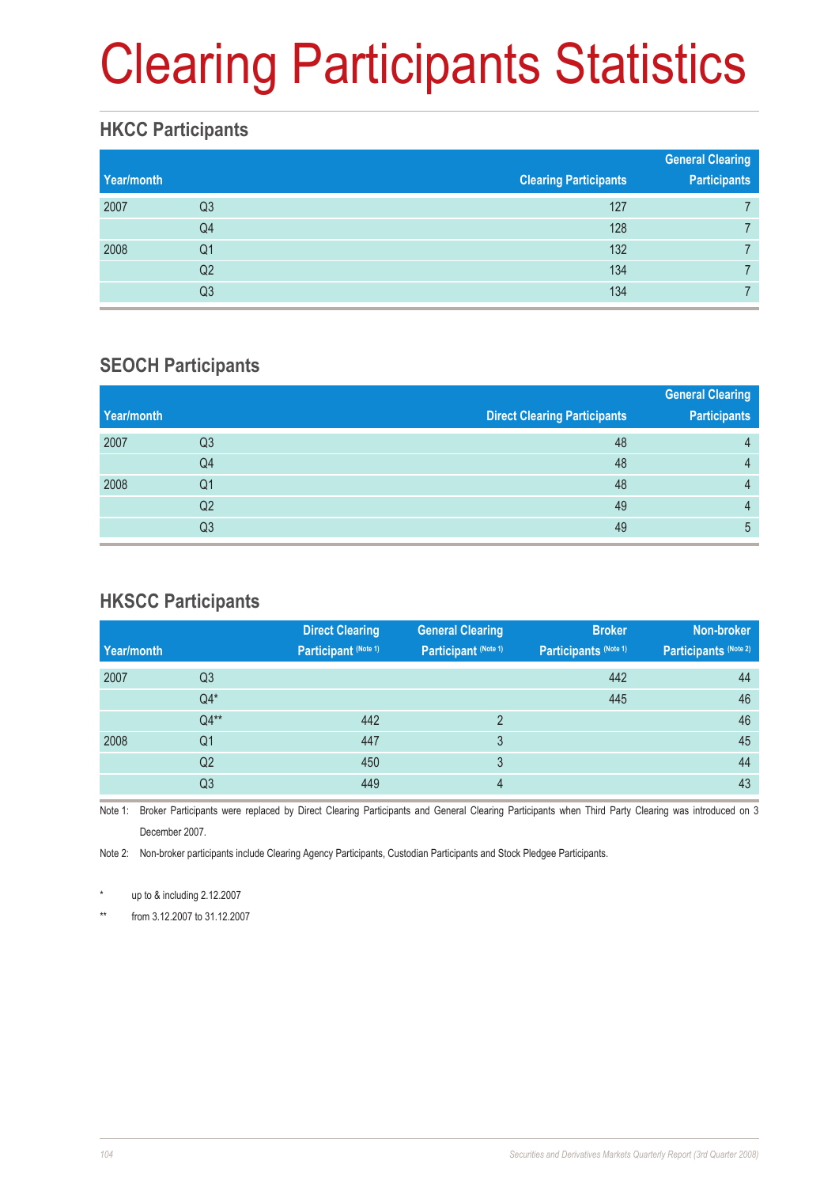# Clearing Participants Statistics

## HKCC Participants

| Year/month | | Clearing Participants | General Clearing Participants |
|---|---|---|---|
| 2007 | Q3 | 127 | 7 |
| | Q4 | 128 | 7 |
| 2008 | Q1 | 132 | 7 |
| | Q2 | 134 | 7 |
| | Q3 | 134 | 7 |

## SEOCH Participants

| Year/month | | Direct Clearing Participants | General Clearing Participants |
|---|---|---|---|
| 2007 | Q3 | 48 | 4 |
| | Q4 | 48 | 4 |
| 2008 | Q1 | 48 | 4 |
| | Q2 | 49 | 4 |
| | Q3 | 49 | 5 |

## HKSCC Participants

| Year/month | | Direct Clearing Participant (Note 1) | General Clearing Participant (Note 1) | Broker Participants (Note 1) | Non-broker Participants (Note 2) |
|---|---|---|---|---|---|
| 2007 | Q3 | | | 442 | 44 |
| | Q4* | | | 445 | 46 |
| | Q4** | 442 | 2 | | 46 |
| 2008 | Q1 | 447 | 3 | | 45 |
| | Q2 | 450 | 3 | | 44 |
| | Q3 | 449 | 4 | | 43 |

Note 1: Broker Participants were replaced by Direct Clearing Participants and General Clearing Participants when Third Party Clearing was introduced on 3 December 2007.

Note 2: Non-broker participants include Clearing Agency Participants, Custodian Participants and Stock Pledgee Participants.

\* up to & including 2.12.2007

\*\* from 3.12.2007 to 31.12.2007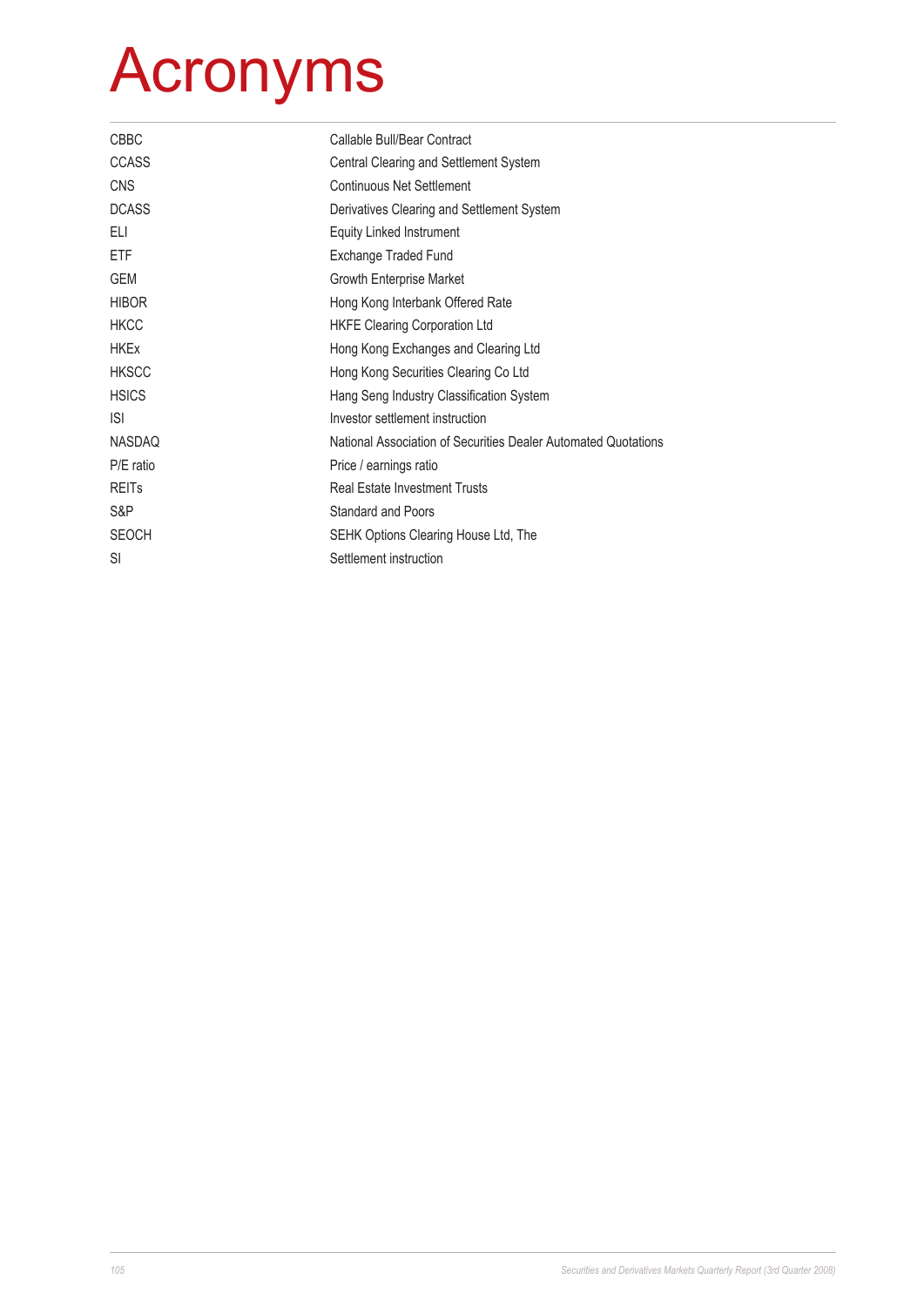# Acronyms

| | |
|---|---|
| CBBC | Callable Bull/Bear Contract |
| CCASS | Central Clearing and Settlement System |
| CNS | Continuous Net Settlement |
| DCASS | Derivatives Clearing and Settlement System |
| ELI | Equity Linked Instrument |
| ETF | Exchange Traded Fund |
| GEM | Growth Enterprise Market |
| HIBOR | Hong Kong Interbank Offered Rate |
| HKCC | HKFE Clearing Corporation Ltd |
| HKEx | Hong Kong Exchanges and Clearing Ltd |
| HKSCC | Hong Kong Securities Clearing Co Ltd |
| HSICS | Hang Seng Industry Classification System |
| ISI | Investor settlement instruction |
| NASDAQ | National Association of Securities Dealer Automated Quotations |
| P/E ratio | Price / earnings ratio |
| REITs | Real Estate Investment Trusts |
| S&P | Standard and Poors |
| SEOCH | SEHK Options Clearing House Ltd, The |
| SI | Settlement instruction |